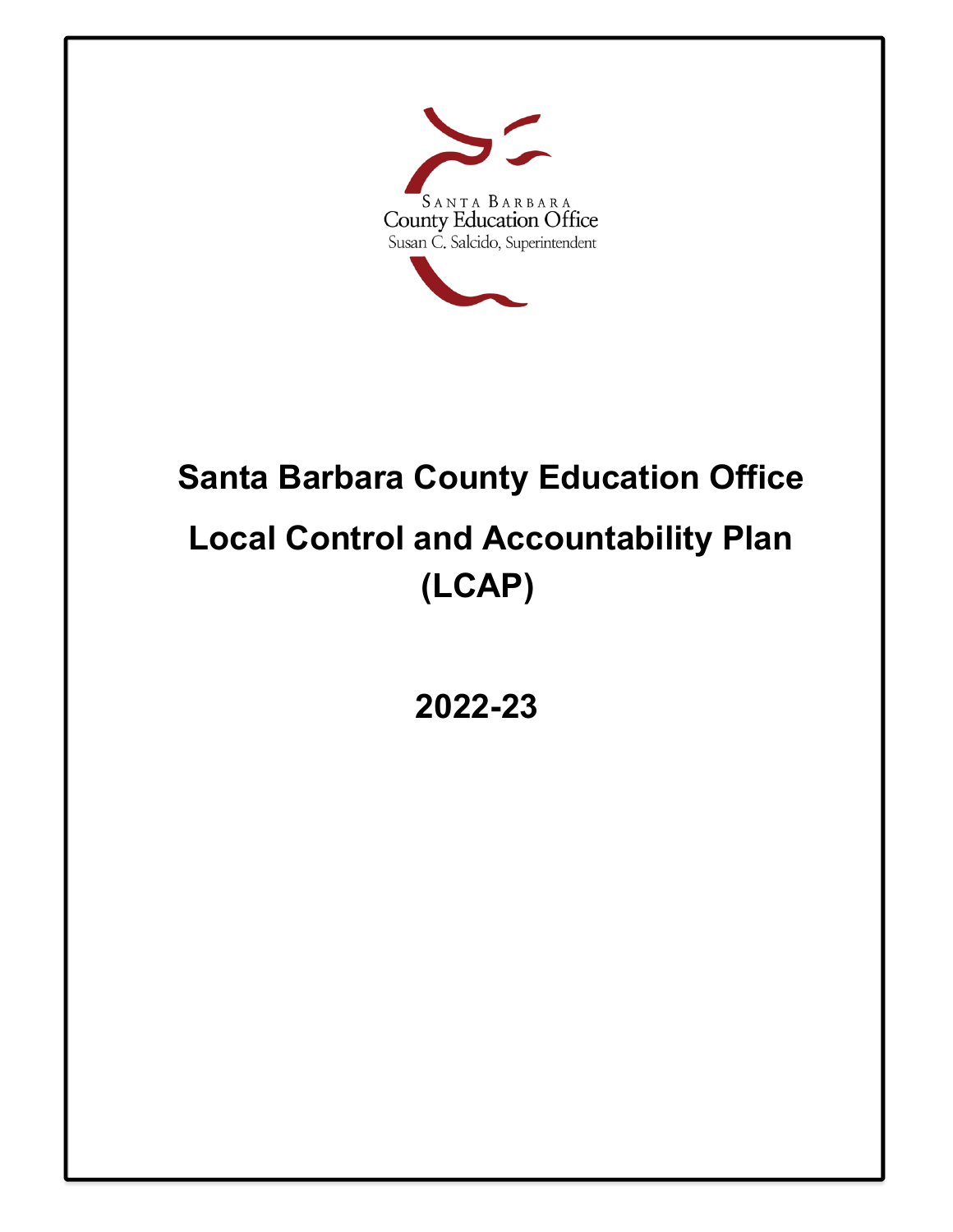Santa Barbara
County Education Office
Susan C. Salcido, Superintendent

# Santa Barbara County Education Office

# Local Control and Accountability Plan (LCAP)

## 2022-23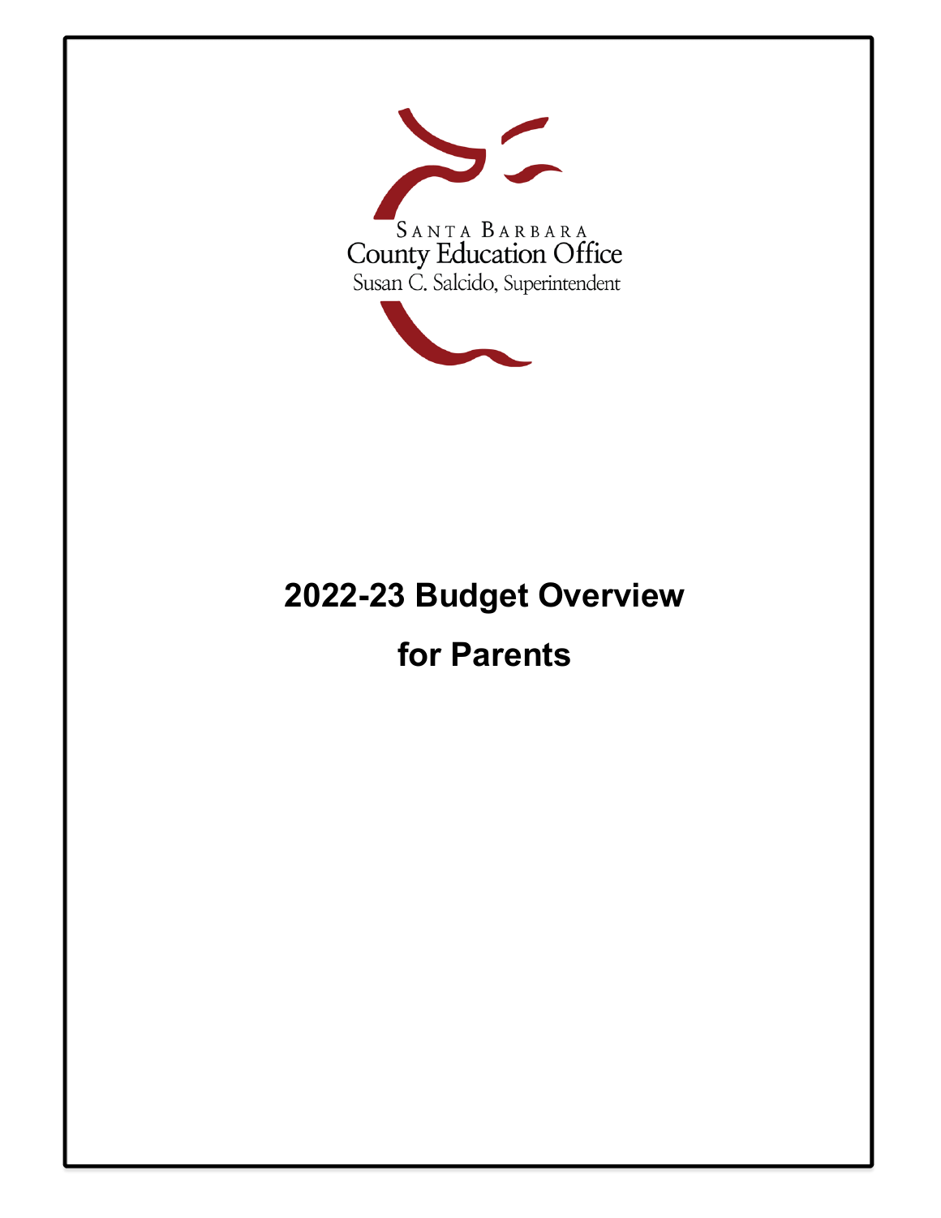SANTA BARBARA
County Education Office
Susan C. Salcido, Superintendent

# 2022-23 Budget Overview

# for Parents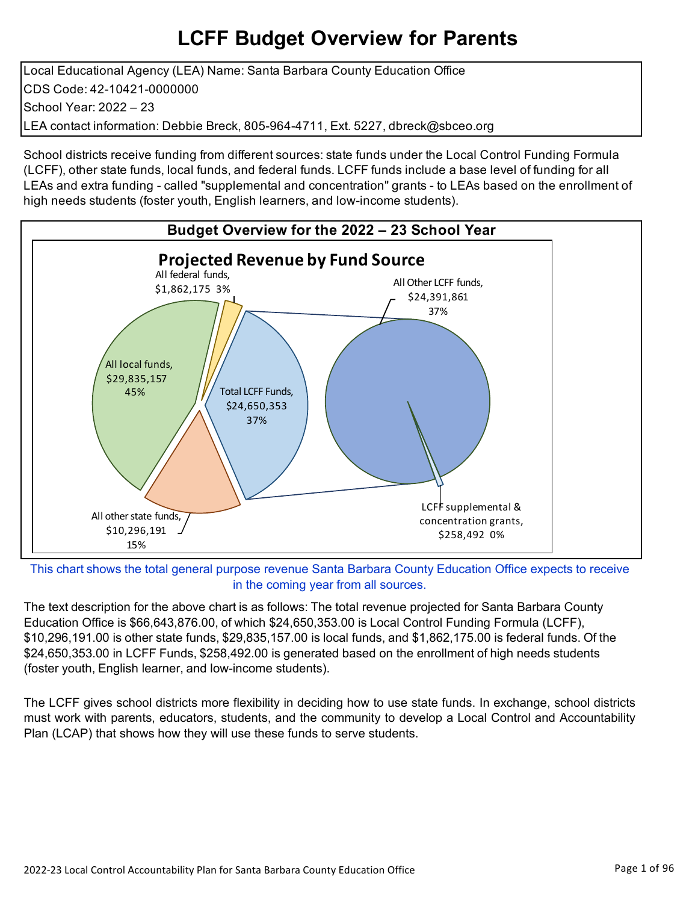# LCFF Budget Overview for Parents

| Local Educational Agency (LEA) Name: Santa Barbara County Education Office |
|---|
| CDS Code: 42-10421-0000000 |
| School Year: 2022 – 23 |
| LEA contact information: Debbie Breck, 805-964-4711, Ext. 5227, dbreck@sbceo.org |

School districts receive funding from different sources: state funds under the Local Control Funding Formula (LCFF), other state funds, local funds, and federal funds. LCFF funds include a base level of funding for all LEAs and extra funding - called "supplemental and concentration" grants - to LEAs based on the enrollment of high needs students (foster youth, English learners, and low-income students).

## Budget Overview for the 2022 – 23 School Year

**Projected Revenue by Fund Source**

- All federal funds, $1,862,175 3%
- All local funds, $29,835,157 45%
- Total LCFF Funds, $24,650,353 37%
- All other state funds, $10,296,191 15%
- All Other LCFF funds, $24,391,861 37%
- LCFF supplemental & concentration grants, $258,492 0%

This chart shows the total general purpose revenue Santa Barbara County Education Office expects to receive in the coming year from all sources.

The text description for the above chart is as follows: The total revenue projected for Santa Barbara County Education Office is $66,643,876.00, of which $24,650,353.00 is Local Control Funding Formula (LCFF), $10,296,191.00 is other state funds, $29,835,157.00 is local funds, and $1,862,175.00 is federal funds. Of the $24,650,353.00 in LCFF Funds, $258,492.00 is generated based on the enrollment of high needs students (foster youth, English learner, and low-income students).

The LCFF gives school districts more flexibility in deciding how to use state funds. In exchange, school districts must work with parents, educators, students, and the community to develop a Local Control and Accountability Plan (LCAP) that shows how they will use these funds to serve students.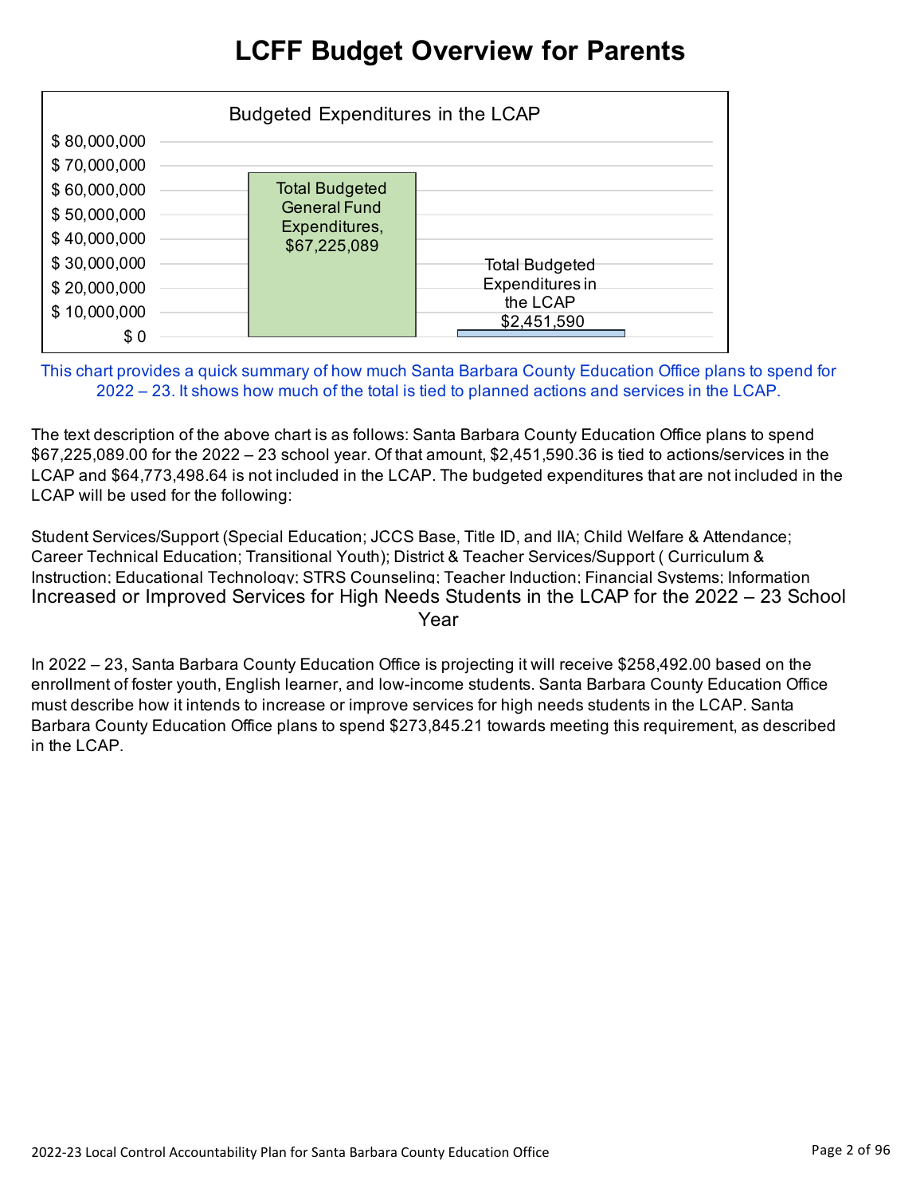# LCFF Budget Overview for Parents

Budgeted Expenditures in the LCAP

| | Amount |
|---|---|
| Total Budgeted General Fund Expenditures | $67,225,089 |
| Total Budgeted Expenditures in the LCAP | $2,451,590 |

This chart provides a quick summary of how much Santa Barbara County Education Office plans to spend for 2022 – 23. It shows how much of the total is tied to planned actions and services in the LCAP.

The text description of the above chart is as follows: Santa Barbara County Education Office plans to spend $67,225,089.00 for the 2022 – 23 school year. Of that amount, $2,451,590.36 is tied to actions/services in the LCAP and $64,773,498.64 is not included in the LCAP. The budgeted expenditures that are not included in the LCAP will be used for the following:

Student Services/Support (Special Education; JCCS Base, Title ID, and IIA; Child Welfare & Attendance; Career Technical Education; Transitional Youth); District & Teacher Services/Support ( Curriculum & Instruction; Educational Technology; STRS Counseling; Teacher Induction; Financial Systems; Information

## Increased or Improved Services for High Needs Students in the LCAP for the 2022 – 23 School Year

In 2022 – 23, Santa Barbara County Education Office is projecting it will receive $258,492.00 based on the enrollment of foster youth, English learner, and low-income students. Santa Barbara County Education Office must describe how it intends to increase or improve services for high needs students in the LCAP. Santa Barbara County Education Office plans to spend $273,845.21 towards meeting this requirement, as described in the LCAP.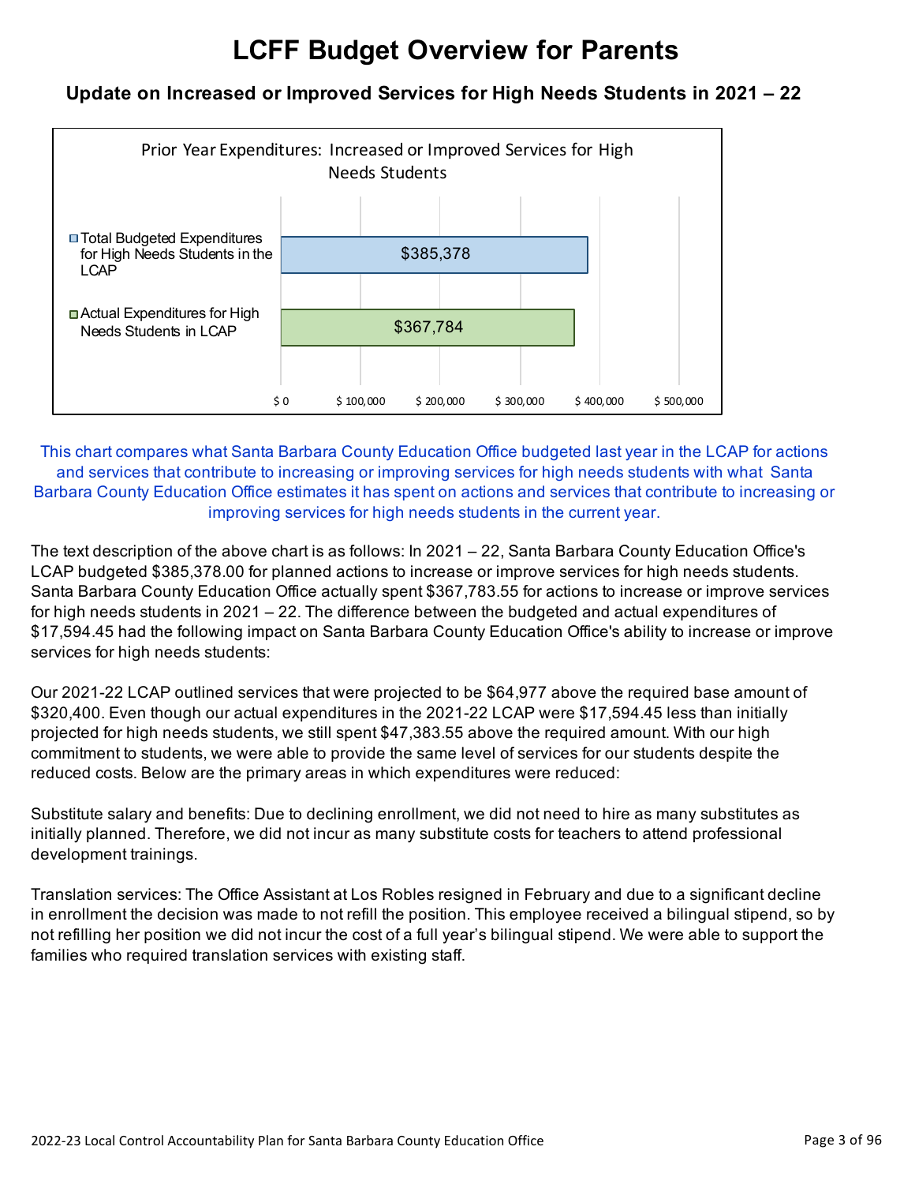# LCFF Budget Overview for Parents

### Update on Increased or Improved Services for High Needs Students in 2021 – 22

Prior Year Expenditures: Increased or Improved Services for High Needs Students

| | Amount |
|---|---|
| Total Budgeted Expenditures for High Needs Students in the LCAP | $385,378 |
| Actual Expenditures for High Needs Students in LCAP | $367,784 |

This chart compares what Santa Barbara County Education Office budgeted last year in the LCAP for actions and services that contribute to increasing or improving services for high needs students with what Santa Barbara County Education Office estimates it has spent on actions and services that contribute to increasing or improving services for high needs students in the current year.

The text description of the above chart is as follows: In 2021 – 22, Santa Barbara County Education Office's LCAP budgeted $385,378.00 for planned actions to increase or improve services for high needs students. Santa Barbara County Education Office actually spent $367,783.55 for actions to increase or improve services for high needs students in 2021 – 22. The difference between the budgeted and actual expenditures of $17,594.45 had the following impact on Santa Barbara County Education Office's ability to increase or improve services for high needs students:

Our 2021-22 LCAP outlined services that were projected to be $64,977 above the required base amount of $320,400. Even though our actual expenditures in the 2021-22 LCAP were $17,594.45 less than initially projected for high needs students, we still spent $47,383.55 above the required amount. With our high commitment to students, we were able to provide the same level of services for our students despite the reduced costs. Below are the primary areas in which expenditures were reduced:

Substitute salary and benefits: Due to declining enrollment, we did not need to hire as many substitutes as initially planned. Therefore, we did not incur as many substitute costs for teachers to attend professional development trainings.

Translation services: The Office Assistant at Los Robles resigned in February and due to a significant decline in enrollment the decision was made to not refill the position. This employee received a bilingual stipend, so by not refilling her position we did not incur the cost of a full year's bilingual stipend. We were able to support the families who required translation services with existing staff.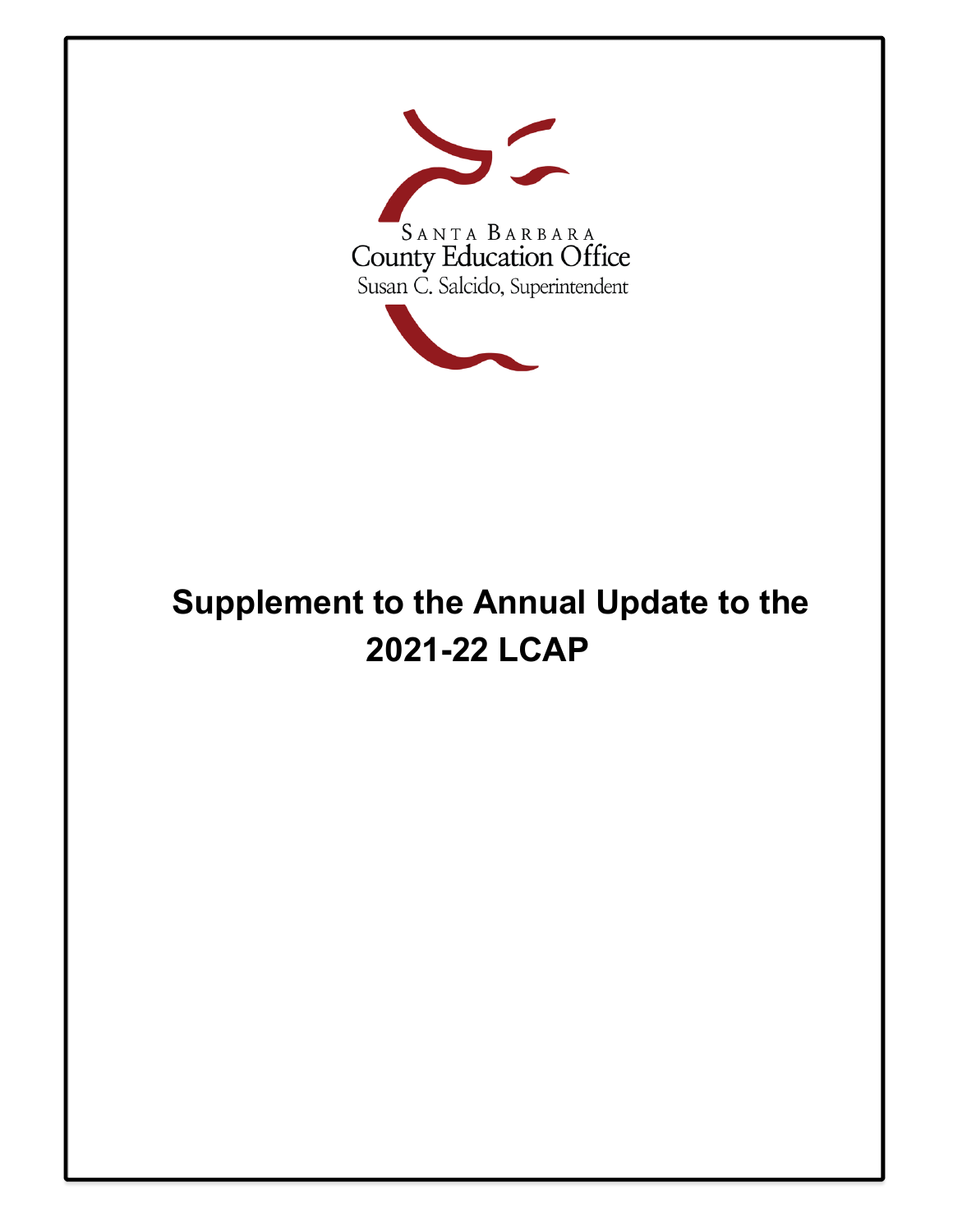SANTA BARBARA
County Education Office
Susan C. Salcido, Superintendent

# Supplement to the Annual Update to the 2021-22 LCAP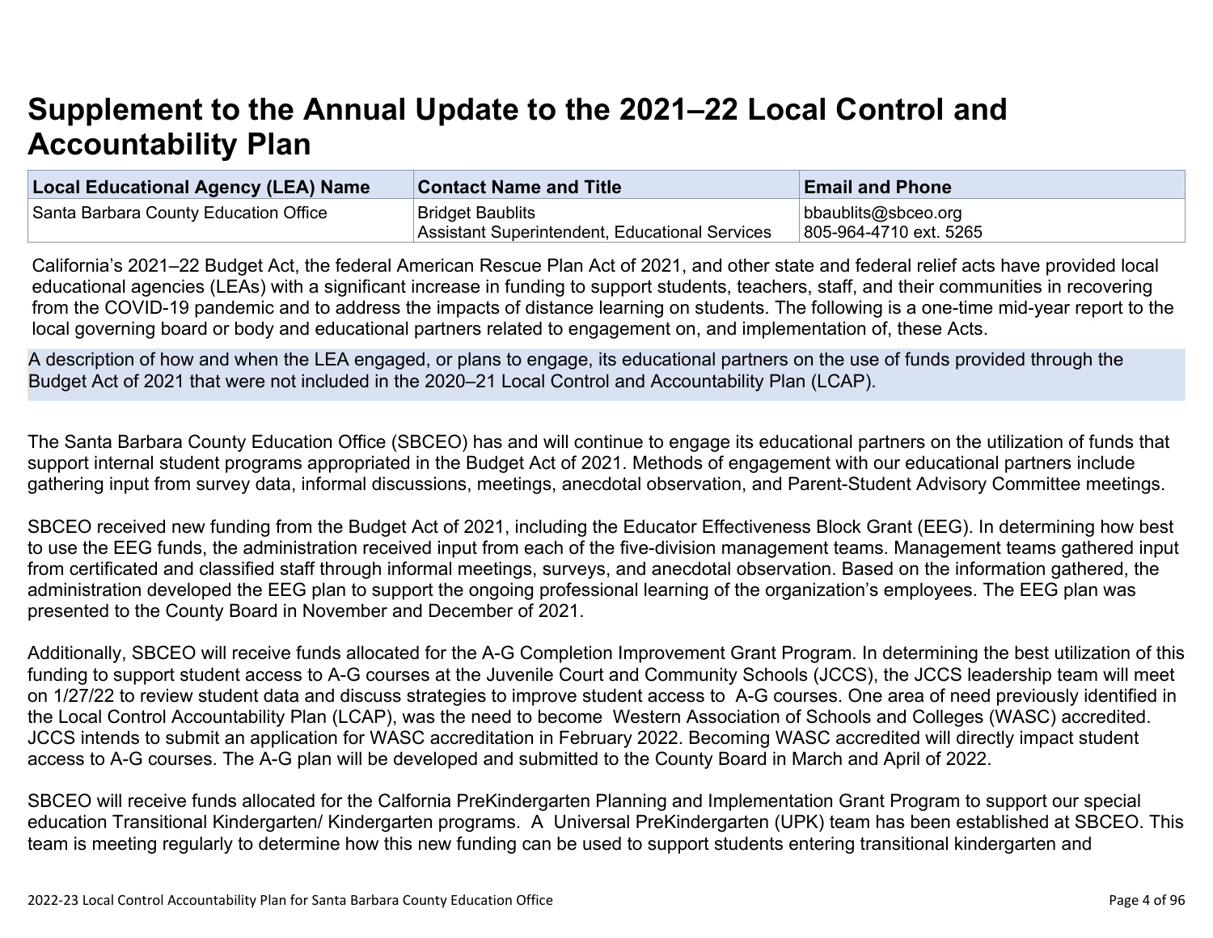# Supplement to the Annual Update to the 2021–22 Local Control and Accountability Plan

| Local Educational Agency (LEA) Name | Contact Name and Title | Email and Phone |
|---|---|---|
| Santa Barbara County Education Office | Bridget Baublits<br>Assistant Superintendent, Educational Services | bbaublits@sbceo.org<br>805-964-4710 ext. 5265 |

California's 2021–22 Budget Act, the federal American Rescue Plan Act of 2021, and other state and federal relief acts have provided local educational agencies (LEAs) with a significant increase in funding to support students, teachers, staff, and their communities in recovering from the COVID-19 pandemic and to address the impacts of distance learning on students. The following is a one-time mid-year report to the local governing board or body and educational partners related to engagement on, and implementation of, these Acts.

A description of how and when the LEA engaged, or plans to engage, its educational partners on the use of funds provided through the Budget Act of 2021 that were not included in the 2020–21 Local Control and Accountability Plan (LCAP).

The Santa Barbara County Education Office (SBCEO) has and will continue to engage its educational partners on the utilization of funds that support internal student programs appropriated in the Budget Act of 2021. Methods of engagement with our educational partners include gathering input from survey data, informal discussions, meetings, anecdotal observation, and Parent-Student Advisory Committee meetings.

SBCEO received new funding from the Budget Act of 2021, including the Educator Effectiveness Block Grant (EEG). In determining how best to use the EEG funds, the administration received input from each of the five-division management teams. Management teams gathered input from certificated and classified staff through informal meetings, surveys, and anecdotal observation. Based on the information gathered, the administration developed the EEG plan to support the ongoing professional learning of the organization's employees. The EEG plan was presented to the County Board in November and December of 2021.

Additionally, SBCEO will receive funds allocated for the A-G Completion Improvement Grant Program. In determining the best utilization of this funding to support student access to A-G courses at the Juvenile Court and Community Schools (JCCS), the JCCS leadership team will meet on 1/27/22 to review student data and discuss strategies to improve student access to A-G courses. One area of need previously identified in the Local Control Accountability Plan (LCAP), was the need to become Western Association of Schools and Colleges (WASC) accredited. JCCS intends to submit an application for WASC accreditation in February 2022. Becoming WASC accredited will directly impact student access to A-G courses. The A-G plan will be developed and submitted to the County Board in March and April of 2022.

SBCEO will receive funds allocated for the Calfornia PreKindergarten Planning and Implementation Grant Program to support our special education Transitional Kindergarten/ Kindergarten programs. A Universal PreKindergarten (UPK) team has been established at SBCEO. This team is meeting regularly to determine how this new funding can be used to support students entering transitional kindergarten and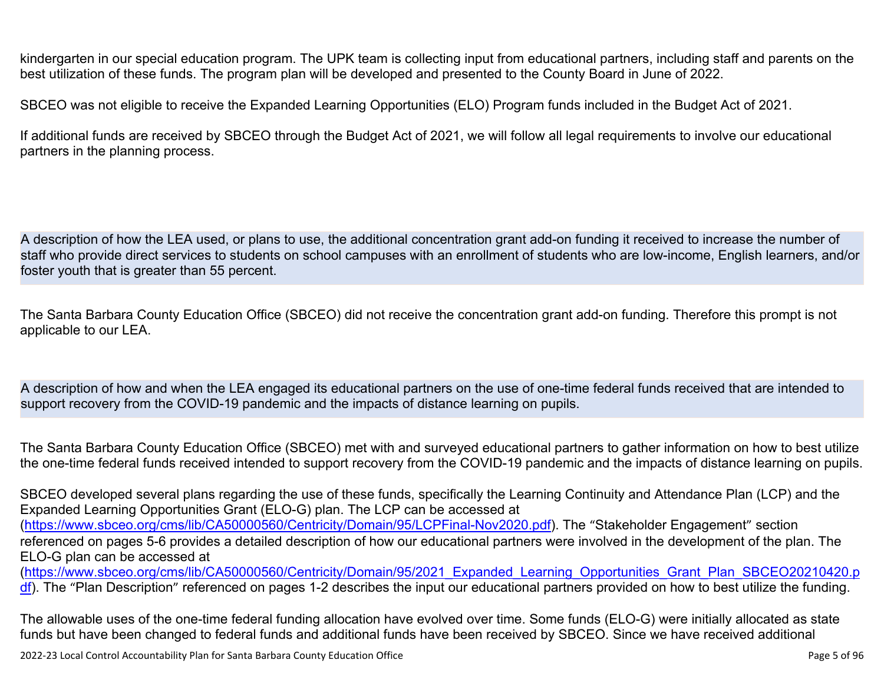kindergarten in our special education program. The UPK team is collecting input from educational partners, including staff and parents on the best utilization of these funds. The program plan will be developed and presented to the County Board in June of 2022.

SBCEO was not eligible to receive the Expanded Learning Opportunities (ELO) Program funds included in the Budget Act of 2021.

If additional funds are received by SBCEO through the Budget Act of 2021, we will follow all legal requirements to involve our educational partners in the planning process.

A description of how the LEA used, or plans to use, the additional concentration grant add-on funding it received to increase the number of staff who provide direct services to students on school campuses with an enrollment of students who are low-income, English learners, and/or foster youth that is greater than 55 percent.

The Santa Barbara County Education Office (SBCEO) did not receive the concentration grant add-on funding. Therefore this prompt is not applicable to our LEA.

A description of how and when the LEA engaged its educational partners on the use of one-time federal funds received that are intended to support recovery from the COVID-19 pandemic and the impacts of distance learning on pupils.

The Santa Barbara County Education Office (SBCEO) met with and surveyed educational partners to gather information on how to best utilize the one-time federal funds received intended to support recovery from the COVID-19 pandemic and the impacts of distance learning on pupils.

SBCEO developed several plans regarding the use of these funds, specifically the Learning Continuity and Attendance Plan (LCP) and the Expanded Learning Opportunities Grant (ELO-G) plan. The LCP can be accessed at (https://www.sbceo.org/cms/lib/CA50000560/Centricity/Domain/95/LCPFinal-Nov2020.pdf). The “Stakeholder Engagement” section referenced on pages 5-6 provides a detailed description of how our educational partners were involved in the development of the plan. The ELO-G plan can be accessed at (https://www.sbceo.org/cms/lib/CA50000560/Centricity/Domain/95/2021_Expanded_Learning_Opportunities_Grant_Plan_SBCEO20210420.pdf). The “Plan Description” referenced on pages 1-2 describes the input our educational partners provided on how to best utilize the funding.

The allowable uses of the one-time federal funding allocation have evolved over time. Some funds (ELO-G) were initially allocated as state funds but have been changed to federal funds and additional funds have been received by SBCEO. Since we have received additional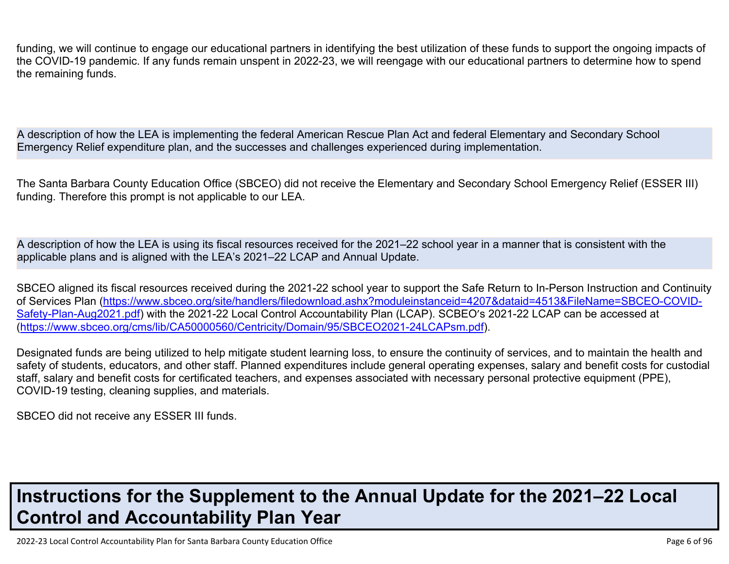funding, we will continue to engage our educational partners in identifying the best utilization of these funds to support the ongoing impacts of the COVID-19 pandemic. If any funds remain unspent in 2022-23, we will reengage with our educational partners to determine how to spend the remaining funds.

A description of how the LEA is implementing the federal American Rescue Plan Act and federal Elementary and Secondary School Emergency Relief expenditure plan, and the successes and challenges experienced during implementation.

The Santa Barbara County Education Office (SBCEO) did not receive the Elementary and Secondary School Emergency Relief (ESSER III) funding. Therefore this prompt is not applicable to our LEA.

A description of how the LEA is using its fiscal resources received for the 2021–22 school year in a manner that is consistent with the applicable plans and is aligned with the LEA's 2021–22 LCAP and Annual Update.

SBCEO aligned its fiscal resources received during the 2021-22 school year to support the Safe Return to In-Person Instruction and Continuity of Services Plan (https://www.sbceo.org/site/handlers/filedownload.ashx?moduleinstanceid=4207&dataid=4513&FileName=SBCEO-COVID-Safety-Plan-Aug2021.pdf) with the 2021-22 Local Control Accountability Plan (LCAP). SCBEO's 2021-22 LCAP can be accessed at (https://www.sbceo.org/cms/lib/CA50000560/Centricity/Domain/95/SBCEO2021-24LCAPsm.pdf).

Designated funds are being utilized to help mitigate student learning loss, to ensure the continuity of services, and to maintain the health and safety of students, educators, and other staff. Planned expenditures include general operating expenses, salary and benefit costs for custodial staff, salary and benefit costs for certificated teachers, and expenses associated with necessary personal protective equipment (PPE), COVID-19 testing, cleaning supplies, and materials.

SBCEO did not receive any ESSER III funds.

# Instructions for the Supplement to the Annual Update for the 2021–22 Local Control and Accountability Plan Year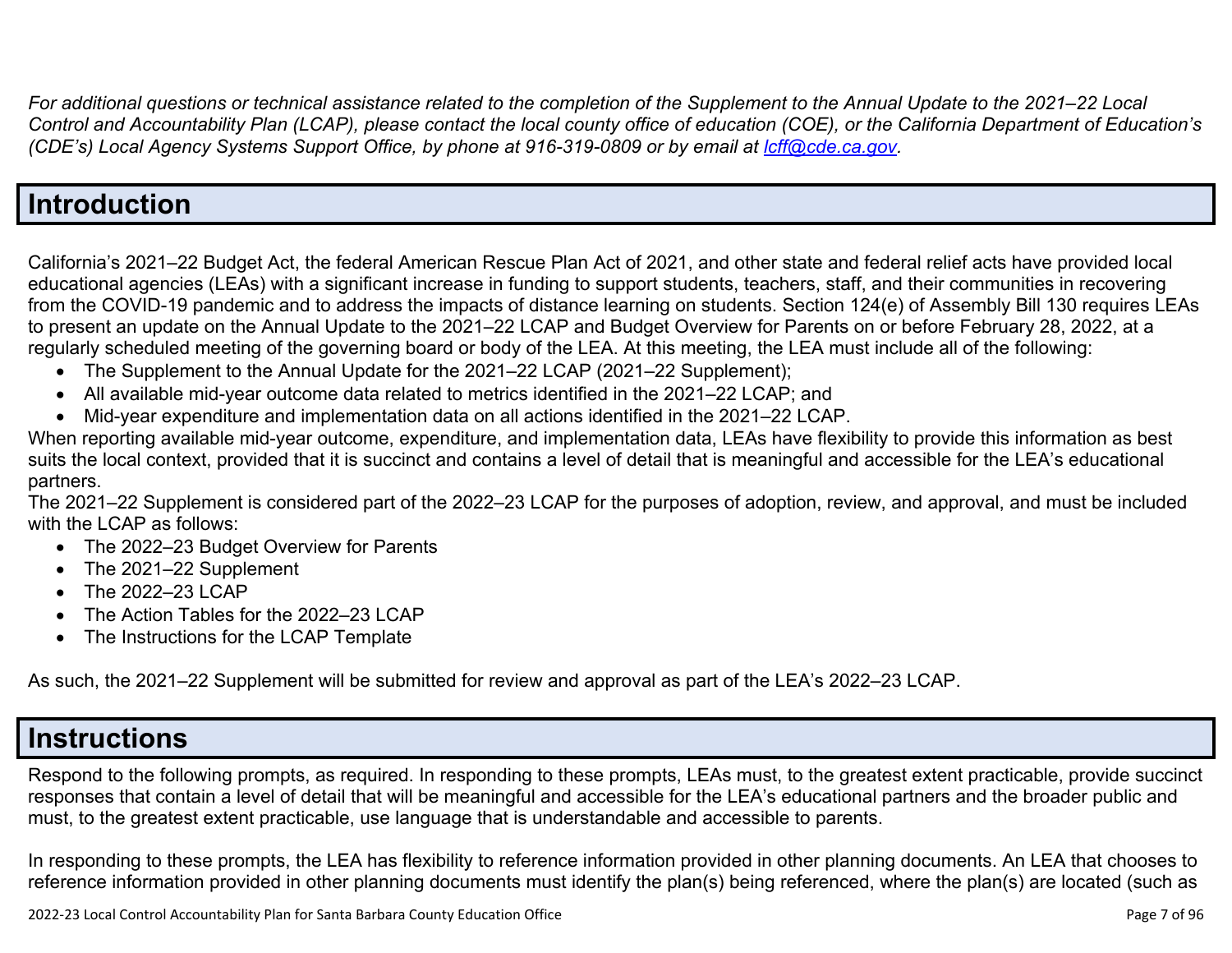*For additional questions or technical assistance related to the completion of the Supplement to the Annual Update to the 2021–22 Local Control and Accountability Plan (LCAP), please contact the local county office of education (COE), or the California Department of Education's (CDE's) Local Agency Systems Support Office, by phone at 916-319-0809 or by email at [lcff@cde.ca.gov](mailto:lcff@cde.ca.gov).*

# Introduction

California's 2021–22 Budget Act, the federal American Rescue Plan Act of 2021, and other state and federal relief acts have provided local educational agencies (LEAs) with a significant increase in funding to support students, teachers, staff, and their communities in recovering from the COVID-19 pandemic and to address the impacts of distance learning on students. Section 124(e) of Assembly Bill 130 requires LEAs to present an update on the Annual Update to the 2021–22 LCAP and Budget Overview for Parents on or before February 28, 2022, at a regularly scheduled meeting of the governing board or body of the LEA. At this meeting, the LEA must include all of the following:

- The Supplement to the Annual Update for the 2021–22 LCAP (2021–22 Supplement);
- All available mid-year outcome data related to metrics identified in the 2021–22 LCAP; and
- Mid-year expenditure and implementation data on all actions identified in the 2021–22 LCAP.

When reporting available mid-year outcome, expenditure, and implementation data, LEAs have flexibility to provide this information as best suits the local context, provided that it is succinct and contains a level of detail that is meaningful and accessible for the LEA's educational partners.

The 2021–22 Supplement is considered part of the 2022–23 LCAP for the purposes of adoption, review, and approval, and must be included with the LCAP as follows:

- The 2022–23 Budget Overview for Parents
- The 2021–22 Supplement
- The 2022–23 LCAP
- The Action Tables for the 2022–23 LCAP
- The Instructions for the LCAP Template

As such, the 2021–22 Supplement will be submitted for review and approval as part of the LEA's 2022–23 LCAP.

# Instructions

Respond to the following prompts, as required. In responding to these prompts, LEAs must, to the greatest extent practicable, provide succinct responses that contain a level of detail that will be meaningful and accessible for the LEA's educational partners and the broader public and must, to the greatest extent practicable, use language that is understandable and accessible to parents.

In responding to these prompts, the LEA has flexibility to reference information provided in other planning documents. An LEA that chooses to reference information provided in other planning documents must identify the plan(s) being referenced, where the plan(s) are located (such as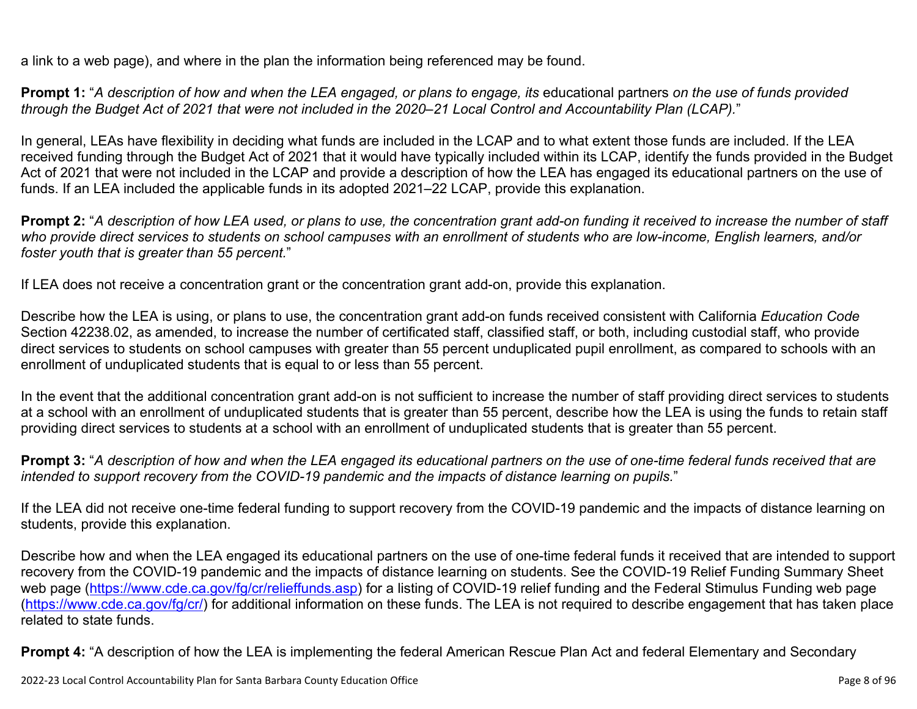a link to a web page), and where in the plan the information being referenced may be found.

**Prompt 1:** "*A description of how and when the LEA engaged, or plans to engage, its* educational partners *on the use of funds provided through the Budget Act of 2021 that were not included in the 2020–21 Local Control and Accountability Plan (LCAP).*"

In general, LEAs have flexibility in deciding what funds are included in the LCAP and to what extent those funds are included. If the LEA received funding through the Budget Act of 2021 that it would have typically included within its LCAP, identify the funds provided in the Budget Act of 2021 that were not included in the LCAP and provide a description of how the LEA has engaged its educational partners on the use of funds. If an LEA included the applicable funds in its adopted 2021–22 LCAP, provide this explanation.

**Prompt 2:** "*A description of how LEA used, or plans to use, the concentration grant add-on funding it received to increase the number of staff who provide direct services to students on school campuses with an enrollment of students who are low-income, English learners, and/or foster youth that is greater than 55 percent.*"

If LEA does not receive a concentration grant or the concentration grant add-on, provide this explanation.

Describe how the LEA is using, or plans to use, the concentration grant add-on funds received consistent with California *Education Code* Section 42238.02, as amended, to increase the number of certificated staff, classified staff, or both, including custodial staff, who provide direct services to students on school campuses with greater than 55 percent unduplicated pupil enrollment, as compared to schools with an enrollment of unduplicated students that is equal to or less than 55 percent.

In the event that the additional concentration grant add-on is not sufficient to increase the number of staff providing direct services to students at a school with an enrollment of unduplicated students that is greater than 55 percent, describe how the LEA is using the funds to retain staff providing direct services to students at a school with an enrollment of unduplicated students that is greater than 55 percent.

**Prompt 3:** "*A description of how and when the LEA engaged its educational partners on the use of one-time federal funds received that are intended to support recovery from the COVID-19 pandemic and the impacts of distance learning on pupils.*"

If the LEA did not receive one-time federal funding to support recovery from the COVID-19 pandemic and the impacts of distance learning on students, provide this explanation.

Describe how and when the LEA engaged its educational partners on the use of one-time federal funds it received that are intended to support recovery from the COVID-19 pandemic and the impacts of distance learning on students. See the COVID-19 Relief Funding Summary Sheet web page (https://www.cde.ca.gov/fg/cr/relieffunds.asp) for a listing of COVID-19 relief funding and the Federal Stimulus Funding web page (https://www.cde.ca.gov/fg/cr/) for additional information on these funds. The LEA is not required to describe engagement that has taken place related to state funds.

**Prompt 4:** "A description of how the LEA is implementing the federal American Rescue Plan Act and federal Elementary and Secondary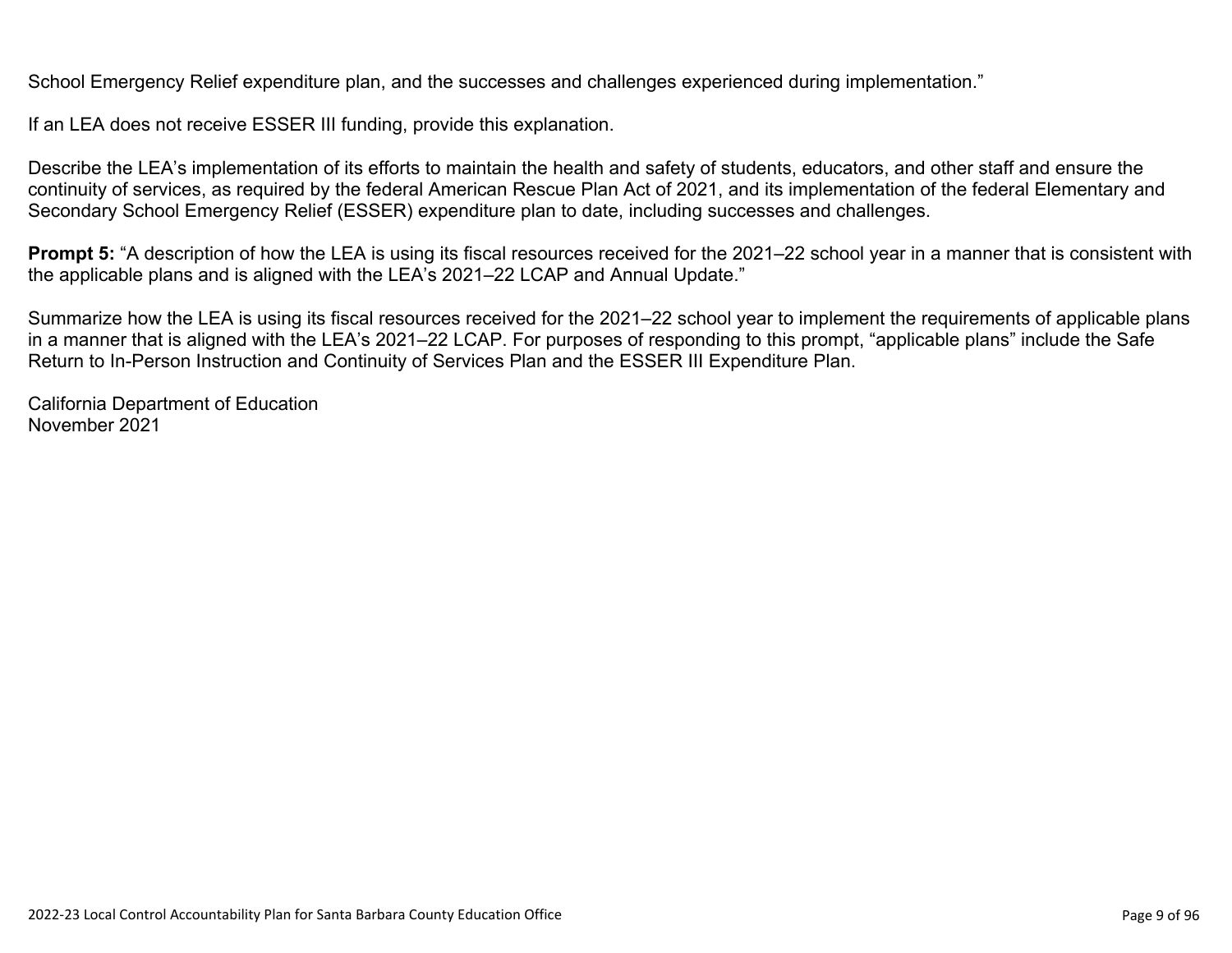School Emergency Relief expenditure plan, and the successes and challenges experienced during implementation."

If an LEA does not receive ESSER III funding, provide this explanation.

Describe the LEA's implementation of its efforts to maintain the health and safety of students, educators, and other staff and ensure the continuity of services, as required by the federal American Rescue Plan Act of 2021, and its implementation of the federal Elementary and Secondary School Emergency Relief (ESSER) expenditure plan to date, including successes and challenges.

**Prompt 5:** "A description of how the LEA is using its fiscal resources received for the 2021–22 school year in a manner that is consistent with the applicable plans and is aligned with the LEA's 2021–22 LCAP and Annual Update."

Summarize how the LEA is using its fiscal resources received for the 2021–22 school year to implement the requirements of applicable plans in a manner that is aligned with the LEA's 2021–22 LCAP. For purposes of responding to this prompt, "applicable plans" include the Safe Return to In-Person Instruction and Continuity of Services Plan and the ESSER III Expenditure Plan.

California Department of Education
November 2021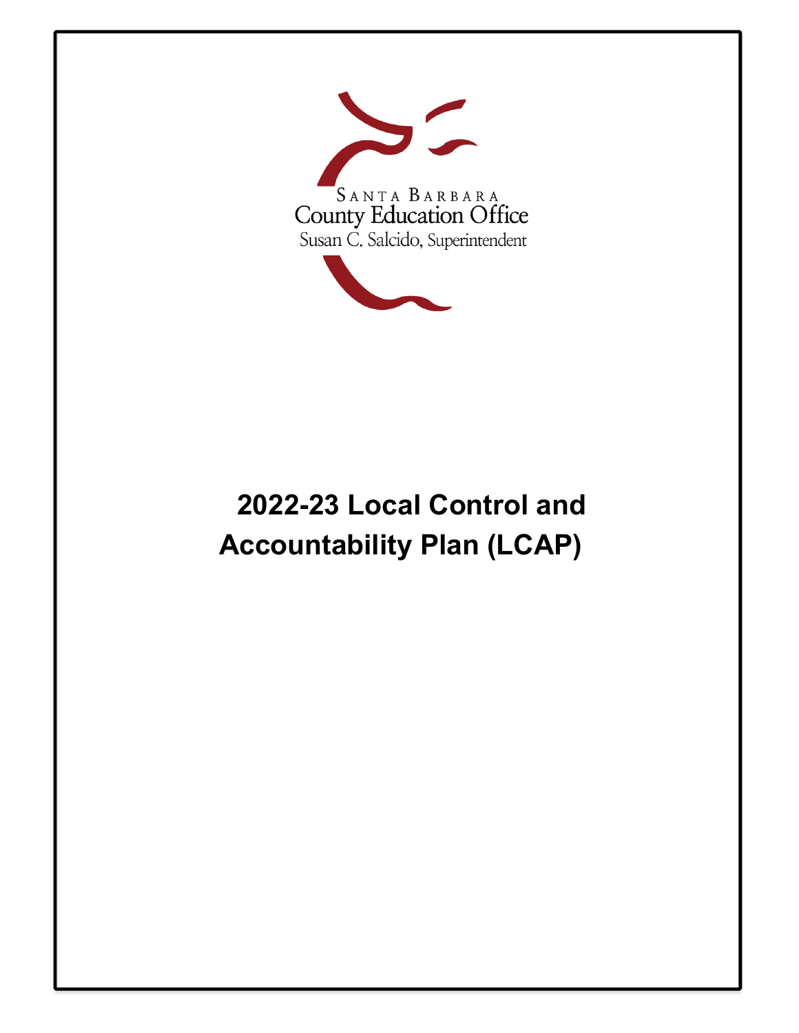SANTA BARBARA
County Education Office
Susan C. Salcido, Superintendent

# 2022-23 Local Control and Accountability Plan (LCAP)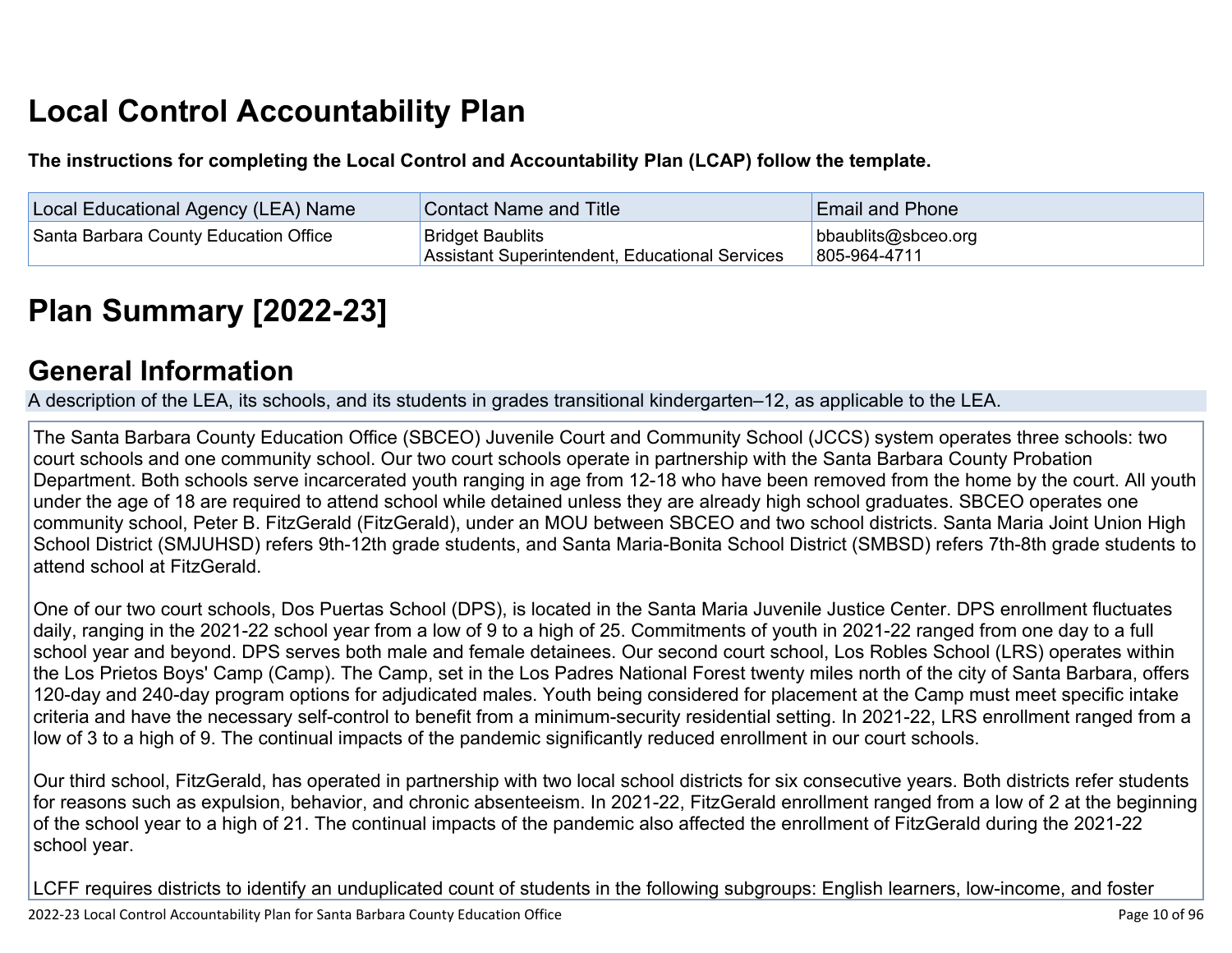# Local Control Accountability Plan

**The instructions for completing the Local Control and Accountability Plan (LCAP) follow the template.**

| Local Educational Agency (LEA) Name | Contact Name and Title | Email and Phone |
| --- | --- | --- |
| Santa Barbara County Education Office | Bridget Baublits<br>Assistant Superintendent, Educational Services | bbaublits@sbceo.org<br>805-964-4711 |

# Plan Summary [2022-23]

## General Information

A description of the LEA, its schools, and its students in grades transitional kindergarten–12, as applicable to the LEA.

The Santa Barbara County Education Office (SBCEO) Juvenile Court and Community School (JCCS) system operates three schools: two court schools and one community school. Our two court schools operate in partnership with the Santa Barbara County Probation Department. Both schools serve incarcerated youth ranging in age from 12-18 who have been removed from the home by the court. All youth under the age of 18 are required to attend school while detained unless they are already high school graduates. SBCEO operates one community school, Peter B. FitzGerald (FitzGerald), under an MOU between SBCEO and two school districts. Santa Maria Joint Union High School District (SMJUHSD) refers 9th-12th grade students, and Santa Maria-Bonita School District (SMBSD) refers 7th-8th grade students to attend school at FitzGerald.

One of our two court schools, Dos Puertas School (DPS), is located in the Santa Maria Juvenile Justice Center. DPS enrollment fluctuates daily, ranging in the 2021-22 school year from a low of 9 to a high of 25. Commitments of youth in 2021-22 ranged from one day to a full school year and beyond. DPS serves both male and female detainees. Our second court school, Los Robles School (LRS) operates within the Los Prietos Boys' Camp (Camp). The Camp, set in the Los Padres National Forest twenty miles north of the city of Santa Barbara, offers 120-day and 240-day program options for adjudicated males. Youth being considered for placement at the Camp must meet specific intake criteria and have the necessary self-control to benefit from a minimum-security residential setting. In 2021-22, LRS enrollment ranged from a low of 3 to a high of 9. The continual impacts of the pandemic significantly reduced enrollment in our court schools.

Our third school, FitzGerald, has operated in partnership with two local school districts for six consecutive years. Both districts refer students for reasons such as expulsion, behavior, and chronic absenteeism. In 2021-22, FitzGerald enrollment ranged from a low of 2 at the beginning of the school year to a high of 21. The continual impacts of the pandemic also affected the enrollment of FitzGerald during the 2021-22 school year.

LCFF requires districts to identify an unduplicated count of students in the following subgroups: English learners, low-income, and foster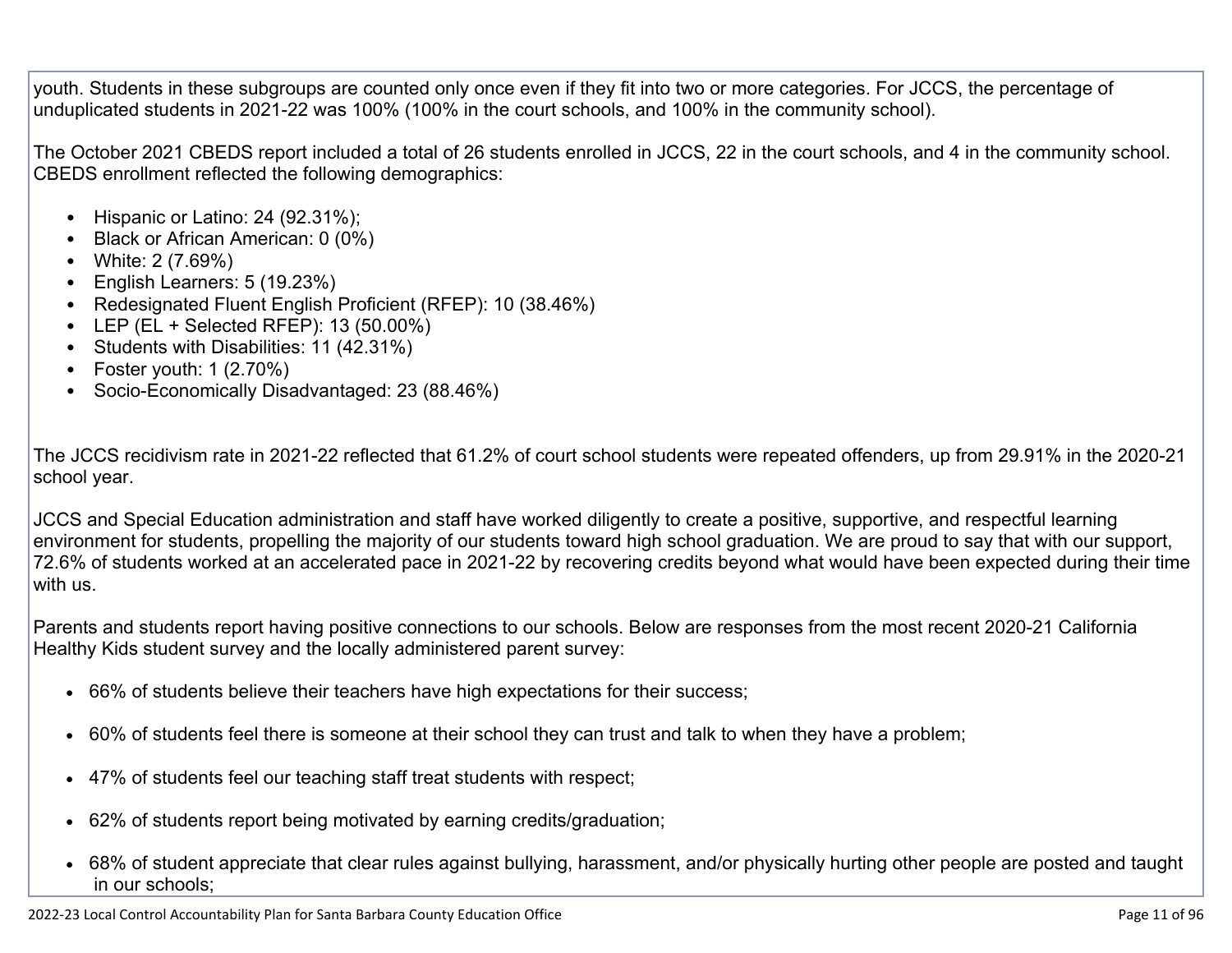youth. Students in these subgroups are counted only once even if they fit into two or more categories. For JCCS, the percentage of unduplicated students in 2021-22 was 100% (100% in the court schools, and 100% in the community school).

The October 2021 CBEDS report included a total of 26 students enrolled in JCCS, 22 in the court schools, and 4 in the community school. CBEDS enrollment reflected the following demographics:

- Hispanic or Latino: 24 (92.31%);
- Black or African American: 0 (0%)
- White: 2 (7.69%)
- English Learners: 5 (19.23%)
- Redesignated Fluent English Proficient (RFEP): 10 (38.46%)
- LEP (EL + Selected RFEP): 13 (50.00%)
- Students with Disabilities: 11 (42.31%)
- Foster youth: 1 (2.70%)
- Socio-Economically Disadvantaged: 23 (88.46%)

The JCCS recidivism rate in 2021-22 reflected that 61.2% of court school students were repeated offenders, up from 29.91% in the 2020-21 school year.

JCCS and Special Education administration and staff have worked diligently to create a positive, supportive, and respectful learning environment for students, propelling the majority of our students toward high school graduation. We are proud to say that with our support, 72.6% of students worked at an accelerated pace in 2021-22 by recovering credits beyond what would have been expected during their time with us.

Parents and students report having positive connections to our schools. Below are responses from the most recent 2020-21 California Healthy Kids student survey and the locally administered parent survey:

- 66% of students believe their teachers have high expectations for their success;
- 60% of students feel there is someone at their school they can trust and talk to when they have a problem;
- 47% of students feel our teaching staff treat students with respect;
- 62% of students report being motivated by earning credits/graduation;
- 68% of student appreciate that clear rules against bullying, harassment, and/or physically hurting other people are posted and taught in our schools;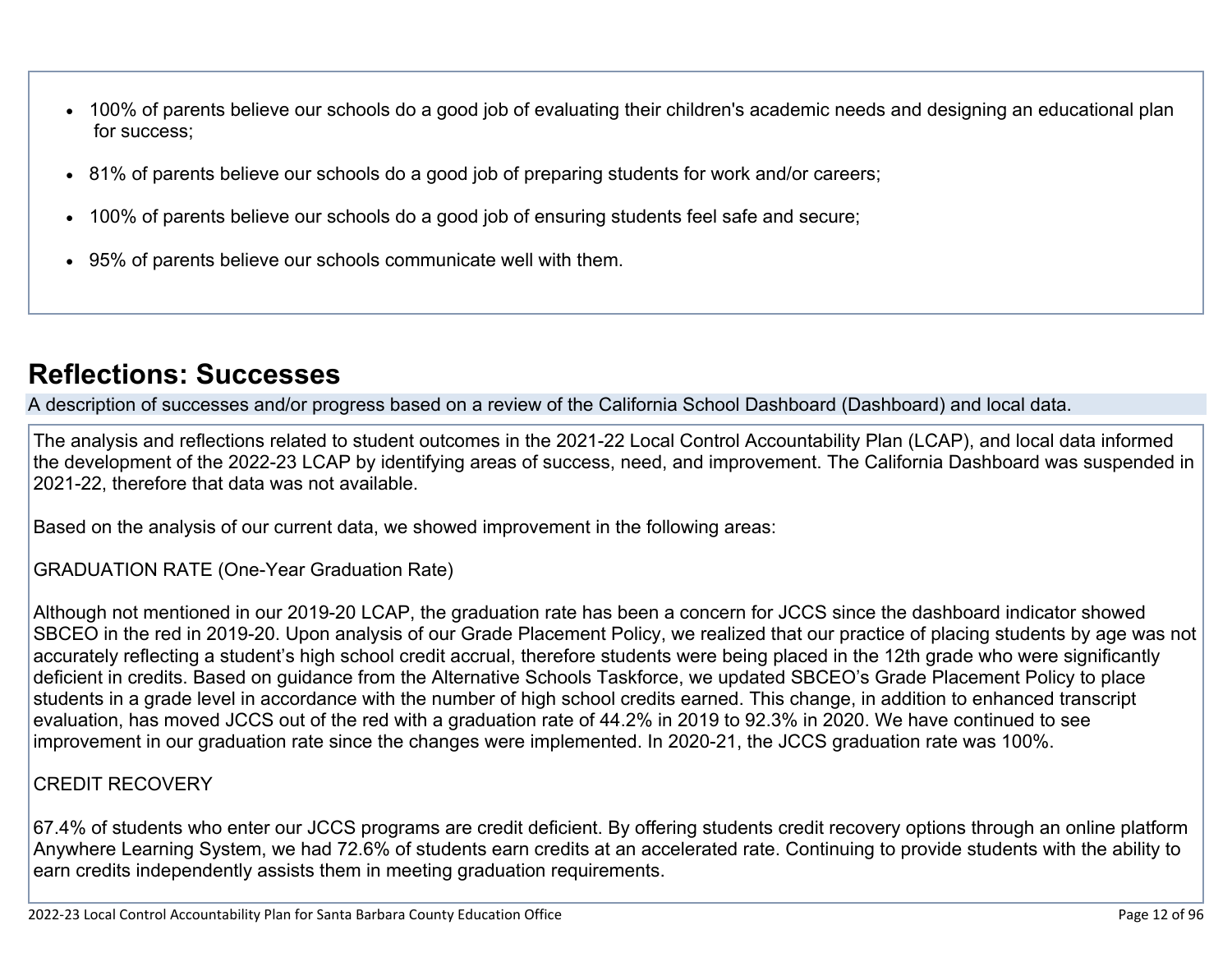- 100% of parents believe our schools do a good job of evaluating their children's academic needs and designing an educational plan for success;
- 81% of parents believe our schools do a good job of preparing students for work and/or careers;
- 100% of parents believe our schools do a good job of ensuring students feel safe and secure;
- 95% of parents believe our schools communicate well with them.

## Reflections: Successes

A description of successes and/or progress based on a review of the California School Dashboard (Dashboard) and local data.

The analysis and reflections related to student outcomes in the 2021-22 Local Control Accountability Plan (LCAP), and local data informed the development of the 2022-23 LCAP by identifying areas of success, need, and improvement. The California Dashboard was suspended in 2021-22, therefore that data was not available.

Based on the analysis of our current data, we showed improvement in the following areas:

GRADUATION RATE (One-Year Graduation Rate)

Although not mentioned in our 2019-20 LCAP, the graduation rate has been a concern for JCCS since the dashboard indicator showed SBCEO in the red in 2019-20. Upon analysis of our Grade Placement Policy, we realized that our practice of placing students by age was not accurately reflecting a student's high school credit accrual, therefore students were being placed in the 12th grade who were significantly deficient in credits. Based on guidance from the Alternative Schools Taskforce, we updated SBCEO's Grade Placement Policy to place students in a grade level in accordance with the number of high school credits earned. This change, in addition to enhanced transcript evaluation, has moved JCCS out of the red with a graduation rate of 44.2% in 2019 to 92.3% in 2020. We have continued to see improvement in our graduation rate since the changes were implemented. In 2020-21, the JCCS graduation rate was 100%.

CREDIT RECOVERY

67.4% of students who enter our JCCS programs are credit deficient. By offering students credit recovery options through an online platform Anywhere Learning System, we had 72.6% of students earn credits at an accelerated rate. Continuing to provide students with the ability to earn credits independently assists them in meeting graduation requirements.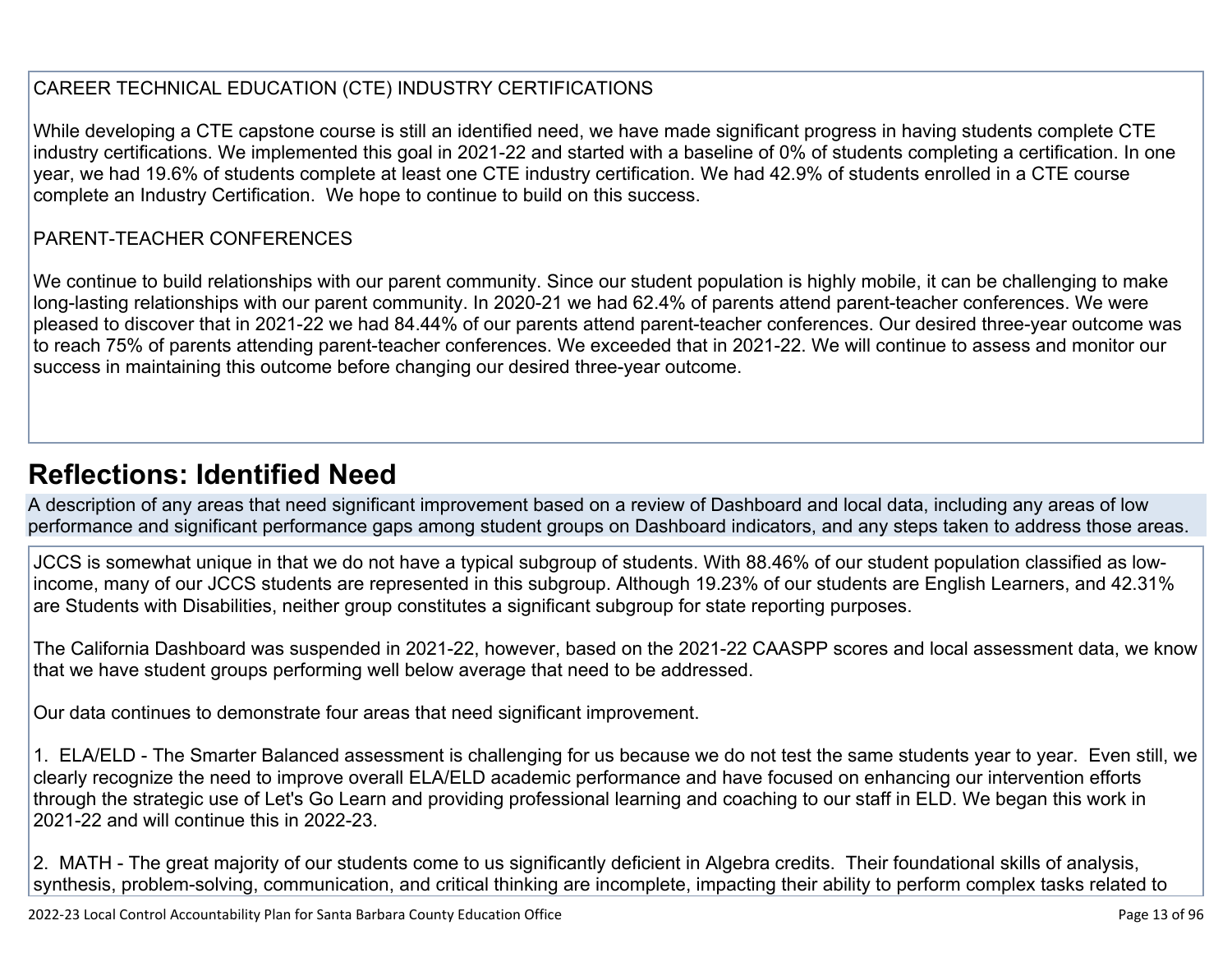CAREER TECHNICAL EDUCATION (CTE) INDUSTRY CERTIFICATIONS

While developing a CTE capstone course is still an identified need, we have made significant progress in having students complete CTE industry certifications. We implemented this goal in 2021-22 and started with a baseline of 0% of students completing a certification. In one year, we had 19.6% of students complete at least one CTE industry certification. We had 42.9% of students enrolled in a CTE course complete an Industry Certification. We hope to continue to build on this success.

PARENT-TEACHER CONFERENCES

We continue to build relationships with our parent community. Since our student population is highly mobile, it can be challenging to make long-lasting relationships with our parent community. In 2020-21 we had 62.4% of parents attend parent-teacher conferences. We were pleased to discover that in 2021-22 we had 84.44% of our parents attend parent-teacher conferences. Our desired three-year outcome was to reach 75% of parents attending parent-teacher conferences. We exceeded that in 2021-22. We will continue to assess and monitor our success in maintaining this outcome before changing our desired three-year outcome.

## Reflections: Identified Need

A description of any areas that need significant improvement based on a review of Dashboard and local data, including any areas of low performance and significant performance gaps among student groups on Dashboard indicators, and any steps taken to address those areas.

JCCS is somewhat unique in that we do not have a typical subgroup of students. With 88.46% of our student population classified as low-income, many of our JCCS students are represented in this subgroup. Although 19.23% of our students are English Learners, and 42.31% are Students with Disabilities, neither group constitutes a significant subgroup for state reporting purposes.

The California Dashboard was suspended in 2021-22, however, based on the 2021-22 CAASPP scores and local assessment data, we know that we have student groups performing well below average that need to be addressed.

Our data continues to demonstrate four areas that need significant improvement.

1. ELA/ELD - The Smarter Balanced assessment is challenging for us because we do not test the same students year to year. Even still, we clearly recognize the need to improve overall ELA/ELD academic performance and have focused on enhancing our intervention efforts through the strategic use of Let's Go Learn and providing professional learning and coaching to our staff in ELD. We began this work in 2021-22 and will continue this in 2022-23.

2. MATH - The great majority of our students come to us significantly deficient in Algebra credits. Their foundational skills of analysis, synthesis, problem-solving, communication, and critical thinking are incomplete, impacting their ability to perform complex tasks related to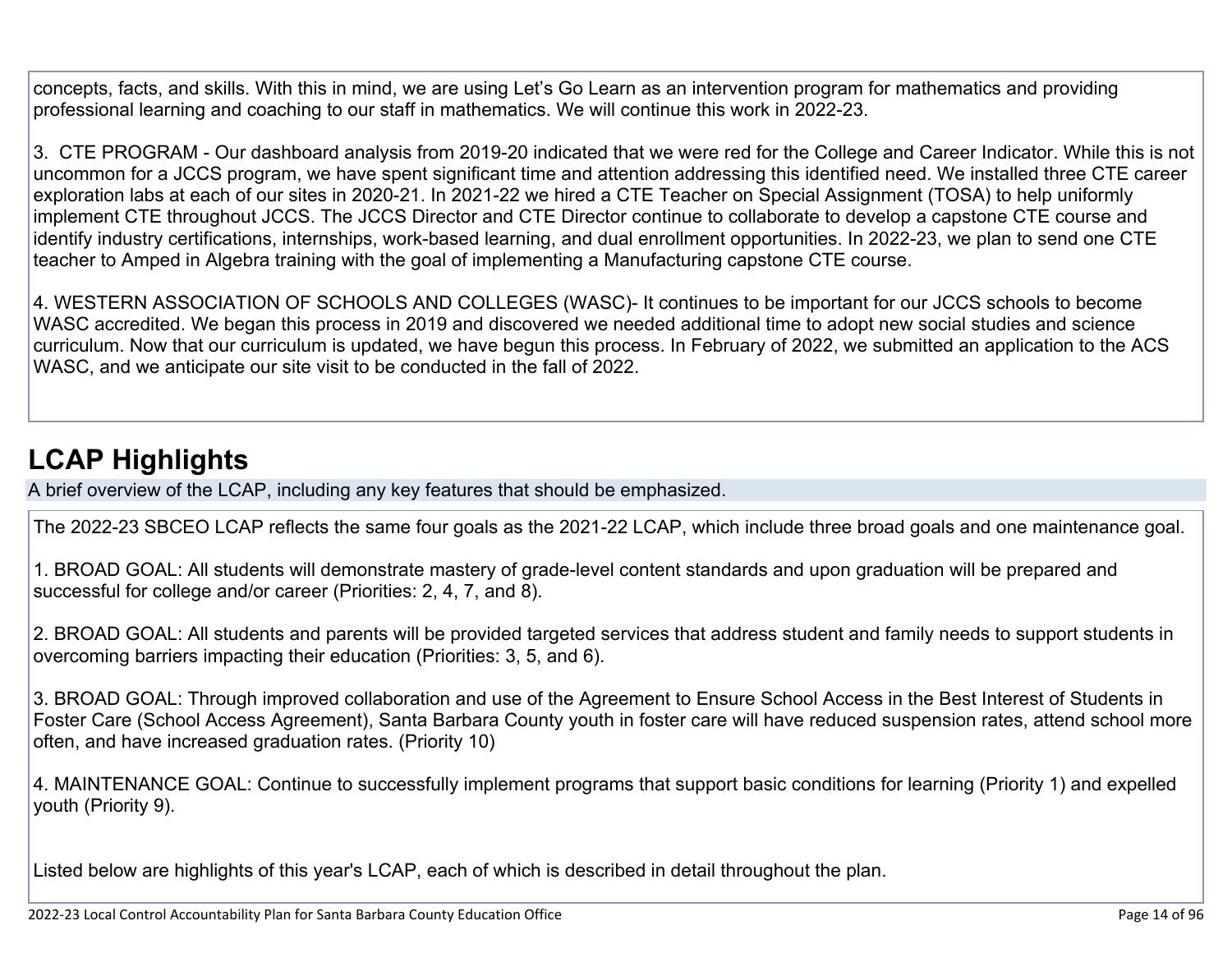concepts, facts, and skills. With this in mind, we are using Let's Go Learn as an intervention program for mathematics and providing professional learning and coaching to our staff in mathematics. We will continue this work in 2022-23.

3. CTE PROGRAM - Our dashboard analysis from 2019-20 indicated that we were red for the College and Career Indicator. While this is not uncommon for a JCCS program, we have spent significant time and attention addressing this identified need. We installed three CTE career exploration labs at each of our sites in 2020-21. In 2021-22 we hired a CTE Teacher on Special Assignment (TOSA) to help uniformly implement CTE throughout JCCS. The JCCS Director and CTE Director continue to collaborate to develop a capstone CTE course and identify industry certifications, internships, work-based learning, and dual enrollment opportunities. In 2022-23, we plan to send one CTE teacher to Amped in Algebra training with the goal of implementing a Manufacturing capstone CTE course.

4. WESTERN ASSOCIATION OF SCHOOLS AND COLLEGES (WASC)- It continues to be important for our JCCS schools to become WASC accredited. We began this process in 2019 and discovered we needed additional time to adopt new social studies and science curriculum. Now that our curriculum is updated, we have begun this process. In February of 2022, we submitted an application to the ACS WASC, and we anticipate our site visit to be conducted in the fall of 2022.

## LCAP Highlights

A brief overview of the LCAP, including any key features that should be emphasized.

The 2022-23 SBCEO LCAP reflects the same four goals as the 2021-22 LCAP, which include three broad goals and one maintenance goal.

1. BROAD GOAL: All students will demonstrate mastery of grade-level content standards and upon graduation will be prepared and successful for college and/or career (Priorities: 2, 4, 7, and 8).

2. BROAD GOAL: All students and parents will be provided targeted services that address student and family needs to support students in overcoming barriers impacting their education (Priorities: 3, 5, and 6).

3. BROAD GOAL: Through improved collaboration and use of the Agreement to Ensure School Access in the Best Interest of Students in Foster Care (School Access Agreement), Santa Barbara County youth in foster care will have reduced suspension rates, attend school more often, and have increased graduation rates. (Priority 10)

4. MAINTENANCE GOAL: Continue to successfully implement programs that support basic conditions for learning (Priority 1) and expelled youth (Priority 9).

Listed below are highlights of this year's LCAP, each of which is described in detail throughout the plan.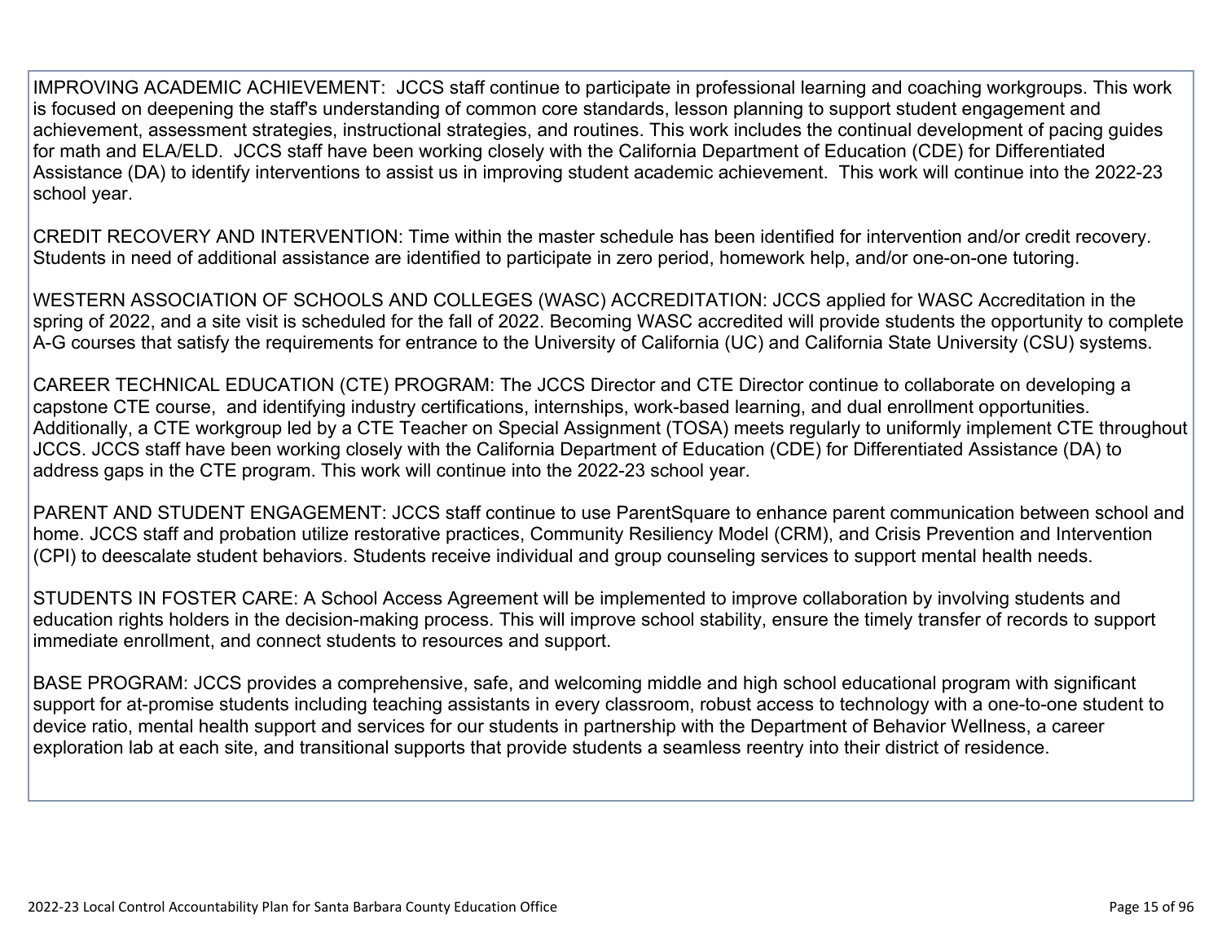IMPROVING ACADEMIC ACHIEVEMENT: JCCS staff continue to participate in professional learning and coaching workgroups. This work is focused on deepening the staff's understanding of common core standards, lesson planning to support student engagement and achievement, assessment strategies, instructional strategies, and routines. This work includes the continual development of pacing guides for math and ELA/ELD. JCCS staff have been working closely with the California Department of Education (CDE) for Differentiated Assistance (DA) to identify interventions to assist us in improving student academic achievement. This work will continue into the 2022-23 school year.

CREDIT RECOVERY AND INTERVENTION: Time within the master schedule has been identified for intervention and/or credit recovery. Students in need of additional assistance are identified to participate in zero period, homework help, and/or one-on-one tutoring.

WESTERN ASSOCIATION OF SCHOOLS AND COLLEGES (WASC) ACCREDITATION: JCCS applied for WASC Accreditation in the spring of 2022, and a site visit is scheduled for the fall of 2022. Becoming WASC accredited will provide students the opportunity to complete A-G courses that satisfy the requirements for entrance to the University of California (UC) and California State University (CSU) systems.

CAREER TECHNICAL EDUCATION (CTE) PROGRAM: The JCCS Director and CTE Director continue to collaborate on developing a capstone CTE course, and identifying industry certifications, internships, work-based learning, and dual enrollment opportunities. Additionally, a CTE workgroup led by a CTE Teacher on Special Assignment (TOSA) meets regularly to uniformly implement CTE throughout JCCS. JCCS staff have been working closely with the California Department of Education (CDE) for Differentiated Assistance (DA) to address gaps in the CTE program. This work will continue into the 2022-23 school year.

PARENT AND STUDENT ENGAGEMENT: JCCS staff continue to use ParentSquare to enhance parent communication between school and home. JCCS staff and probation utilize restorative practices, Community Resiliency Model (CRM), and Crisis Prevention and Intervention (CPI) to deescalate student behaviors. Students receive individual and group counseling services to support mental health needs.

STUDENTS IN FOSTER CARE: A School Access Agreement will be implemented to improve collaboration by involving students and education rights holders in the decision-making process. This will improve school stability, ensure the timely transfer of records to support immediate enrollment, and connect students to resources and support.

BASE PROGRAM: JCCS provides a comprehensive, safe, and welcoming middle and high school educational program with significant support for at-promise students including teaching assistants in every classroom, robust access to technology with a one-to-one student to device ratio, mental health support and services for our students in partnership with the Department of Behavior Wellness, a career exploration lab at each site, and transitional supports that provide students a seamless reentry into their district of residence.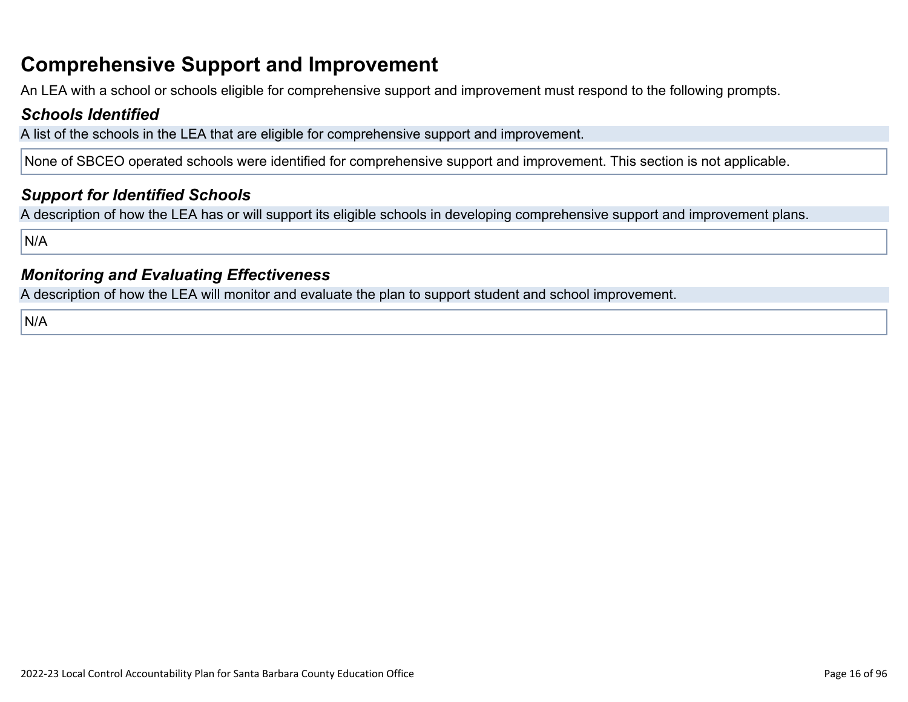# Comprehensive Support and Improvement

An LEA with a school or schools eligible for comprehensive support and improvement must respond to the following prompts.

## *Schools Identified*

A list of the schools in the LEA that are eligible for comprehensive support and improvement.

None of SBCEO operated schools were identified for comprehensive support and improvement. This section is not applicable.

## *Support for Identified Schools*

A description of how the LEA has or will support its eligible schools in developing comprehensive support and improvement plans.

N/A

## *Monitoring and Evaluating Effectiveness*

A description of how the LEA will monitor and evaluate the plan to support student and school improvement.

N/A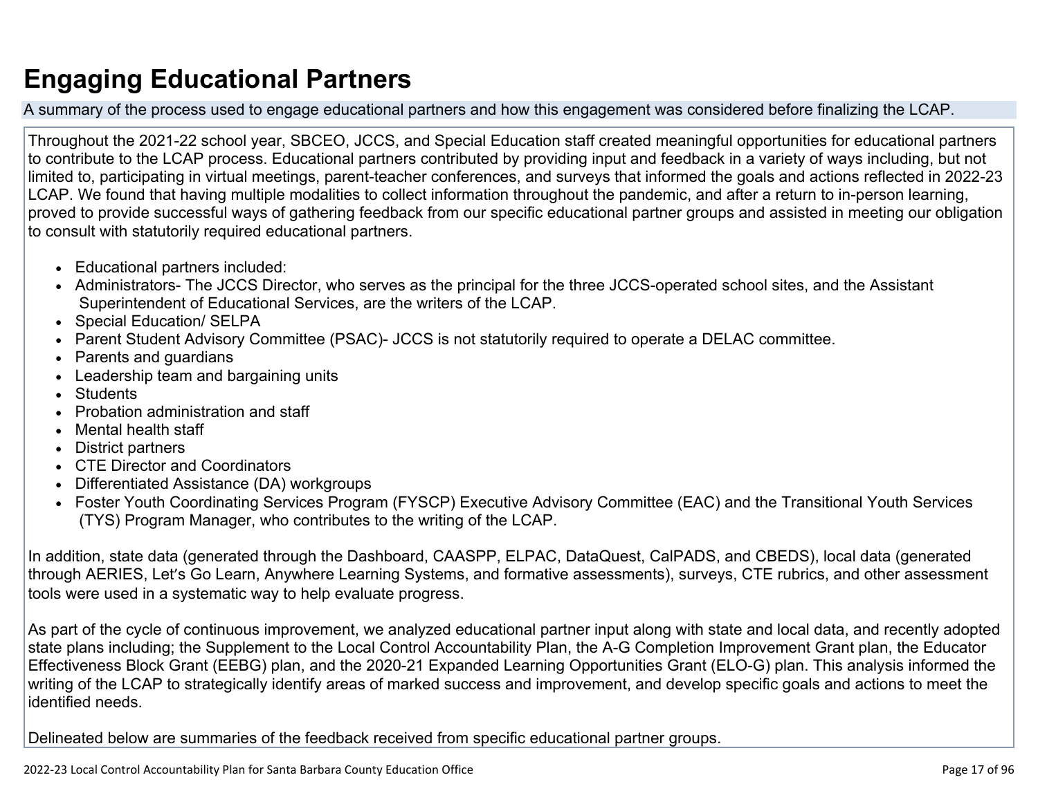# Engaging Educational Partners

A summary of the process used to engage educational partners and how this engagement was considered before finalizing the LCAP.

Throughout the 2021-22 school year, SBCEO, JCCS, and Special Education staff created meaningful opportunities for educational partners to contribute to the LCAP process. Educational partners contributed by providing input and feedback in a variety of ways including, but not limited to, participating in virtual meetings, parent-teacher conferences, and surveys that informed the goals and actions reflected in 2022-23 LCAP. We found that having multiple modalities to collect information throughout the pandemic, and after a return to in-person learning, proved to provide successful ways of gathering feedback from our specific educational partner groups and assisted in meeting our obligation to consult with statutorily required educational partners.

- Educational partners included:
- Administrators- The JCCS Director, who serves as the principal for the three JCCS-operated school sites, and the Assistant Superintendent of Educational Services, are the writers of the LCAP.
- Special Education/ SELPA
- Parent Student Advisory Committee (PSAC)- JCCS is not statutorily required to operate a DELAC committee.
- Parents and guardians
- Leadership team and bargaining units
- Students
- Probation administration and staff
- Mental health staff
- District partners
- CTE Director and Coordinators
- Differentiated Assistance (DA) workgroups
- Foster Youth Coordinating Services Program (FYSCP) Executive Advisory Committee (EAC) and the Transitional Youth Services (TYS) Program Manager, who contributes to the writing of the LCAP.

In addition, state data (generated through the Dashboard, CAASPP, ELPAC, DataQuest, CalPADS, and CBEDS), local data (generated through AERIES, Let's Go Learn, Anywhere Learning Systems, and formative assessments), surveys, CTE rubrics, and other assessment tools were used in a systematic way to help evaluate progress.

As part of the cycle of continuous improvement, we analyzed educational partner input along with state and local data, and recently adopted state plans including; the Supplement to the Local Control Accountability Plan, the A-G Completion Improvement Grant plan, the Educator Effectiveness Block Grant (EEBG) plan, and the 2020-21 Expanded Learning Opportunities Grant (ELO-G) plan. This analysis informed the writing of the LCAP to strategically identify areas of marked success and improvement, and develop specific goals and actions to meet the identified needs.

Delineated below are summaries of the feedback received from specific educational partner groups.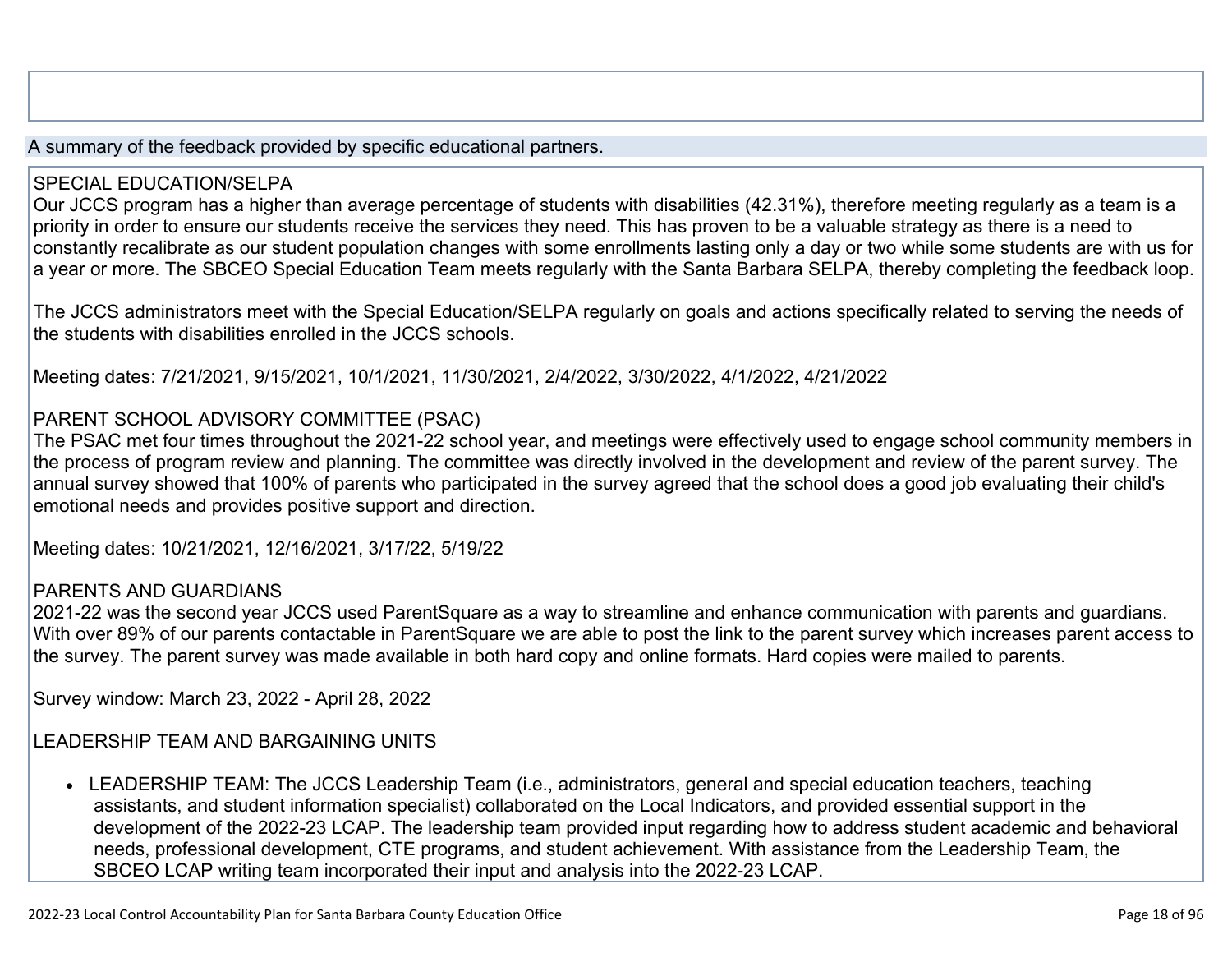A summary of the feedback provided by specific educational partners.

SPECIAL EDUCATION/SELPA
Our JCCS program has a higher than average percentage of students with disabilities (42.31%), therefore meeting regularly as a team is a priority in order to ensure our students receive the services they need. This has proven to be a valuable strategy as there is a need to constantly recalibrate as our student population changes with some enrollments lasting only a day or two while some students are with us for a year or more. The SBCEO Special Education Team meets regularly with the Santa Barbara SELPA, thereby completing the feedback loop.

The JCCS administrators meet with the Special Education/SELPA regularly on goals and actions specifically related to serving the needs of the students with disabilities enrolled in the JCCS schools.

Meeting dates: 7/21/2021, 9/15/2021, 10/1/2021, 11/30/2021, 2/4/2022, 3/30/2022, 4/1/2022, 4/21/2022

PARENT SCHOOL ADVISORY COMMITTEE (PSAC)
The PSAC met four times throughout the 2021-22 school year, and meetings were effectively used to engage school community members in the process of program review and planning. The committee was directly involved in the development and review of the parent survey. The annual survey showed that 100% of parents who participated in the survey agreed that the school does a good job evaluating their child's emotional needs and provides positive support and direction.

Meeting dates: 10/21/2021, 12/16/2021, 3/17/22, 5/19/22

PARENTS AND GUARDIANS
2021-22 was the second year JCCS used ParentSquare as a way to streamline and enhance communication with parents and guardians. With over 89% of our parents contactable in ParentSquare we are able to post the link to the parent survey which increases parent access to the survey. The parent survey was made available in both hard copy and online formats. Hard copies were mailed to parents.

Survey window: March 23, 2022 - April 28, 2022

LEADERSHIP TEAM AND BARGAINING UNITS

- LEADERSHIP TEAM: The JCCS Leadership Team (i.e., administrators, general and special education teachers, teaching assistants, and student information specialist) collaborated on the Local Indicators, and provided essential support in the development of the 2022-23 LCAP. The leadership team provided input regarding how to address student academic and behavioral needs, professional development, CTE programs, and student achievement. With assistance from the Leadership Team, the SBCEO LCAP writing team incorporated their input and analysis into the 2022-23 LCAP.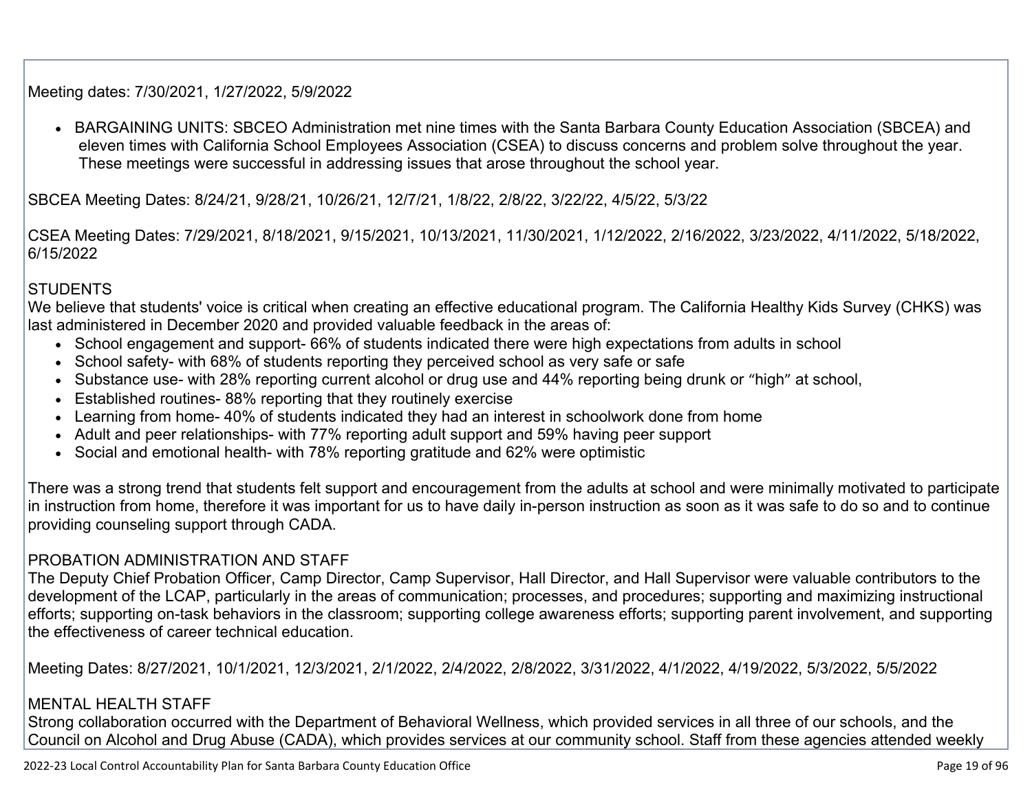Meeting dates: 7/30/2021, 1/27/2022, 5/9/2022

- BARGAINING UNITS: SBCEO Administration met nine times with the Santa Barbara County Education Association (SBCEA) and eleven times with California School Employees Association (CSEA) to discuss concerns and problem solve throughout the year. These meetings were successful in addressing issues that arose throughout the school year.

SBCEA Meeting Dates: 8/24/21, 9/28/21, 10/26/21, 12/7/21, 1/8/22, 2/8/22, 3/22/22, 4/5/22, 5/3/22

CSEA Meeting Dates: 7/29/2021, 8/18/2021, 9/15/2021, 10/13/2021, 11/30/2021, 1/12/2022, 2/16/2022, 3/23/2022, 4/11/2022, 5/18/2022, 6/15/2022

STUDENTS
We believe that students' voice is critical when creating an effective educational program. The California Healthy Kids Survey (CHKS) was last administered in December 2020 and provided valuable feedback in the areas of:

- School engagement and support- 66% of students indicated there were high expectations from adults in school
- School safety- with 68% of students reporting they perceived school as very safe or safe
- Substance use- with 28% reporting current alcohol or drug use and 44% reporting being drunk or "high" at school,
- Established routines- 88% reporting that they routinely exercise
- Learning from home- 40% of students indicated they had an interest in schoolwork done from home
- Adult and peer relationships- with 77% reporting adult support and 59% having peer support
- Social and emotional health- with 78% reporting gratitude and 62% were optimistic

There was a strong trend that students felt support and encouragement from the adults at school and were minimally motivated to participate in instruction from home, therefore it was important for us to have daily in-person instruction as soon as it was safe to do so and to continue providing counseling support through CADA.

PROBATION ADMINISTRATION AND STAFF
The Deputy Chief Probation Officer, Camp Director, Camp Supervisor, Hall Director, and Hall Supervisor were valuable contributors to the development of the LCAP, particularly in the areas of communication; processes, and procedures; supporting and maximizing instructional efforts; supporting on-task behaviors in the classroom; supporting college awareness efforts; supporting parent involvement, and supporting the effectiveness of career technical education.

Meeting Dates: 8/27/2021, 10/1/2021, 12/3/2021, 2/1/2022, 2/4/2022, 2/8/2022, 3/31/2022, 4/1/2022, 4/19/2022, 5/3/2022, 5/5/2022

MENTAL HEALTH STAFF
Strong collaboration occurred with the Department of Behavioral Wellness, which provided services in all three of our schools, and the Council on Alcohol and Drug Abuse (CADA), which provides services at our community school. Staff from these agencies attended weekly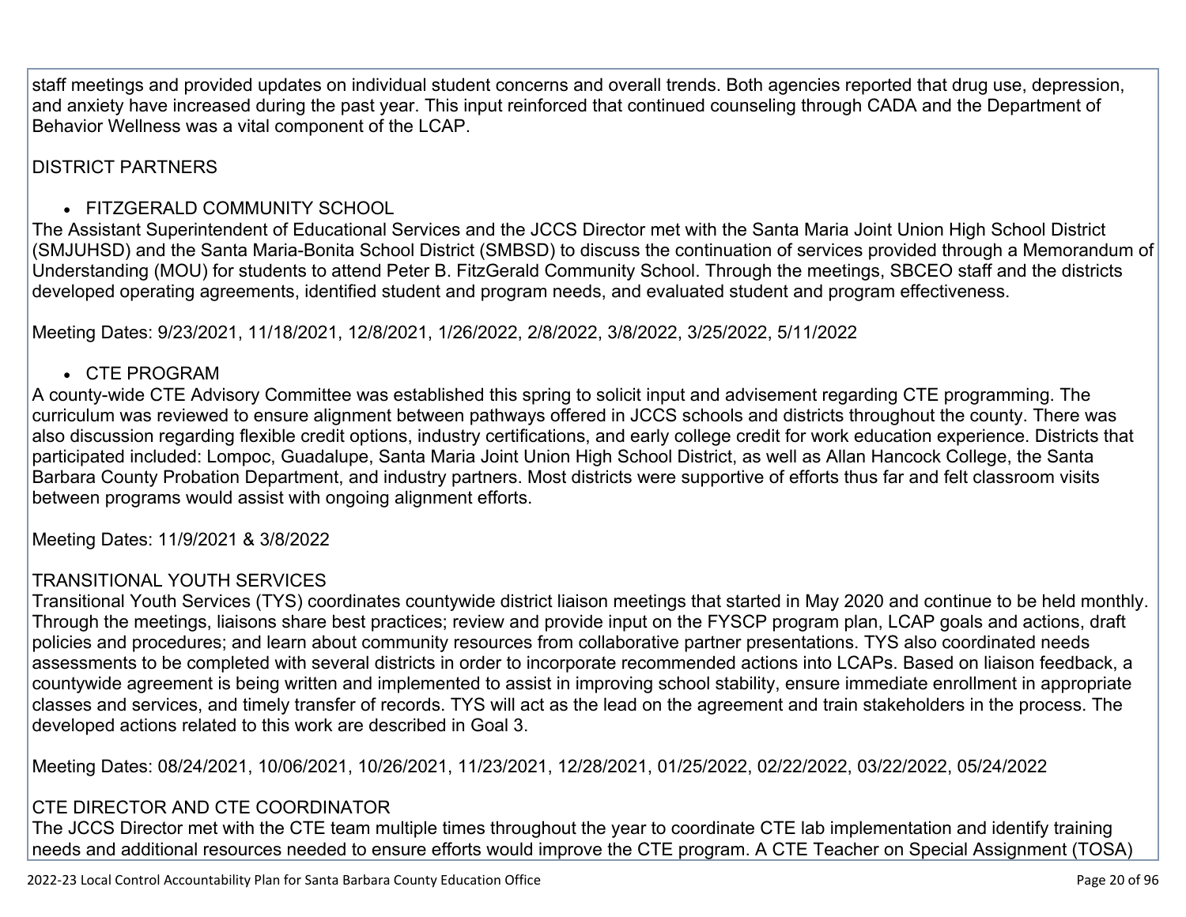staff meetings and provided updates on individual student concerns and overall trends. Both agencies reported that drug use, depression, and anxiety have increased during the past year. This input reinforced that continued counseling through CADA and the Department of Behavior Wellness was a vital component of the LCAP.

DISTRICT PARTNERS

- FITZGERALD COMMUNITY SCHOOL

The Assistant Superintendent of Educational Services and the JCCS Director met with the Santa Maria Joint Union High School District (SMJUHSD) and the Santa Maria-Bonita School District (SMBSD) to discuss the continuation of services provided through a Memorandum of Understanding (MOU) for students to attend Peter B. FitzGerald Community School. Through the meetings, SBCEO staff and the districts developed operating agreements, identified student and program needs, and evaluated student and program effectiveness.

Meeting Dates: 9/23/2021, 11/18/2021, 12/8/2021, 1/26/2022, 2/8/2022, 3/8/2022, 3/25/2022, 5/11/2022

- CTE PROGRAM

A county-wide CTE Advisory Committee was established this spring to solicit input and advisement regarding CTE programming. The curriculum was reviewed to ensure alignment between pathways offered in JCCS schools and districts throughout the county. There was also discussion regarding flexible credit options, industry certifications, and early college credit for work education experience. Districts that participated included: Lompoc, Guadalupe, Santa Maria Joint Union High School District, as well as Allan Hancock College, the Santa Barbara County Probation Department, and industry partners. Most districts were supportive of efforts thus far and felt classroom visits between programs would assist with ongoing alignment efforts.

Meeting Dates: 11/9/2021 & 3/8/2022

TRANSITIONAL YOUTH SERVICES

Transitional Youth Services (TYS) coordinates countywide district liaison meetings that started in May 2020 and continue to be held monthly. Through the meetings, liaisons share best practices; review and provide input on the FYSCP program plan, LCAP goals and actions, draft policies and procedures; and learn about community resources from collaborative partner presentations. TYS also coordinated needs assessments to be completed with several districts in order to incorporate recommended actions into LCAPs. Based on liaison feedback, a countywide agreement is being written and implemented to assist in improving school stability, ensure immediate enrollment in appropriate classes and services, and timely transfer of records. TYS will act as the lead on the agreement and train stakeholders in the process. The developed actions related to this work are described in Goal 3.

Meeting Dates: 08/24/2021, 10/06/2021, 10/26/2021, 11/23/2021, 12/28/2021, 01/25/2022, 02/22/2022, 03/22/2022, 05/24/2022

CTE DIRECTOR AND CTE COORDINATOR

The JCCS Director met with the CTE team multiple times throughout the year to coordinate CTE lab implementation and identify training needs and additional resources needed to ensure efforts would improve the CTE program. A CTE Teacher on Special Assignment (TOSA)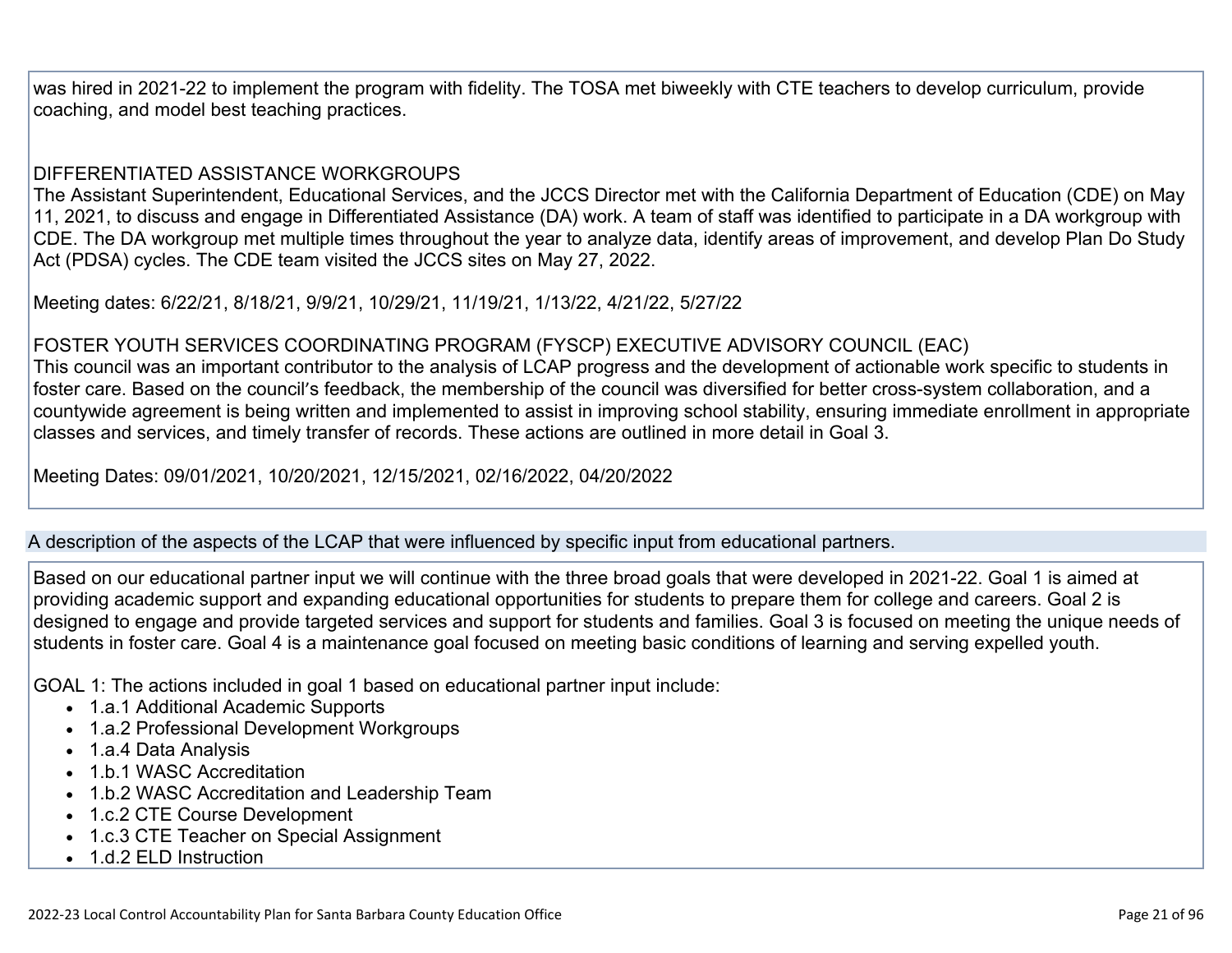was hired in 2021-22 to implement the program with fidelity. The TOSA met biweekly with CTE teachers to develop curriculum, provide coaching, and model best teaching practices.

DIFFERENTIATED ASSISTANCE WORKGROUPS
The Assistant Superintendent, Educational Services, and the JCCS Director met with the California Department of Education (CDE) on May 11, 2021, to discuss and engage in Differentiated Assistance (DA) work. A team of staff was identified to participate in a DA workgroup with CDE. The DA workgroup met multiple times throughout the year to analyze data, identify areas of improvement, and develop Plan Do Study Act (PDSA) cycles. The CDE team visited the JCCS sites on May 27, 2022.

Meeting dates: 6/22/21, 8/18/21, 9/9/21, 10/29/21, 11/19/21, 1/13/22, 4/21/22, 5/27/22

FOSTER YOUTH SERVICES COORDINATING PROGRAM (FYSCP) EXECUTIVE ADVISORY COUNCIL (EAC)
This council was an important contributor to the analysis of LCAP progress and the development of actionable work specific to students in foster care. Based on the council's feedback, the membership of the council was diversified for better cross-system collaboration, and a countywide agreement is being written and implemented to assist in improving school stability, ensuring immediate enrollment in appropriate classes and services, and timely transfer of records. These actions are outlined in more detail in Goal 3.

Meeting Dates: 09/01/2021, 10/20/2021, 12/15/2021, 02/16/2022, 04/20/2022

## A description of the aspects of the LCAP that were influenced by specific input from educational partners.

Based on our educational partner input we will continue with the three broad goals that were developed in 2021-22. Goal 1 is aimed at providing academic support and expanding educational opportunities for students to prepare them for college and careers. Goal 2 is designed to engage and provide targeted services and support for students and families. Goal 3 is focused on meeting the unique needs of students in foster care. Goal 4 is a maintenance goal focused on meeting basic conditions of learning and serving expelled youth.

GOAL 1: The actions included in goal 1 based on educational partner input include:

- 1.a.1 Additional Academic Supports
- 1.a.2 Professional Development Workgroups
- 1.a.4 Data Analysis
- 1.b.1 WASC Accreditation
- 1.b.2 WASC Accreditation and Leadership Team
- 1.c.2 CTE Course Development
- 1.c.3 CTE Teacher on Special Assignment
- 1.d.2 ELD Instruction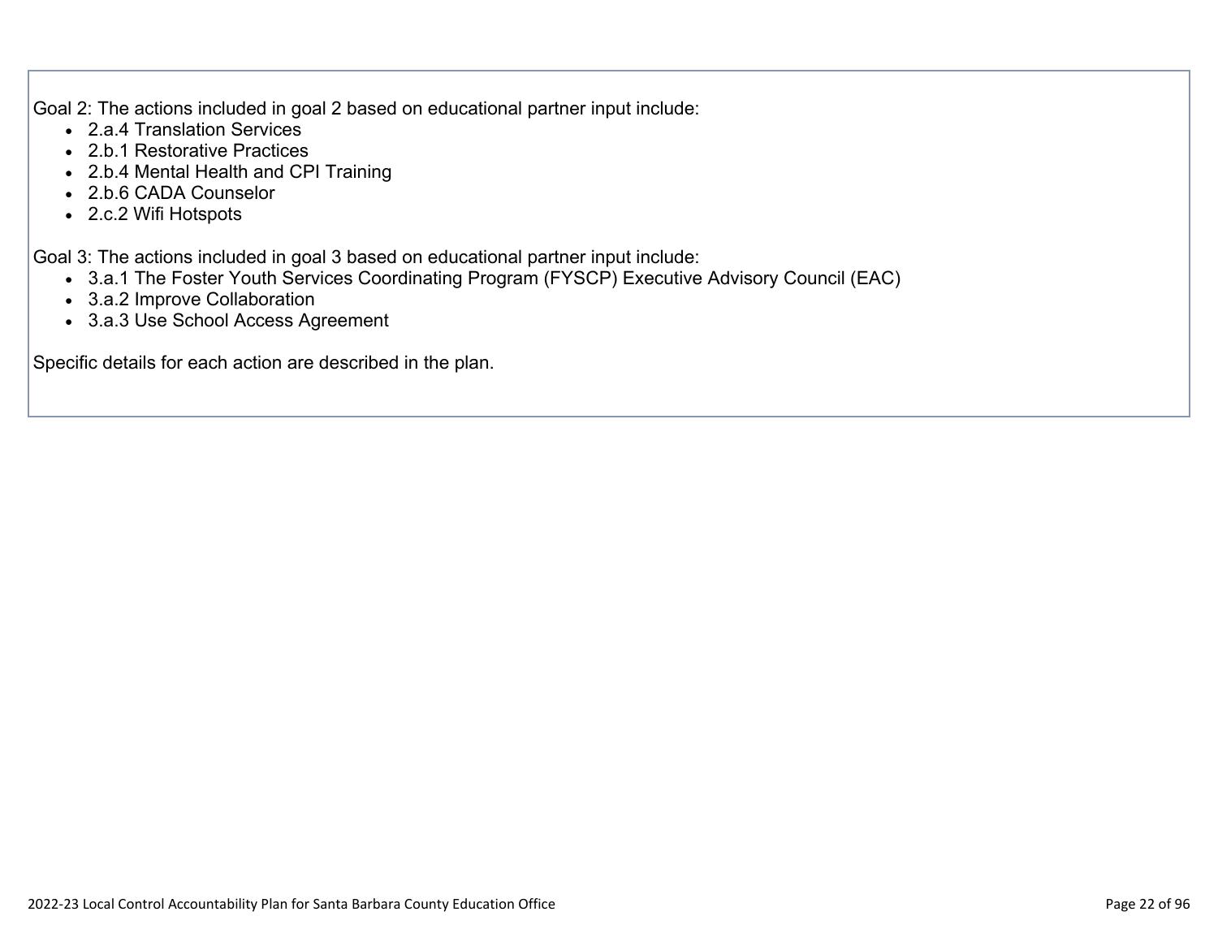Goal 2: The actions included in goal 2 based on educational partner input include:

- 2.a.4 Translation Services
- 2.b.1 Restorative Practices
- 2.b.4 Mental Health and CPI Training
- 2.b.6 CADA Counselor
- 2.c.2 Wifi Hotspots

Goal 3: The actions included in goal 3 based on educational partner input include:

- 3.a.1 The Foster Youth Services Coordinating Program (FYSCP) Executive Advisory Council (EAC)
- 3.a.2 Improve Collaboration
- 3.a.3 Use School Access Agreement

Specific details for each action are described in the plan.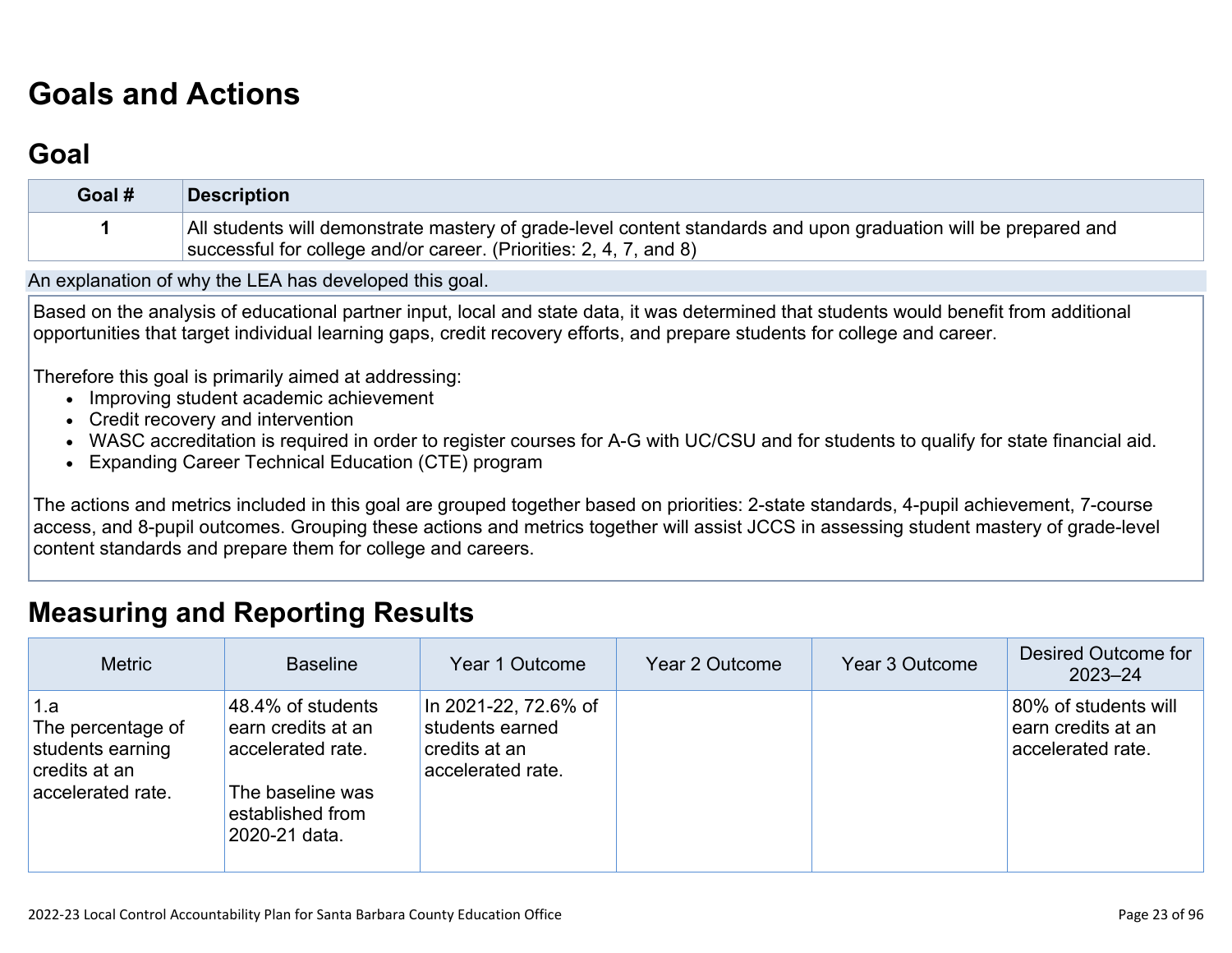# Goals and Actions

## Goal

| Goal # | Description |
|---|---|
| 1 | All students will demonstrate mastery of grade-level content standards and upon graduation will be prepared and successful for college and/or career. (Priorities: 2, 4, 7, and 8) |

An explanation of why the LEA has developed this goal.

Based on the analysis of educational partner input, local and state data, it was determined that students would benefit from additional opportunities that target individual learning gaps, credit recovery efforts, and prepare students for college and career.

Therefore this goal is primarily aimed at addressing:

- Improving student academic achievement
- Credit recovery and intervention
- WASC accreditation is required in order to register courses for A-G with UC/CSU and for students to qualify for state financial aid.
- Expanding Career Technical Education (CTE) program

The actions and metrics included in this goal are grouped together based on priorities: 2-state standards, 4-pupil achievement, 7-course access, and 8-pupil outcomes. Grouping these actions and metrics together will assist JCCS in assessing student mastery of grade-level content standards and prepare them for college and careers.

## Measuring and Reporting Results

| Metric | Baseline | Year 1 Outcome | Year 2 Outcome | Year 3 Outcome | Desired Outcome for 2023–24 |
|---|---|---|---|---|---|
| 1.a The percentage of students earning credits at an accelerated rate. | 48.4% of students earn credits at an accelerated rate. The baseline was established from 2020-21 data. | In 2021-22, 72.6% of students earned credits at an accelerated rate. | | | 80% of students will earn credits at an accelerated rate. |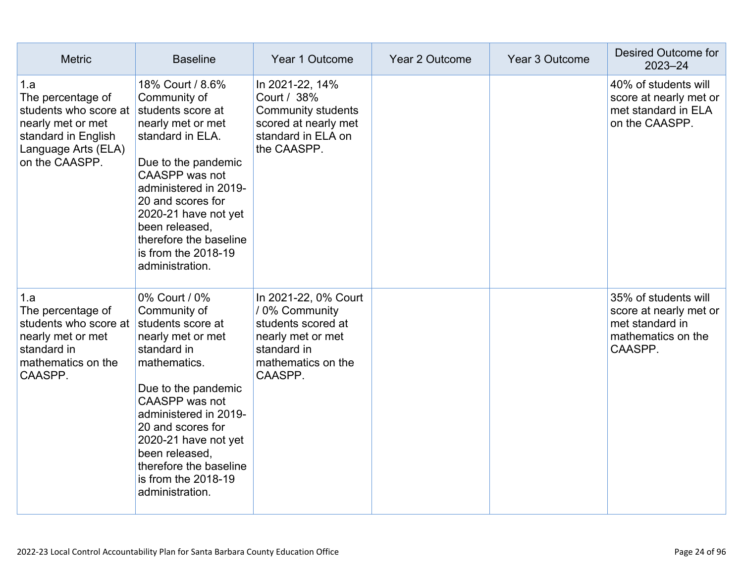| Metric | Baseline | Year 1 Outcome | Year 2 Outcome | Year 3 Outcome | Desired Outcome for 2023–24 |
|---|---|---|---|---|---|
| 1.a<br>The percentage of students who score at nearly met or met standard in English Language Arts (ELA) on the CAASPP. | 18% Court / 8.6% Community of students score at nearly met or met standard in ELA.<br><br>Due to the pandemic CAASPP was not administered in 2019-20 and scores for 2020-21 have not yet been released, therefore the baseline is from the 2018-19 administration. | In 2021-22, 14% Court / 38% Community students scored at nearly met standard in ELA on the CAASPP. | | | 40% of students will score at nearly met or met standard in ELA on the CAASPP. |
| 1.a<br>The percentage of students who score at nearly met or met standard in mathematics on the CAASPP. | 0% Court / 0% Community of students score at nearly met or met standard in mathematics.<br><br>Due to the pandemic CAASPP was not administered in 2019-20 and scores for 2020-21 have not yet been released, therefore the baseline is from the 2018-19 administration. | In 2021-22, 0% Court / 0% Community students scored at nearly met or met standard in mathematics on the CAASPP. | | | 35% of students will score at nearly met or met standard in mathematics on the CAASPP. |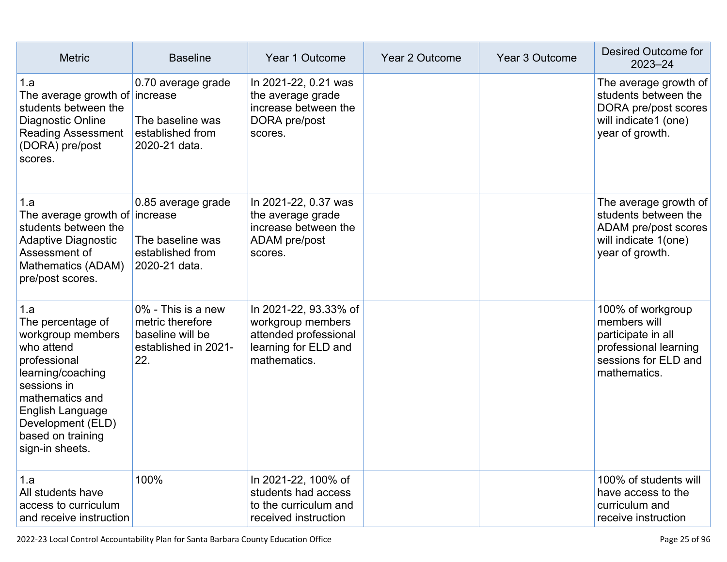| Metric | Baseline | Year 1 Outcome | Year 2 Outcome | Year 3 Outcome | Desired Outcome for 2023–24 |
| --- | --- | --- | --- | --- | --- |
| 1.a<br>The average growth of students between the Diagnostic Online Reading Assessment (DORA) pre/post scores. | 0.70 average grade increase<br><br>The baseline was established from 2020-21 data. | In 2021-22, 0.21 was the average grade increase between the DORA pre/post scores. | | | The average growth of students between the DORA pre/post scores will indicate1 (one) year of growth. |
| 1.a<br>The average growth of students between the Adaptive Diagnostic Assessment of Mathematics (ADAM) pre/post scores. | 0.85 average grade increase<br><br>The baseline was established from 2020-21 data. | In 2021-22, 0.37 was the average grade increase between the ADAM pre/post scores. | | | The average growth of students between the ADAM pre/post scores will indicate 1(one) year of growth. |
| 1.a<br>The percentage of workgroup members who attend professional learning/coaching sessions in mathematics and English Language Development (ELD) based on training sign-in sheets. | 0% - This is a new metric therefore baseline will be established in 2021-22. | In 2021-22, 93.33% of workgroup members attended professional learning for ELD and mathematics. | | | 100% of workgroup members will participate in all professional learning sessions for ELD and mathematics. |
| 1.a<br>All students have access to curriculum and receive instruction | 100% | In 2021-22, 100% of students had access to the curriculum and received instruction | | | 100% of students will have access to the curriculum and receive instruction |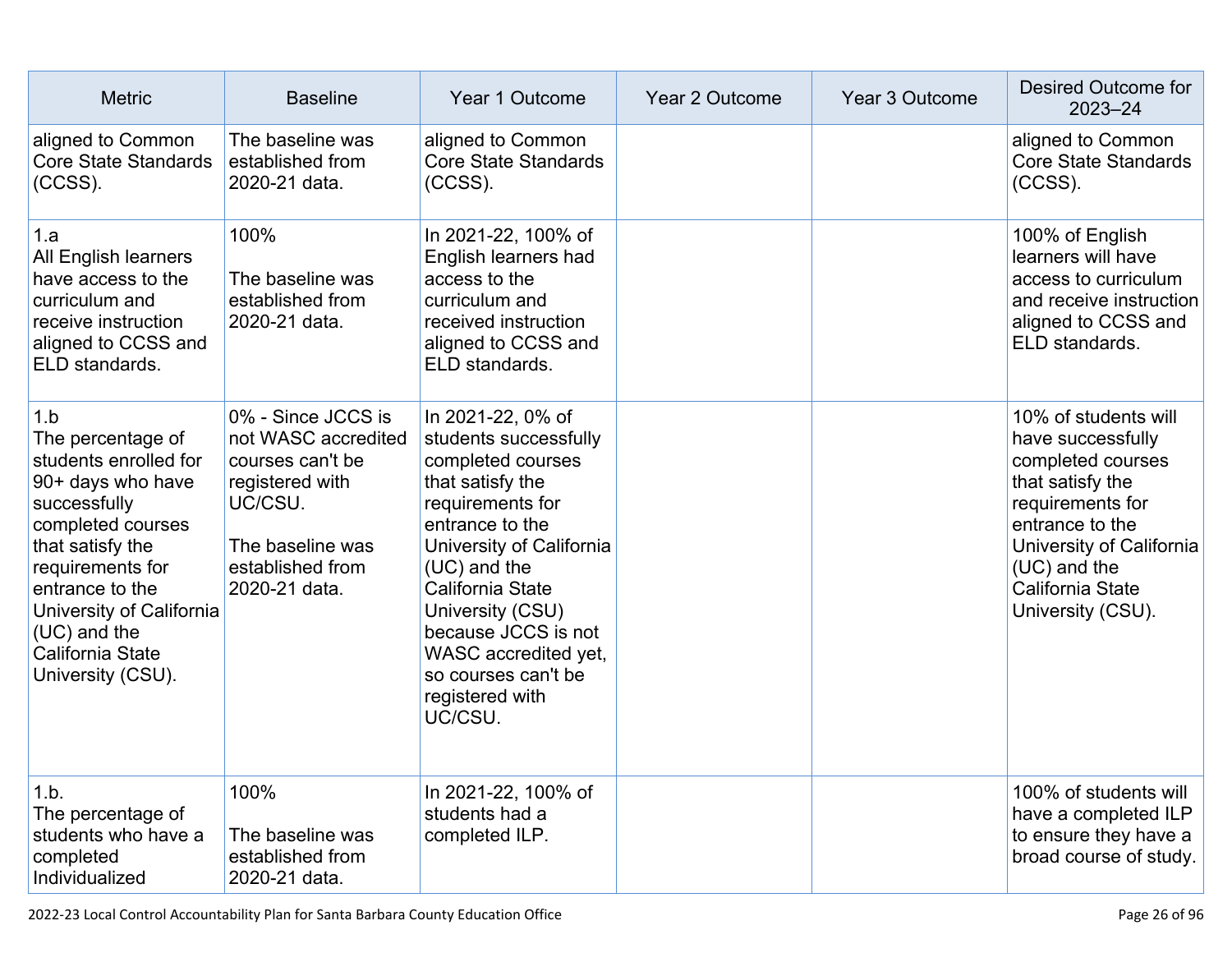| Metric | Baseline | Year 1 Outcome | Year 2 Outcome | Year 3 Outcome | Desired Outcome for 2023–24 |
|---|---|---|---|---|---|
| aligned to Common Core State Standards (CCSS). | The baseline was established from 2020-21 data. | aligned to Common Core State Standards (CCSS). | | | aligned to Common Core State Standards (CCSS). |
| 1.a All English learners have access to the curriculum and receive instruction aligned to CCSS and ELD standards. | 100% The baseline was established from 2020-21 data. | In 2021-22, 100% of English learners had access to the curriculum and received instruction aligned to CCSS and ELD standards. | | | 100% of English learners will have access to curriculum and receive instruction aligned to CCSS and ELD standards. |
| 1.b The percentage of students enrolled for 90+ days who have successfully completed courses that satisfy the requirements for entrance to the University of California (UC) and the California State University (CSU). | 0% - Since JCCS is not WASC accredited courses can't be registered with UC/CSU. The baseline was established from 2020-21 data. | In 2021-22, 0% of students successfully completed courses that satisfy the requirements for entrance to the University of California (UC) and the California State University (CSU) because JCCS is not WASC accredited yet, so courses can't be registered with UC/CSU. | | | 10% of students will have successfully completed courses that satisfy the requirements for entrance to the University of California (UC) and the California State University (CSU). |
| 1.b. The percentage of students who have a completed Individualized | 100% The baseline was established from 2020-21 data. | In 2021-22, 100% of students had a completed ILP. | | | 100% of students will have a completed ILP to ensure they have a broad course of study. |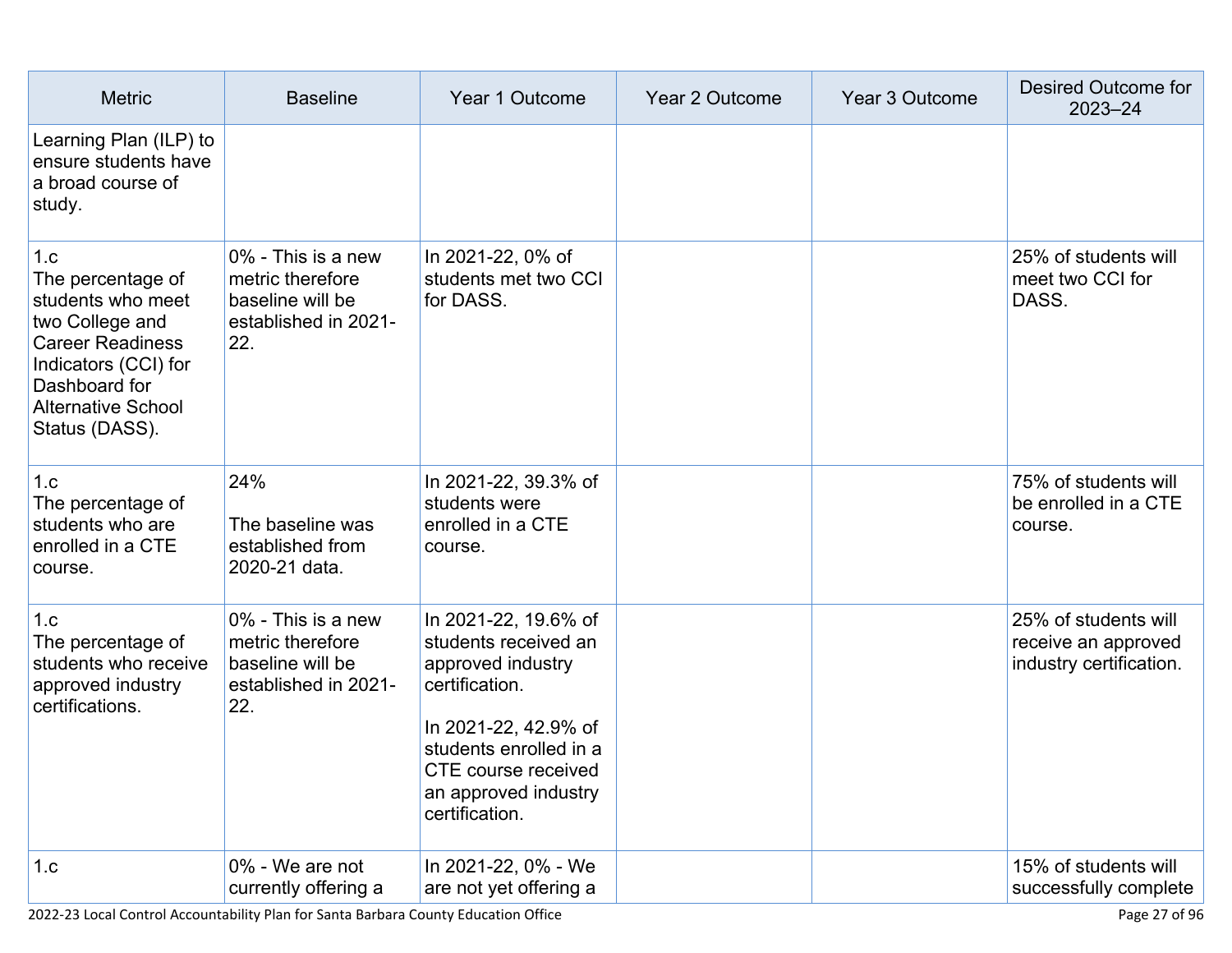| Metric | Baseline | Year 1 Outcome | Year 2 Outcome | Year 3 Outcome | Desired Outcome for 2023–24 |
|---|---|---|---|---|---|
| Learning Plan (ILP) to ensure students have a broad course of study. | | | | | |
| 1.c The percentage of students who meet two College and Career Readiness Indicators (CCI) for Dashboard for Alternative School Status (DASS). | 0% - This is a new metric therefore baseline will be established in 2021-22. | In 2021-22, 0% of students met two CCI for DASS. | | | 25% of students will meet two CCI for DASS. |
| 1.c The percentage of students who are enrolled in a CTE course. | 24%<br><br>The baseline was established from 2020-21 data. | In 2021-22, 39.3% of students were enrolled in a CTE course. | | | 75% of students will be enrolled in a CTE course. |
| 1.c The percentage of students who receive approved industry certifications. | 0% - This is a new metric therefore baseline will be established in 2021-22. | In 2021-22, 19.6% of students received an approved industry certification.<br><br>In 2021-22, 42.9% of students enrolled in a CTE course received an approved industry certification. | | | 25% of students will receive an approved industry certification. |
| 1.c | 0% - We are not currently offering a | In 2021-22, 0% - We are not yet offering a | | | 15% of students will successfully complete |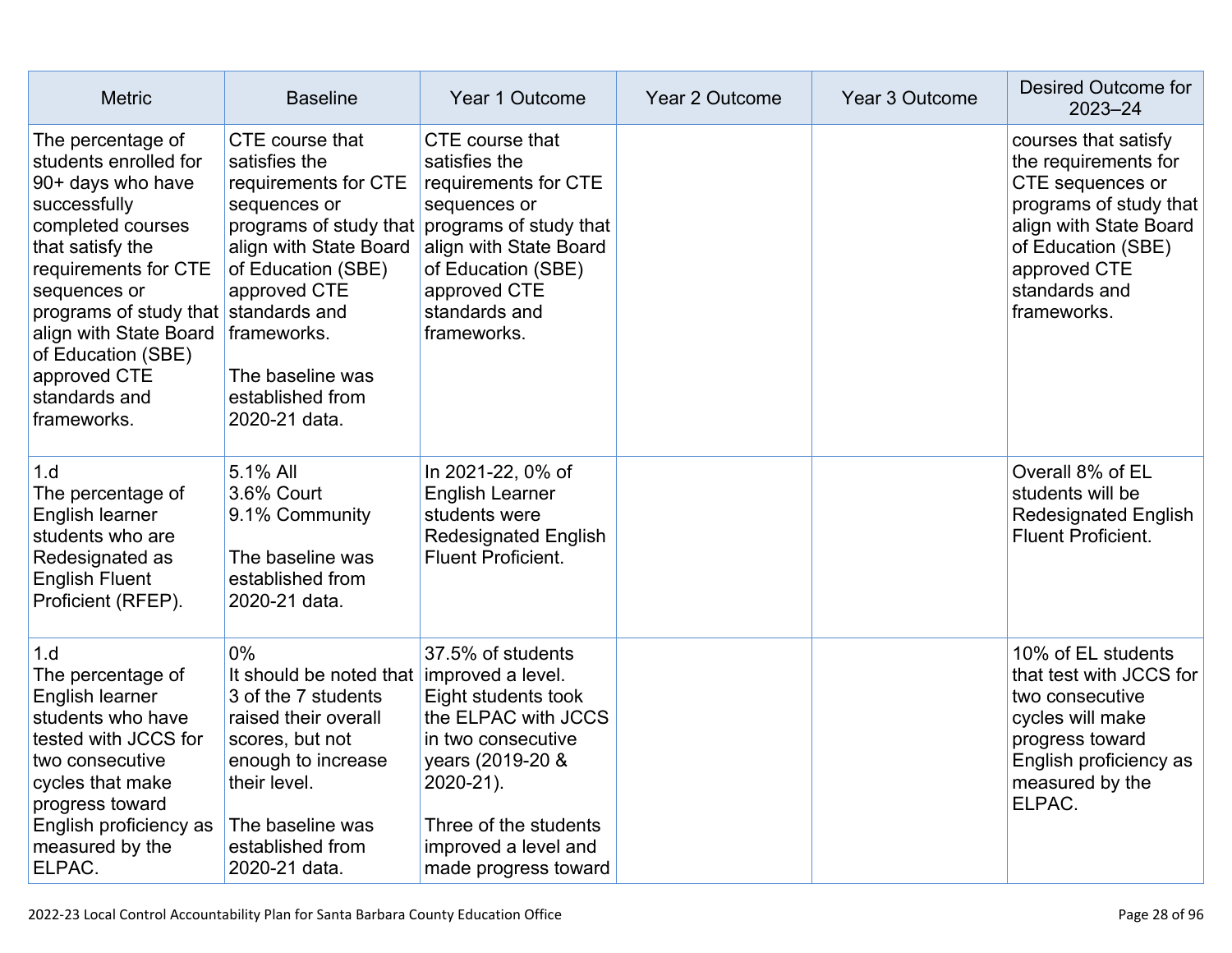| Metric | Baseline | Year 1 Outcome | Year 2 Outcome | Year 3 Outcome | Desired Outcome for 2023–24 |
|---|---|---|---|---|---|
| The percentage of students enrolled for 90+ days who have successfully completed courses that satisfy the requirements for CTE sequences or programs of study that align with State Board of Education (SBE) approved CTE standards and frameworks. | CTE course that satisfies the requirements for CTE sequences or programs of study that align with State Board of Education (SBE) approved CTE standards and frameworks.<br><br>The baseline was established from 2020-21 data. | CTE course that satisfies the requirements for CTE sequences or programs of study that align with State Board of Education (SBE) approved CTE standards and frameworks. | | | courses that satisfy the requirements for CTE sequences or programs of study that align with State Board of Education (SBE) approved CTE standards and frameworks. |
| 1.d<br>The percentage of English learner students who are Redesignated as English Fluent Proficient (RFEP). | 5.1% All<br>3.6% Court<br>9.1% Community<br><br>The baseline was established from 2020-21 data. | In 2021-22, 0% of English Learner students were Redesignated English Fluent Proficient. | | | Overall 8% of EL students will be Redesignated English Fluent Proficient. |
| 1.d<br>The percentage of English learner students who have tested with JCCS for two consecutive cycles that make progress toward English proficiency as measured by the ELPAC. | 0%<br>It should be noted that 3 of the 7 students raised their overall scores, but not enough to increase their level.<br><br>The baseline was established from 2020-21 data. | 37.5% of students improved a level. Eight students took the ELPAC with JCCS in two consecutive years (2019-20 & 2020-21).<br><br>Three of the students improved a level and made progress toward | | | 10% of EL students that test with JCCS for two consecutive cycles will make progress toward English proficiency as measured by the ELPAC. |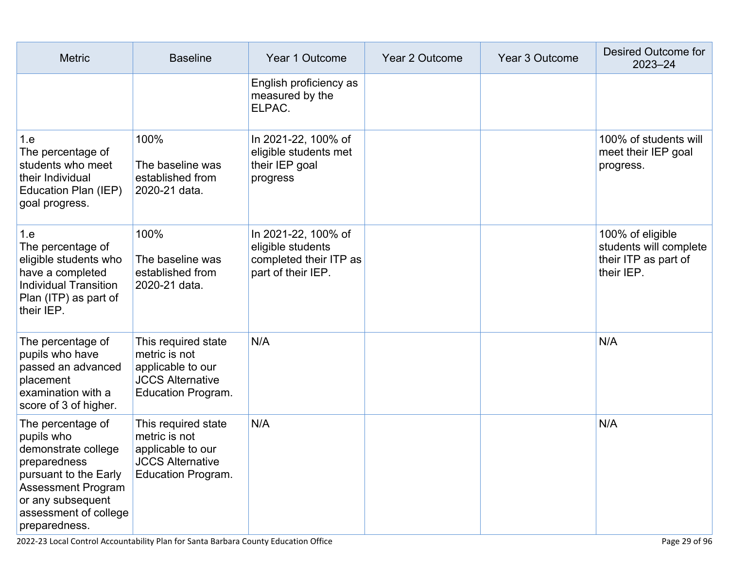| Metric | Baseline | Year 1 Outcome | Year 2 Outcome | Year 3 Outcome | Desired Outcome for 2023–24 |
|---|---|---|---|---|---|
| | | English proficiency as measured by the ELPAC. | | | |
| 1.e<br>The percentage of students who meet their Individual Education Plan (IEP) goal progress. | 100%<br><br>The baseline was established from 2020-21 data. | In 2021-22, 100% of eligible students met their IEP goal progress | | | 100% of students will meet their IEP goal progress. |
| 1.e<br>The percentage of eligible students who have a completed Individual Transition Plan (ITP) as part of their IEP. | 100%<br><br>The baseline was established from 2020-21 data. | In 2021-22, 100% of eligible students completed their ITP as part of their IEP. | | | 100% of eligible students will complete their ITP as part of their IEP. |
| The percentage of pupils who have passed an advanced placement examination with a score of 3 of higher. | This required state metric is not applicable to our JCCS Alternative Education Program. | N/A | | | N/A |
| The percentage of pupils who demonstrate college preparedness pursuant to the Early Assessment Program or any subsequent assessment of college preparedness. | This required state metric is not applicable to our JCCS Alternative Education Program. | N/A | | | N/A |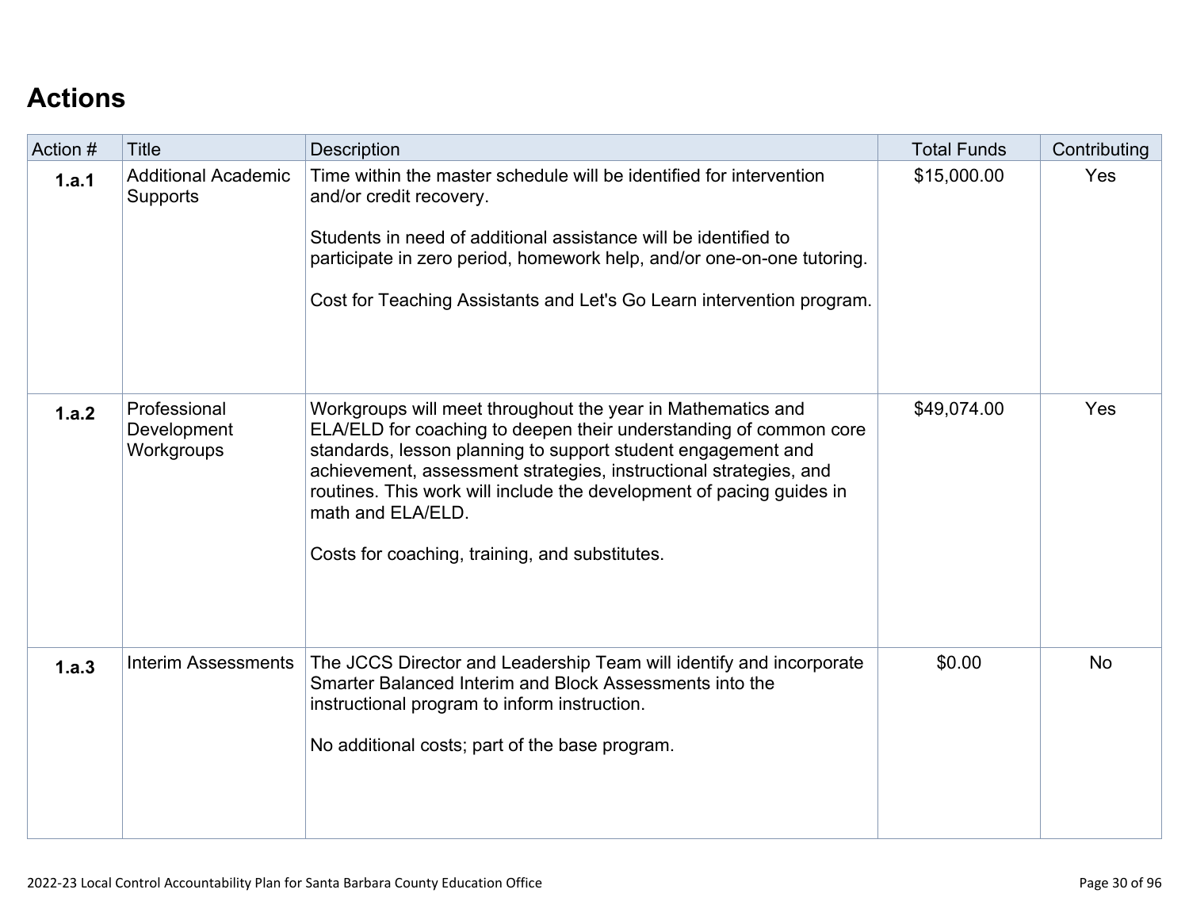## Actions

| Action # | Title | Description | Total Funds | Contributing |
|---|---|---|---|---|
| **1.a.1** | Additional Academic Supports | Time within the master schedule will be identified for intervention and/or credit recovery.<br><br>Students in need of additional assistance will be identified to participate in zero period, homework help, and/or one-on-one tutoring.<br><br>Cost for Teaching Assistants and Let's Go Learn intervention program. | $15,000.00 | Yes |
| **1.a.2** | Professional Development Workgroups | Workgroups will meet throughout the year in Mathematics and ELA/ELD for coaching to deepen their understanding of common core standards, lesson planning to support student engagement and achievement, assessment strategies, instructional strategies, and routines. This work will include the development of pacing guides in math and ELA/ELD.<br><br>Costs for coaching, training, and substitutes. | $49,074.00 | Yes |
| **1.a.3** | Interim Assessments | The JCCS Director and Leadership Team will identify and incorporate Smarter Balanced Interim and Block Assessments into the instructional program to inform instruction.<br><br>No additional costs; part of the base program. | $0.00 | No |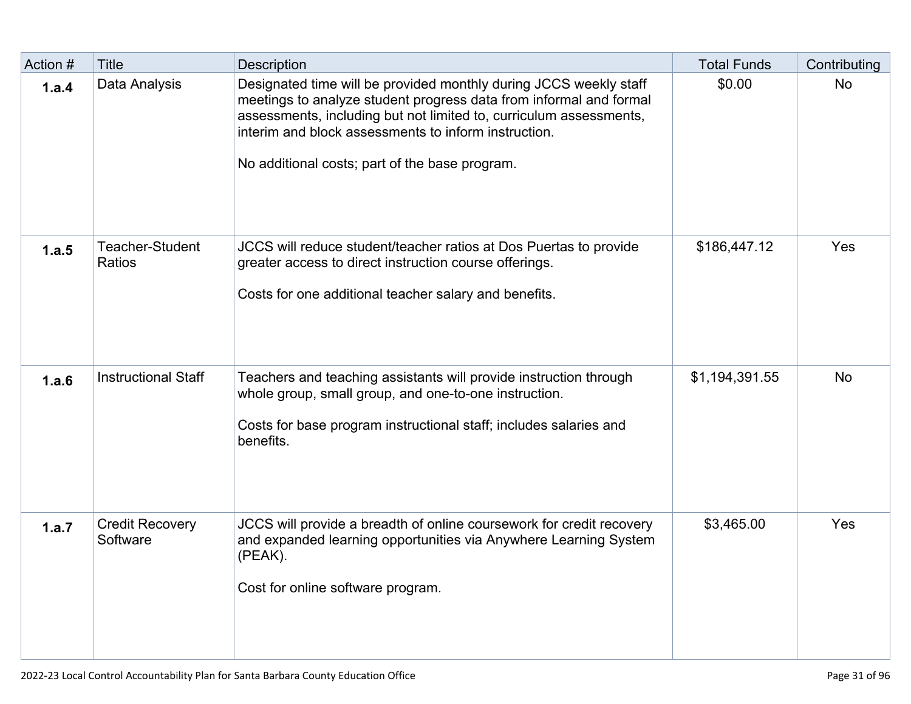| Action # | Title | Description | Total Funds | Contributing |
|---|---|---|---|---|
| **1.a.4** | Data Analysis | Designated time will be provided monthly during JCCS weekly staff meetings to analyze student progress data from informal and formal assessments, including but not limited to, curriculum assessments, interim and block assessments to inform instruction.<br><br>No additional costs; part of the base program. | $0.00 | No |
| **1.a.5** | Teacher-Student Ratios | JCCS will reduce student/teacher ratios at Dos Puertas to provide greater access to direct instruction course offerings.<br><br>Costs for one additional teacher salary and benefits. | $186,447.12 | Yes |
| **1.a.6** | Instructional Staff | Teachers and teaching assistants will provide instruction through whole group, small group, and one-to-one instruction.<br><br>Costs for base program instructional staff; includes salaries and benefits. | $1,194,391.55 | No |
| **1.a.7** | Credit Recovery Software | JCCS will provide a breadth of online coursework for credit recovery and expanded learning opportunities via Anywhere Learning System (PEAK).<br><br>Cost for online software program. | $3,465.00 | Yes |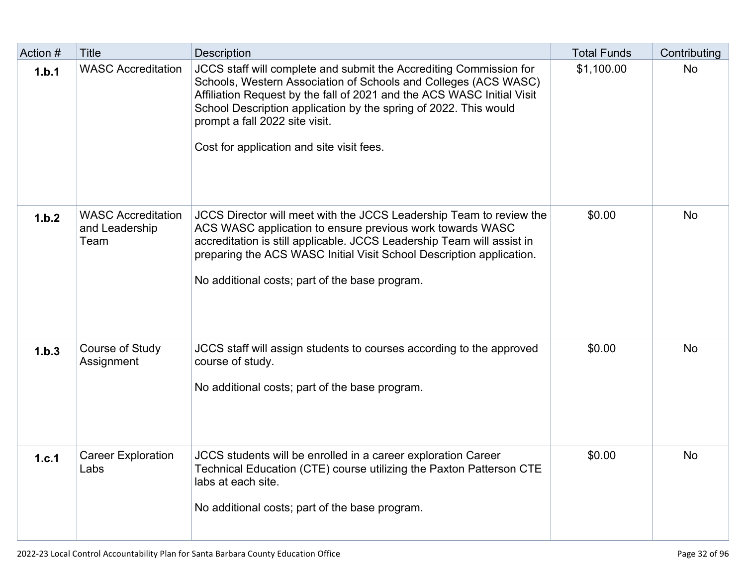| Action # | Title | Description | Total Funds | Contributing |
|---|---|---|---|---|
| **1.b.1** | WASC Accreditation | JCCS staff will complete and submit the Accrediting Commission for Schools, Western Association of Schools and Colleges (ACS WASC) Affiliation Request by the fall of 2021 and the ACS WASC Initial Visit School Description application by the spring of 2022. This would prompt a fall 2022 site visit.<br><br>Cost for application and site visit fees. | $1,100.00 | No |
| **1.b.2** | WASC Accreditation and Leadership Team | JCCS Director will meet with the JCCS Leadership Team to review the ACS WASC application to ensure previous work towards WASC accreditation is still applicable. JCCS Leadership Team will assist in preparing the ACS WASC Initial Visit School Description application.<br><br>No additional costs; part of the base program. | $0.00 | No |
| **1.b.3** | Course of Study Assignment | JCCS staff will assign students to courses according to the approved course of study.<br><br>No additional costs; part of the base program. | $0.00 | No |
| **1.c.1** | Career Exploration Labs | JCCS students will be enrolled in a career exploration Career Technical Education (CTE) course utilizing the Paxton Patterson CTE labs at each site.<br><br>No additional costs; part of the base program. | $0.00 | No |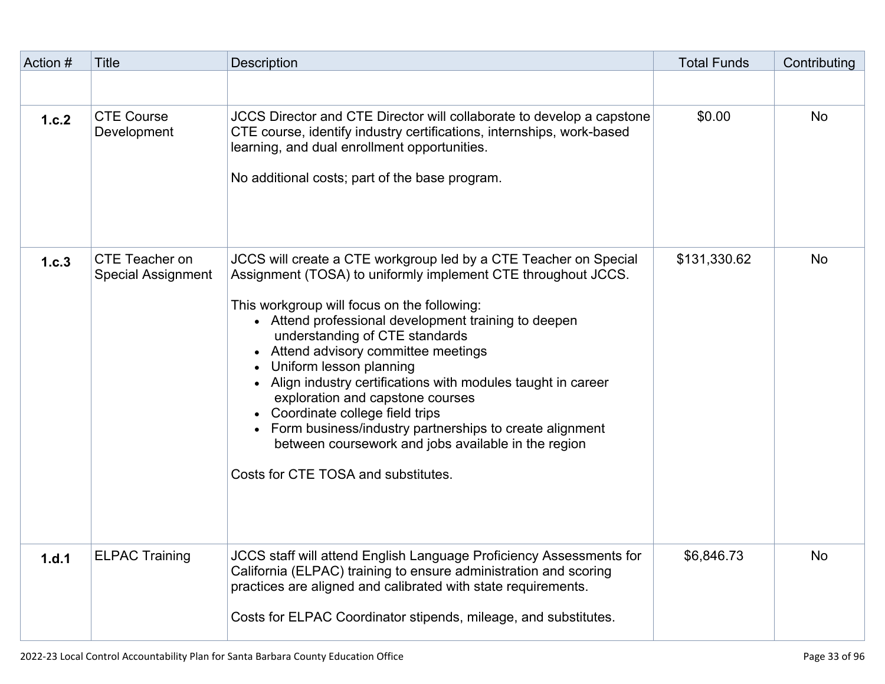| Action # | Title | Description | Total Funds | Contributing |
|---|---|---|---|---|
| | | | | |
| **1.c.2** | CTE Course Development | JCCS Director and CTE Director will collaborate to develop a capstone CTE course, identify industry certifications, internships, work-based learning, and dual enrollment opportunities.<br><br>No additional costs; part of the base program. | $0.00 | No |
| **1.c.3** | CTE Teacher on Special Assignment | JCCS will create a CTE workgroup led by a CTE Teacher on Special Assignment (TOSA) to uniformly implement CTE throughout JCCS.<br><br>This workgroup will focus on the following:<br>• Attend professional development training to deepen understanding of CTE standards<br>• Attend advisory committee meetings<br>• Uniform lesson planning<br>• Align industry certifications with modules taught in career exploration and capstone courses<br>• Coordinate college field trips<br>• Form business/industry partnerships to create alignment between coursework and jobs available in the region<br><br>Costs for CTE TOSA and substitutes. | $131,330.62 | No |
| **1.d.1** | ELPAC Training | JCCS staff will attend English Language Proficiency Assessments for California (ELPAC) training to ensure administration and scoring practices are aligned and calibrated with state requirements.<br><br>Costs for ELPAC Coordinator stipends, mileage, and substitutes. | $6,846.73 | No |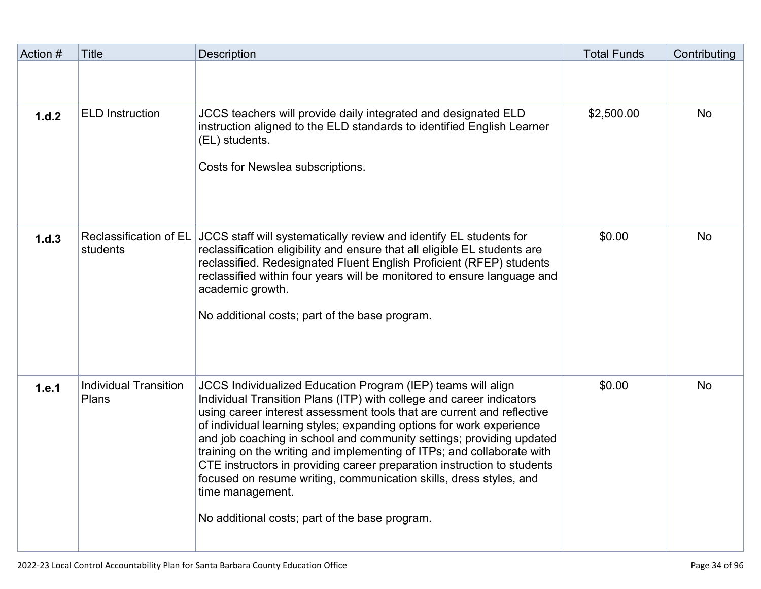| Action # | Title | Description | Total Funds | Contributing |
|---|---|---|---|---|
| | | | | |
| **1.d.2** | ELD Instruction | JCCS teachers will provide daily integrated and designated ELD instruction aligned to the ELD standards to identified English Learner (EL) students.<br><br>Costs for Newslea subscriptions. | $2,500.00 | No |
| **1.d.3** | Reclassification of EL students | JCCS staff will systematically review and identify EL students for reclassification eligibility and ensure that all eligible EL students are reclassified. Redesignated Fluent English Proficient (RFEP) students reclassified within four years will be monitored to ensure language and academic growth.<br><br>No additional costs; part of the base program. | $0.00 | No |
| **1.e.1** | Individual Transition Plans | JCCS Individualized Education Program (IEP) teams will align Individual Transition Plans (ITP) with college and career indicators using career interest assessment tools that are current and reflective of individual learning styles; expanding options for work experience and job coaching in school and community settings; providing updated training on the writing and implementing of ITPs; and collaborate with CTE instructors in providing career preparation instruction to students focused on resume writing, communication skills, dress styles, and time management.<br><br>No additional costs; part of the base program. | $0.00 | No |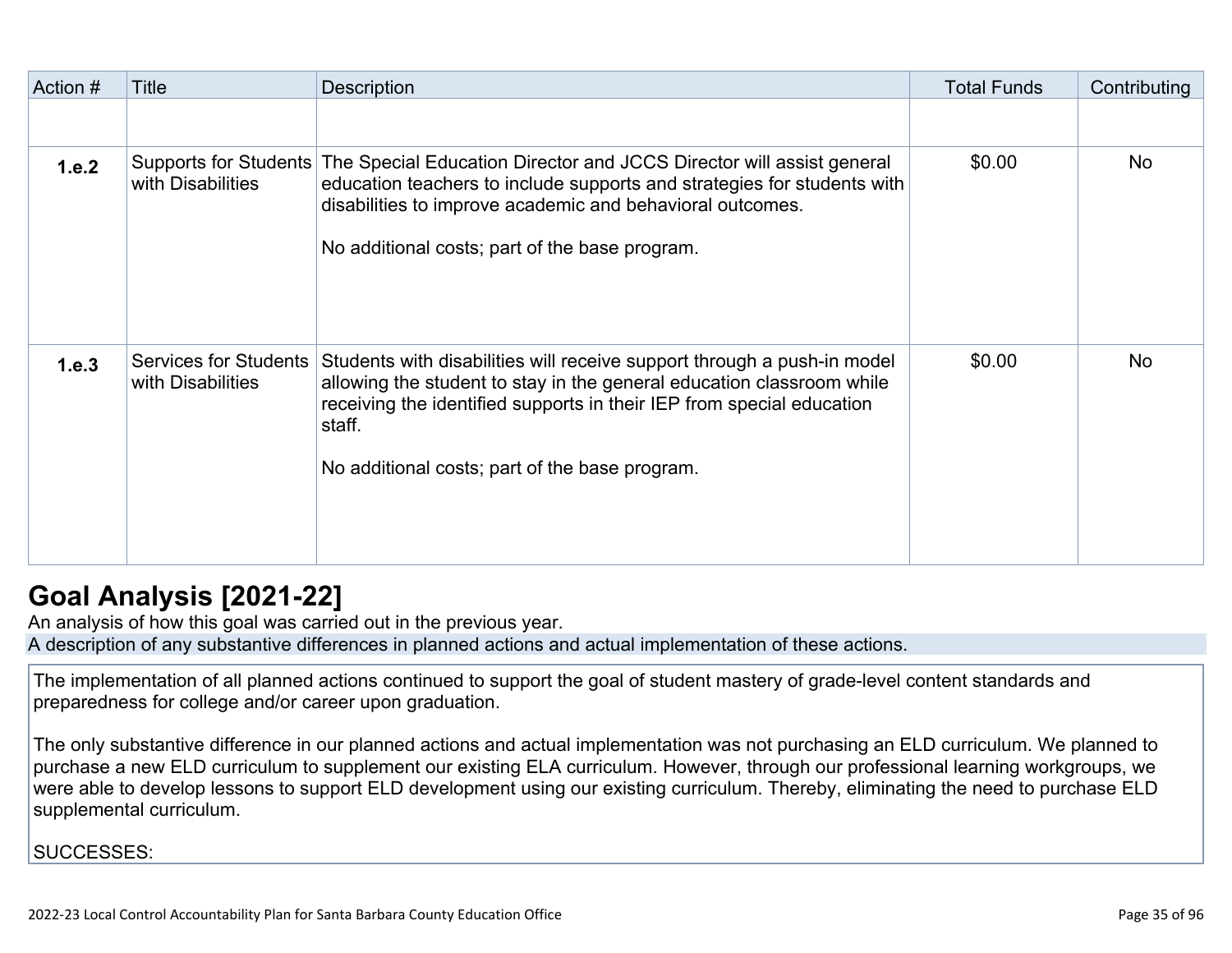| Action # | Title | Description | Total Funds | Contributing |
|---|---|---|---|---|
| | | | | |
| **1.e.2** | Supports for Students with Disabilities | The Special Education Director and JCCS Director will assist general education teachers to include supports and strategies for students with disabilities to improve academic and behavioral outcomes.<br><br>No additional costs; part of the base program. | $0.00 | No |
| **1.e.3** | Services for Students with Disabilities | Students with disabilities will receive support through a push-in model allowing the student to stay in the general education classroom while receiving the identified supports in their IEP from special education staff.<br><br>No additional costs; part of the base program. | $0.00 | No |

# Goal Analysis [2021-22]

An analysis of how this goal was carried out in the previous year.

A description of any substantive differences in planned actions and actual implementation of these actions.

The implementation of all planned actions continued to support the goal of student mastery of grade-level content standards and preparedness for college and/or career upon graduation.

The only substantive difference in our planned actions and actual implementation was not purchasing an ELD curriculum. We planned to purchase a new ELD curriculum to supplement our existing ELA curriculum. However, through our professional learning workgroups, we were able to develop lessons to support ELD development using our existing curriculum. Thereby, eliminating the need to purchase ELD supplemental curriculum.

SUCCESSES: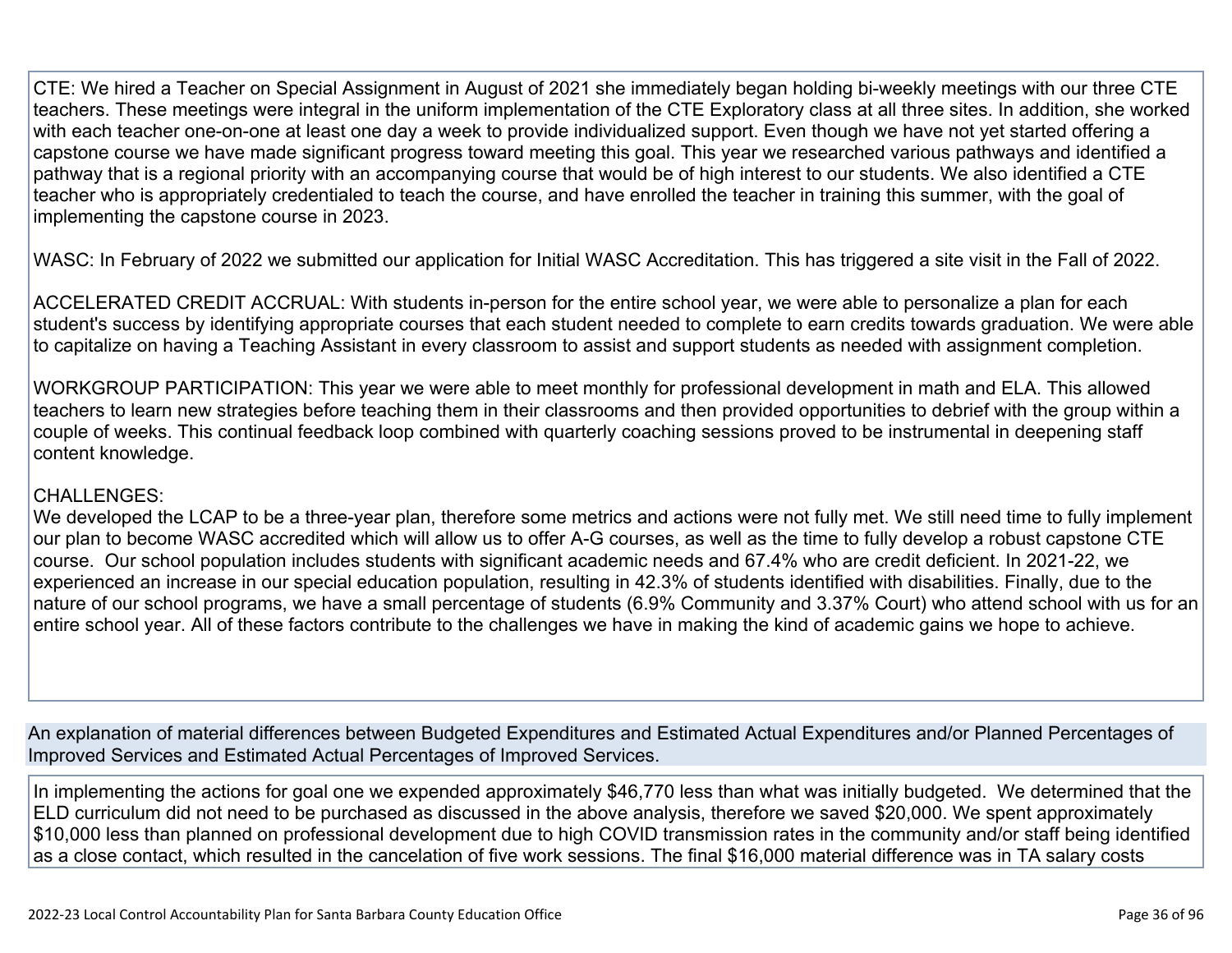CTE: We hired a Teacher on Special Assignment in August of 2021 she immediately began holding bi-weekly meetings with our three CTE teachers. These meetings were integral in the uniform implementation of the CTE Exploratory class at all three sites. In addition, she worked with each teacher one-on-one at least one day a week to provide individualized support. Even though we have not yet started offering a capstone course we have made significant progress toward meeting this goal. This year we researched various pathways and identified a pathway that is a regional priority with an accompanying course that would be of high interest to our students. We also identified a CTE teacher who is appropriately credentialed to teach the course, and have enrolled the teacher in training this summer, with the goal of implementing the capstone course in 2023.

WASC: In February of 2022 we submitted our application for Initial WASC Accreditation. This has triggered a site visit in the Fall of 2022.

ACCELERATED CREDIT ACCRUAL: With students in-person for the entire school year, we were able to personalize a plan for each student's success by identifying appropriate courses that each student needed to complete to earn credits towards graduation. We were able to capitalize on having a Teaching Assistant in every classroom to assist and support students as needed with assignment completion.

WORKGROUP PARTICIPATION: This year we were able to meet monthly for professional development in math and ELA. This allowed teachers to learn new strategies before teaching them in their classrooms and then provided opportunities to debrief with the group within a couple of weeks. This continual feedback loop combined with quarterly coaching sessions proved to be instrumental in deepening staff content knowledge.

CHALLENGES:
We developed the LCAP to be a three-year plan, therefore some metrics and actions were not fully met. We still need time to fully implement our plan to become WASC accredited which will allow us to offer A-G courses, as well as the time to fully develop a robust capstone CTE course. Our school population includes students with significant academic needs and 67.4% who are credit deficient. In 2021-22, we experienced an increase in our special education population, resulting in 42.3% of students identified with disabilities. Finally, due to the nature of our school programs, we have a small percentage of students (6.9% Community and 3.37% Court) who attend school with us for an entire school year. All of these factors contribute to the challenges we have in making the kind of academic gains we hope to achieve.

An explanation of material differences between Budgeted Expenditures and Estimated Actual Expenditures and/or Planned Percentages of Improved Services and Estimated Actual Percentages of Improved Services.

In implementing the actions for goal one we expended approximately $46,770 less than what was initially budgeted. We determined that the ELD curriculum did not need to be purchased as discussed in the above analysis, therefore we saved $20,000. We spent approximately $10,000 less than planned on professional development due to high COVID transmission rates in the community and/or staff being identified as a close contact, which resulted in the cancelation of five work sessions. The final $16,000 material difference was in TA salary costs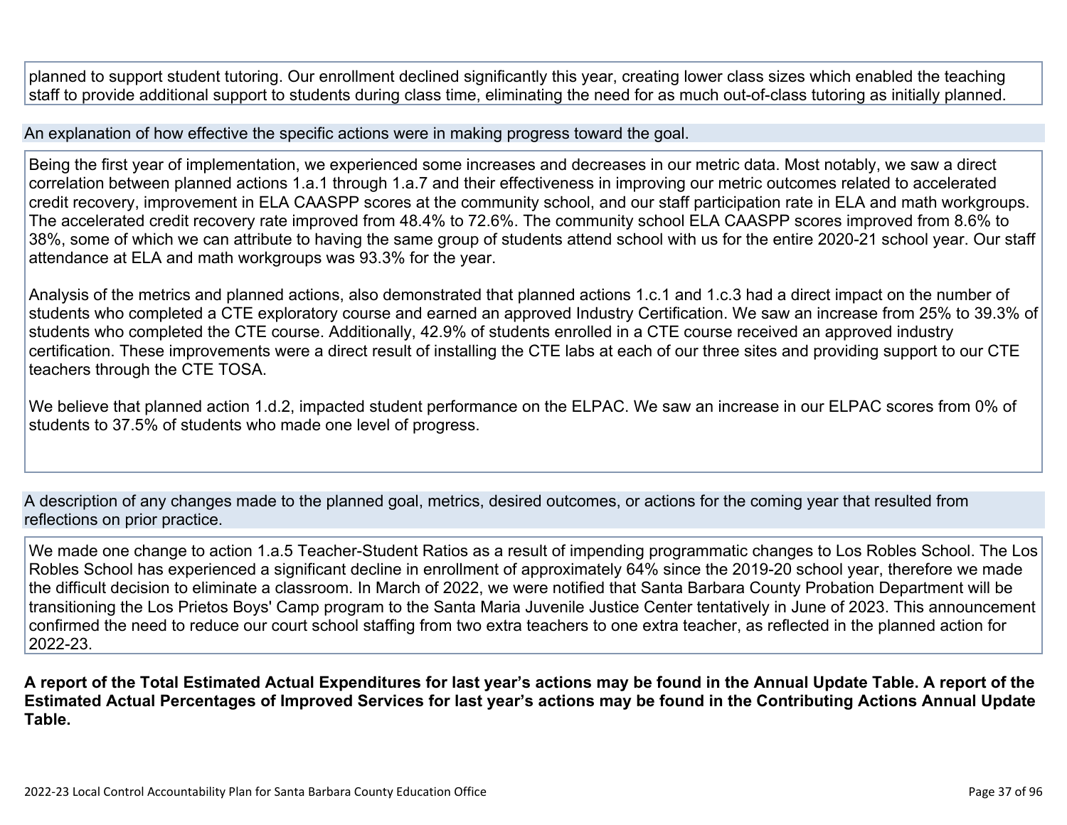planned to support student tutoring. Our enrollment declined significantly this year, creating lower class sizes which enabled the teaching staff to provide additional support to students during class time, eliminating the need for as much out-of-class tutoring as initially planned.

An explanation of how effective the specific actions were in making progress toward the goal.

Being the first year of implementation, we experienced some increases and decreases in our metric data. Most notably, we saw a direct correlation between planned actions 1.a.1 through 1.a.7 and their effectiveness in improving our metric outcomes related to accelerated credit recovery, improvement in ELA CAASPP scores at the community school, and our staff participation rate in ELA and math workgroups. The accelerated credit recovery rate improved from 48.4% to 72.6%. The community school ELA CAASPP scores improved from 8.6% to 38%, some of which we can attribute to having the same group of students attend school with us for the entire 2020-21 school year. Our staff attendance at ELA and math workgroups was 93.3% for the year.

Analysis of the metrics and planned actions, also demonstrated that planned actions 1.c.1 and 1.c.3 had a direct impact on the number of students who completed a CTE exploratory course and earned an approved Industry Certification. We saw an increase from 25% to 39.3% of students who completed the CTE course. Additionally, 42.9% of students enrolled in a CTE course received an approved industry certification. These improvements were a direct result of installing the CTE labs at each of our three sites and providing support to our CTE teachers through the CTE TOSA.

We believe that planned action 1.d.2, impacted student performance on the ELPAC. We saw an increase in our ELPAC scores from 0% of students to 37.5% of students who made one level of progress.

A description of any changes made to the planned goal, metrics, desired outcomes, or actions for the coming year that resulted from reflections on prior practice.

We made one change to action 1.a.5 Teacher-Student Ratios as a result of impending programmatic changes to Los Robles School. The Los Robles School has experienced a significant decline in enrollment of approximately 64% since the 2019-20 school year, therefore we made the difficult decision to eliminate a classroom. In March of 2022, we were notified that Santa Barbara County Probation Department will be transitioning the Los Prietos Boys' Camp program to the Santa Maria Juvenile Justice Center tentatively in June of 2023. This announcement confirmed the need to reduce our court school staffing from two extra teachers to one extra teacher, as reflected in the planned action for 2022-23.

**A report of the Total Estimated Actual Expenditures for last year's actions may be found in the Annual Update Table. A report of the Estimated Actual Percentages of Improved Services for last year's actions may be found in the Contributing Actions Annual Update Table.**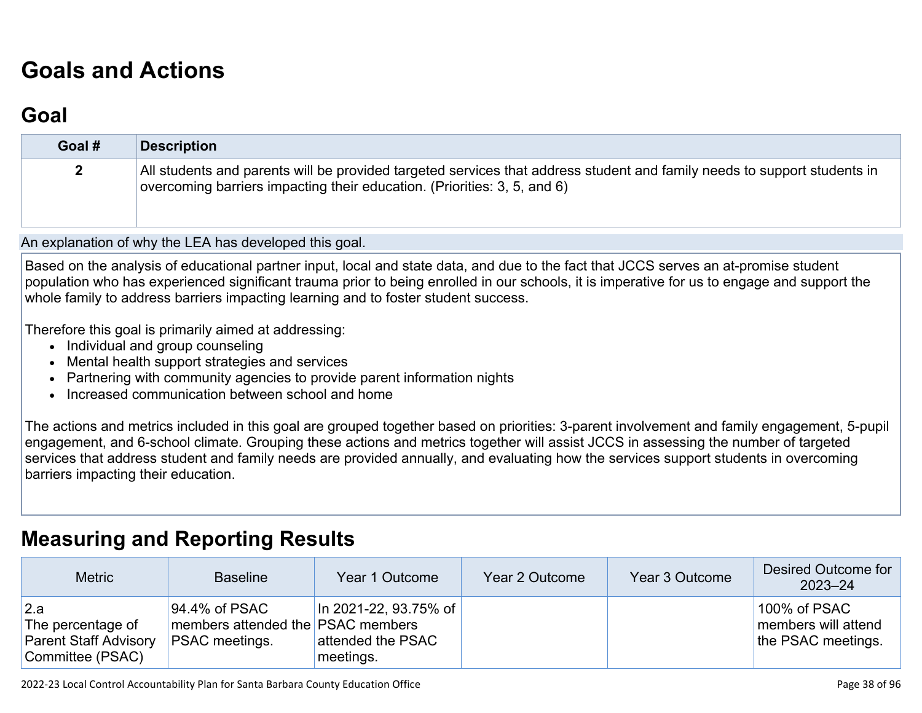# Goals and Actions

## Goal

| Goal # | Description |
|---|---|
| 2 | All students and parents will be provided targeted services that address student and family needs to support students in overcoming barriers impacting their education. (Priorities: 3, 5, and 6) |

An explanation of why the LEA has developed this goal.

Based on the analysis of educational partner input, local and state data, and due to the fact that JCCS serves an at-promise student population who has experienced significant trauma prior to being enrolled in our schools, it is imperative for us to engage and support the whole family to address barriers impacting learning and to foster student success.

Therefore this goal is primarily aimed at addressing:

- Individual and group counseling
- Mental health support strategies and services
- Partnering with community agencies to provide parent information nights
- Increased communication between school and home

The actions and metrics included in this goal are grouped together based on priorities: 3-parent involvement and family engagement, 5-pupil engagement, and 6-school climate. Grouping these actions and metrics together will assist JCCS in assessing the number of targeted services that address student and family needs are provided annually, and evaluating how the services support students in overcoming barriers impacting their education.

# Measuring and Reporting Results

| Metric | Baseline | Year 1 Outcome | Year 2 Outcome | Year 3 Outcome | Desired Outcome for 2023–24 |
|---|---|---|---|---|---|
| 2.a The percentage of Parent Staff Advisory Committee (PSAC) | 94.4% of PSAC members attended the PSAC meetings. | In 2021-22, 93.75% of PSAC members attended the PSAC meetings. | | | 100% of PSAC members will attend the PSAC meetings. |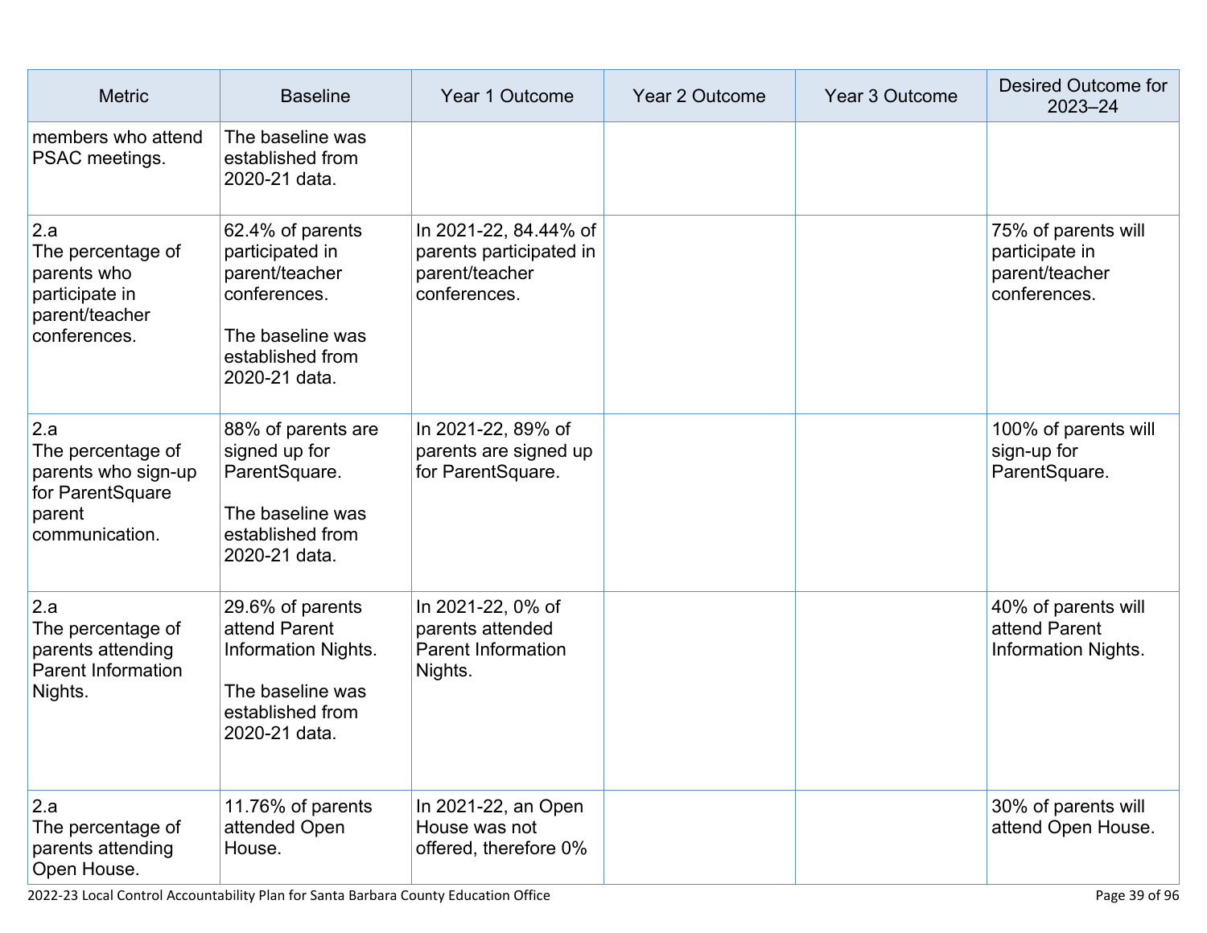| Metric | Baseline | Year 1 Outcome | Year 2 Outcome | Year 3 Outcome | Desired Outcome for 2023–24 |
|---|---|---|---|---|---|
| members who attend PSAC meetings. | The baseline was established from 2020-21 data. | | | | |
| 2.a<br>The percentage of parents who participate in parent/teacher conferences. | 62.4% of parents participated in parent/teacher conferences.<br><br>The baseline was established from 2020-21 data. | In 2021-22, 84.44% of parents participated in parent/teacher conferences. | | | 75% of parents will participate in parent/teacher conferences. |
| 2.a<br>The percentage of parents who sign-up for ParentSquare parent communication. | 88% of parents are signed up for ParentSquare.<br><br>The baseline was established from 2020-21 data. | In 2021-22, 89% of parents are signed up for ParentSquare. | | | 100% of parents will sign-up for ParentSquare. |
| 2.a<br>The percentage of parents attending Parent Information Nights. | 29.6% of parents attend Parent Information Nights.<br><br>The baseline was established from 2020-21 data. | In 2021-22, 0% of parents attended Parent Information Nights. | | | 40% of parents will attend Parent Information Nights. |
| 2.a<br>The percentage of parents attending Open House. | 11.76% of parents attended Open House. | In 2021-22, an Open House was not offered, therefore 0% | | | 30% of parents will attend Open House. |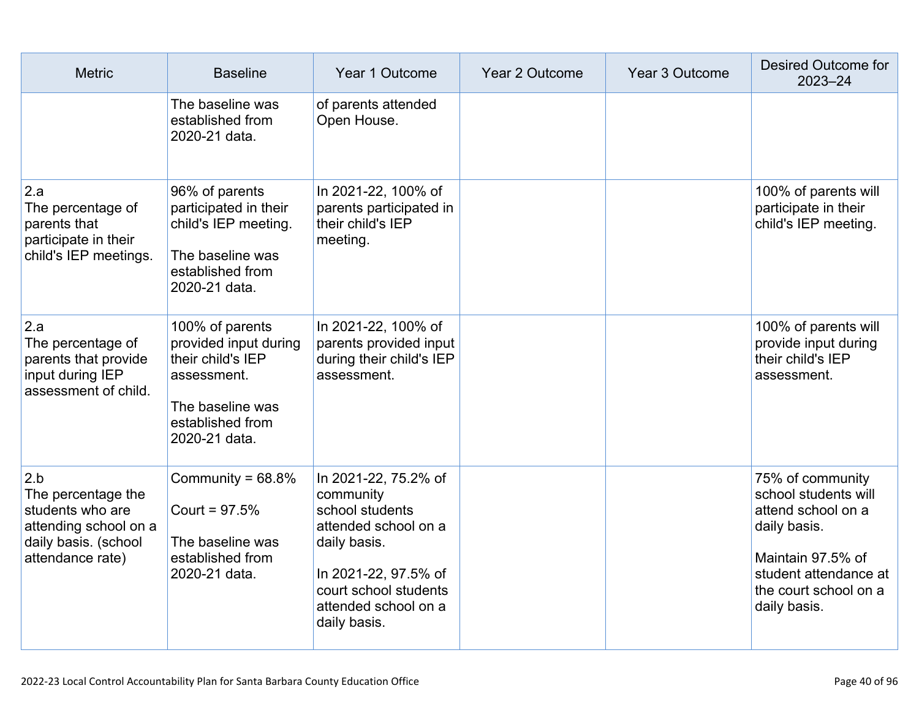| Metric | Baseline | Year 1 Outcome | Year 2 Outcome | Year 3 Outcome | Desired Outcome for 2023–24 |
|---|---|---|---|---|---|
| | The baseline was established from 2020-21 data. | of parents attended Open House. | | | |
| 2.a<br>The percentage of parents that participate in their child's IEP meetings. | 96% of parents participated in their child's IEP meeting.<br><br>The baseline was established from 2020-21 data. | In 2021-22, 100% of parents participated in their child's IEP meeting. | | | 100% of parents will participate in their child's IEP meeting. |
| 2.a<br>The percentage of parents that provide input during IEP assessment of child. | 100% of parents provided input during their child's IEP assessment.<br><br>The baseline was established from 2020-21 data. | In 2021-22, 100% of parents provided input during their child's IEP assessment. | | | 100% of parents will provide input during their child's IEP assessment. |
| 2.b<br>The percentage the students who are attending school on a daily basis. (school attendance rate) | Community = 68.8%<br><br>Court = 97.5%<br><br>The baseline was established from 2020-21 data. | In 2021-22, 75.2% of community school students attended school on a daily basis.<br><br>In 2021-22, 97.5% of court school students attended school on a daily basis. | | | 75% of community school students will attend school on a daily basis.<br><br>Maintain 97.5% of student attendance at the court school on a daily basis. |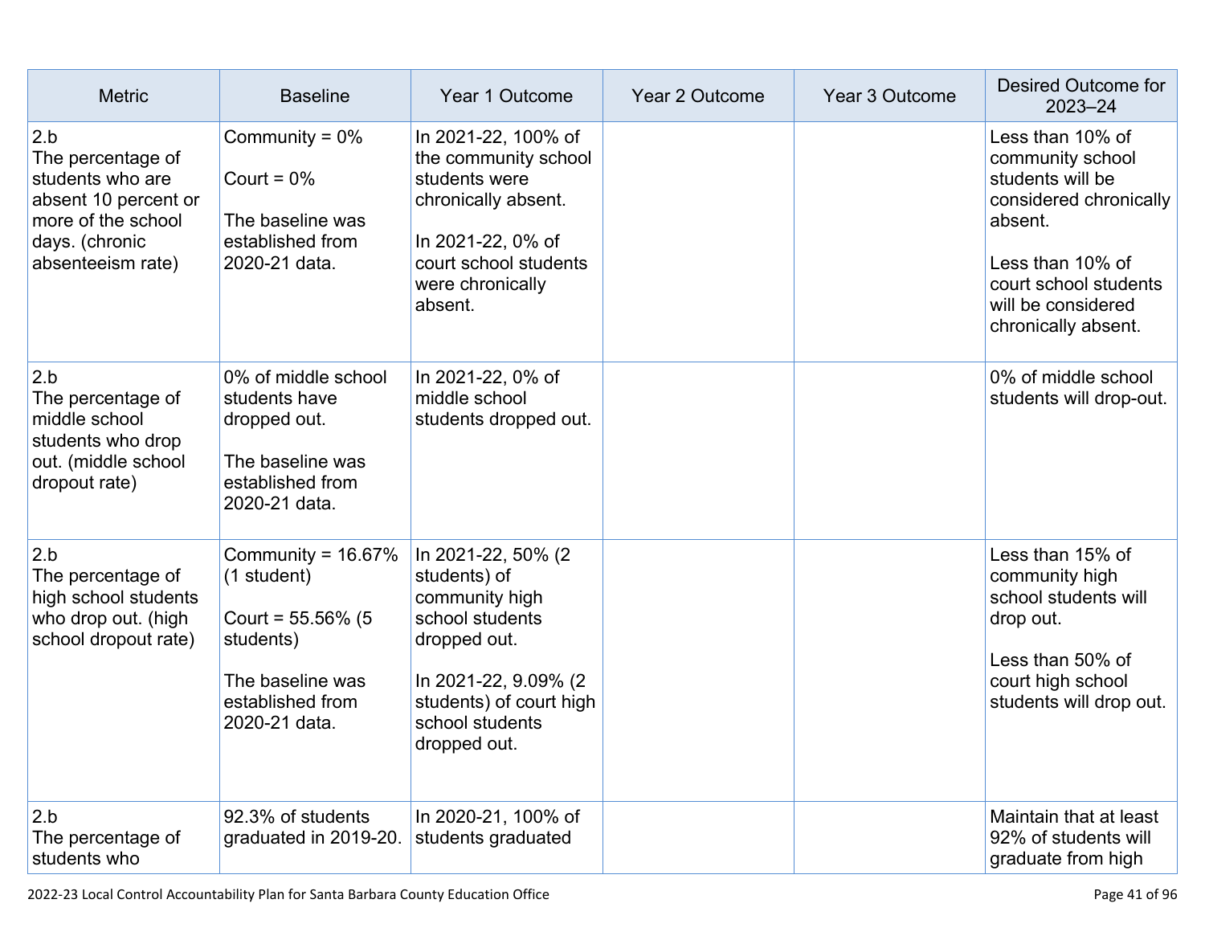| Metric | Baseline | Year 1 Outcome | Year 2 Outcome | Year 3 Outcome | Desired Outcome for 2023–24 |
| --- | --- | --- | --- | --- | --- |
| 2.b<br>The percentage of students who are absent 10 percent or more of the school days. (chronic absenteeism rate) | Community = 0%<br><br>Court = 0%<br><br>The baseline was established from 2020-21 data. | In 2021-22, 100% of the community school students were chronically absent.<br><br>In 2021-22, 0% of court school students were chronically absent. | | | Less than 10% of community school students will be considered chronically absent.<br><br>Less than 10% of court school students will be considered chronically absent. |
| 2.b<br>The percentage of middle school students who drop out. (middle school dropout rate) | 0% of middle school students have dropped out.<br><br>The baseline was established from 2020-21 data. | In 2021-22, 0% of middle school students dropped out. | | | 0% of middle school students will drop-out. |
| 2.b<br>The percentage of high school students who drop out. (high school dropout rate) | Community = 16.67% (1 student)<br><br>Court = 55.56% (5 students)<br><br>The baseline was established from 2020-21 data. | In 2021-22, 50% (2 students) of community high school students dropped out.<br><br>In 2021-22, 9.09% (2 students) of court high school students dropped out. | | | Less than 15% of community high school students will drop out.<br><br>Less than 50% of court high school students will drop out. |
| 2.b<br>The percentage of students who | 92.3% of students graduated in 2019-20. | In 2020-21, 100% of students graduated | | | Maintain that at least 92% of students will graduate from high |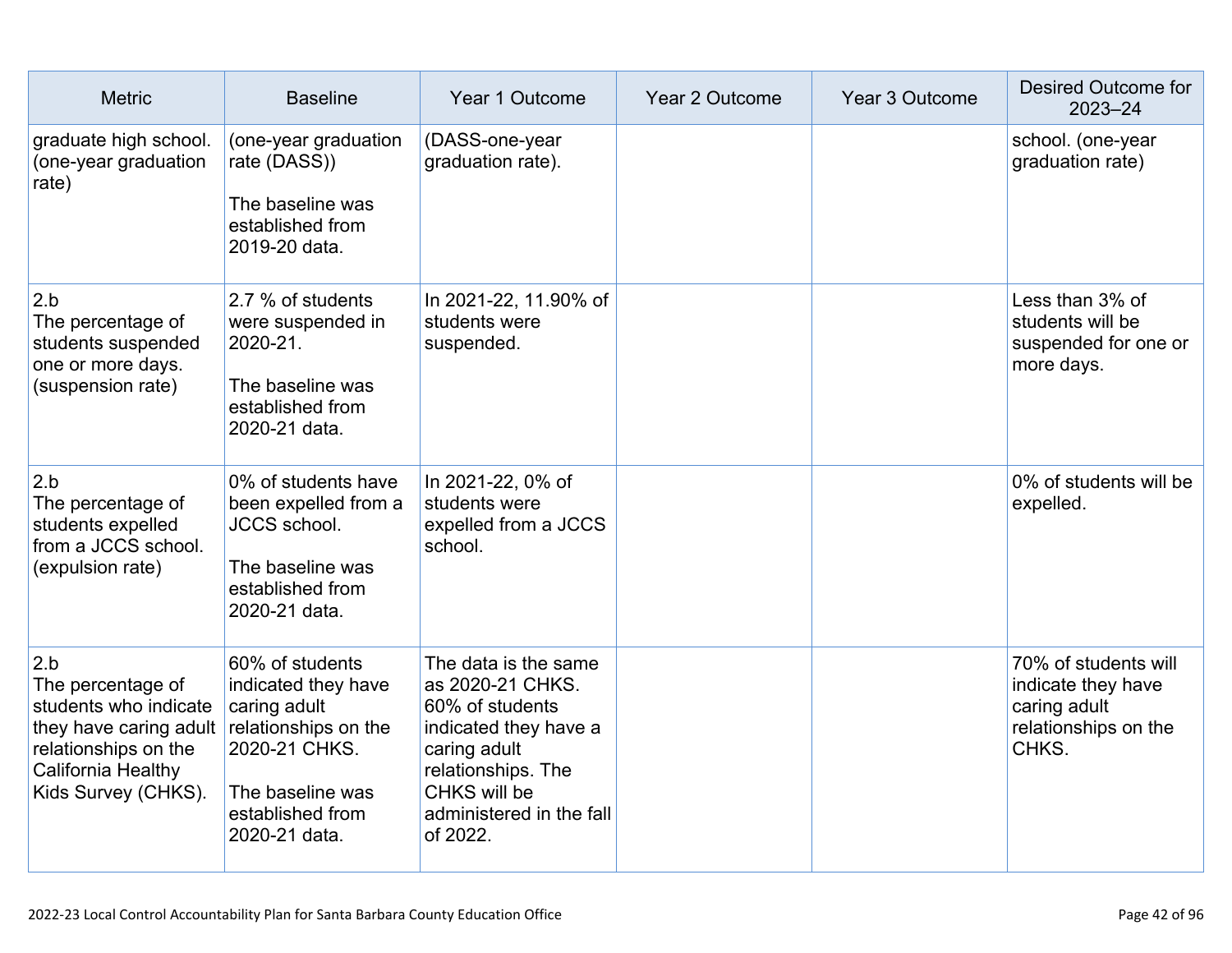| Metric | Baseline | Year 1 Outcome | Year 2 Outcome | Year 3 Outcome | Desired Outcome for 2023–24 |
|---|---|---|---|---|---|
| graduate high school. (one-year graduation rate) | (one-year graduation rate (DASS))<br><br>The baseline was established from 2019-20 data. | (DASS-one-year graduation rate). | | | school. (one-year graduation rate) |
| 2.b<br>The percentage of students suspended one or more days. (suspension rate) | 2.7 % of students were suspended in 2020-21.<br><br>The baseline was established from 2020-21 data. | In 2021-22, 11.90% of students were suspended. | | | Less than 3% of students will be suspended for one or more days. |
| 2.b<br>The percentage of students expelled from a JCCS school. (expulsion rate) | 0% of students have been expelled from a JCCS school.<br><br>The baseline was established from 2020-21 data. | In 2021-22, 0% of students were expelled from a JCCS school. | | | 0% of students will be expelled. |
| 2.b<br>The percentage of students who indicate they have caring adult relationships on the California Healthy Kids Survey (CHKS). | 60% of students indicated they have caring adult relationships on the 2020-21 CHKS.<br><br>The baseline was established from 2020-21 data. | The data is the same as 2020-21 CHKS. 60% of students indicated they have a caring adult relationships. The CHKS will be administered in the fall of 2022. | | | 70% of students will indicate they have caring adult relationships on the CHKS. |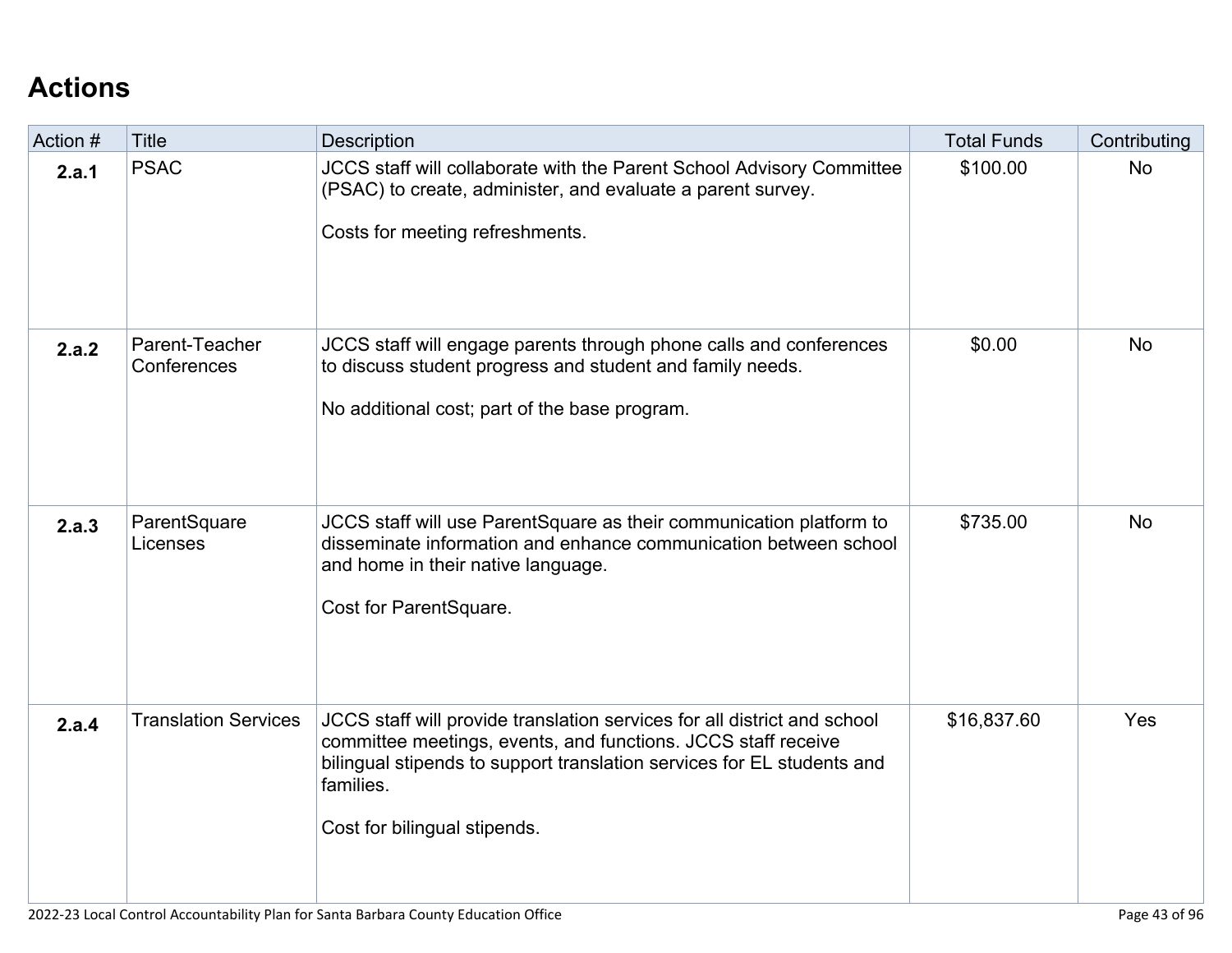## Actions

| Action # | Title | Description | Total Funds | Contributing |
|---|---|---|---|---|
| **2.a.1** | PSAC | JCCS staff will collaborate with the Parent School Advisory Committee (PSAC) to create, administer, and evaluate a parent survey.<br><br>Costs for meeting refreshments. | $100.00 | No |
| **2.a.2** | Parent-Teacher Conferences | JCCS staff will engage parents through phone calls and conferences to discuss student progress and student and family needs.<br><br>No additional cost; part of the base program. | $0.00 | No |
| **2.a.3** | ParentSquare Licenses | JCCS staff will use ParentSquare as their communication platform to disseminate information and enhance communication between school and home in their native language.<br><br>Cost for ParentSquare. | $735.00 | No |
| **2.a.4** | Translation Services | JCCS staff will provide translation services for all district and school committee meetings, events, and functions. JCCS staff receive bilingual stipends to support translation services for EL students and families.<br><br>Cost for bilingual stipends. | $16,837.60 | Yes |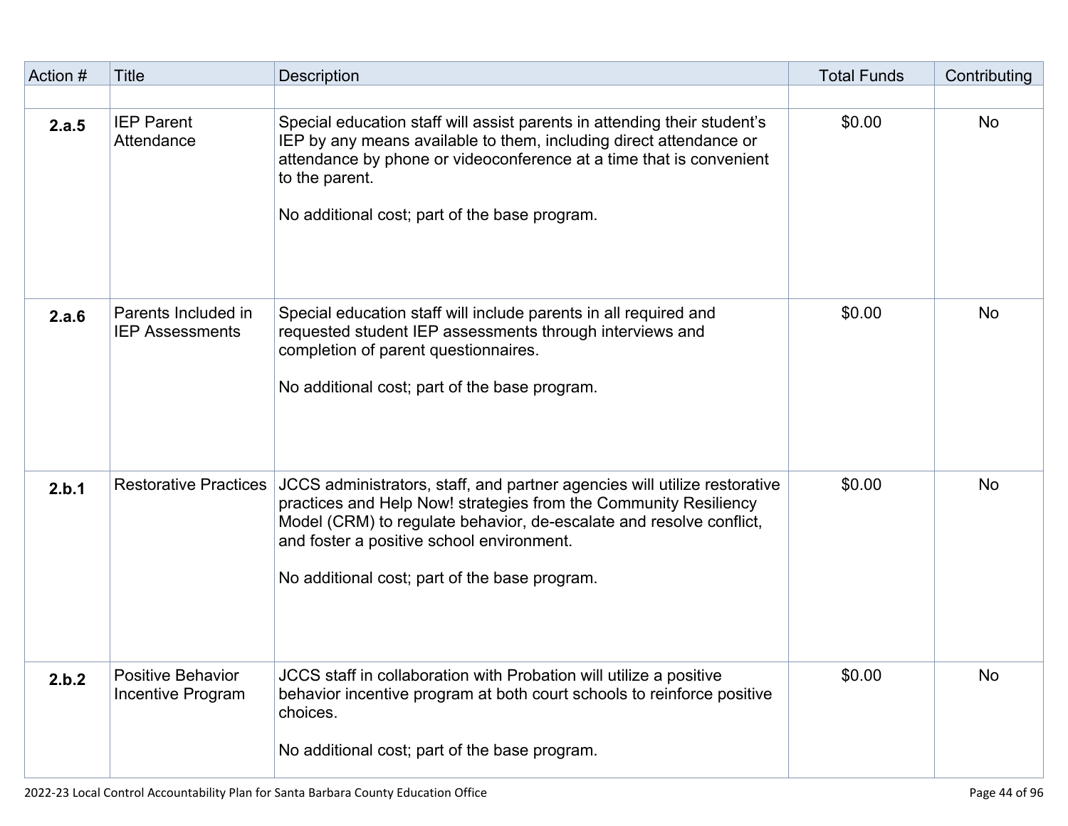| Action # | Title | Description | Total Funds | Contributing |
|---|---|---|---|---|
| | | | | |
| **2.a.5** | IEP Parent Attendance | Special education staff will assist parents in attending their student's IEP by any means available to them, including direct attendance or attendance by phone or videoconference at a time that is convenient to the parent.<br><br>No additional cost; part of the base program. | $0.00 | No |
| **2.a.6** | Parents Included in IEP Assessments | Special education staff will include parents in all required and requested student IEP assessments through interviews and completion of parent questionnaires.<br><br>No additional cost; part of the base program. | $0.00 | No |
| **2.b.1** | Restorative Practices | JCCS administrators, staff, and partner agencies will utilize restorative practices and Help Now! strategies from the Community Resiliency Model (CRM) to regulate behavior, de-escalate and resolve conflict, and foster a positive school environment.<br><br>No additional cost; part of the base program. | $0.00 | No |
| **2.b.2** | Positive Behavior Incentive Program | JCCS staff in collaboration with Probation will utilize a positive behavior incentive program at both court schools to reinforce positive choices.<br><br>No additional cost; part of the base program. | $0.00 | No |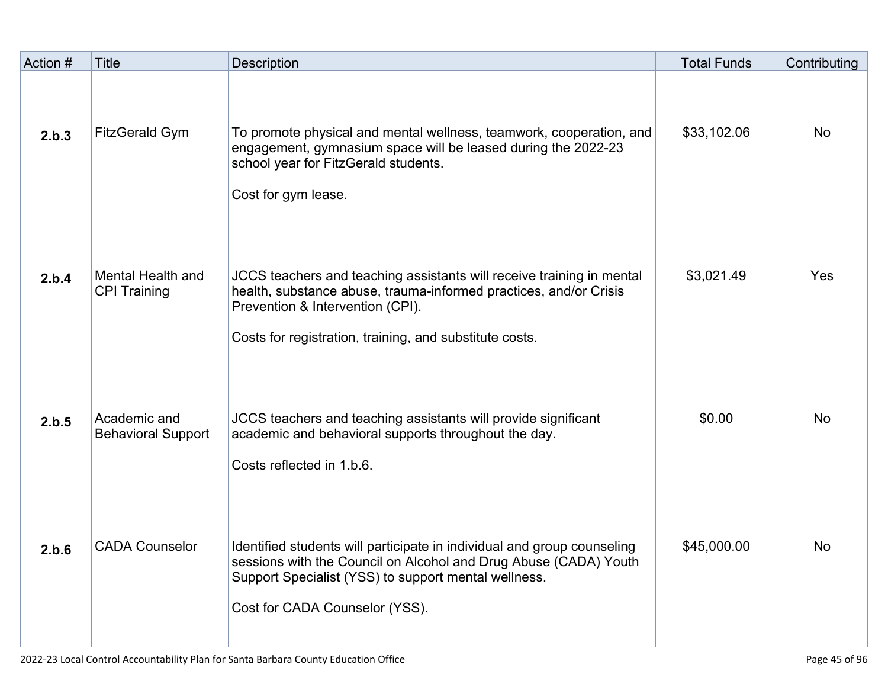| Action # | Title | Description | Total Funds | Contributing |
|---|---|---|---|---|
| | | | | |
| **2.b.3** | FitzGerald Gym | To promote physical and mental wellness, teamwork, cooperation, and engagement, gymnasium space will be leased during the 2022-23 school year for FitzGerald students.<br><br>Cost for gym lease. | $33,102.06 | No |
| **2.b.4** | Mental Health and CPI Training | JCCS teachers and teaching assistants will receive training in mental health, substance abuse, trauma-informed practices, and/or Crisis Prevention & Intervention (CPI).<br><br>Costs for registration, training, and substitute costs. | $3,021.49 | Yes |
| **2.b.5** | Academic and Behavioral Support | JCCS teachers and teaching assistants will provide significant academic and behavioral supports throughout the day.<br><br>Costs reflected in 1.b.6. | $0.00 | No |
| **2.b.6** | CADA Counselor | Identified students will participate in individual and group counseling sessions with the Council on Alcohol and Drug Abuse (CADA) Youth Support Specialist (YSS) to support mental wellness.<br><br>Cost for CADA Counselor (YSS). | $45,000.00 | No |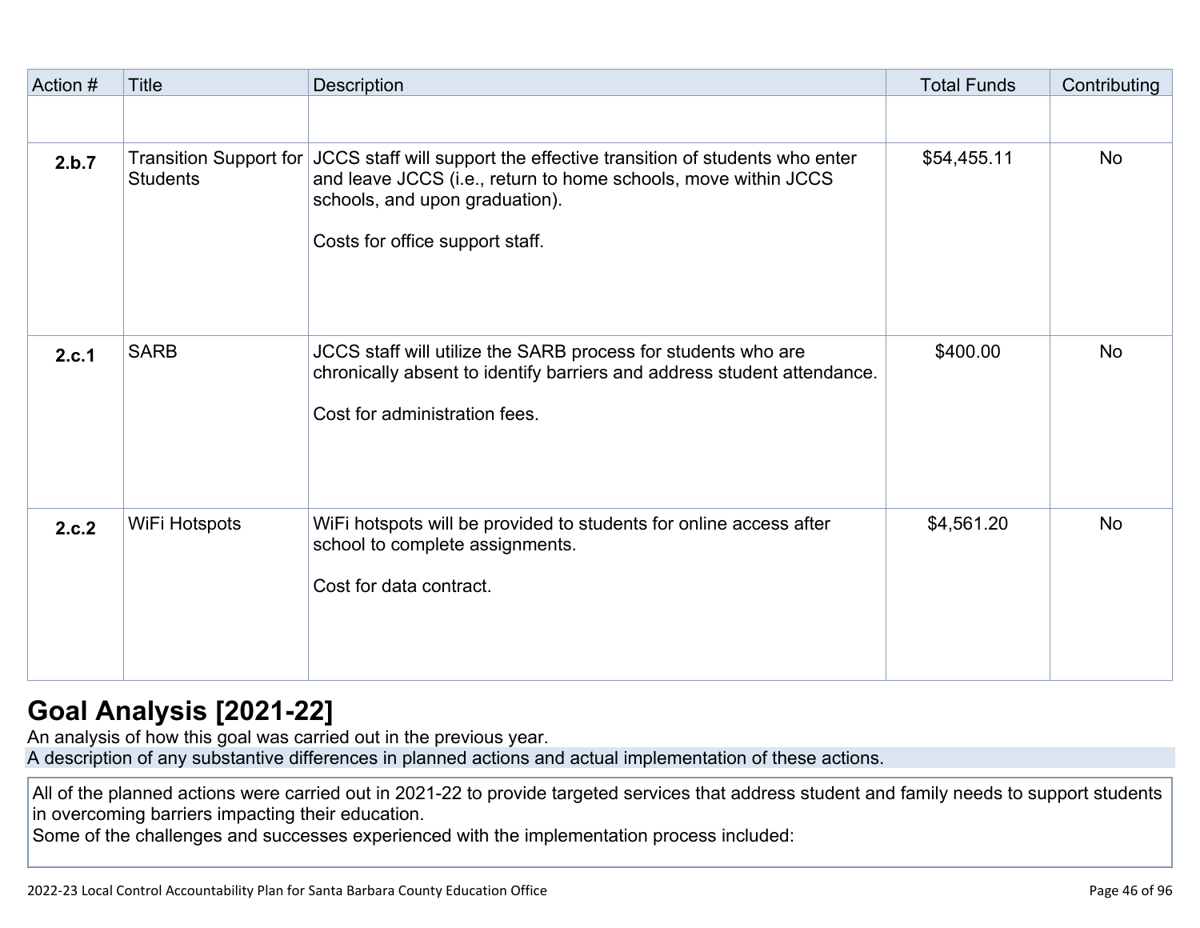| Action # | Title | Description | Total Funds | Contributing |
|---|---|---|---|---|
| | | | | |
| **2.b.7** | Transition Support for Students | JCCS staff will support the effective transition of students who enter and leave JCCS (i.e., return to home schools, move within JCCS schools, and upon graduation).<br><br>Costs for office support staff. | $54,455.11 | No |
| **2.c.1** | SARB | JCCS staff will utilize the SARB process for students who are chronically absent to identify barriers and address student attendance.<br><br>Cost for administration fees. | $400.00 | No |
| **2.c.2** | WiFi Hotspots | WiFi hotspots will be provided to students for online access after school to complete assignments.<br><br>Cost for data contract. | $4,561.20 | No |

## Goal Analysis [2021-22]

An analysis of how this goal was carried out in the previous year.

A description of any substantive differences in planned actions and actual implementation of these actions.

All of the planned actions were carried out in 2021-22 to provide targeted services that address student and family needs to support students in overcoming barriers impacting their education.
Some of the challenges and successes experienced with the implementation process included: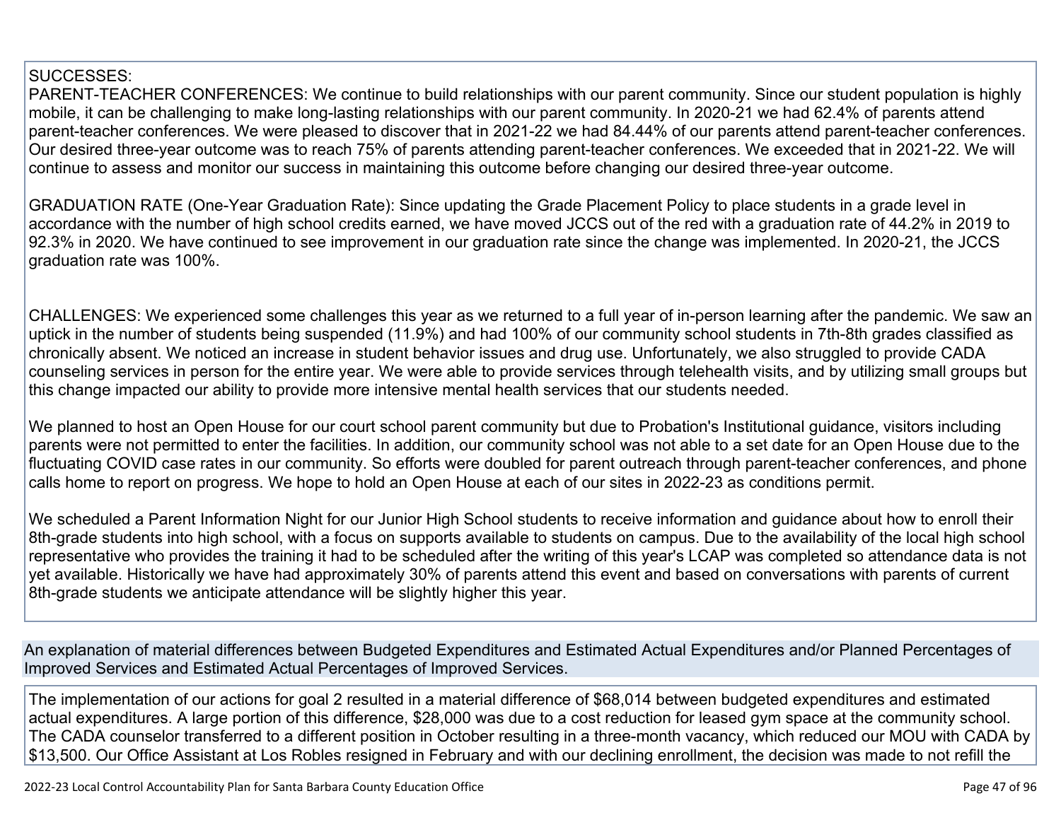SUCCESSES:
PARENT-TEACHER CONFERENCES: We continue to build relationships with our parent community. Since our student population is highly mobile, it can be challenging to make long-lasting relationships with our parent community. In 2020-21 we had 62.4% of parents attend parent-teacher conferences. We were pleased to discover that in 2021-22 we had 84.44% of our parents attend parent-teacher conferences. Our desired three-year outcome was to reach 75% of parents attending parent-teacher conferences. We exceeded that in 2021-22. We will continue to assess and monitor our success in maintaining this outcome before changing our desired three-year outcome.

GRADUATION RATE (One-Year Graduation Rate): Since updating the Grade Placement Policy to place students in a grade level in accordance with the number of high school credits earned, we have moved JCCS out of the red with a graduation rate of 44.2% in 2019 to 92.3% in 2020. We have continued to see improvement in our graduation rate since the change was implemented. In 2020-21, the JCCS graduation rate was 100%.

CHALLENGES: We experienced some challenges this year as we returned to a full year of in-person learning after the pandemic. We saw an uptick in the number of students being suspended (11.9%) and had 100% of our community school students in 7th-8th grades classified as chronically absent. We noticed an increase in student behavior issues and drug use. Unfortunately, we also struggled to provide CADA counseling services in person for the entire year. We were able to provide services through telehealth visits, and by utilizing small groups but this change impacted our ability to provide more intensive mental health services that our students needed.

We planned to host an Open House for our court school parent community but due to Probation's Institutional guidance, visitors including parents were not permitted to enter the facilities. In addition, our community school was not able to a set date for an Open House due to the fluctuating COVID case rates in our community. So efforts were doubled for parent outreach through parent-teacher conferences, and phone calls home to report on progress. We hope to hold an Open House at each of our sites in 2022-23 as conditions permit.

We scheduled a Parent Information Night for our Junior High School students to receive information and guidance about how to enroll their 8th-grade students into high school, with a focus on supports available to students on campus. Due to the availability of the local high school representative who provides the training it had to be scheduled after the writing of this year's LCAP was completed so attendance data is not yet available. Historically we have had approximately 30% of parents attend this event and based on conversations with parents of current 8th-grade students we anticipate attendance will be slightly higher this year.

An explanation of material differences between Budgeted Expenditures and Estimated Actual Expenditures and/or Planned Percentages of Improved Services and Estimated Actual Percentages of Improved Services.

The implementation of our actions for goal 2 resulted in a material difference of $68,014 between budgeted expenditures and estimated actual expenditures. A large portion of this difference, $28,000 was due to a cost reduction for leased gym space at the community school. The CADA counselor transferred to a different position in October resulting in a three-month vacancy, which reduced our MOU with CADA by $13,500. Our Office Assistant at Los Robles resigned in February and with our declining enrollment, the decision was made to not refill the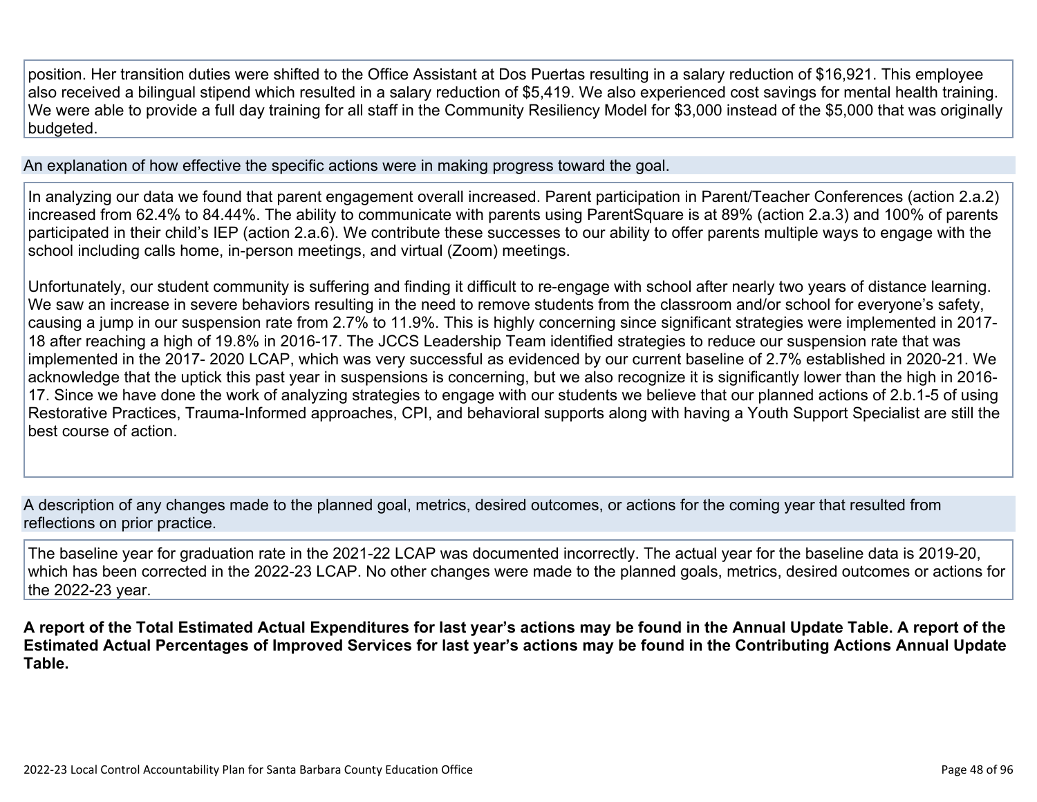position. Her transition duties were shifted to the Office Assistant at Dos Puertas resulting in a salary reduction of $16,921. This employee also received a bilingual stipend which resulted in a salary reduction of $5,419. We also experienced cost savings for mental health training. We were able to provide a full day training for all staff in the Community Resiliency Model for $3,000 instead of the $5,000 that was originally budgeted.

An explanation of how effective the specific actions were in making progress toward the goal.

In analyzing our data we found that parent engagement overall increased. Parent participation in Parent/Teacher Conferences (action 2.a.2) increased from 62.4% to 84.44%. The ability to communicate with parents using ParentSquare is at 89% (action 2.a.3) and 100% of parents participated in their child's IEP (action 2.a.6). We contribute these successes to our ability to offer parents multiple ways to engage with the school including calls home, in-person meetings, and virtual (Zoom) meetings.

Unfortunately, our student community is suffering and finding it difficult to re-engage with school after nearly two years of distance learning. We saw an increase in severe behaviors resulting in the need to remove students from the classroom and/or school for everyone's safety, causing a jump in our suspension rate from 2.7% to 11.9%. This is highly concerning since significant strategies were implemented in 2017-18 after reaching a high of 19.8% in 2016-17. The JCCS Leadership Team identified strategies to reduce our suspension rate that was implemented in the 2017- 2020 LCAP, which was very successful as evidenced by our current baseline of 2.7% established in 2020-21. We acknowledge that the uptick this past year in suspensions is concerning, but we also recognize it is significantly lower than the high in 2016-17. Since we have done the work of analyzing strategies to engage with our students we believe that our planned actions of 2.b.1-5 of using Restorative Practices, Trauma-Informed approaches, CPI, and behavioral supports along with having a Youth Support Specialist are still the best course of action.

A description of any changes made to the planned goal, metrics, desired outcomes, or actions for the coming year that resulted from reflections on prior practice.

The baseline year for graduation rate in the 2021-22 LCAP was documented incorrectly. The actual year for the baseline data is 2019-20, which has been corrected in the 2022-23 LCAP. No other changes were made to the planned goals, metrics, desired outcomes or actions for the 2022-23 year.

**A report of the Total Estimated Actual Expenditures for last year's actions may be found in the Annual Update Table. A report of the Estimated Actual Percentages of Improved Services for last year's actions may be found in the Contributing Actions Annual Update Table.**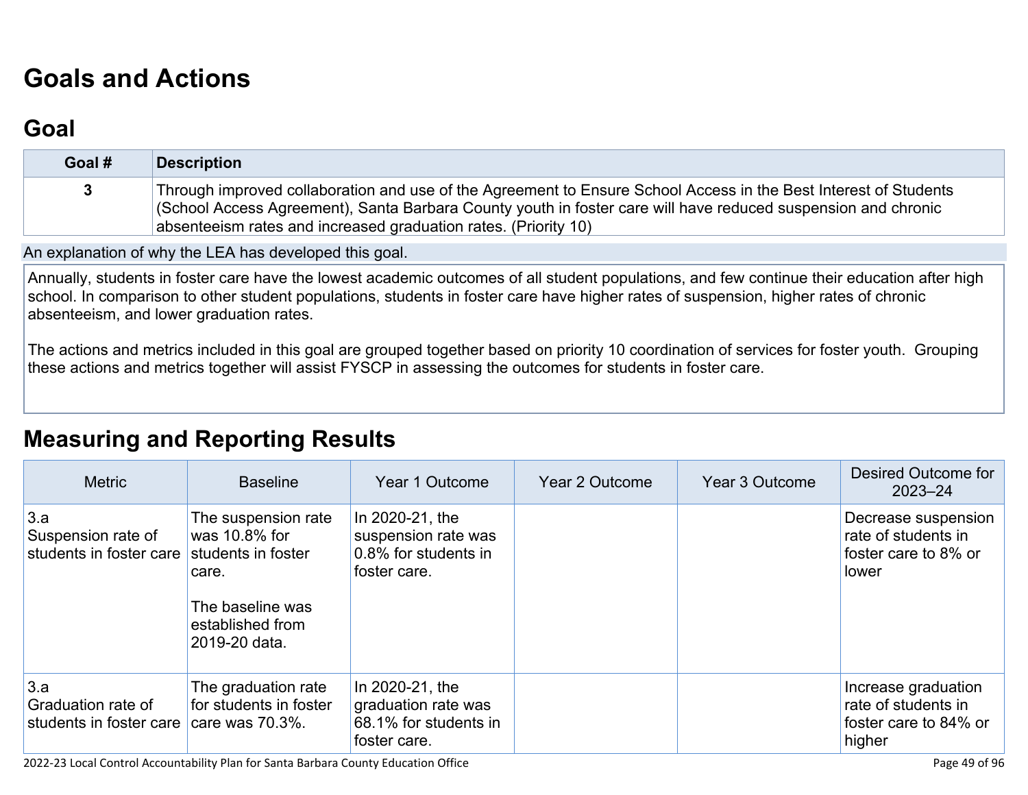# Goals and Actions

## Goal

| Goal # | Description |
|---|---|
| 3 | Through improved collaboration and use of the Agreement to Ensure School Access in the Best Interest of Students (School Access Agreement), Santa Barbara County youth in foster care will have reduced suspension and chronic absenteeism rates and increased graduation rates. (Priority 10) |

An explanation of why the LEA has developed this goal.

Annually, students in foster care have the lowest academic outcomes of all student populations, and few continue their education after high school. In comparison to other student populations, students in foster care have higher rates of suspension, higher rates of chronic absenteeism, and lower graduation rates.

The actions and metrics included in this goal are grouped together based on priority 10 coordination of services for foster youth. Grouping these actions and metrics together will assist FYSCP in assessing the outcomes for students in foster care.

# Measuring and Reporting Results

| Metric | Baseline | Year 1 Outcome | Year 2 Outcome | Year 3 Outcome | Desired Outcome for 2023–24 |
|---|---|---|---|---|---|
| 3.a<br>Suspension rate of students in foster care | The suspension rate was 10.8% for students in foster care.<br><br>The baseline was established from 2019-20 data. | In 2020-21, the suspension rate was 0.8% for students in foster care. | | | Decrease suspension rate of students in foster care to 8% or lower |
| 3.a<br>Graduation rate of students in foster care | The graduation rate for students in foster care was 70.3%. | In 2020-21, the graduation rate was 68.1% for students in foster care. | | | Increase graduation rate of students in foster care to 84% or higher |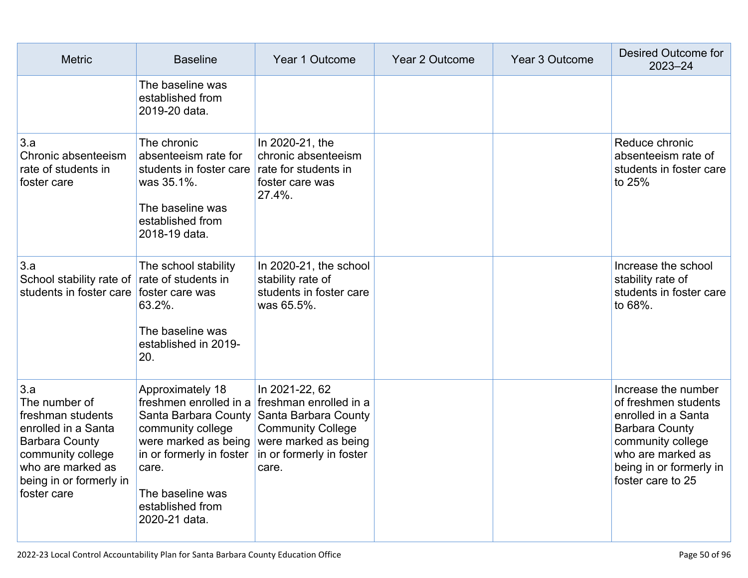| Metric | Baseline | Year 1 Outcome | Year 2 Outcome | Year 3 Outcome | Desired Outcome for 2023–24 |
|---|---|---|---|---|---|
| | The baseline was established from 2019-20 data. | | | | |
| 3.a<br>Chronic absenteeism rate of students in foster care | The chronic absenteeism rate for students in foster care was 35.1%.<br><br>The baseline was established from 2018-19 data. | In 2020-21, the chronic absenteeism rate for students in foster care was 27.4%. | | | Reduce chronic absenteeism rate of students in foster care to 25% |
| 3.a<br>School stability rate of students in foster care | The school stability rate of students in foster care was 63.2%.<br><br>The baseline was established in 2019-20. | In 2020-21, the school stability rate of students in foster care was 65.5%. | | | Increase the school stability rate of students in foster care to 68%. |
| 3.a<br>The number of freshman students enrolled in a Santa Barbara County community college who are marked as being in or formerly in foster care | Approximately 18 freshmen enrolled in a Santa Barbara County community college were marked as being in or formerly in foster care.<br><br>The baseline was established from 2020-21 data. | In 2021-22, 62 freshman enrolled in a Santa Barbara County Community College were marked as being in or formerly in foster care. | | | Increase the number of freshmen students enrolled in a Santa Barbara County community college who are marked as being in or formerly in foster care to 25 |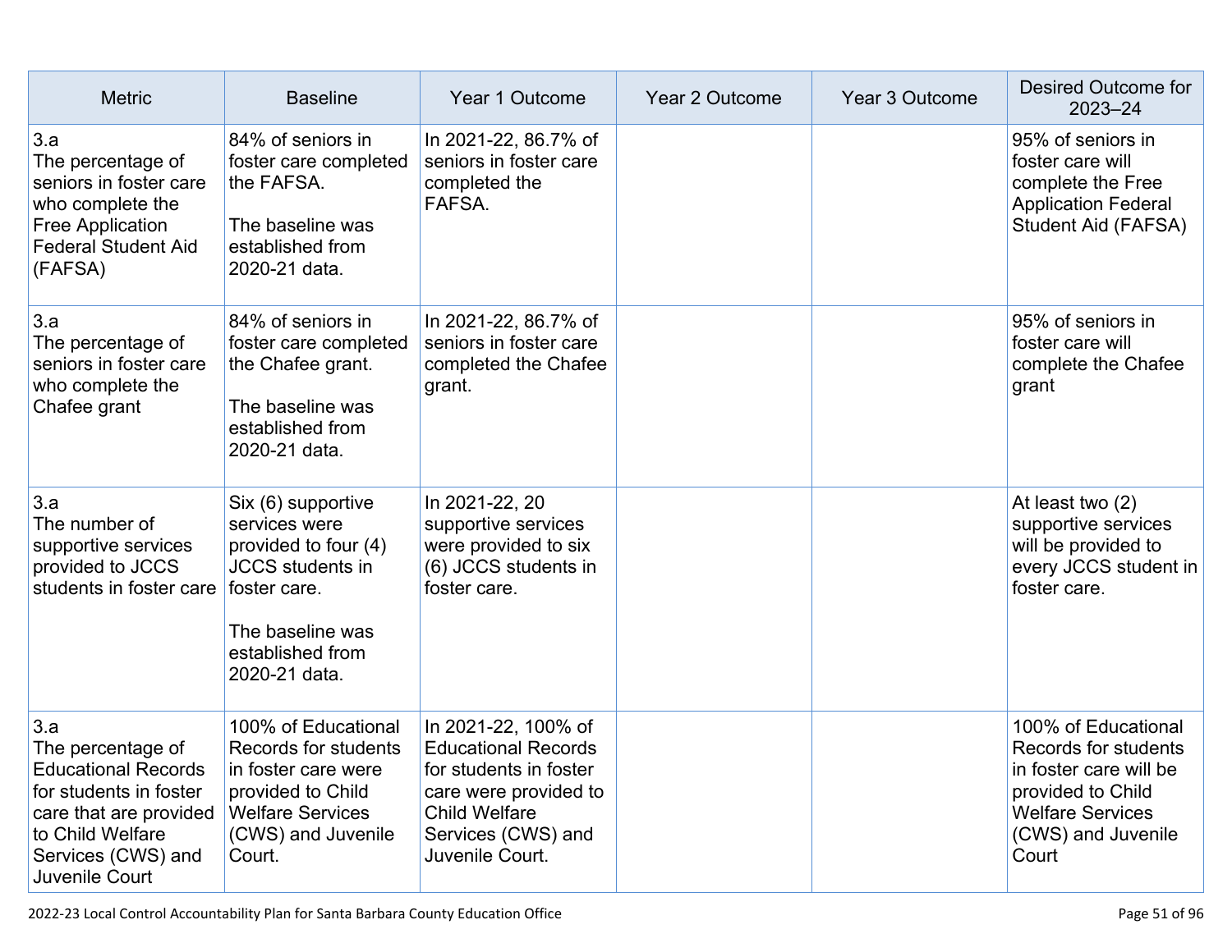| Metric | Baseline | Year 1 Outcome | Year 2 Outcome | Year 3 Outcome | Desired Outcome for 2023–24 |
|---|---|---|---|---|---|
| 3.a<br>The percentage of seniors in foster care who complete the Free Application Federal Student Aid (FAFSA) | 84% of seniors in foster care completed the FAFSA.<br><br>The baseline was established from 2020-21 data. | In 2021-22, 86.7% of seniors in foster care completed the FAFSA. | | | 95% of seniors in foster care will complete the Free Application Federal Student Aid (FAFSA) |
| 3.a<br>The percentage of seniors in foster care who complete the Chafee grant | 84% of seniors in foster care completed the Chafee grant.<br><br>The baseline was established from 2020-21 data. | In 2021-22, 86.7% of seniors in foster care completed the Chafee grant. | | | 95% of seniors in foster care will complete the Chafee grant |
| 3.a<br>The number of supportive services provided to JCCS students in foster care | Six (6) supportive services were provided to four (4) JCCS students in foster care.<br><br>The baseline was established from 2020-21 data. | In 2021-22, 20 supportive services were provided to six (6) JCCS students in foster care. | | | At least two (2) supportive services will be provided to every JCCS student in foster care. |
| 3.a<br>The percentage of Educational Records for students in foster care that are provided to Child Welfare Services (CWS) and Juvenile Court | 100% of Educational Records for students in foster care were provided to Child Welfare Services (CWS) and Juvenile Court. | In 2021-22, 100% of Educational Records for students in foster care were provided to Child Welfare Services (CWS) and Juvenile Court. | | | 100% of Educational Records for students in foster care will be provided to Child Welfare Services (CWS) and Juvenile Court |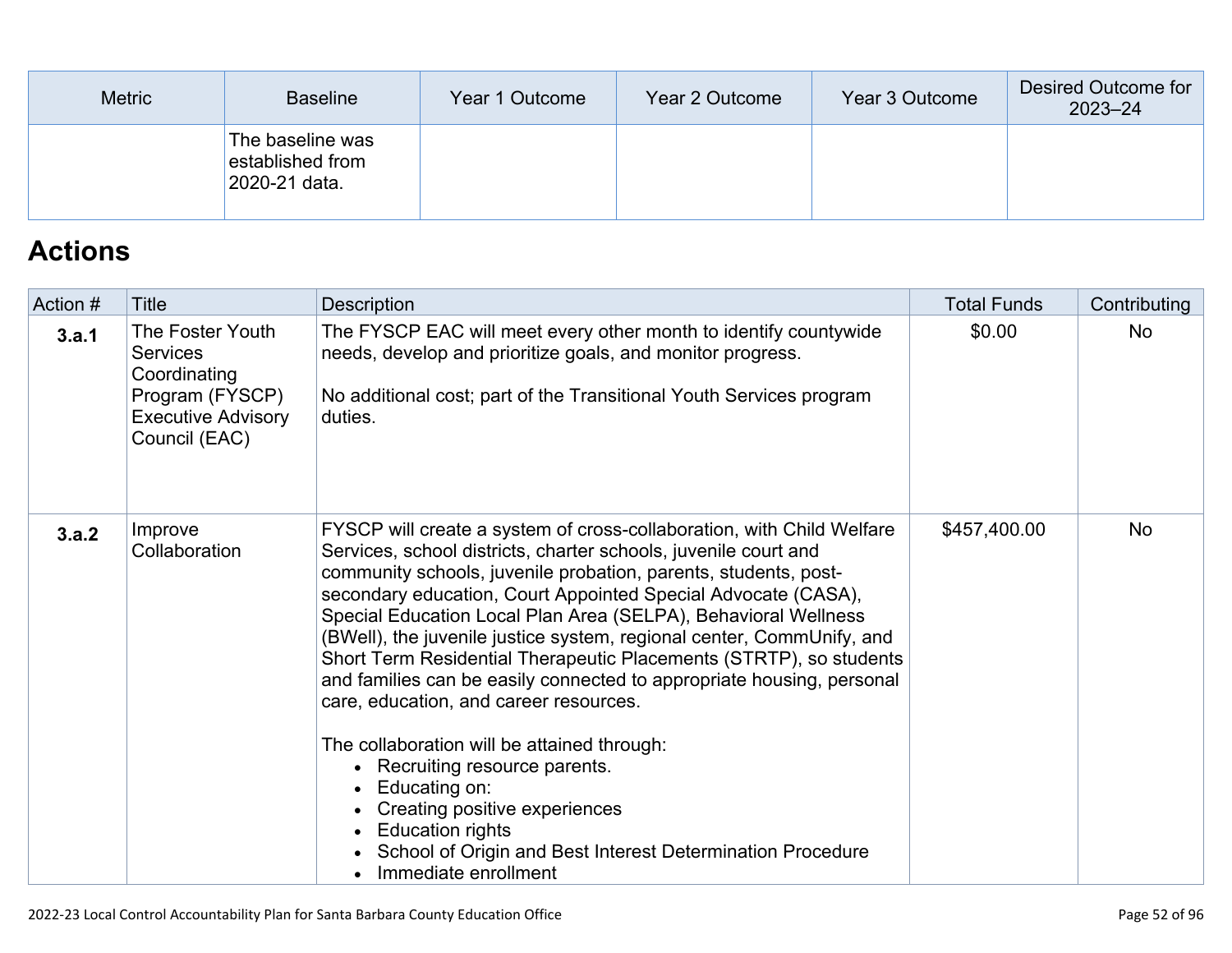| Metric | Baseline | Year 1 Outcome | Year 2 Outcome | Year 3 Outcome | Desired Outcome for 2023–24 |
|---|---|---|---|---|---|
| | The baseline was established from 2020-21 data. | | | | |

## Actions

| Action # | Title | Description | Total Funds | Contributing |
|---|---|---|---|---|
| **3.a.1** | The Foster Youth Services Coordinating Program (FYSCP) Executive Advisory Council (EAC) | The FYSCP EAC will meet every other month to identify countywide needs, develop and prioritize goals, and monitor progress.<br><br>No additional cost; part of the Transitional Youth Services program duties. | $0.00 | No |
| **3.a.2** | Improve Collaboration | FYSCP will create a system of cross-collaboration, with Child Welfare Services, school districts, charter schools, juvenile court and community schools, juvenile probation, parents, students, post-secondary education, Court Appointed Special Advocate (CASA), Special Education Local Plan Area (SELPA), Behavioral Wellness (BWell), the juvenile justice system, regional center, CommUnify, and Short Term Residential Therapeutic Placements (STRTP), so students and families can be easily connected to appropriate housing, personal care, education, and career resources.<br><br>The collaboration will be attained through:<br>• Recruiting resource parents.<br>• Educating on:<br>• Creating positive experiences<br>• Education rights<br>• School of Origin and Best Interest Determination Procedure<br>• Immediate enrollment | $457,400.00 | No |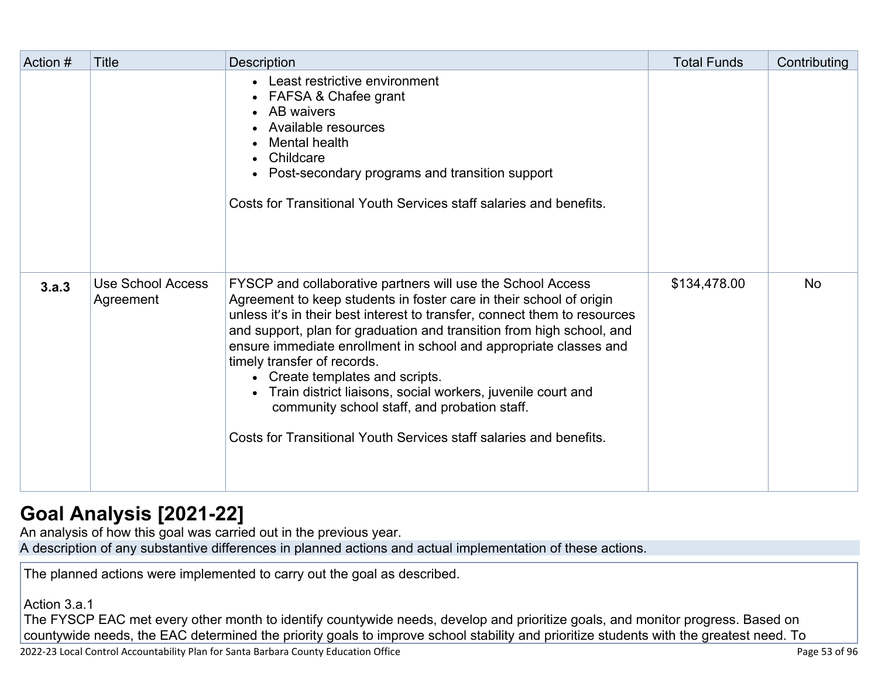| Action # | Title | Description | Total Funds | Contributing |
|---|---|---|---|---|
| | | <ul><li>Least restrictive environment</li><li>FAFSA & Chafee grant</li><li>AB waivers</li><li>Available resources</li><li>Mental health</li><li>Childcare</li><li>Post-secondary programs and transition support</li></ul> Costs for Transitional Youth Services staff salaries and benefits. | | |
| **3.a.3** | Use School Access Agreement | FYSCP and collaborative partners will use the School Access Agreement to keep students in foster care in their school of origin unless it's in their best interest to transfer, connect them to resources and support, plan for graduation and transition from high school, and ensure immediate enrollment in school and appropriate classes and timely transfer of records. <ul><li>Create templates and scripts.</li><li>Train district liaisons, social workers, juvenile court and community school staff, and probation staff.</li></ul> Costs for Transitional Youth Services staff salaries and benefits. | $134,478.00 | No |

# Goal Analysis [2021-22]

An analysis of how this goal was carried out in the previous year.

A description of any substantive differences in planned actions and actual implementation of these actions.

The planned actions were implemented to carry out the goal as described.

Action 3.a.1

The FYSCP EAC met every other month to identify countywide needs, develop and prioritize goals, and monitor progress. Based on countywide needs, the EAC determined the priority goals to improve school stability and prioritize students with the greatest need. To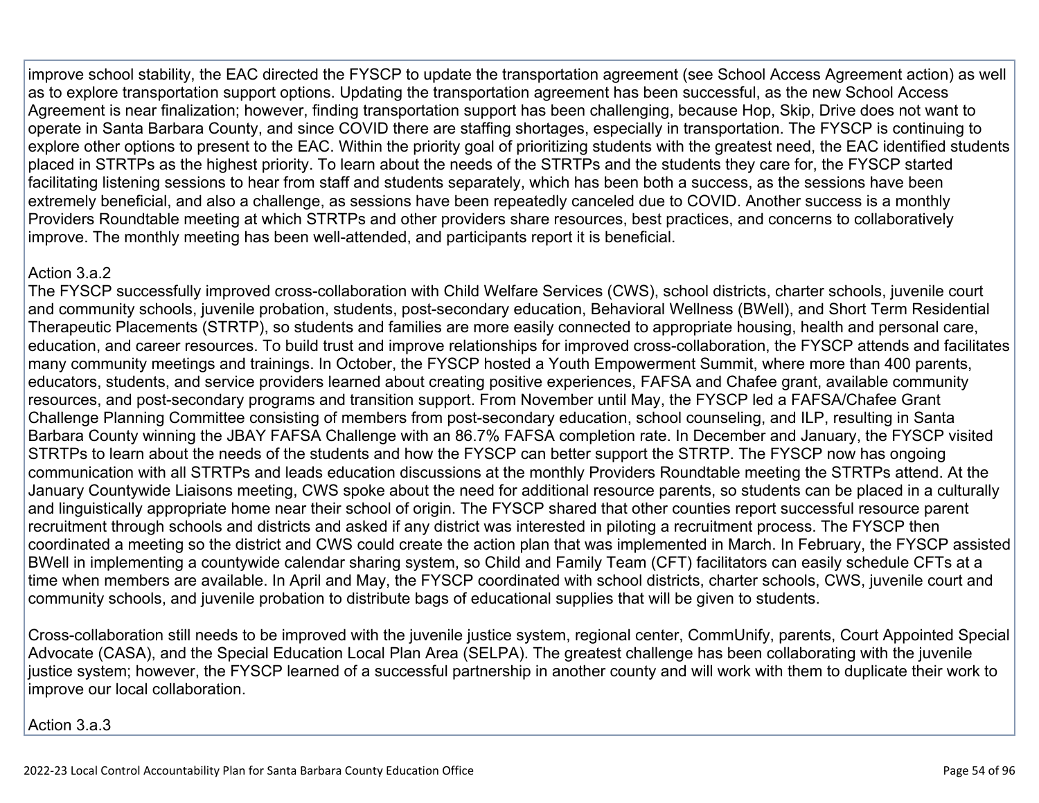improve school stability, the EAC directed the FYSCP to update the transportation agreement (see School Access Agreement action) as well as to explore transportation support options. Updating the transportation agreement has been successful, as the new School Access Agreement is near finalization; however, finding transportation support has been challenging, because Hop, Skip, Drive does not want to operate in Santa Barbara County, and since COVID there are staffing shortages, especially in transportation. The FYSCP is continuing to explore other options to present to the EAC. Within the priority goal of prioritizing students with the greatest need, the EAC identified students placed in STRTPs as the highest priority. To learn about the needs of the STRTPs and the students they care for, the FYSCP started facilitating listening sessions to hear from staff and students separately, which has been both a success, as the sessions have been extremely beneficial, and also a challenge, as sessions have been repeatedly canceled due to COVID. Another success is a monthly Providers Roundtable meeting at which STRTPs and other providers share resources, best practices, and concerns to collaboratively improve. The monthly meeting has been well-attended, and participants report it is beneficial.

Action 3.a.2

The FYSCP successfully improved cross-collaboration with Child Welfare Services (CWS), school districts, charter schools, juvenile court and community schools, juvenile probation, students, post-secondary education, Behavioral Wellness (BWell), and Short Term Residential Therapeutic Placements (STRTP), so students and families are more easily connected to appropriate housing, health and personal care, education, and career resources. To build trust and improve relationships for improved cross-collaboration, the FYSCP attends and facilitates many community meetings and trainings. In October, the FYSCP hosted a Youth Empowerment Summit, where more than 400 parents, educators, students, and service providers learned about creating positive experiences, FAFSA and Chafee grant, available community resources, and post-secondary programs and transition support. From November until May, the FYSCP led a FAFSA/Chafee Grant Challenge Planning Committee consisting of members from post-secondary education, school counseling, and ILP, resulting in Santa Barbara County winning the JBAY FAFSA Challenge with an 86.7% FAFSA completion rate. In December and January, the FYSCP visited STRTPs to learn about the needs of the students and how the FYSCP can better support the STRTP. The FYSCP now has ongoing communication with all STRTPs and leads education discussions at the monthly Providers Roundtable meeting the STRTPs attend. At the January Countywide Liaisons meeting, CWS spoke about the need for additional resource parents, so students can be placed in a culturally and linguistically appropriate home near their school of origin. The FYSCP shared that other counties report successful resource parent recruitment through schools and districts and asked if any district was interested in piloting a recruitment process. The FYSCP then coordinated a meeting so the district and CWS could create the action plan that was implemented in March. In February, the FYSCP assisted BWell in implementing a countywide calendar sharing system, so Child and Family Team (CFT) facilitators can easily schedule CFTs at a time when members are available. In April and May, the FYSCP coordinated with school districts, charter schools, CWS, juvenile court and community schools, and juvenile probation to distribute bags of educational supplies that will be given to students.

Cross-collaboration still needs to be improved with the juvenile justice system, regional center, CommUnify, parents, Court Appointed Special Advocate (CASA), and the Special Education Local Plan Area (SELPA). The greatest challenge has been collaborating with the juvenile justice system; however, the FYSCP learned of a successful partnership in another county and will work with them to duplicate their work to improve our local collaboration.

Action 3.a.3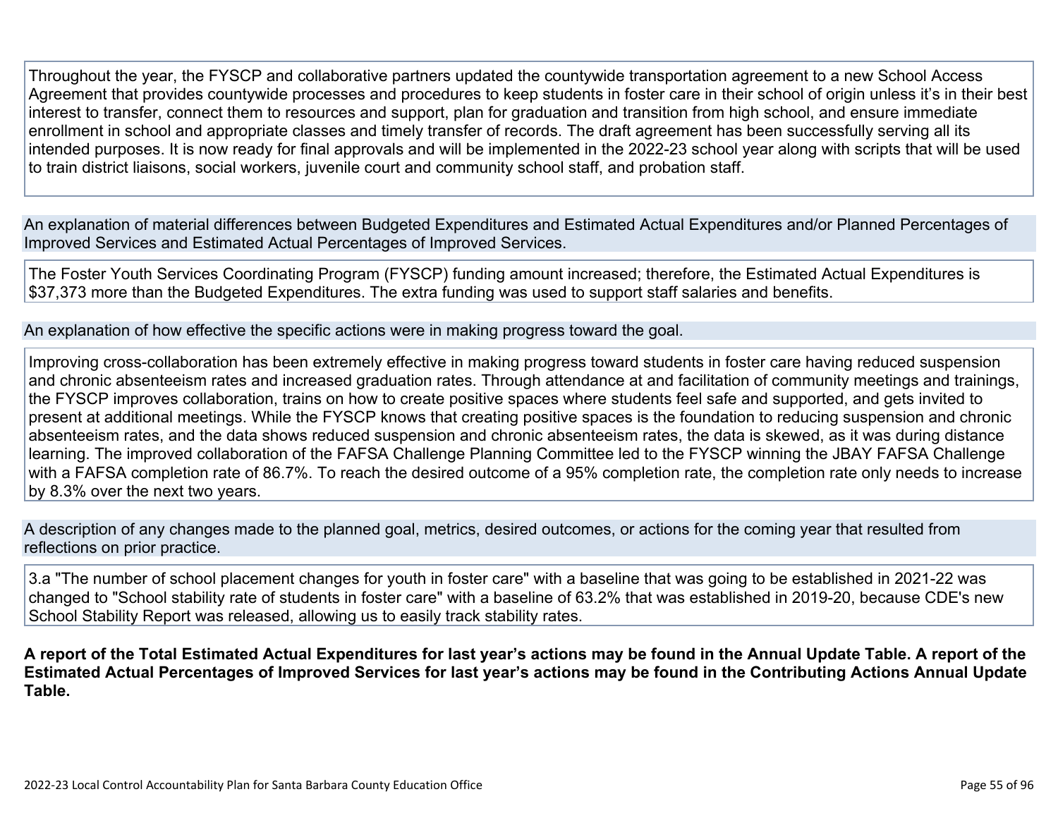Throughout the year, the FYSCP and collaborative partners updated the countywide transportation agreement to a new School Access Agreement that provides countywide processes and procedures to keep students in foster care in their school of origin unless it's in their best interest to transfer, connect them to resources and support, plan for graduation and transition from high school, and ensure immediate enrollment in school and appropriate classes and timely transfer of records. The draft agreement has been successfully serving all its intended purposes. It is now ready for final approvals and will be implemented in the 2022-23 school year along with scripts that will be used to train district liaisons, social workers, juvenile court and community school staff, and probation staff.

An explanation of material differences between Budgeted Expenditures and Estimated Actual Expenditures and/or Planned Percentages of Improved Services and Estimated Actual Percentages of Improved Services.

The Foster Youth Services Coordinating Program (FYSCP) funding amount increased; therefore, the Estimated Actual Expenditures is $37,373 more than the Budgeted Expenditures. The extra funding was used to support staff salaries and benefits.

An explanation of how effective the specific actions were in making progress toward the goal.

Improving cross-collaboration has been extremely effective in making progress toward students in foster care having reduced suspension and chronic absenteeism rates and increased graduation rates. Through attendance at and facilitation of community meetings and trainings, the FYSCP improves collaboration, trains on how to create positive spaces where students feel safe and supported, and gets invited to present at additional meetings. While the FYSCP knows that creating positive spaces is the foundation to reducing suspension and chronic absenteeism rates, and the data shows reduced suspension and chronic absenteeism rates, the data is skewed, as it was during distance learning. The improved collaboration of the FAFSA Challenge Planning Committee led to the FYSCP winning the JBAY FAFSA Challenge with a FAFSA completion rate of 86.7%. To reach the desired outcome of a 95% completion rate, the completion rate only needs to increase by 8.3% over the next two years.

A description of any changes made to the planned goal, metrics, desired outcomes, or actions for the coming year that resulted from reflections on prior practice.

3.a "The number of school placement changes for youth in foster care" with a baseline that was going to be established in 2021-22 was changed to "School stability rate of students in foster care" with a baseline of 63.2% that was established in 2019-20, because CDE's new School Stability Report was released, allowing us to easily track stability rates.

**A report of the Total Estimated Actual Expenditures for last year's actions may be found in the Annual Update Table. A report of the Estimated Actual Percentages of Improved Services for last year's actions may be found in the Contributing Actions Annual Update Table.**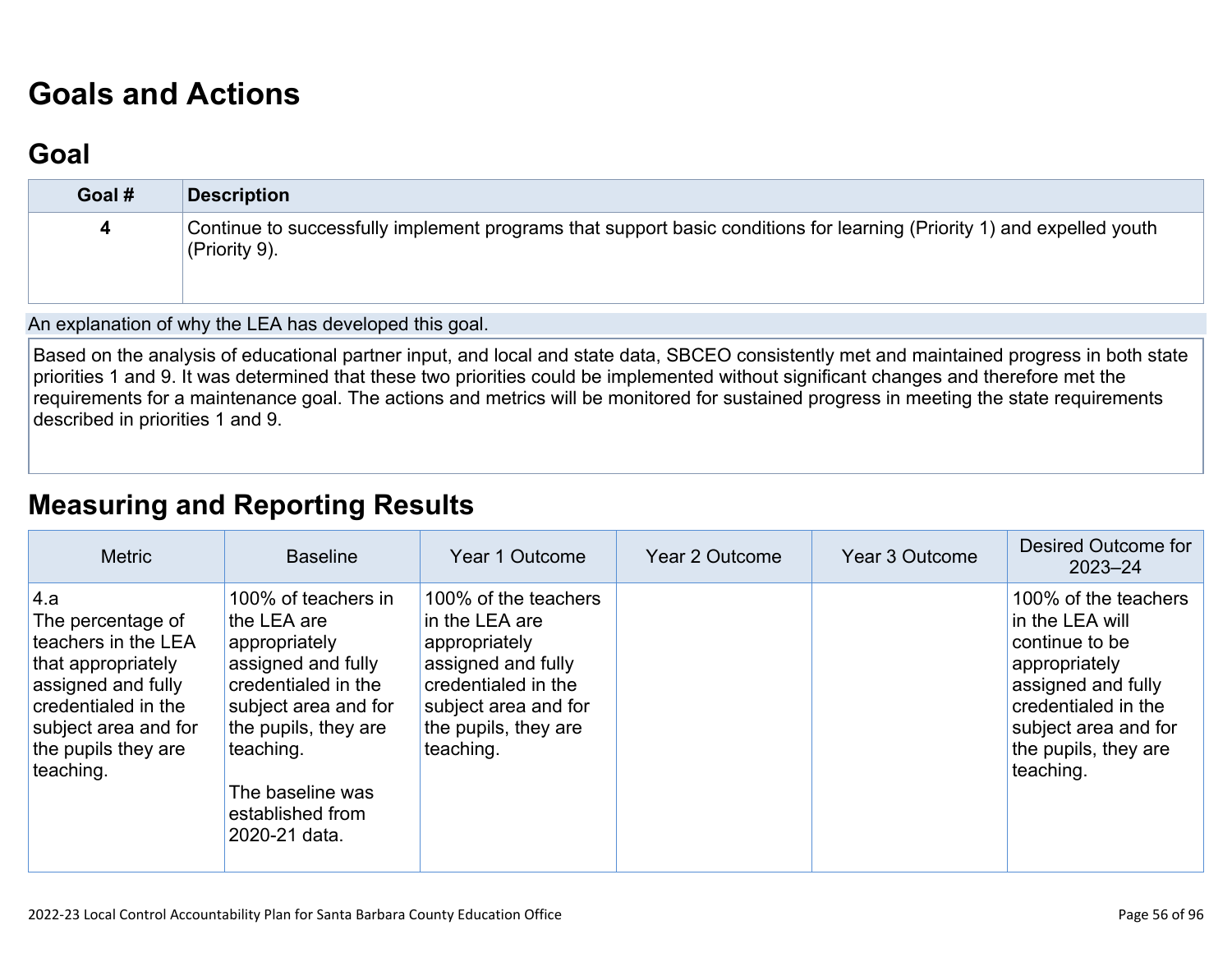# Goals and Actions

## Goal

| Goal # | Description |
|---|---|
| 4 | Continue to successfully implement programs that support basic conditions for learning (Priority 1) and expelled youth (Priority 9). |

An explanation of why the LEA has developed this goal.

Based on the analysis of educational partner input, and local and state data, SBCEO consistently met and maintained progress in both state priorities 1 and 9. It was determined that these two priorities could be implemented without significant changes and therefore met the requirements for a maintenance goal. The actions and metrics will be monitored for sustained progress in meeting the state requirements described in priorities 1 and 9.

# Measuring and Reporting Results

| Metric | Baseline | Year 1 Outcome | Year 2 Outcome | Year 3 Outcome | Desired Outcome for 2023–24 |
|---|---|---|---|---|---|
| 4.a<br>The percentage of teachers in the LEA that appropriately assigned and fully credentialed in the subject area and for the pupils they are teaching. | 100% of teachers in the LEA are appropriately assigned and fully credentialed in the subject area and for the pupils, they are teaching.<br><br>The baseline was established from 2020-21 data. | 100% of the teachers in the LEA are appropriately assigned and fully credentialed in the subject area and for the pupils, they are teaching. | | | 100% of the teachers in the LEA will continue to be appropriately assigned and fully credentialed in the subject area and for the pupils, they are teaching. |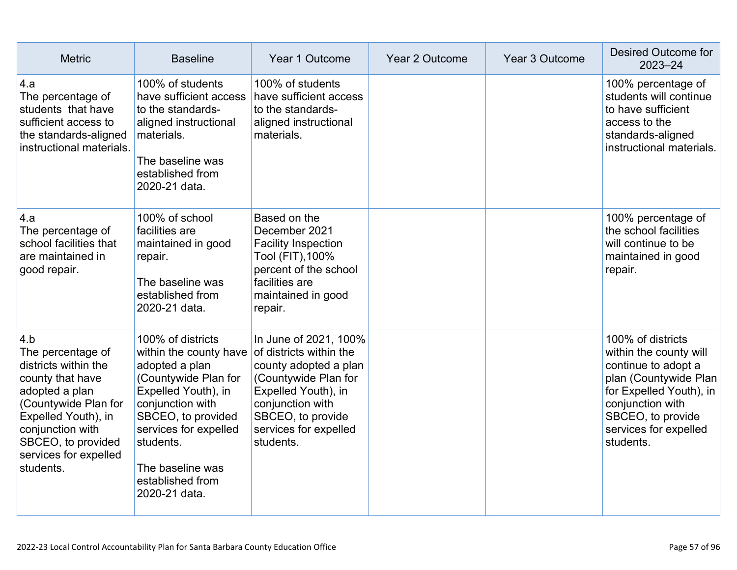| Metric | Baseline | Year 1 Outcome | Year 2 Outcome | Year 3 Outcome | Desired Outcome for 2023–24 |
|---|---|---|---|---|---|
| 4.a<br>The percentage of students that have sufficient access to the standards-aligned instructional materials. | 100% of students have sufficient access to the standards-aligned instructional materials.<br><br>The baseline was established from 2020-21 data. | 100% of students have sufficient access to the standards-aligned instructional materials. | | | 100% percentage of students will continue to have sufficient access to the standards-aligned instructional materials. |
| 4.a<br>The percentage of school facilities that are maintained in good repair. | 100% of school facilities are maintained in good repair.<br><br>The baseline was established from 2020-21 data. | Based on the December 2021 Facility Inspection Tool (FIT),100% percent of the school facilities are maintained in good repair. | | | 100% percentage of the school facilities will continue to be maintained in good repair. |
| 4.b<br>The percentage of districts within the county that have adopted a plan (Countywide Plan for Expelled Youth), in conjunction with SBCEO, to provided services for expelled students. | 100% of districts within the county have adopted a plan (Countywide Plan for Expelled Youth), in conjunction with SBCEO, to provided services for expelled students.<br><br>The baseline was established from 2020-21 data. | In June of 2021, 100% of districts within the county adopted a plan (Countywide Plan for Expelled Youth), in conjunction with SBCEO, to provide services for expelled students. | | | 100% of districts within the county will continue to adopt a plan (Countywide Plan for Expelled Youth), in conjunction with SBCEO, to provide services for expelled students. |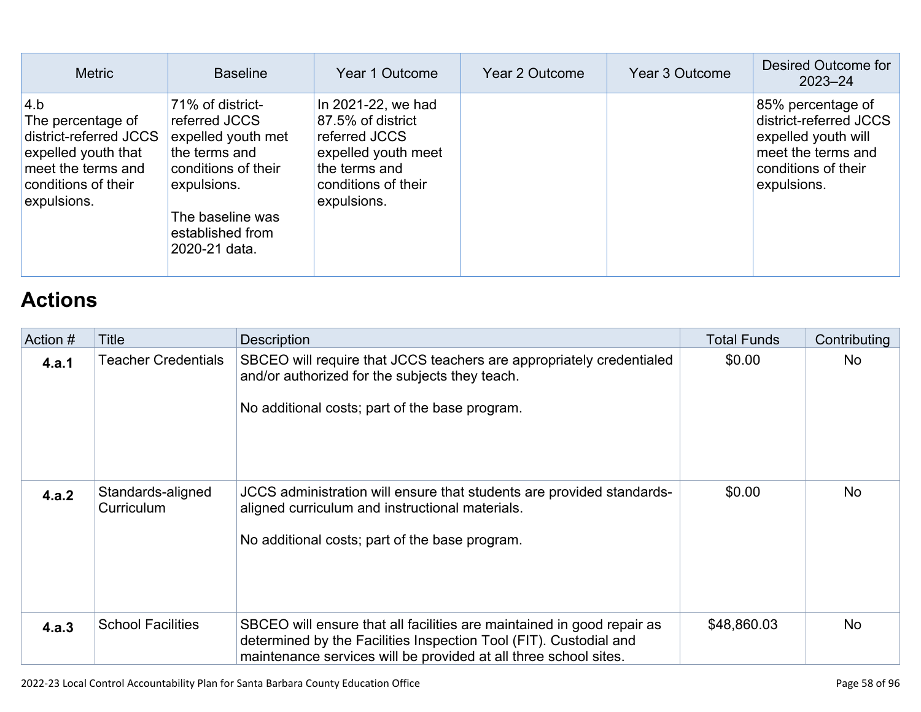| Metric | Baseline | Year 1 Outcome | Year 2 Outcome | Year 3 Outcome | Desired Outcome for 2023–24 |
|---|---|---|---|---|---|
| 4.b<br>The percentage of district-referred JCCS expelled youth that meet the terms and conditions of their expulsions. | 71% of district-referred JCCS expelled youth met the terms and conditions of their expulsions.<br><br>The baseline was established from 2020-21 data. | In 2021-22, we had 87.5% of district referred JCCS expelled youth meet the terms and conditions of their expulsions. | | | 85% percentage of district-referred JCCS expelled youth will meet the terms and conditions of their expulsions. |

## Actions

| Action # | Title | Description | Total Funds | Contributing |
|---|---|---|---|---|
| **4.a.1** | Teacher Credentials | SBCEO will require that JCCS teachers are appropriately credentialed and/or authorized for the subjects they teach.<br><br>No additional costs; part of the base program. | $0.00 | No |
| **4.a.2** | Standards-aligned Curriculum | JCCS administration will ensure that students are provided standards-aligned curriculum and instructional materials.<br><br>No additional costs; part of the base program. | $0.00 | No |
| **4.a.3** | School Facilities | SBCEO will ensure that all facilities are maintained in good repair as determined by the Facilities Inspection Tool (FIT). Custodial and maintenance services will be provided at all three school sites. | $48,860.03 | No |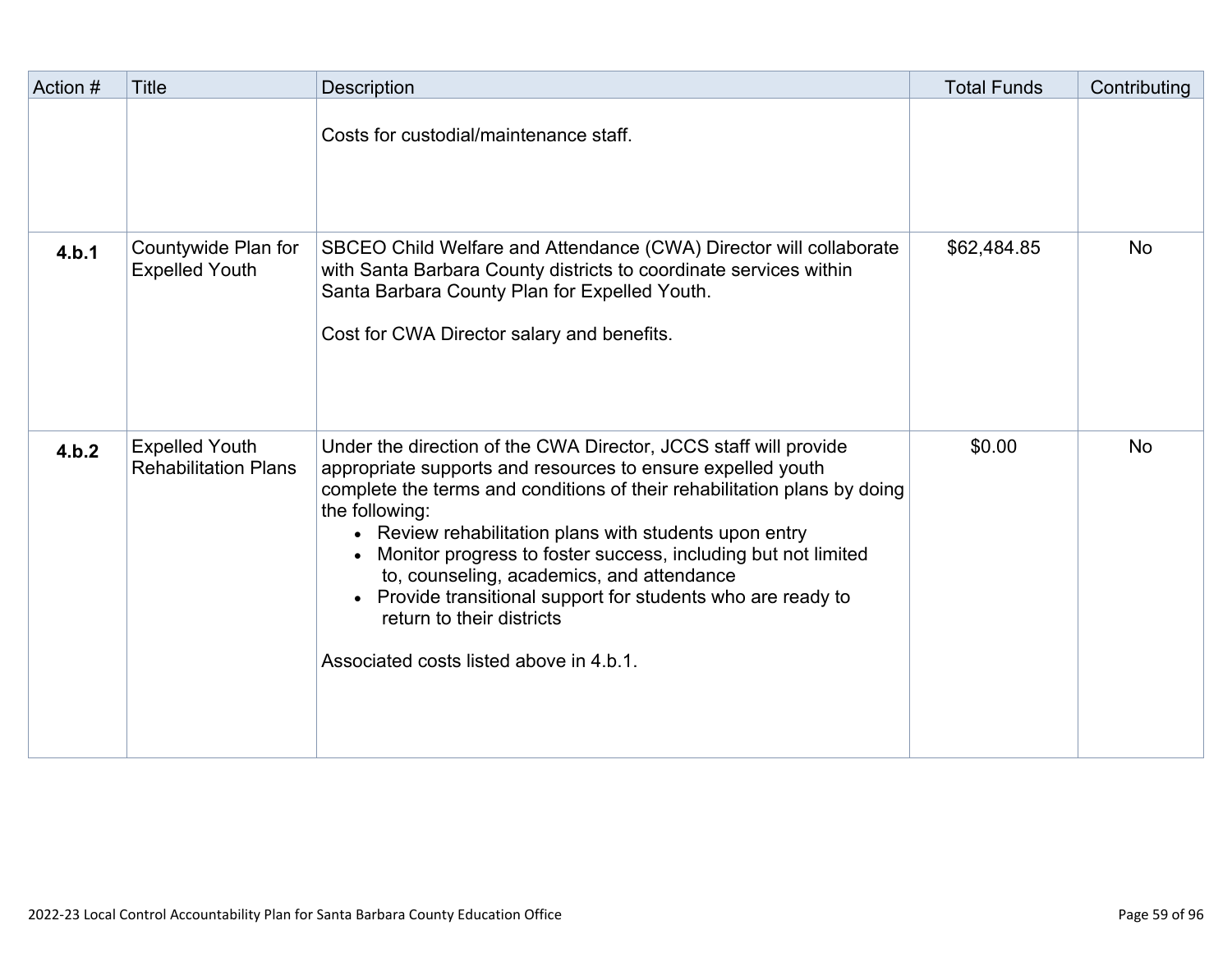| Action # | Title | Description | Total Funds | Contributing |
| --- | --- | --- | --- | --- |
| | | Costs for custodial/maintenance staff. | | |
| **4.b.1** | Countywide Plan for Expelled Youth | SBCEO Child Welfare and Attendance (CWA) Director will collaborate with Santa Barbara County districts to coordinate services within Santa Barbara County Plan for Expelled Youth.<br><br>Cost for CWA Director salary and benefits. | $62,484.85 | No |
| **4.b.2** | Expelled Youth Rehabilitation Plans | Under the direction of the CWA Director, JCCS staff will provide appropriate supports and resources to ensure expelled youth complete the terms and conditions of their rehabilitation plans by doing the following:<br>• Review rehabilitation plans with students upon entry<br>• Monitor progress to foster success, including but not limited to, counseling, academics, and attendance<br>• Provide transitional support for students who are ready to return to their districts<br><br>Associated costs listed above in 4.b.1. | $0.00 | No |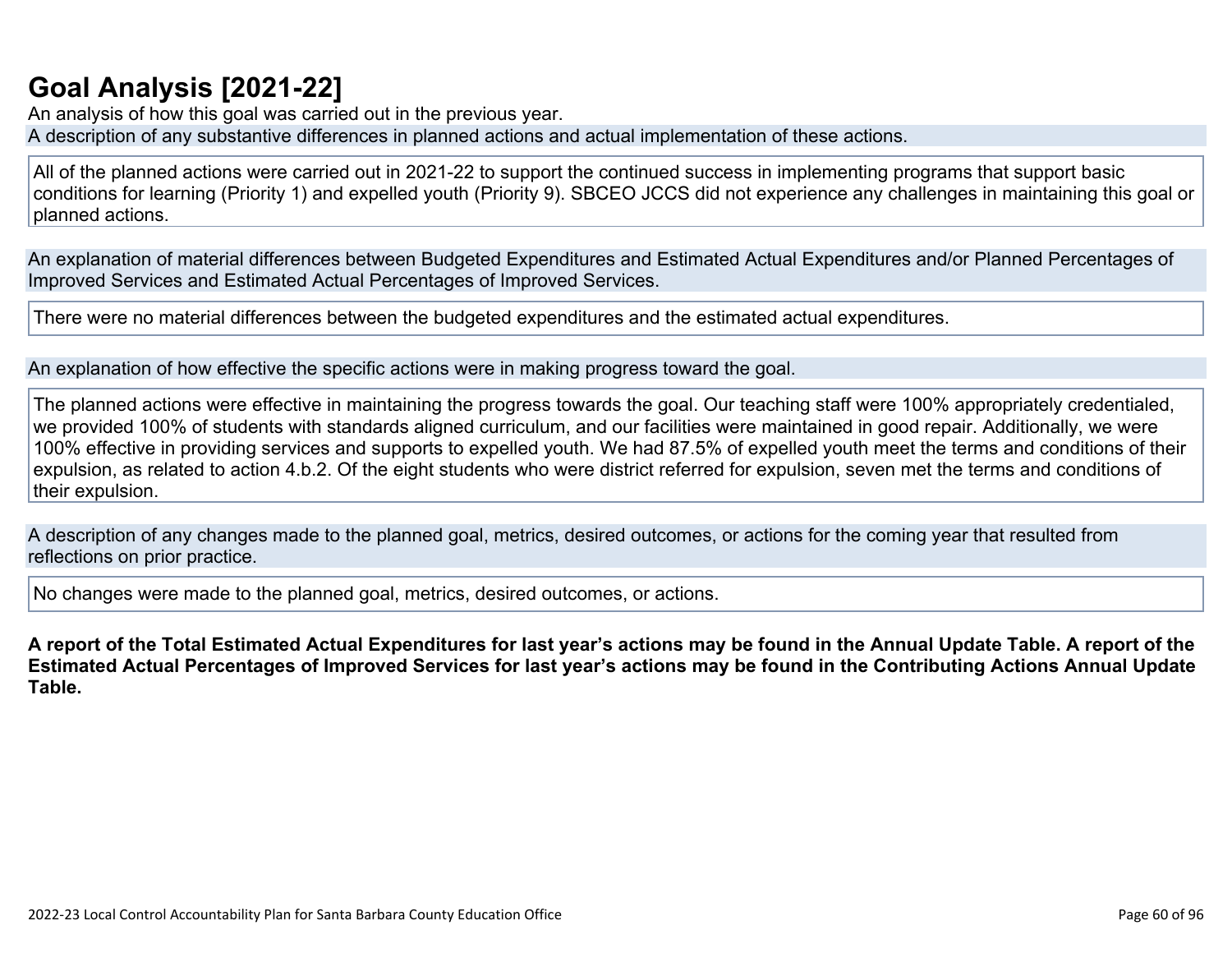# Goal Analysis [2021-22]

An analysis of how this goal was carried out in the previous year.

A description of any substantive differences in planned actions and actual implementation of these actions.

All of the planned actions were carried out in 2021-22 to support the continued success in implementing programs that support basic conditions for learning (Priority 1) and expelled youth (Priority 9). SBCEO JCCS did not experience any challenges in maintaining this goal or planned actions.

An explanation of material differences between Budgeted Expenditures and Estimated Actual Expenditures and/or Planned Percentages of Improved Services and Estimated Actual Percentages of Improved Services.

There were no material differences between the budgeted expenditures and the estimated actual expenditures.

An explanation of how effective the specific actions were in making progress toward the goal.

The planned actions were effective in maintaining the progress towards the goal. Our teaching staff were 100% appropriately credentialed, we provided 100% of students with standards aligned curriculum, and our facilities were maintained in good repair. Additionally, we were 100% effective in providing services and supports to expelled youth. We had 87.5% of expelled youth meet the terms and conditions of their expulsion, as related to action 4.b.2. Of the eight students who were district referred for expulsion, seven met the terms and conditions of their expulsion.

A description of any changes made to the planned goal, metrics, desired outcomes, or actions for the coming year that resulted from reflections on prior practice.

No changes were made to the planned goal, metrics, desired outcomes, or actions.

**A report of the Total Estimated Actual Expenditures for last year's actions may be found in the Annual Update Table. A report of the Estimated Actual Percentages of Improved Services for last year's actions may be found in the Contributing Actions Annual Update Table.**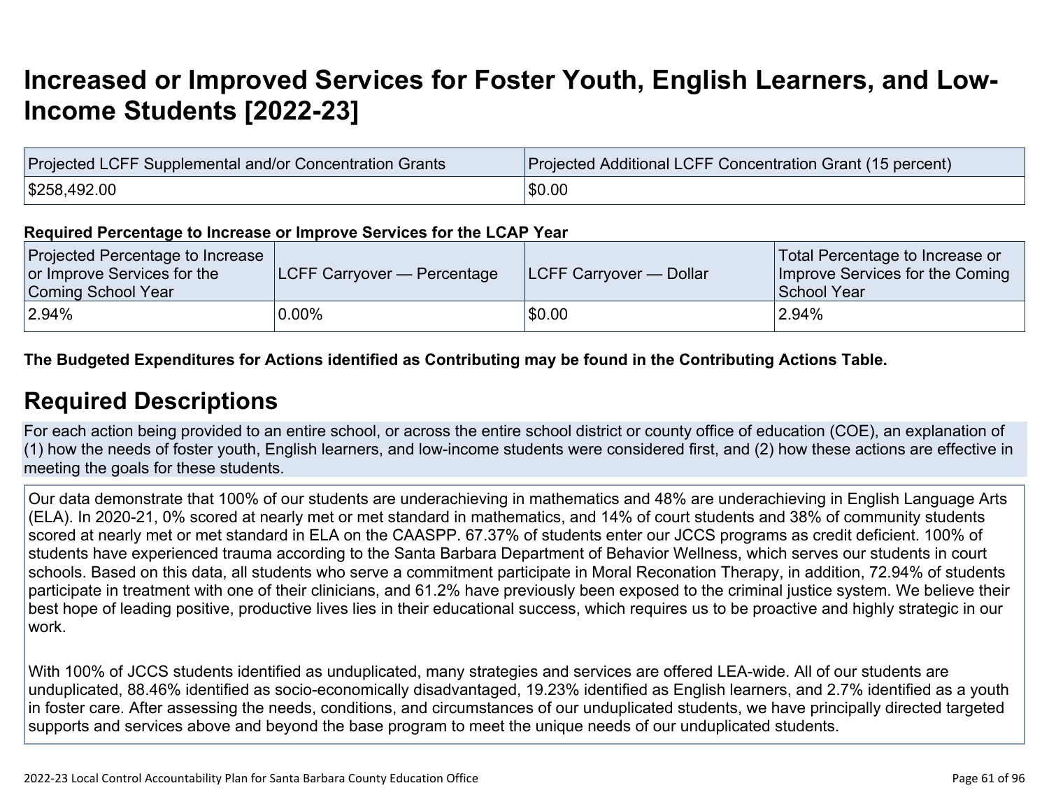# Increased or Improved Services for Foster Youth, English Learners, and Low-Income Students [2022-23]

| Projected LCFF Supplemental and/or Concentration Grants | Projected Additional LCFF Concentration Grant (15 percent) |
|---|---|
| $258,492.00 | $0.00 |

**Required Percentage to Increase or Improve Services for the LCAP Year**

| Projected Percentage to Increase or Improve Services for the Coming School Year | LCFF Carryover — Percentage | LCFF Carryover — Dollar | Total Percentage to Increase or Improve Services for the Coming School Year |
|---|---|---|---|
| 2.94% | 0.00% | $0.00 | 2.94% |

**The Budgeted Expenditures for Actions identified as Contributing may be found in the Contributing Actions Table.**

## Required Descriptions

For each action being provided to an entire school, or across the entire school district or county office of education (COE), an explanation of (1) how the needs of foster youth, English learners, and low-income students were considered first, and (2) how these actions are effective in meeting the goals for these students.

Our data demonstrate that 100% of our students are underachieving in mathematics and 48% are underachieving in English Language Arts (ELA). In 2020-21, 0% scored at nearly met or met standard in mathematics, and 14% of court students and 38% of community students scored at nearly met or met standard in ELA on the CAASPP. 67.37% of students enter our JCCS programs as credit deficient. 100% of students have experienced trauma according to the Santa Barbara Department of Behavior Wellness, which serves our students in court schools. Based on this data, all students who serve a commitment participate in Moral Reconation Therapy, in addition, 72.94% of students participate in treatment with one of their clinicians, and 61.2% have previously been exposed to the criminal justice system. We believe their best hope of leading positive, productive lives lies in their educational success, which requires us to be proactive and highly strategic in our work.

With 100% of JCCS students identified as unduplicated, many strategies and services are offered LEA-wide. All of our students are unduplicated, 88.46% identified as socio-economically disadvantaged, 19.23% identified as English learners, and 2.7% identified as a youth in foster care. After assessing the needs, conditions, and circumstances of our unduplicated students, we have principally directed targeted supports and services above and beyond the base program to meet the unique needs of our unduplicated students.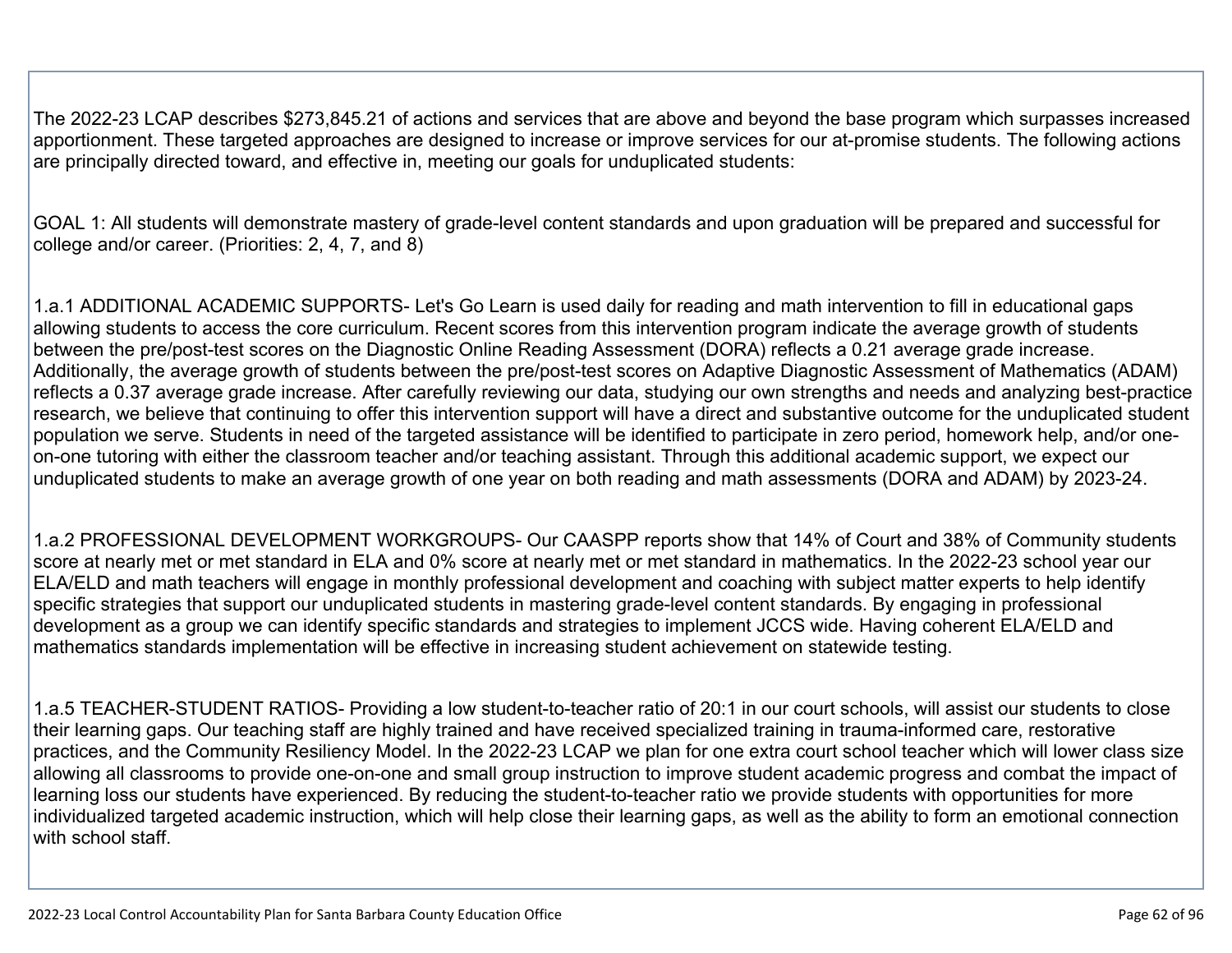The 2022-23 LCAP describes $273,845.21 of actions and services that are above and beyond the base program which surpasses increased apportionment. These targeted approaches are designed to increase or improve services for our at-promise students. The following actions are principally directed toward, and effective in, meeting our goals for unduplicated students:

GOAL 1: All students will demonstrate mastery of grade-level content standards and upon graduation will be prepared and successful for college and/or career. (Priorities: 2, 4, 7, and 8)

1.a.1 ADDITIONAL ACADEMIC SUPPORTS- Let's Go Learn is used daily for reading and math intervention to fill in educational gaps allowing students to access the core curriculum. Recent scores from this intervention program indicate the average growth of students between the pre/post-test scores on the Diagnostic Online Reading Assessment (DORA) reflects a 0.21 average grade increase. Additionally, the average growth of students between the pre/post-test scores on Adaptive Diagnostic Assessment of Mathematics (ADAM) reflects a 0.37 average grade increase. After carefully reviewing our data, studying our own strengths and needs and analyzing best-practice research, we believe that continuing to offer this intervention support will have a direct and substantive outcome for the unduplicated student population we serve. Students in need of the targeted assistance will be identified to participate in zero period, homework help, and/or one-on-one tutoring with either the classroom teacher and/or teaching assistant. Through this additional academic support, we expect our unduplicated students to make an average growth of one year on both reading and math assessments (DORA and ADAM) by 2023-24.

1.a.2 PROFESSIONAL DEVELOPMENT WORKGROUPS- Our CAASPP reports show that 14% of Court and 38% of Community students score at nearly met or met standard in ELA and 0% score at nearly met or met standard in mathematics. In the 2022-23 school year our ELA/ELD and math teachers will engage in monthly professional development and coaching with subject matter experts to help identify specific strategies that support our unduplicated students in mastering grade-level content standards. By engaging in professional development as a group we can identify specific standards and strategies to implement JCCS wide. Having coherent ELA/ELD and mathematics standards implementation will be effective in increasing student achievement on statewide testing.

1.a.5 TEACHER-STUDENT RATIOS- Providing a low student-to-teacher ratio of 20:1 in our court schools, will assist our students to close their learning gaps. Our teaching staff are highly trained and have received specialized training in trauma-informed care, restorative practices, and the Community Resiliency Model. In the 2022-23 LCAP we plan for one extra court school teacher which will lower class size allowing all classrooms to provide one-on-one and small group instruction to improve student academic progress and combat the impact of learning loss our students have experienced. By reducing the student-to-teacher ratio we provide students with opportunities for more individualized targeted academic instruction, which will help close their learning gaps, as well as the ability to form an emotional connection with school staff.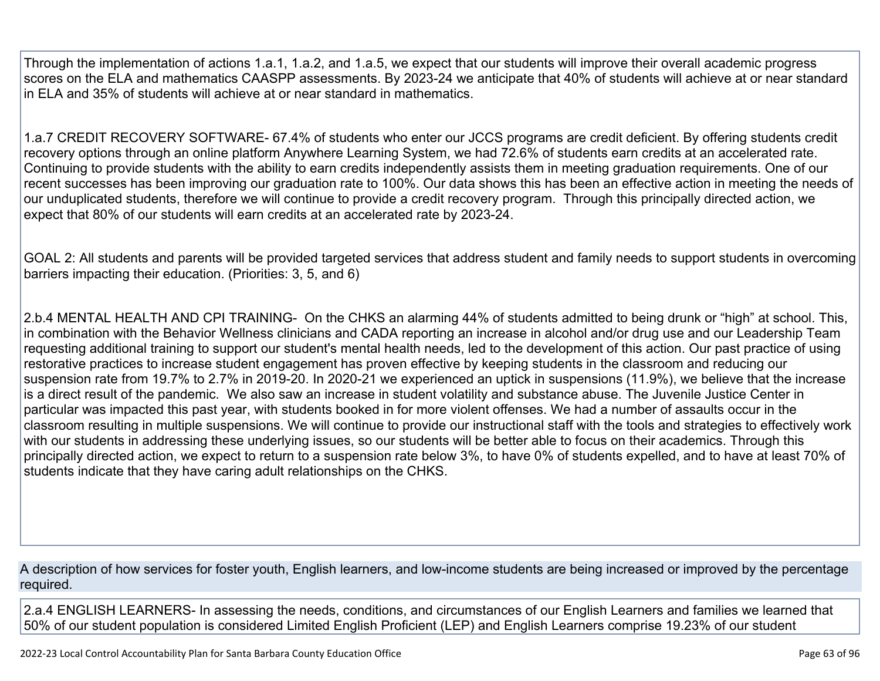Through the implementation of actions 1.a.1, 1.a.2, and 1.a.5, we expect that our students will improve their overall academic progress scores on the ELA and mathematics CAASPP assessments. By 2023-24 we anticipate that 40% of students will achieve at or near standard in ELA and 35% of students will achieve at or near standard in mathematics.

1.a.7 CREDIT RECOVERY SOFTWARE- 67.4% of students who enter our JCCS programs are credit deficient. By offering students credit recovery options through an online platform Anywhere Learning System, we had 72.6% of students earn credits at an accelerated rate. Continuing to provide students with the ability to earn credits independently assists them in meeting graduation requirements. One of our recent successes has been improving our graduation rate to 100%. Our data shows this has been an effective action in meeting the needs of our unduplicated students, therefore we will continue to provide a credit recovery program. Through this principally directed action, we expect that 80% of our students will earn credits at an accelerated rate by 2023-24.

GOAL 2: All students and parents will be provided targeted services that address student and family needs to support students in overcoming barriers impacting their education. (Priorities: 3, 5, and 6)

2.b.4 MENTAL HEALTH AND CPI TRAINING- On the CHKS an alarming 44% of students admitted to being drunk or "high" at school. This, in combination with the Behavior Wellness clinicians and CADA reporting an increase in alcohol and/or drug use and our Leadership Team requesting additional training to support our student's mental health needs, led to the development of this action. Our past practice of using restorative practices to increase student engagement has proven effective by keeping students in the classroom and reducing our suspension rate from 19.7% to 2.7% in 2019-20. In 2020-21 we experienced an uptick in suspensions (11.9%), we believe that the increase is a direct result of the pandemic. We also saw an increase in student volatility and substance abuse. The Juvenile Justice Center in particular was impacted this past year, with students booked in for more violent offenses. We had a number of assaults occur in the classroom resulting in multiple suspensions. We will continue to provide our instructional staff with the tools and strategies to effectively work with our students in addressing these underlying issues, so our students will be better able to focus on their academics. Through this principally directed action, we expect to return to a suspension rate below 3%, to have 0% of students expelled, and to have at least 70% of students indicate that they have caring adult relationships on the CHKS.

A description of how services for foster youth, English learners, and low-income students are being increased or improved by the percentage required.

2.a.4 ENGLISH LEARNERS- In assessing the needs, conditions, and circumstances of our English Learners and families we learned that 50% of our student population is considered Limited English Proficient (LEP) and English Learners comprise 19.23% of our student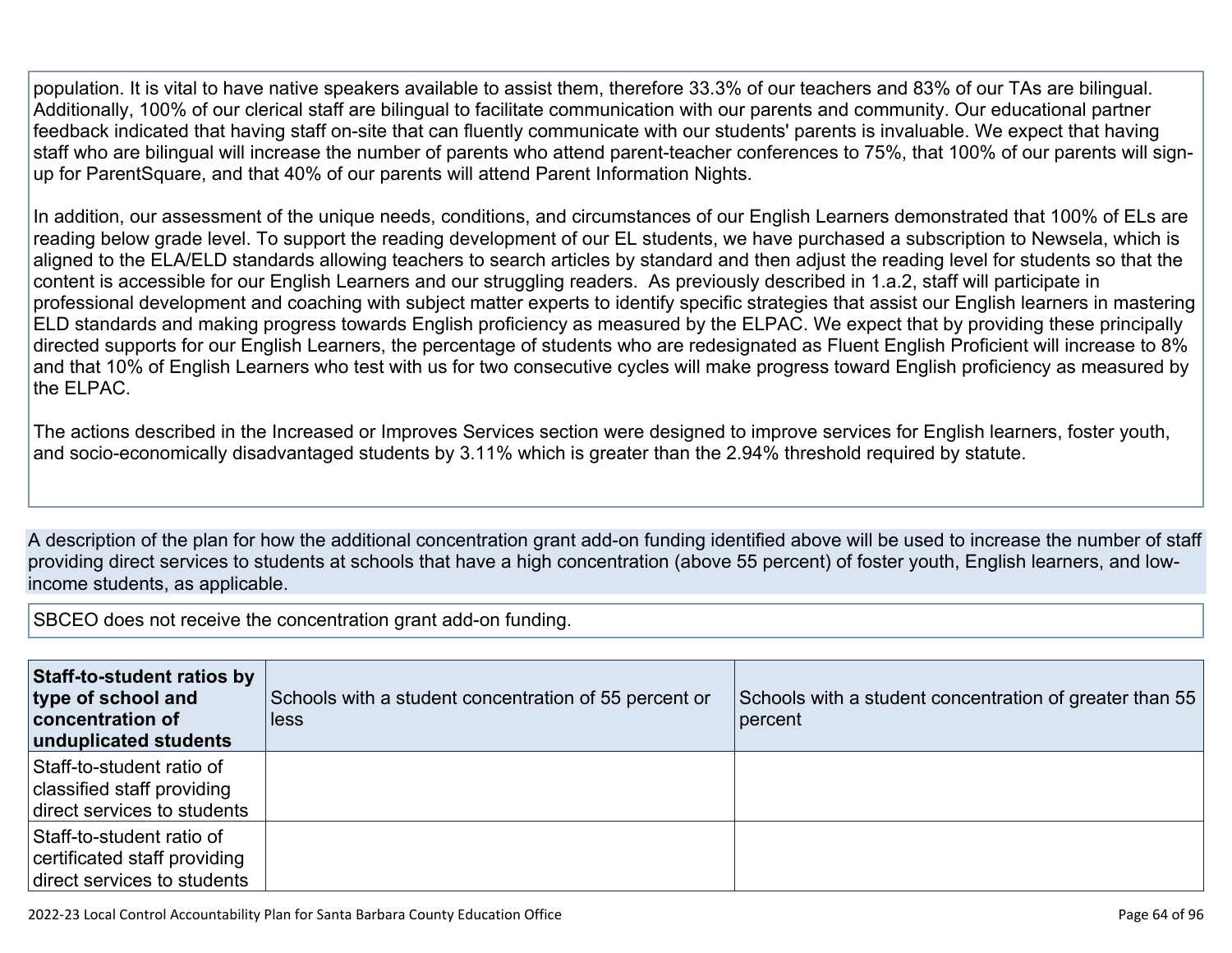population. It is vital to have native speakers available to assist them, therefore 33.3% of our teachers and 83% of our TAs are bilingual. Additionally, 100% of our clerical staff are bilingual to facilitate communication with our parents and community. Our educational partner feedback indicated that having staff on-site that can fluently communicate with our students' parents is invaluable. We expect that having staff who are bilingual will increase the number of parents who attend parent-teacher conferences to 75%, that 100% of our parents will sign-up for ParentSquare, and that 40% of our parents will attend Parent Information Nights.

In addition, our assessment of the unique needs, conditions, and circumstances of our English Learners demonstrated that 100% of ELs are reading below grade level. To support the reading development of our EL students, we have purchased a subscription to Newsela, which is aligned to the ELA/ELD standards allowing teachers to search articles by standard and then adjust the reading level for students so that the content is accessible for our English Learners and our struggling readers. As previously described in 1.a.2, staff will participate in professional development and coaching with subject matter experts to identify specific strategies that assist our English learners in mastering ELD standards and making progress towards English proficiency as measured by the ELPAC. We expect that by providing these principally directed supports for our English Learners, the percentage of students who are redesignated as Fluent English Proficient will increase to 8% and that 10% of English Learners who test with us for two consecutive cycles will make progress toward English proficiency as measured by the ELPAC.

The actions described in the Increased or Improves Services section were designed to improve services for English learners, foster youth, and socio-economically disadvantaged students by 3.11% which is greater than the 2.94% threshold required by statute.

A description of the plan for how the additional concentration grant add-on funding identified above will be used to increase the number of staff providing direct services to students at schools that have a high concentration (above 55 percent) of foster youth, English learners, and low-income students, as applicable.

SBCEO does not receive the concentration grant add-on funding.

| **Staff-to-student ratios by type of school and concentration of unduplicated students** | Schools with a student concentration of 55 percent or less | Schools with a student concentration of greater than 55 percent |
|---|---|---|
| Staff-to-student ratio of classified staff providing direct services to students | | |
| Staff-to-student ratio of certificated staff providing direct services to students | | |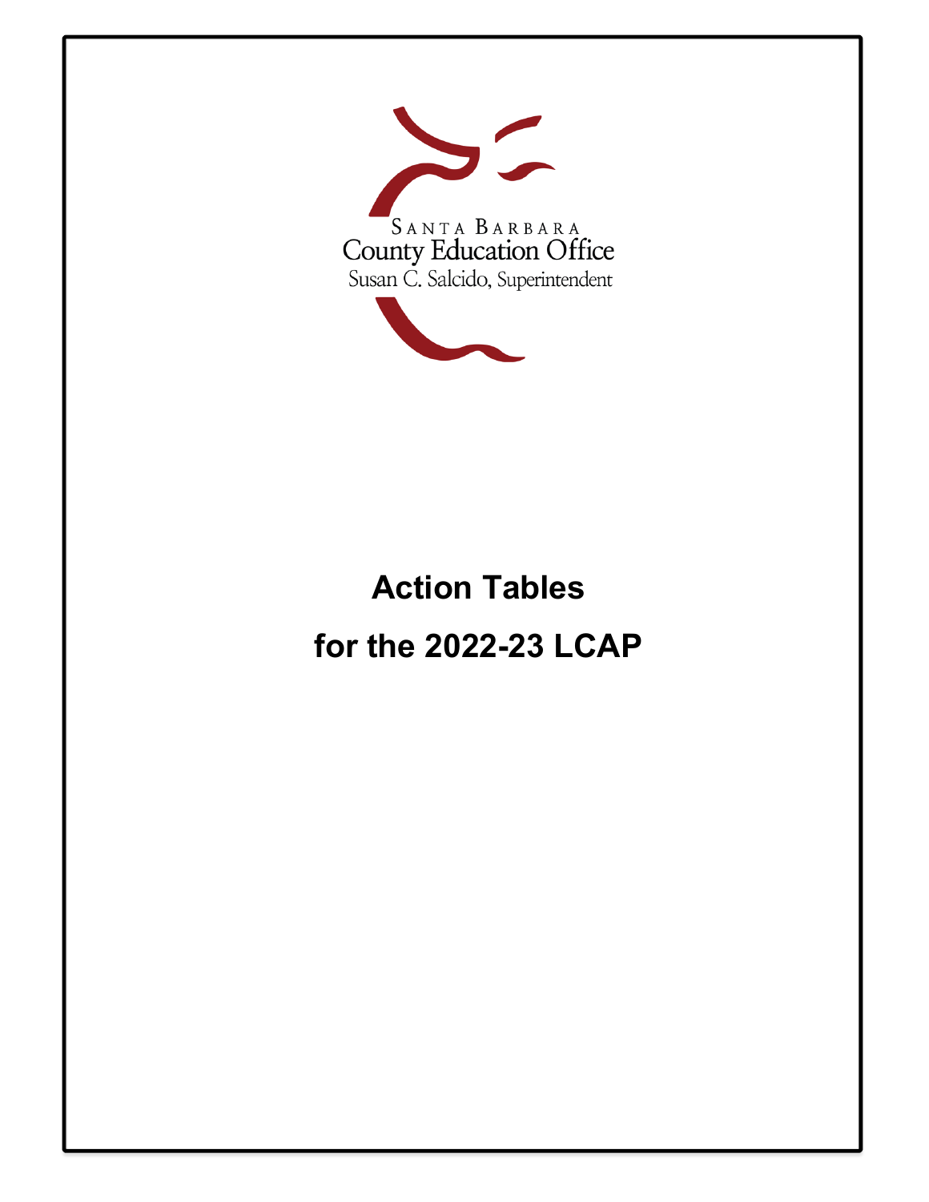SANTA BARBARA
County Education Office
Susan C. Salcido, Superintendent

# Action Tables

# for the 2022-23 LCAP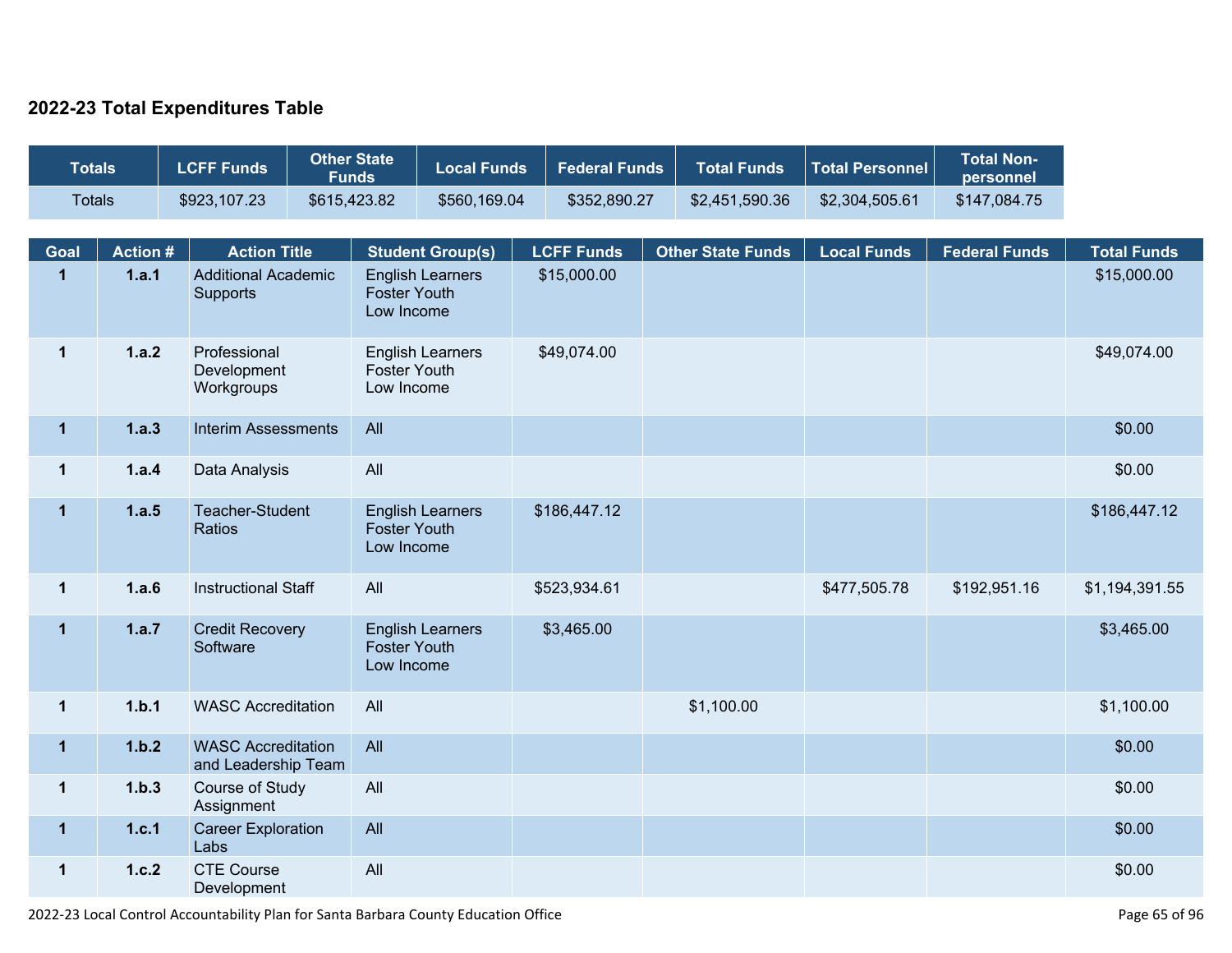## 2022-23 Total Expenditures Table

| Totals | LCFF Funds | Other State Funds | Local Funds | Federal Funds | Total Funds | Total Personnel | Total Non-personnel |
|---|---|---|---|---|---|---|---|
| Totals | $923,107.23 | $615,423.82 | $560,169.04 | $352,890.27 | $2,451,590.36 | $2,304,505.61 | $147,084.75 |

| Goal | Action # | Action Title | Student Group(s) | LCFF Funds | Other State Funds | Local Funds | Federal Funds | Total Funds |
|---|---|---|---|---|---|---|---|---|
| 1 | 1.a.1 | Additional Academic Supports | English Learners Foster Youth Low Income | $15,000.00 | | | | $15,000.00 |
| 1 | 1.a.2 | Professional Development Workgroups | English Learners Foster Youth Low Income | $49,074.00 | | | | $49,074.00 |
| 1 | 1.a.3 | Interim Assessments | All | | | | | $0.00 |
| 1 | 1.a.4 | Data Analysis | All | | | | | $0.00 |
| 1 | 1.a.5 | Teacher-Student Ratios | English Learners Foster Youth Low Income | $186,447.12 | | | | $186,447.12 |
| 1 | 1.a.6 | Instructional Staff | All | $523,934.61 | | $477,505.78 | $192,951.16 | $1,194,391.55 |
| 1 | 1.a.7 | Credit Recovery Software | English Learners Foster Youth Low Income | $3,465.00 | | | | $3,465.00 |
| 1 | 1.b.1 | WASC Accreditation | All | | $1,100.00 | | | $1,100.00 |
| 1 | 1.b.2 | WASC Accreditation and Leadership Team | All | | | | | $0.00 |
| 1 | 1.b.3 | Course of Study Assignment | All | | | | | $0.00 |
| 1 | 1.c.1 | Career Exploration Labs | All | | | | | $0.00 |
| 1 | 1.c.2 | CTE Course Development | All | | | | | $0.00 |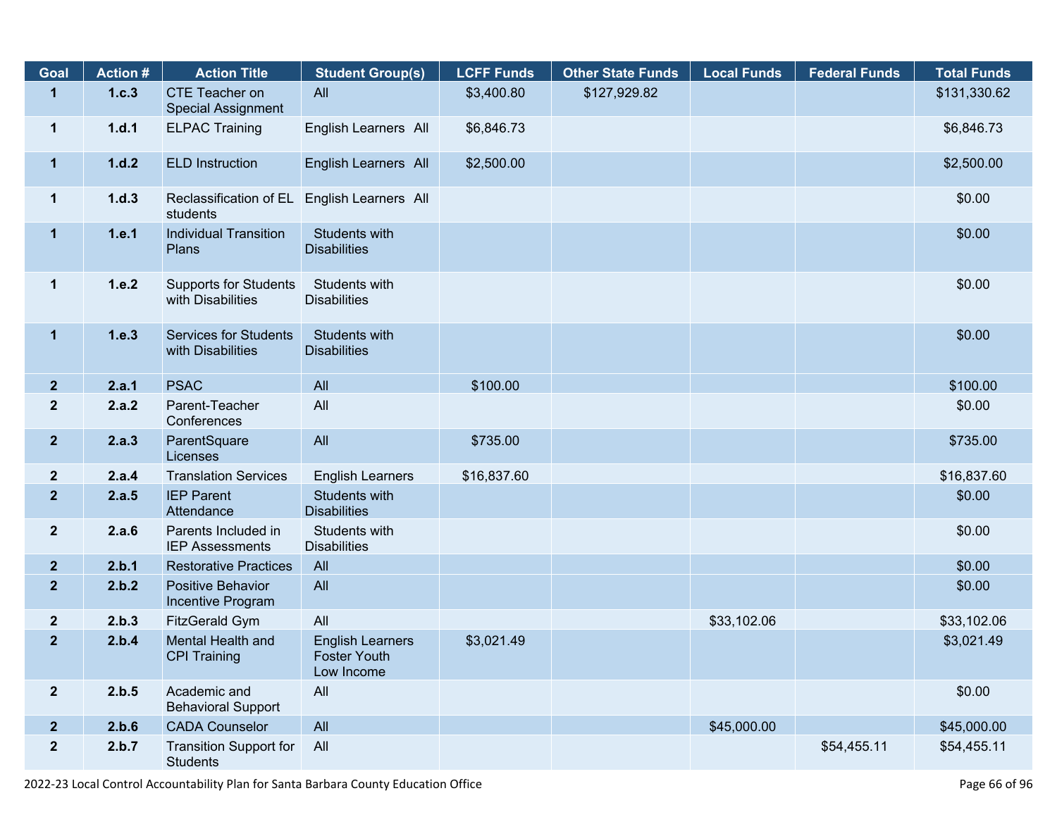| Goal | Action # | Action Title | Student Group(s) | LCFF Funds | Other State Funds | Local Funds | Federal Funds | Total Funds |
|---|---|---|---|---|---|---|---|---|
| 1 | 1.c.3 | CTE Teacher on Special Assignment | All | $3,400.80 | $127,929.82 | | | $131,330.62 |
| 1 | 1.d.1 | ELPAC Training | English Learners All | $6,846.73 | | | | $6,846.73 |
| 1 | 1.d.2 | ELD Instruction | English Learners All | $2,500.00 | | | | $2,500.00 |
| 1 | 1.d.3 | Reclassification of EL students | English Learners All | | | | | $0.00 |
| 1 | 1.e.1 | Individual Transition Plans | Students with Disabilities | | | | | $0.00 |
| 1 | 1.e.2 | Supports for Students with Disabilities | Students with Disabilities | | | | | $0.00 |
| 1 | 1.e.3 | Services for Students with Disabilities | Students with Disabilities | | | | | $0.00 |
| 2 | 2.a.1 | PSAC | All | $100.00 | | | | $100.00 |
| 2 | 2.a.2 | Parent-Teacher Conferences | All | | | | | $0.00 |
| 2 | 2.a.3 | ParentSquare Licenses | All | $735.00 | | | | $735.00 |
| 2 | 2.a.4 | Translation Services | English Learners | $16,837.60 | | | | $16,837.60 |
| 2 | 2.a.5 | IEP Parent Attendance | Students with Disabilities | | | | | $0.00 |
| 2 | 2.a.6 | Parents Included in IEP Assessments | Students with Disabilities | | | | | $0.00 |
| 2 | 2.b.1 | Restorative Practices | All | | | | | $0.00 |
| 2 | 2.b.2 | Positive Behavior Incentive Program | All | | | | | $0.00 |
| 2 | 2.b.3 | FitzGerald Gym | All | | | $33,102.06 | | $33,102.06 |
| 2 | 2.b.4 | Mental Health and CPI Training | English Learners Foster Youth Low Income | $3,021.49 | | | | $3,021.49 |
| 2 | 2.b.5 | Academic and Behavioral Support | All | | | | | $0.00 |
| 2 | 2.b.6 | CADA Counselor | All | | | $45,000.00 | | $45,000.00 |
| 2 | 2.b.7 | Transition Support for Students | All | | | | $54,455.11 | $54,455.11 |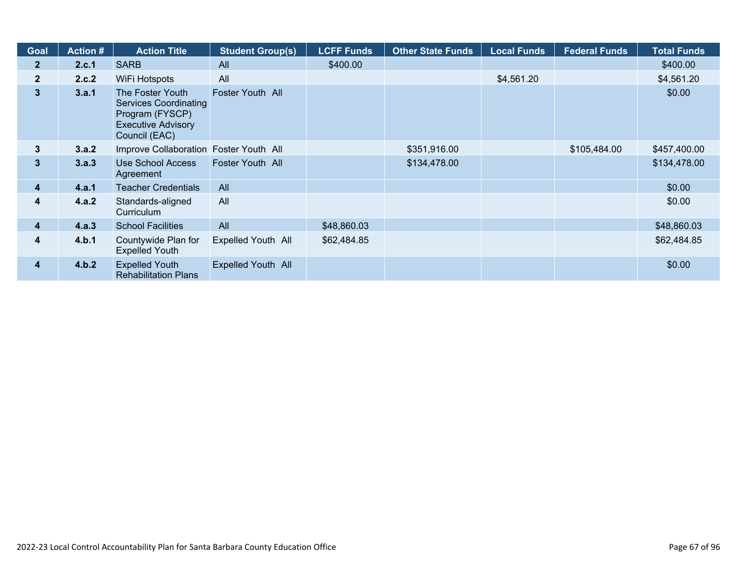| Goal | Action # | Action Title | Student Group(s) | LCFF Funds | Other State Funds | Local Funds | Federal Funds | Total Funds |
|---|---|---|---|---|---|---|---|---|
| 2 | 2.c.1 | SARB | All | $400.00 | | | | $400.00 |
| 2 | 2.c.2 | WiFi Hotspots | All | | | $4,561.20 | | $4,561.20 |
| 3 | 3.a.1 | The Foster Youth Services Coordinating Program (FYSCP) Executive Advisory Council (EAC) | Foster Youth All | | | | | $0.00 |
| 3 | 3.a.2 | Improve Collaboration | Foster Youth All | | $351,916.00 | | $105,484.00 | $457,400.00 |
| 3 | 3.a.3 | Use School Access Agreement | Foster Youth All | | $134,478.00 | | | $134,478.00 |
| 4 | 4.a.1 | Teacher Credentials | All | | | | | $0.00 |
| 4 | 4.a.2 | Standards-aligned Curriculum | All | | | | | $0.00 |
| 4 | 4.a.3 | School Facilities | All | $48,860.03 | | | | $48,860.03 |
| 4 | 4.b.1 | Countywide Plan for Expelled Youth | Expelled Youth All | $62,484.85 | | | | $62,484.85 |
| 4 | 4.b.2 | Expelled Youth Rehabilitation Plans | Expelled Youth All | | | | | $0.00 |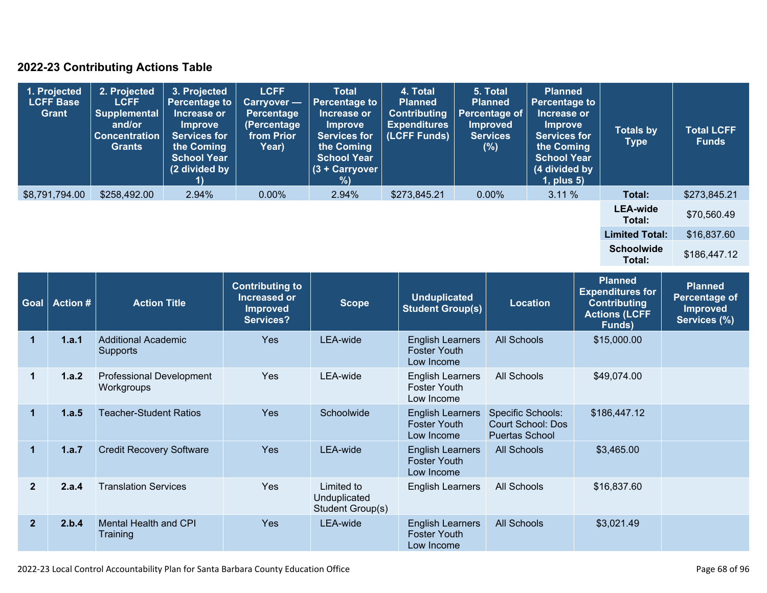## 2022-23 Contributing Actions Table

| 1. Projected LCFF Base Grant | 2. Projected LCFF Supplemental and/or Concentration Grants | 3. Projected Percentage to Increase or Improve Services for the Coming School Year (2 divided by 1) | LCFF Carryover — Percentage (Percentage from Prior Year) | Total Percentage to Increase or Improve Services for the Coming School Year (3 + Carryover %) | 4. Total Planned Contributing Expenditures (LCFF Funds) | 5. Total Planned Percentage of Improved Services (%) | Planned Percentage to Increase or Improve Services for the Coming School Year (4 divided by 1, plus 5) | Totals by Type | Total LCFF Funds |
|---|---|---|---|---|---|---|---|---|---|
| $8,791,794.00 | $258,492.00 | 2.94% | 0.00% | 2.94% | $273,845.21 | 0.00% | 3.11 % | **Total:** | $273,845.21 |
| | | | | | | | | **LEA-wide Total:** | $70,560.49 |
| | | | | | | | | **Limited Total:** | $16,837.60 |
| | | | | | | | | **Schoolwide Total:** | $186,447.12 |

| Goal | Action # | Action Title | Contributing to Increased or Improved Services? | Scope | Unduplicated Student Group(s) | Location | Planned Expenditures for Contributing Actions (LCFF Funds) | Planned Percentage of Improved Services (%) |
|---|---|---|---|---|---|---|---|---|
| 1 | 1.a.1 | Additional Academic Supports | Yes | LEA-wide | English Learners Foster Youth Low Income | All Schools | $15,000.00 | |
| 1 | 1.a.2 | Professional Development Workgroups | Yes | LEA-wide | English Learners Foster Youth Low Income | All Schools | $49,074.00 | |
| 1 | 1.a.5 | Teacher-Student Ratios | Yes | Schoolwide | English Learners Foster Youth Low Income | Specific Schools: Court School: Dos Puertas School | $186,447.12 | |
| 1 | 1.a.7 | Credit Recovery Software | Yes | LEA-wide | English Learners Foster Youth Low Income | All Schools | $3,465.00 | |
| 2 | 2.a.4 | Translation Services | Yes | Limited to Unduplicated Student Group(s) | English Learners | All Schools | $16,837.60 | |
| 2 | 2.b.4 | Mental Health and CPI Training | Yes | LEA-wide | English Learners Foster Youth Low Income | All Schools | $3,021.49 | |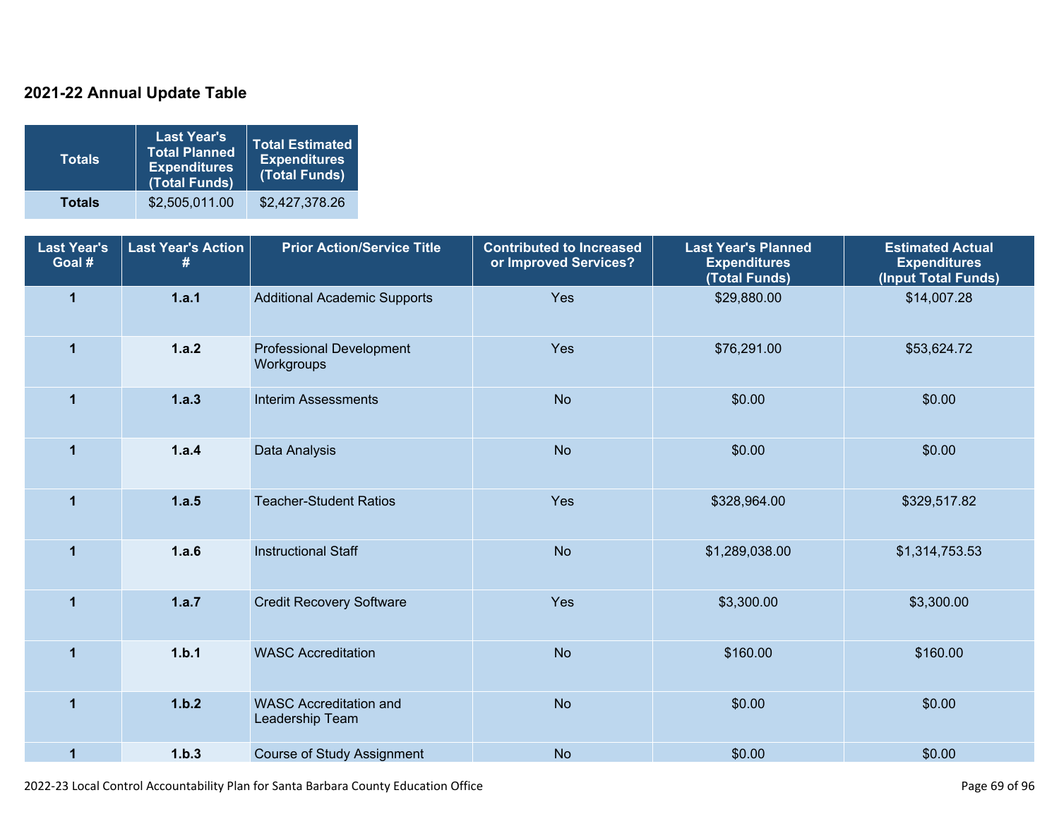## 2021-22 Annual Update Table

| Totals | Last Year's Total Planned Expenditures (Total Funds) | Total Estimated Expenditures (Total Funds) |
|---|---|---|
| **Totals** | $2,505,011.00 | $2,427,378.26 |

| Last Year's Goal # | Last Year's Action # | Prior Action/Service Title | Contributed to Increased or Improved Services? | Last Year's Planned Expenditures (Total Funds) | Estimated Actual Expenditures (Input Total Funds) |
|---|---|---|---|---|---|
| **1** | **1.a.1** | Additional Academic Supports | Yes | $29,880.00 | $14,007.28 |
| **1** | **1.a.2** | Professional Development Workgroups | Yes | $76,291.00 | $53,624.72 |
| **1** | **1.a.3** | Interim Assessments | No | $0.00 | $0.00 |
| **1** | **1.a.4** | Data Analysis | No | $0.00 | $0.00 |
| **1** | **1.a.5** | Teacher-Student Ratios | Yes | $328,964.00 | $329,517.82 |
| **1** | **1.a.6** | Instructional Staff | No | $1,289,038.00 | $1,314,753.53 |
| **1** | **1.a.7** | Credit Recovery Software | Yes | $3,300.00 | $3,300.00 |
| **1** | **1.b.1** | WASC Accreditation | No | $160.00 | $160.00 |
| **1** | **1.b.2** | WASC Accreditation and Leadership Team | No | $0.00 | $0.00 |
| **1** | **1.b.3** | Course of Study Assignment | No | $0.00 | $0.00 |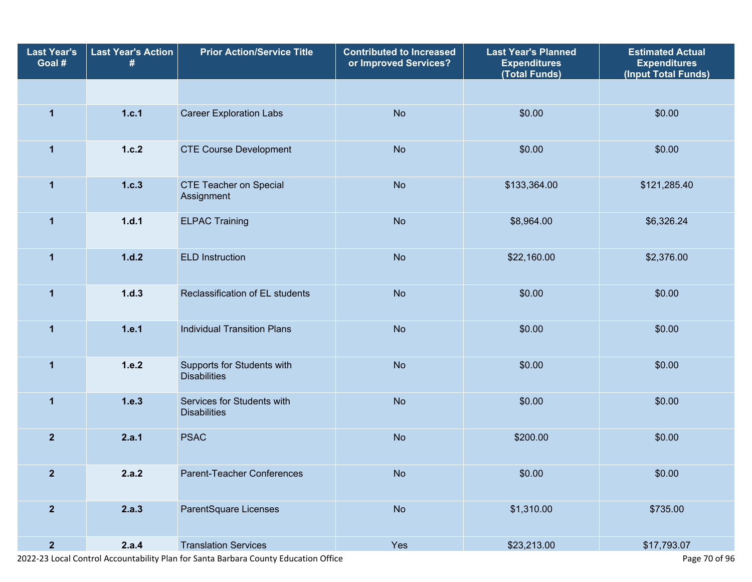| Last Year's Goal # | Last Year's Action # | Prior Action/Service Title | Contributed to Increased or Improved Services? | Last Year's Planned Expenditures (Total Funds) | Estimated Actual Expenditures (Input Total Funds) |
|---|---|---|---|---|---|
| | | | | | |
| 1 | 1.c.1 | Career Exploration Labs | No | $0.00 | $0.00 |
| 1 | 1.c.2 | CTE Course Development | No | $0.00 | $0.00 |
| 1 | 1.c.3 | CTE Teacher on Special Assignment | No | $133,364.00 | $121,285.40 |
| 1 | 1.d.1 | ELPAC Training | No | $8,964.00 | $6,326.24 |
| 1 | 1.d.2 | ELD Instruction | No | $22,160.00 | $2,376.00 |
| 1 | 1.d.3 | Reclassification of EL students | No | $0.00 | $0.00 |
| 1 | 1.e.1 | Individual Transition Plans | No | $0.00 | $0.00 |
| 1 | 1.e.2 | Supports for Students with Disabilities | No | $0.00 | $0.00 |
| 1 | 1.e.3 | Services for Students with Disabilities | No | $0.00 | $0.00 |
| 2 | 2.a.1 | PSAC | No | $200.00 | $0.00 |
| 2 | 2.a.2 | Parent-Teacher Conferences | No | $0.00 | $0.00 |
| 2 | 2.a.3 | ParentSquare Licenses | No | $1,310.00 | $735.00 |
| 2 | 2.a.4 | Translation Services | Yes | $23,213.00 | $17,793.07 |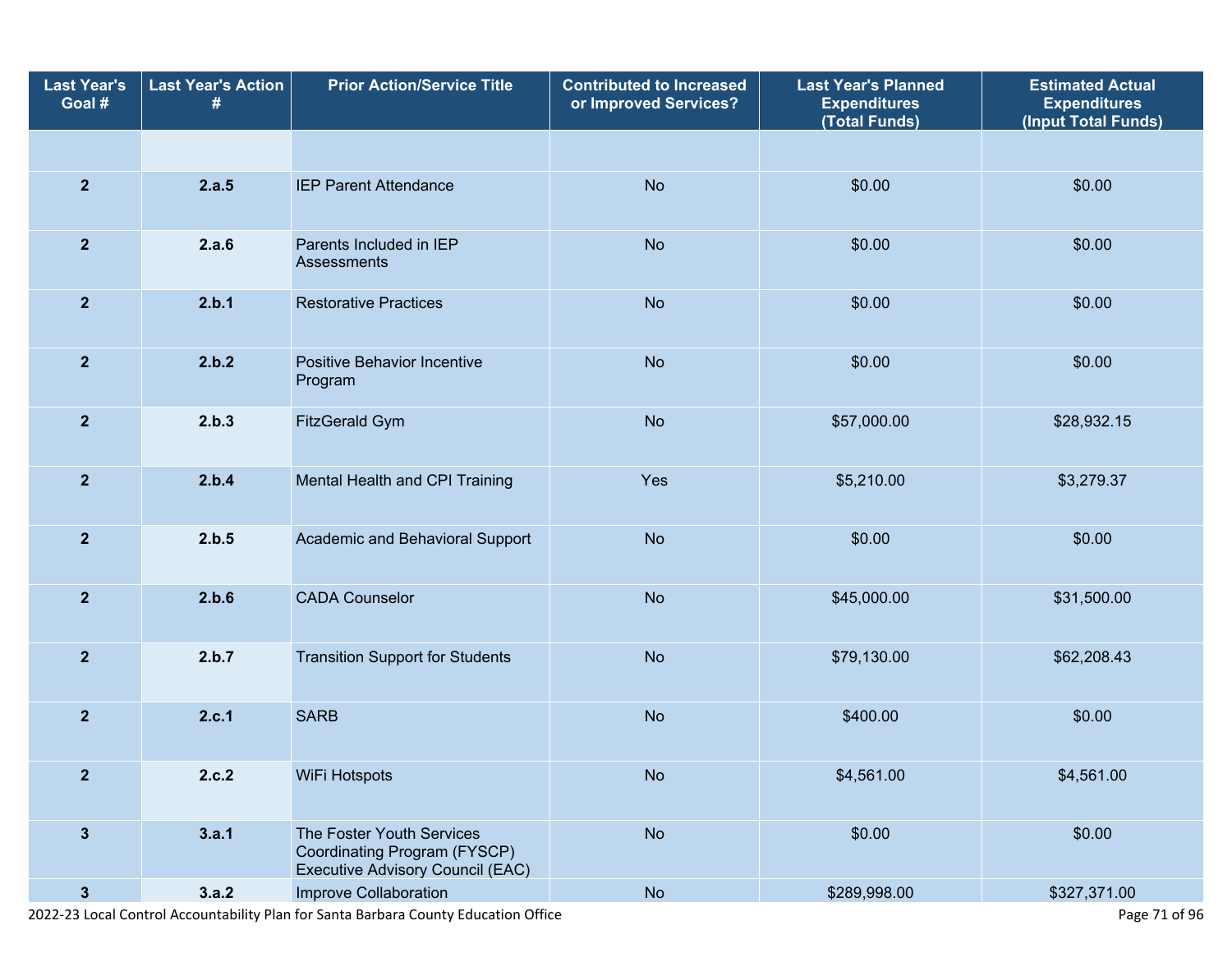| Last Year's Goal # | Last Year's Action # | Prior Action/Service Title | Contributed to Increased or Improved Services? | Last Year's Planned Expenditures (Total Funds) | Estimated Actual Expenditures (Input Total Funds) |
|---|---|---|---|---|---|
| | | | | | |
| 2 | 2.a.5 | IEP Parent Attendance | No | $0.00 | $0.00 |
| 2 | 2.a.6 | Parents Included in IEP Assessments | No | $0.00 | $0.00 |
| 2 | 2.b.1 | Restorative Practices | No | $0.00 | $0.00 |
| 2 | 2.b.2 | Positive Behavior Incentive Program | No | $0.00 | $0.00 |
| 2 | 2.b.3 | FitzGerald Gym | No | $57,000.00 | $28,932.15 |
| 2 | 2.b.4 | Mental Health and CPI Training | Yes | $5,210.00 | $3,279.37 |
| 2 | 2.b.5 | Academic and Behavioral Support | No | $0.00 | $0.00 |
| 2 | 2.b.6 | CADA Counselor | No | $45,000.00 | $31,500.00 |
| 2 | 2.b.7 | Transition Support for Students | No | $79,130.00 | $62,208.43 |
| 2 | 2.c.1 | SARB | No | $400.00 | $0.00 |
| 2 | 2.c.2 | WiFi Hotspots | No | $4,561.00 | $4,561.00 |
| 3 | 3.a.1 | The Foster Youth Services Coordinating Program (FYSCP) Executive Advisory Council (EAC) | No | $0.00 | $0.00 |
| 3 | 3.a.2 | Improve Collaboration | No | $289,998.00 | $327,371.00 |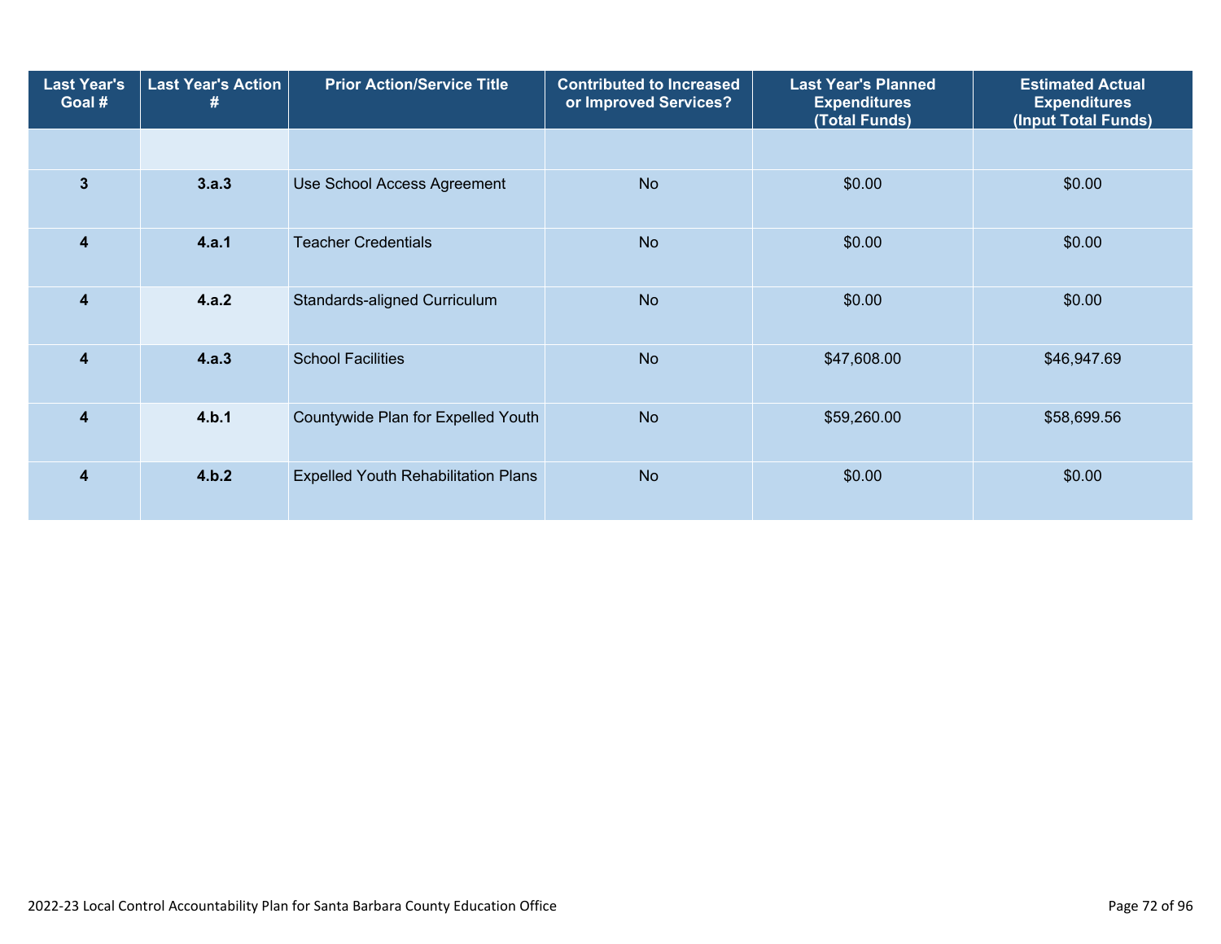| Last Year's Goal # | Last Year's Action # | Prior Action/Service Title | Contributed to Increased or Improved Services? | Last Year's Planned Expenditures (Total Funds) | Estimated Actual Expenditures (Input Total Funds) |
|---|---|---|---|---|---|
| | | | | | |
| 3 | 3.a.3 | Use School Access Agreement | No | $0.00 | $0.00 |
| 4 | 4.a.1 | Teacher Credentials | No | $0.00 | $0.00 |
| 4 | 4.a.2 | Standards-aligned Curriculum | No | $0.00 | $0.00 |
| 4 | 4.a.3 | School Facilities | No | $47,608.00 | $46,947.69 |
| 4 | 4.b.1 | Countywide Plan for Expelled Youth | No | $59,260.00 | $58,699.56 |
| 4 | 4.b.2 | Expelled Youth Rehabilitation Plans | No | $0.00 | $0.00 |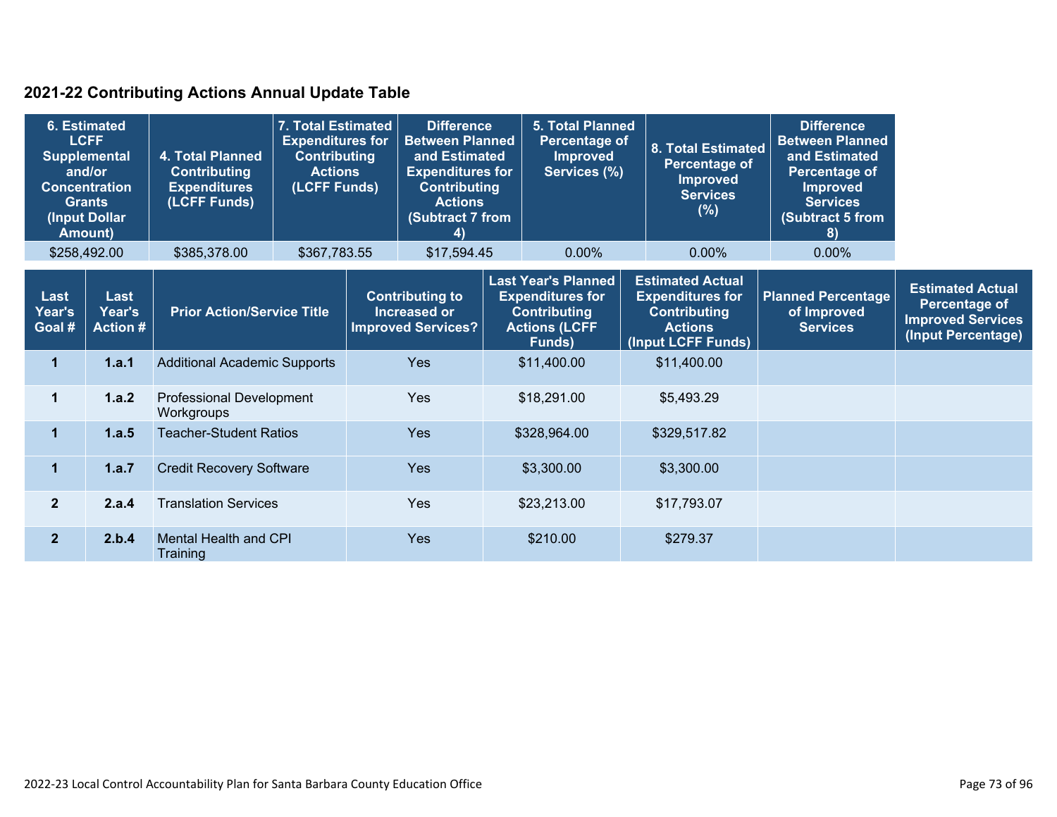## 2021-22 Contributing Actions Annual Update Table

| 6. Estimated LCFF Supplemental and/or Concentration Grants (Input Dollar Amount) | 4. Total Planned Contributing Expenditures (LCFF Funds) | 7. Total Estimated Expenditures for Contributing Actions (LCFF Funds) | Difference Between Planned and Estimated Expenditures for Contributing Actions (Subtract 7 from 4) | 5. Total Planned Percentage of Improved Services (%) | 8. Total Estimated Percentage of Improved Services (%) | Difference Between Planned and Estimated Percentage of Improved Services (Subtract 5 from 8) |
|---|---|---|---|---|---|---|
| $258,492.00 | $385,378.00 | $367,783.55 | $17,594.45 | 0.00% | 0.00% | 0.00% |

| Last Year's Goal # | Last Year's Action # | Prior Action/Service Title | Contributing to Increased or Improved Services? | Last Year's Planned Expenditures for Contributing Actions (LCFF Funds) | Estimated Actual Expenditures for Contributing Actions (Input LCFF Funds) | Planned Percentage of Improved Services | Estimated Actual Percentage of Improved Services (Input Percentage) |
|---|---|---|---|---|---|---|---|
| 1 | 1.a.1 | Additional Academic Supports | Yes | $11,400.00 | $11,400.00 | | |
| 1 | 1.a.2 | Professional Development Workgroups | Yes | $18,291.00 | $5,493.29 | | |
| 1 | 1.a.5 | Teacher-Student Ratios | Yes | $328,964.00 | $329,517.82 | | |
| 1 | 1.a.7 | Credit Recovery Software | Yes | $3,300.00 | $3,300.00 | | |
| 2 | 2.a.4 | Translation Services | Yes | $23,213.00 | $17,793.07 | | |
| 2 | 2.b.4 | Mental Health and CPI Training | Yes | $210.00 | $279.37 | | |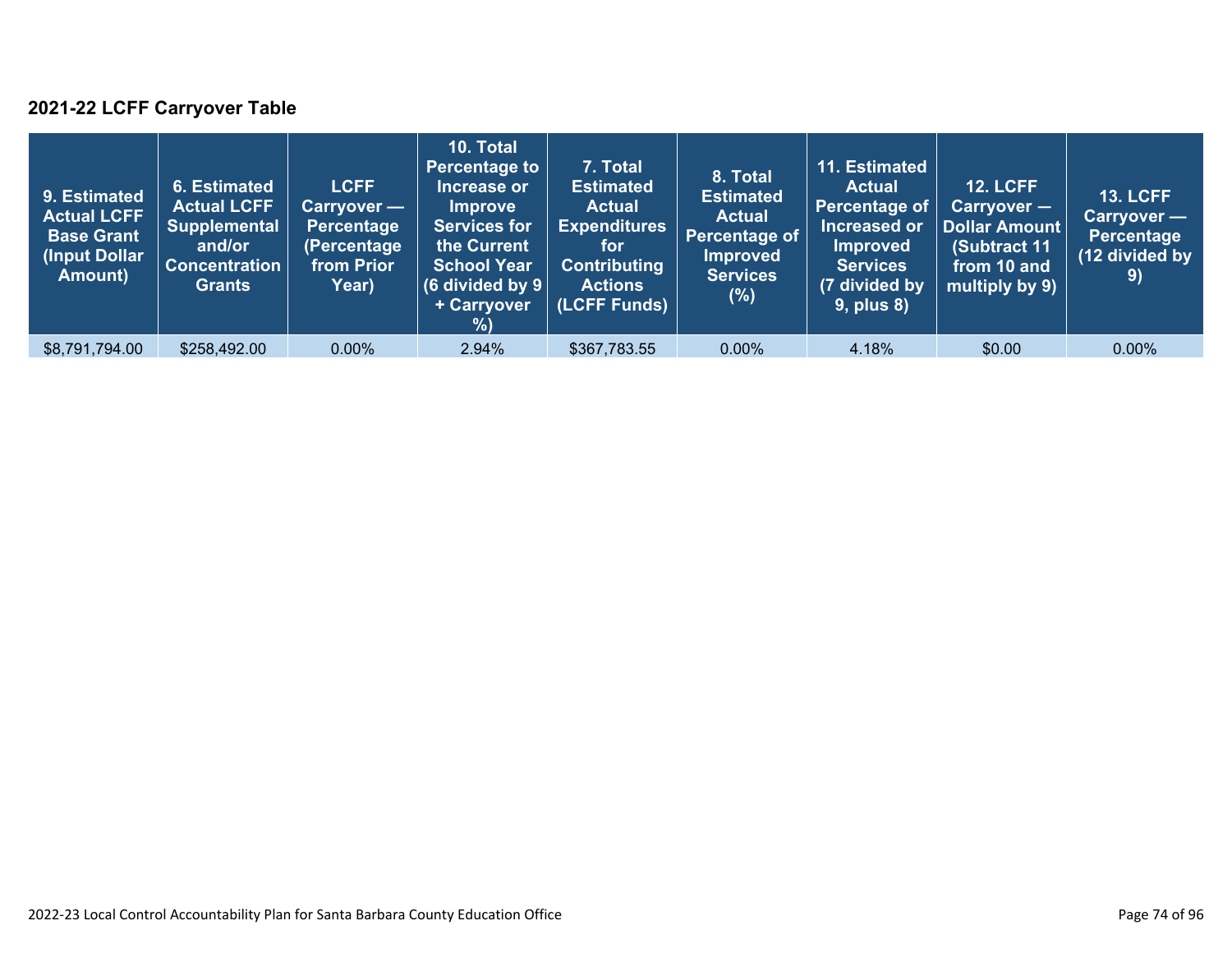## 2021-22 LCFF Carryover Table

| 9. Estimated Actual LCFF Base Grant (Input Dollar Amount) | 6. Estimated Actual LCFF Supplemental and/or Concentration Grants | LCFF Carryover — Percentage (Percentage from Prior Year) | 10. Total Percentage to Increase or Improve Services for the Current School Year (6 divided by 9 + Carryover %) | 7. Total Estimated Actual Expenditures for Contributing Actions (LCFF Funds) | 8. Total Estimated Actual Percentage of Improved Services (%) | 11. Estimated Actual Percentage of Increased or Improved Services (7 divided by 9, plus 8) | 12. LCFF Carryover — Dollar Amount (Subtract 11 from 10 and multiply by 9) | 13. LCFF Carryover — Percentage (12 divided by 9) |
|---|---|---|---|---|---|---|---|---|
| $8,791,794.00 | $258,492.00 | 0.00% | 2.94% | $367,783.55 | 0.00% | 4.18% | $0.00 | 0.00% |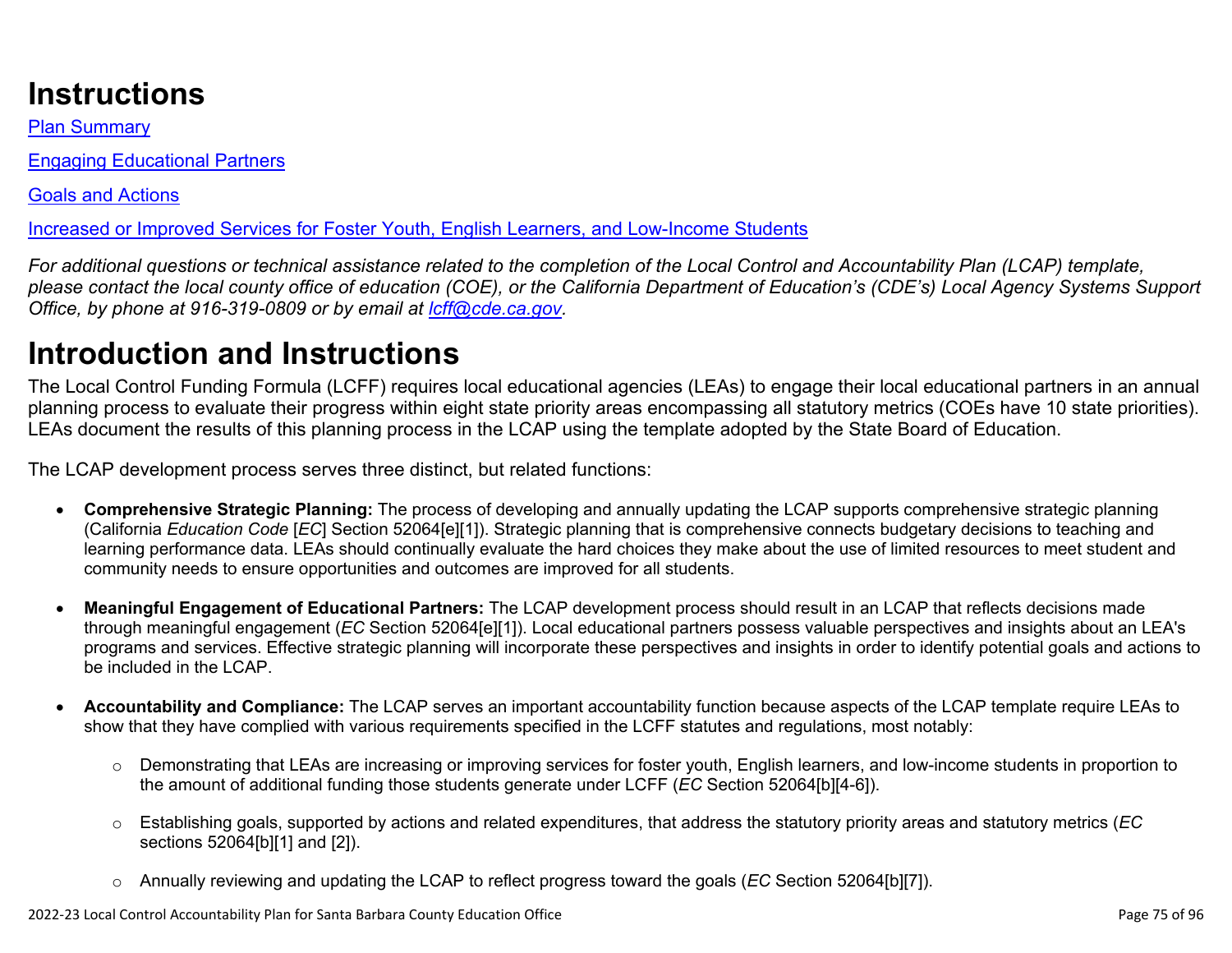# Instructions

[Plan Summary](#)

[Engaging Educational Partners](#)

[Goals and Actions](#)

[Increased or Improved Services for Foster Youth, English Learners, and Low-Income Students](#)

*For additional questions or technical assistance related to the completion of the Local Control and Accountability Plan (LCAP) template, please contact the local county office of education (COE), or the California Department of Education's (CDE's) Local Agency Systems Support Office, by phone at 916-319-0809 or by email at [lcff@cde.ca.gov](mailto:lcff@cde.ca.gov).*

# Introduction and Instructions

The Local Control Funding Formula (LCFF) requires local educational agencies (LEAs) to engage their local educational partners in an annual planning process to evaluate their progress within eight state priority areas encompassing all statutory metrics (COEs have 10 state priorities). LEAs document the results of this planning process in the LCAP using the template adopted by the State Board of Education.

The LCAP development process serves three distinct, but related functions:

- **Comprehensive Strategic Planning:** The process of developing and annually updating the LCAP supports comprehensive strategic planning (California *Education Code* [*EC*] Section 52064[e][1]). Strategic planning that is comprehensive connects budgetary decisions to teaching and learning performance data. LEAs should continually evaluate the hard choices they make about the use of limited resources to meet student and community needs to ensure opportunities and outcomes are improved for all students.

- **Meaningful Engagement of Educational Partners:** The LCAP development process should result in an LCAP that reflects decisions made through meaningful engagement (*EC* Section 52064[e][1]). Local educational partners possess valuable perspectives and insights about an LEA's programs and services. Effective strategic planning will incorporate these perspectives and insights in order to identify potential goals and actions to be included in the LCAP.

- **Accountability and Compliance:** The LCAP serves an important accountability function because aspects of the LCAP template require LEAs to show that they have complied with various requirements specified in the LCFF statutes and regulations, most notably:

    - Demonstrating that LEAs are increasing or improving services for foster youth, English learners, and low-income students in proportion to the amount of additional funding those students generate under LCFF (*EC* Section 52064[b][4-6]).

    - Establishing goals, supported by actions and related expenditures, that address the statutory priority areas and statutory metrics (*EC* sections 52064[b][1] and [2]).

    - Annually reviewing and updating the LCAP to reflect progress toward the goals (*EC* Section 52064[b][7]).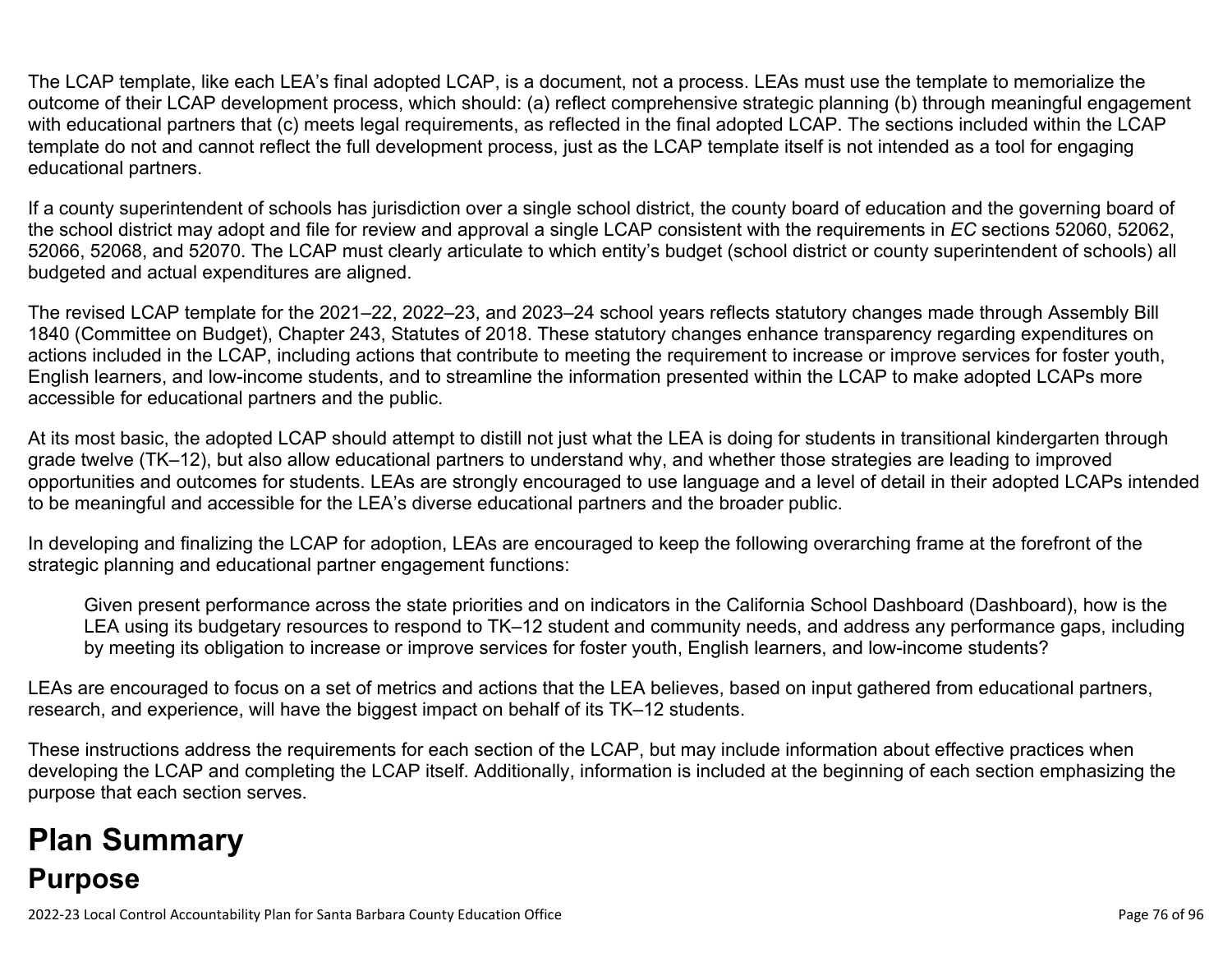The LCAP template, like each LEA's final adopted LCAP, is a document, not a process. LEAs must use the template to memorialize the outcome of their LCAP development process, which should: (a) reflect comprehensive strategic planning (b) through meaningful engagement with educational partners that (c) meets legal requirements, as reflected in the final adopted LCAP. The sections included within the LCAP template do not and cannot reflect the full development process, just as the LCAP template itself is not intended as a tool for engaging educational partners.

If a county superintendent of schools has jurisdiction over a single school district, the county board of education and the governing board of the school district may adopt and file for review and approval a single LCAP consistent with the requirements in *EC* sections 52060, 52062, 52066, 52068, and 52070. The LCAP must clearly articulate to which entity's budget (school district or county superintendent of schools) all budgeted and actual expenditures are aligned.

The revised LCAP template for the 2021–22, 2022–23, and 2023–24 school years reflects statutory changes made through Assembly Bill 1840 (Committee on Budget), Chapter 243, Statutes of 2018. These statutory changes enhance transparency regarding expenditures on actions included in the LCAP, including actions that contribute to meeting the requirement to increase or improve services for foster youth, English learners, and low-income students, and to streamline the information presented within the LCAP to make adopted LCAPs more accessible for educational partners and the public.

At its most basic, the adopted LCAP should attempt to distill not just what the LEA is doing for students in transitional kindergarten through grade twelve (TK–12), but also allow educational partners to understand why, and whether those strategies are leading to improved opportunities and outcomes for students. LEAs are strongly encouraged to use language and a level of detail in their adopted LCAPs intended to be meaningful and accessible for the LEA's diverse educational partners and the broader public.

In developing and finalizing the LCAP for adoption, LEAs are encouraged to keep the following overarching frame at the forefront of the strategic planning and educational partner engagement functions:

> Given present performance across the state priorities and on indicators in the California School Dashboard (Dashboard), how is the LEA using its budgetary resources to respond to TK–12 student and community needs, and address any performance gaps, including by meeting its obligation to increase or improve services for foster youth, English learners, and low-income students?

LEAs are encouraged to focus on a set of metrics and actions that the LEA believes, based on input gathered from educational partners, research, and experience, will have the biggest impact on behalf of its TK–12 students.

These instructions address the requirements for each section of the LCAP, but may include information about effective practices when developing the LCAP and completing the LCAP itself. Additionally, information is included at the beginning of each section emphasizing the purpose that each section serves.

# Plan Summary

## Purpose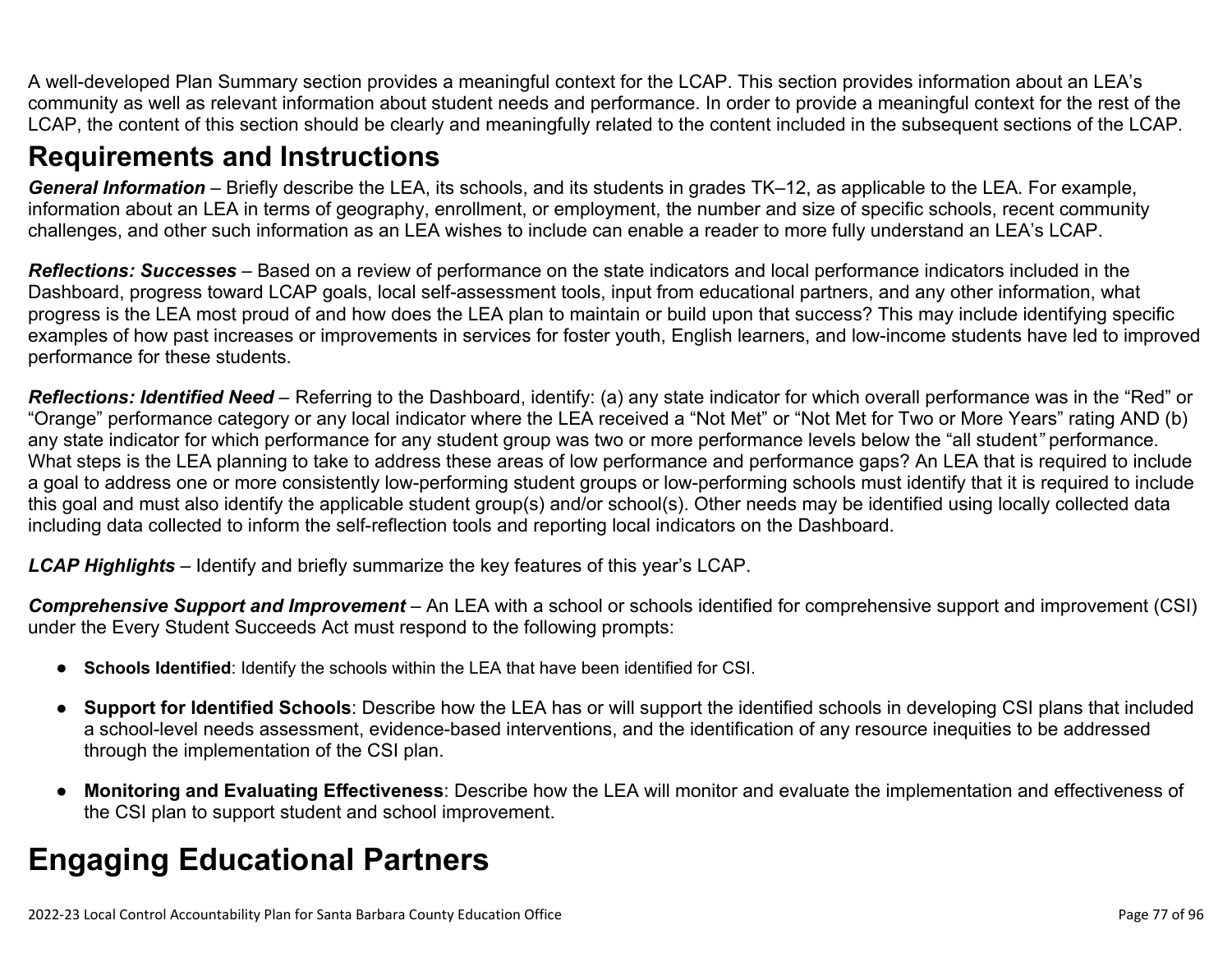A well-developed Plan Summary section provides a meaningful context for the LCAP. This section provides information about an LEA's community as well as relevant information about student needs and performance. In order to provide a meaningful context for the rest of the LCAP, the content of this section should be clearly and meaningfully related to the content included in the subsequent sections of the LCAP.

## Requirements and Instructions

***General Information*** – Briefly describe the LEA, its schools, and its students in grades TK–12, as applicable to the LEA. For example, information about an LEA in terms of geography, enrollment, or employment, the number and size of specific schools, recent community challenges, and other such information as an LEA wishes to include can enable a reader to more fully understand an LEA's LCAP.

***Reflections: Successes*** – Based on a review of performance on the state indicators and local performance indicators included in the Dashboard, progress toward LCAP goals, local self-assessment tools, input from educational partners, and any other information, what progress is the LEA most proud of and how does the LEA plan to maintain or build upon that success? This may include identifying specific examples of how past increases or improvements in services for foster youth, English learners, and low-income students have led to improved performance for these students.

***Reflections: Identified Need*** – Referring to the Dashboard, identify: (a) any state indicator for which overall performance was in the "Red" or "Orange" performance category or any local indicator where the LEA received a "Not Met" or "Not Met for Two or More Years" rating AND (b) any state indicator for which performance for any student group was two or more performance levels below the "all student" performance. What steps is the LEA planning to take to address these areas of low performance and performance gaps? An LEA that is required to include a goal to address one or more consistently low-performing student groups or low-performing schools must identify that it is required to include this goal and must also identify the applicable student group(s) and/or school(s). Other needs may be identified using locally collected data including data collected to inform the self-reflection tools and reporting local indicators on the Dashboard.

***LCAP Highlights*** – Identify and briefly summarize the key features of this year's LCAP.

***Comprehensive Support and Improvement*** – An LEA with a school or schools identified for comprehensive support and improvement (CSI) under the Every Student Succeeds Act must respond to the following prompts:

- **Schools Identified**: Identify the schools within the LEA that have been identified for CSI.
- **Support for Identified Schools**: Describe how the LEA has or will support the identified schools in developing CSI plans that included a school-level needs assessment, evidence-based interventions, and the identification of any resource inequities to be addressed through the implementation of the CSI plan.
- **Monitoring and Evaluating Effectiveness**: Describe how the LEA will monitor and evaluate the implementation and effectiveness of the CSI plan to support student and school improvement.

# Engaging Educational Partners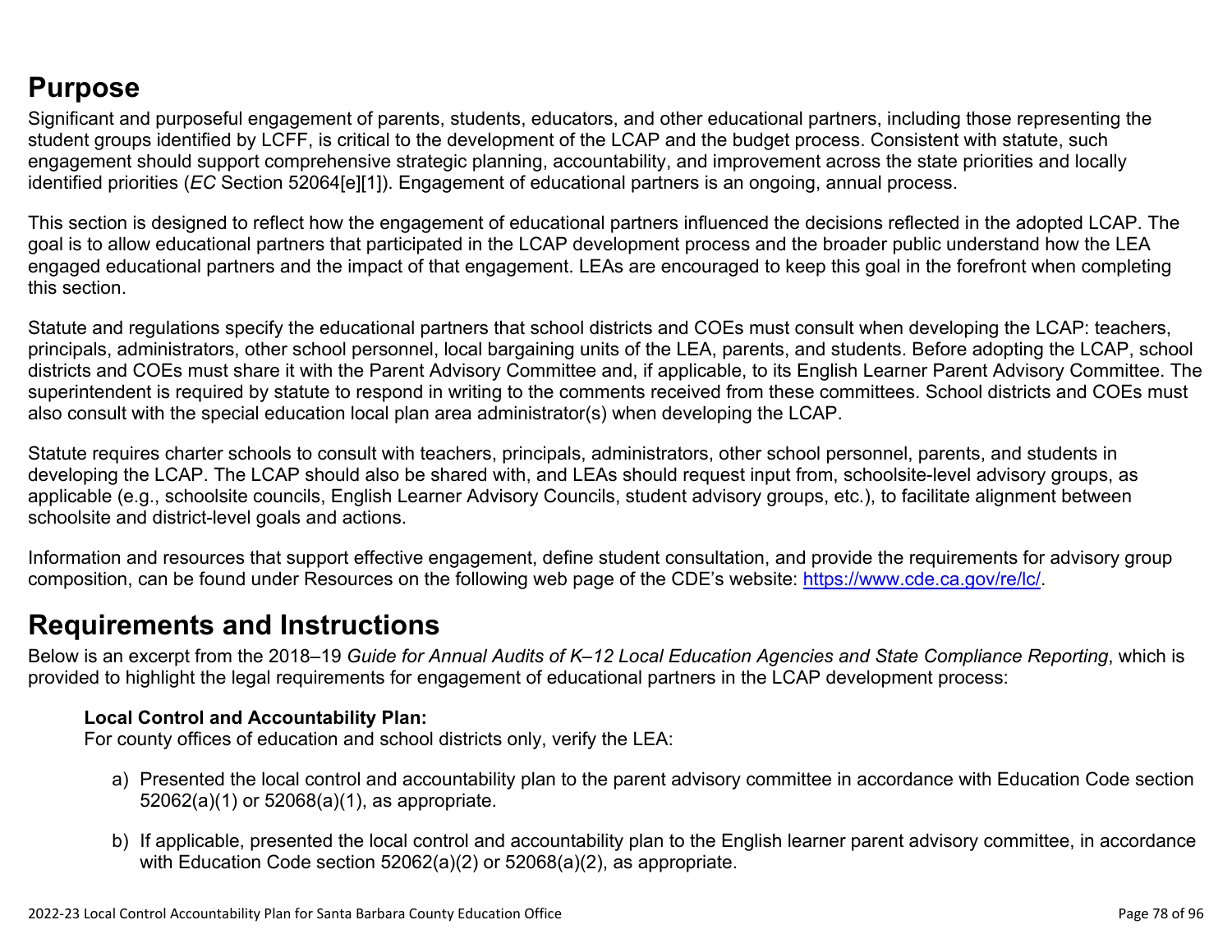## Purpose

Significant and purposeful engagement of parents, students, educators, and other educational partners, including those representing the student groups identified by LCFF, is critical to the development of the LCAP and the budget process. Consistent with statute, such engagement should support comprehensive strategic planning, accountability, and improvement across the state priorities and locally identified priorities (*EC* Section 52064[e][1]). Engagement of educational partners is an ongoing, annual process.

This section is designed to reflect how the engagement of educational partners influenced the decisions reflected in the adopted LCAP. The goal is to allow educational partners that participated in the LCAP development process and the broader public understand how the LEA engaged educational partners and the impact of that engagement. LEAs are encouraged to keep this goal in the forefront when completing this section.

Statute and regulations specify the educational partners that school districts and COEs must consult when developing the LCAP: teachers, principals, administrators, other school personnel, local bargaining units of the LEA, parents, and students. Before adopting the LCAP, school districts and COEs must share it with the Parent Advisory Committee and, if applicable, to its English Learner Parent Advisory Committee. The superintendent is required by statute to respond in writing to the comments received from these committees. School districts and COEs must also consult with the special education local plan area administrator(s) when developing the LCAP.

Statute requires charter schools to consult with teachers, principals, administrators, other school personnel, parents, and students in developing the LCAP. The LCAP should also be shared with, and LEAs should request input from, schoolsite-level advisory groups, as applicable (e.g., schoolsite councils, English Learner Advisory Councils, student advisory groups, etc.), to facilitate alignment between schoolsite and district-level goals and actions.

Information and resources that support effective engagement, define student consultation, and provide the requirements for advisory group composition, can be found under Resources on the following web page of the CDE's website: [https://www.cde.ca.gov/re/lc/](https://www.cde.ca.gov/re/lc/).

## Requirements and Instructions

Below is an excerpt from the 2018–19 *Guide for Annual Audits of K–12 Local Education Agencies and State Compliance Reporting*, which is provided to highlight the legal requirements for engagement of educational partners in the LCAP development process:

> **Local Control and Accountability Plan:**
> For county offices of education and school districts only, verify the LEA:
>
> a) Presented the local control and accountability plan to the parent advisory committee in accordance with Education Code section 52062(a)(1) or 52068(a)(1), as appropriate.
>
> b) If applicable, presented the local control and accountability plan to the English learner parent advisory committee, in accordance with Education Code section 52062(a)(2) or 52068(a)(2), as appropriate.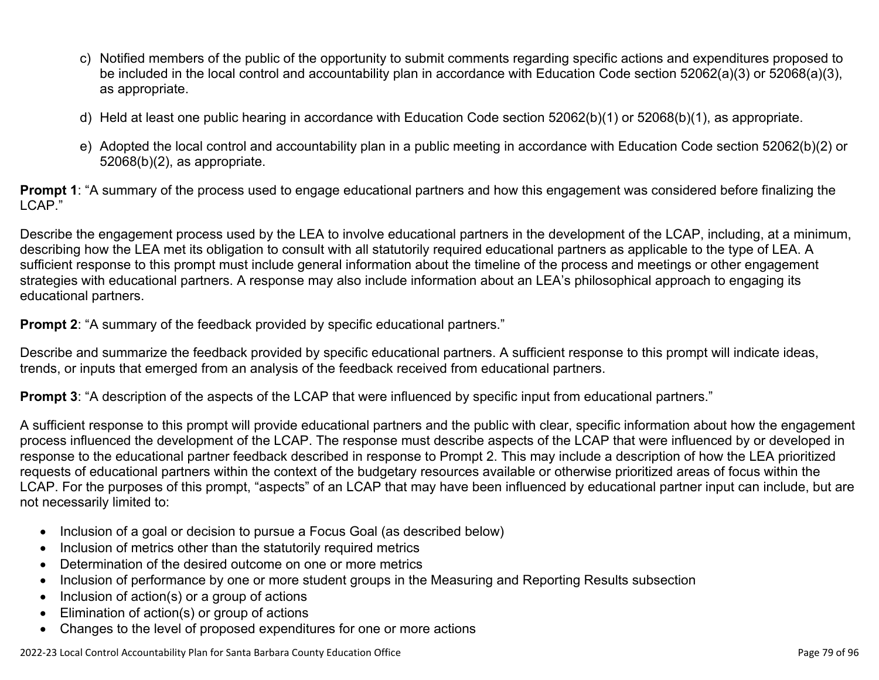c) Notified members of the public of the opportunity to submit comments regarding specific actions and expenditures proposed to be included in the local control and accountability plan in accordance with Education Code section 52062(a)(3) or 52068(a)(3), as appropriate.

d) Held at least one public hearing in accordance with Education Code section 52062(b)(1) or 52068(b)(1), as appropriate.

e) Adopted the local control and accountability plan in a public meeting in accordance with Education Code section 52062(b)(2) or 52068(b)(2), as appropriate.

**Prompt 1**: "A summary of the process used to engage educational partners and how this engagement was considered before finalizing the LCAP."

Describe the engagement process used by the LEA to involve educational partners in the development of the LCAP, including, at a minimum, describing how the LEA met its obligation to consult with all statutorily required educational partners as applicable to the type of LEA. A sufficient response to this prompt must include general information about the timeline of the process and meetings or other engagement strategies with educational partners. A response may also include information about an LEA's philosophical approach to engaging its educational partners.

**Prompt 2**: "A summary of the feedback provided by specific educational partners."

Describe and summarize the feedback provided by specific educational partners. A sufficient response to this prompt will indicate ideas, trends, or inputs that emerged from an analysis of the feedback received from educational partners.

**Prompt 3**: "A description of the aspects of the LCAP that were influenced by specific input from educational partners."

A sufficient response to this prompt will provide educational partners and the public with clear, specific information about how the engagement process influenced the development of the LCAP. The response must describe aspects of the LCAP that were influenced by or developed in response to the educational partner feedback described in response to Prompt 2. This may include a description of how the LEA prioritized requests of educational partners within the context of the budgetary resources available or otherwise prioritized areas of focus within the LCAP. For the purposes of this prompt, "aspects" of an LCAP that may have been influenced by educational partner input can include, but are not necessarily limited to:

- Inclusion of a goal or decision to pursue a Focus Goal (as described below)
- Inclusion of metrics other than the statutorily required metrics
- Determination of the desired outcome on one or more metrics
- Inclusion of performance by one or more student groups in the Measuring and Reporting Results subsection
- Inclusion of action(s) or a group of actions
- Elimination of action(s) or group of actions
- Changes to the level of proposed expenditures for one or more actions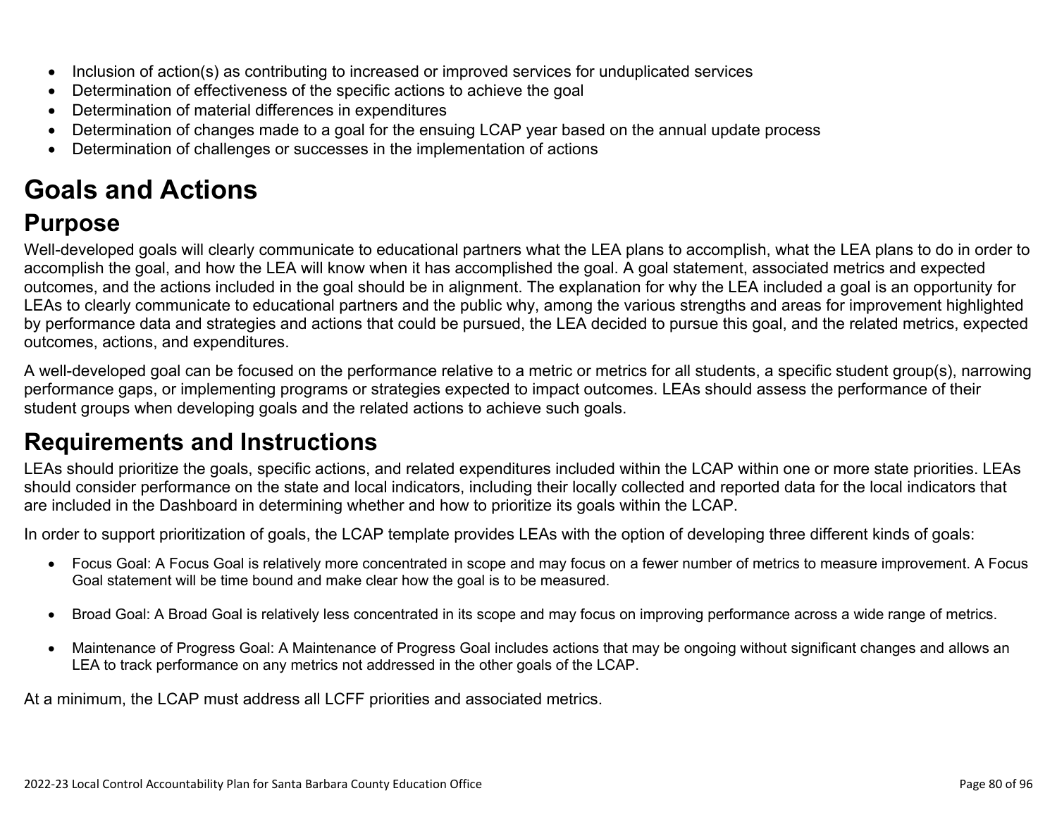- Inclusion of action(s) as contributing to increased or improved services for unduplicated services
- Determination of effectiveness of the specific actions to achieve the goal
- Determination of material differences in expenditures
- Determination of changes made to a goal for the ensuing LCAP year based on the annual update process
- Determination of challenges or successes in the implementation of actions

# Goals and Actions

## Purpose

Well-developed goals will clearly communicate to educational partners what the LEA plans to accomplish, what the LEA plans to do in order to accomplish the goal, and how the LEA will know when it has accomplished the goal. A goal statement, associated metrics and expected outcomes, and the actions included in the goal should be in alignment. The explanation for why the LEA included a goal is an opportunity for LEAs to clearly communicate to educational partners and the public why, among the various strengths and areas for improvement highlighted by performance data and strategies and actions that could be pursued, the LEA decided to pursue this goal, and the related metrics, expected outcomes, actions, and expenditures.

A well-developed goal can be focused on the performance relative to a metric or metrics for all students, a specific student group(s), narrowing performance gaps, or implementing programs or strategies expected to impact outcomes. LEAs should assess the performance of their student groups when developing goals and the related actions to achieve such goals.

## Requirements and Instructions

LEAs should prioritize the goals, specific actions, and related expenditures included within the LCAP within one or more state priorities. LEAs should consider performance on the state and local indicators, including their locally collected and reported data for the local indicators that are included in the Dashboard in determining whether and how to prioritize its goals within the LCAP.

In order to support prioritization of goals, the LCAP template provides LEAs with the option of developing three different kinds of goals:

- Focus Goal: A Focus Goal is relatively more concentrated in scope and may focus on a fewer number of metrics to measure improvement. A Focus Goal statement will be time bound and make clear how the goal is to be measured.

- Broad Goal: A Broad Goal is relatively less concentrated in its scope and may focus on improving performance across a wide range of metrics.

- Maintenance of Progress Goal: A Maintenance of Progress Goal includes actions that may be ongoing without significant changes and allows an LEA to track performance on any metrics not addressed in the other goals of the LCAP.

At a minimum, the LCAP must address all LCFF priorities and associated metrics.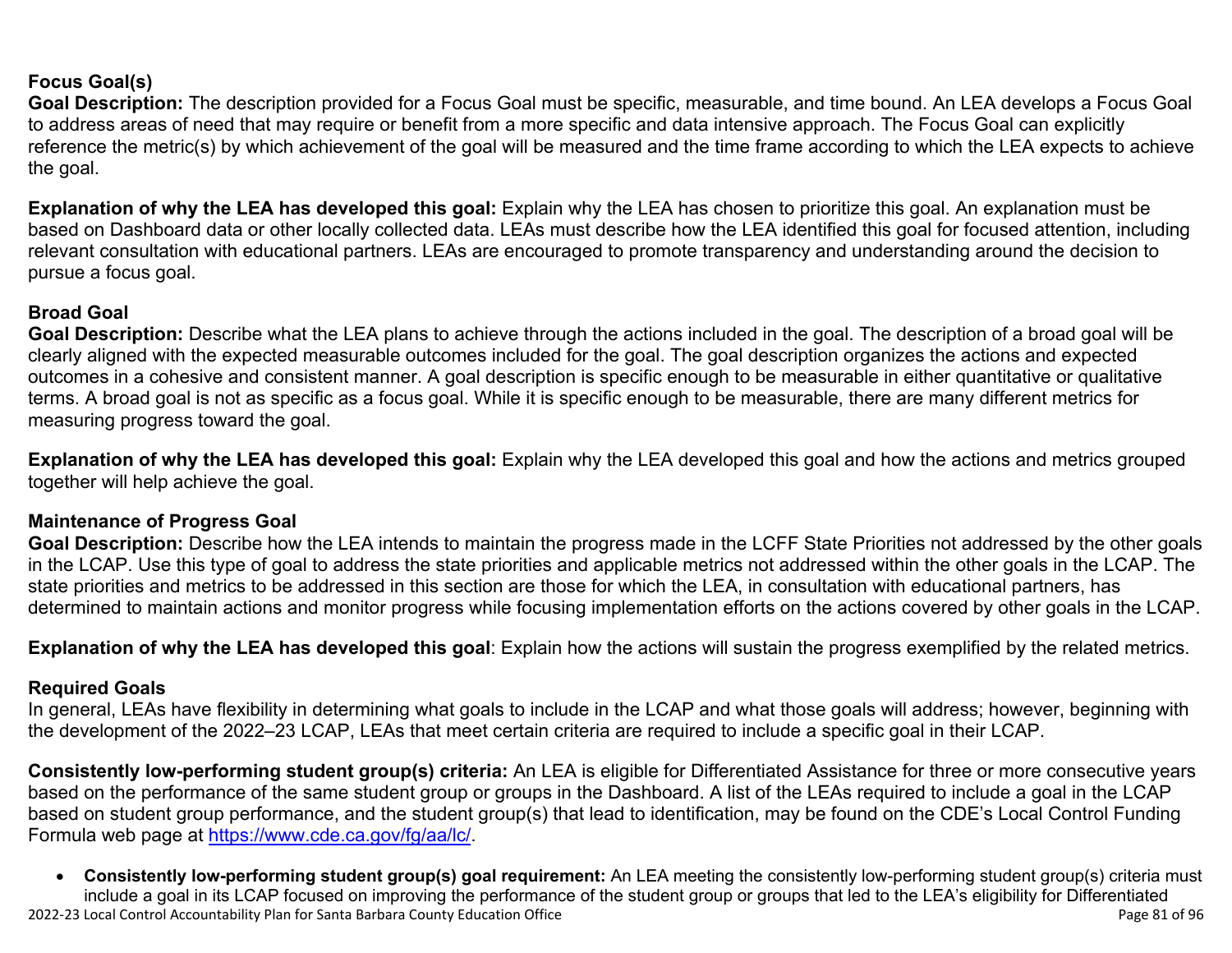**Focus Goal(s)**

**Goal Description:** The description provided for a Focus Goal must be specific, measurable, and time bound. An LEA develops a Focus Goal to address areas of need that may require or benefit from a more specific and data intensive approach. The Focus Goal can explicitly reference the metric(s) by which achievement of the goal will be measured and the time frame according to which the LEA expects to achieve the goal.

**Explanation of why the LEA has developed this goal:** Explain why the LEA has chosen to prioritize this goal. An explanation must be based on Dashboard data or other locally collected data. LEAs must describe how the LEA identified this goal for focused attention, including relevant consultation with educational partners. LEAs are encouraged to promote transparency and understanding around the decision to pursue a focus goal.

**Broad Goal**

**Goal Description:** Describe what the LEA plans to achieve through the actions included in the goal. The description of a broad goal will be clearly aligned with the expected measurable outcomes included for the goal. The goal description organizes the actions and expected outcomes in a cohesive and consistent manner. A goal description is specific enough to be measurable in either quantitative or qualitative terms. A broad goal is not as specific as a focus goal. While it is specific enough to be measurable, there are many different metrics for measuring progress toward the goal.

**Explanation of why the LEA has developed this goal:** Explain why the LEA developed this goal and how the actions and metrics grouped together will help achieve the goal.

**Maintenance of Progress Goal**

**Goal Description:** Describe how the LEA intends to maintain the progress made in the LCFF State Priorities not addressed by the other goals in the LCAP. Use this type of goal to address the state priorities and applicable metrics not addressed within the other goals in the LCAP. The state priorities and metrics to be addressed in this section are those for which the LEA, in consultation with educational partners, has determined to maintain actions and monitor progress while focusing implementation efforts on the actions covered by other goals in the LCAP.

**Explanation of why the LEA has developed this goal**: Explain how the actions will sustain the progress exemplified by the related metrics.

**Required Goals**

In general, LEAs have flexibility in determining what goals to include in the LCAP and what those goals will address; however, beginning with the development of the 2022–23 LCAP, LEAs that meet certain criteria are required to include a specific goal in their LCAP.

**Consistently low-performing student group(s) criteria:** An LEA is eligible for Differentiated Assistance for three or more consecutive years based on the performance of the same student group or groups in the Dashboard. A list of the LEAs required to include a goal in the LCAP based on student group performance, and the student group(s) that lead to identification, may be found on the CDE's Local Control Funding Formula web page at [https://www.cde.ca.gov/fg/aa/lc/](https://www.cde.ca.gov/fg/aa/lc/).

- **Consistently low-performing student group(s) goal requirement:** An LEA meeting the consistently low-performing student group(s) criteria must include a goal in its LCAP focused on improving the performance of the student group or groups that led to the LEA's eligibility for Differentiated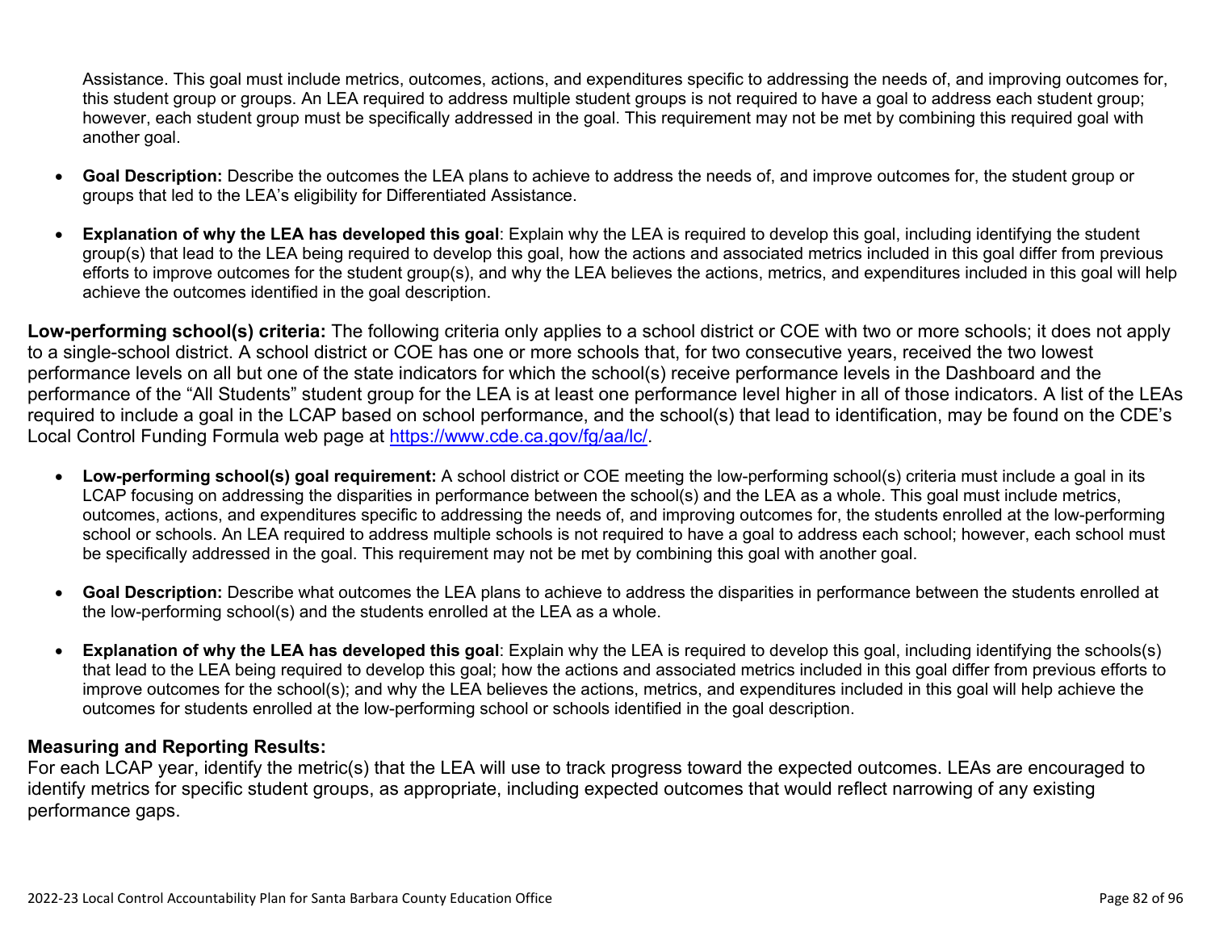Assistance. This goal must include metrics, outcomes, actions, and expenditures specific to addressing the needs of, and improving outcomes for, this student group or groups. An LEA required to address multiple student groups is not required to have a goal to address each student group; however, each student group must be specifically addressed in the goal. This requirement may not be met by combining this required goal with another goal.

- **Goal Description:** Describe the outcomes the LEA plans to achieve to address the needs of, and improve outcomes for, the student group or groups that led to the LEA's eligibility for Differentiated Assistance.
- **Explanation of why the LEA has developed this goal**: Explain why the LEA is required to develop this goal, including identifying the student group(s) that lead to the LEA being required to develop this goal, how the actions and associated metrics included in this goal differ from previous efforts to improve outcomes for the student group(s), and why the LEA believes the actions, metrics, and expenditures included in this goal will help achieve the outcomes identified in the goal description.

**Low-performing school(s) criteria:** The following criteria only applies to a school district or COE with two or more schools; it does not apply to a single-school district. A school district or COE has one or more schools that, for two consecutive years, received the two lowest performance levels on all but one of the state indicators for which the school(s) receive performance levels in the Dashboard and the performance of the "All Students" student group for the LEA is at least one performance level higher in all of those indicators. A list of the LEAs required to include a goal in the LCAP based on school performance, and the school(s) that lead to identification, may be found on the CDE's Local Control Funding Formula web page at https://www.cde.ca.gov/fg/aa/lc/.

- **Low-performing school(s) goal requirement:** A school district or COE meeting the low-performing school(s) criteria must include a goal in its LCAP focusing on addressing the disparities in performance between the school(s) and the LEA as a whole. This goal must include metrics, outcomes, actions, and expenditures specific to addressing the needs of, and improving outcomes for, the students enrolled at the low-performing school or schools. An LEA required to address multiple schools is not required to have a goal to address each school; however, each school must be specifically addressed in the goal. This requirement may not be met by combining this goal with another goal.
- **Goal Description:** Describe what outcomes the LEA plans to achieve to address the disparities in performance between the students enrolled at the low-performing school(s) and the students enrolled at the LEA as a whole.
- **Explanation of why the LEA has developed this goal**: Explain why the LEA is required to develop this goal, including identifying the schools(s) that lead to the LEA being required to develop this goal; how the actions and associated metrics included in this goal differ from previous efforts to improve outcomes for the school(s); and why the LEA believes the actions, metrics, and expenditures included in this goal will help achieve the outcomes for students enrolled at the low-performing school or schools identified in the goal description.

### Measuring and Reporting Results:

For each LCAP year, identify the metric(s) that the LEA will use to track progress toward the expected outcomes. LEAs are encouraged to identify metrics for specific student groups, as appropriate, including expected outcomes that would reflect narrowing of any existing performance gaps.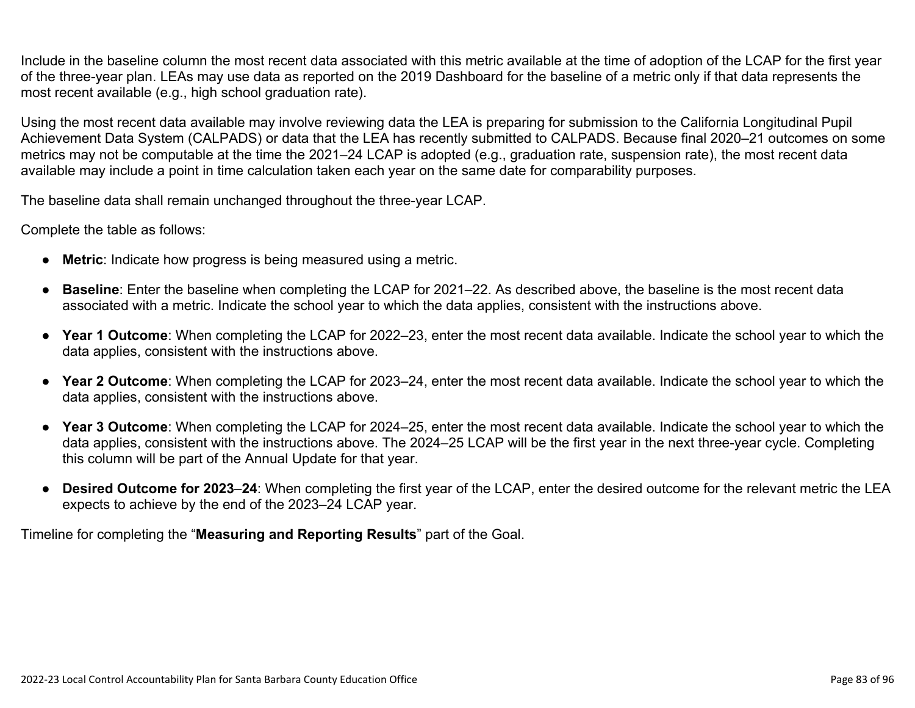Include in the baseline column the most recent data associated with this metric available at the time of adoption of the LCAP for the first year of the three-year plan. LEAs may use data as reported on the 2019 Dashboard for the baseline of a metric only if that data represents the most recent available (e.g., high school graduation rate).

Using the most recent data available may involve reviewing data the LEA is preparing for submission to the California Longitudinal Pupil Achievement Data System (CALPADS) or data that the LEA has recently submitted to CALPADS. Because final 2020–21 outcomes on some metrics may not be computable at the time the 2021–24 LCAP is adopted (e.g., graduation rate, suspension rate), the most recent data available may include a point in time calculation taken each year on the same date for comparability purposes.

The baseline data shall remain unchanged throughout the three-year LCAP.

Complete the table as follows:

- **Metric**: Indicate how progress is being measured using a metric.
- **Baseline**: Enter the baseline when completing the LCAP for 2021–22. As described above, the baseline is the most recent data associated with a metric. Indicate the school year to which the data applies, consistent with the instructions above.
- **Year 1 Outcome**: When completing the LCAP for 2022–23, enter the most recent data available. Indicate the school year to which the data applies, consistent with the instructions above.
- **Year 2 Outcome**: When completing the LCAP for 2023–24, enter the most recent data available. Indicate the school year to which the data applies, consistent with the instructions above.
- **Year 3 Outcome**: When completing the LCAP for 2024–25, enter the most recent data available. Indicate the school year to which the data applies, consistent with the instructions above. The 2024–25 LCAP will be the first year in the next three-year cycle. Completing this column will be part of the Annual Update for that year.
- **Desired Outcome for 2023–24**: When completing the first year of the LCAP, enter the desired outcome for the relevant metric the LEA expects to achieve by the end of the 2023–24 LCAP year.

Timeline for completing the "**Measuring and Reporting Results**" part of the Goal.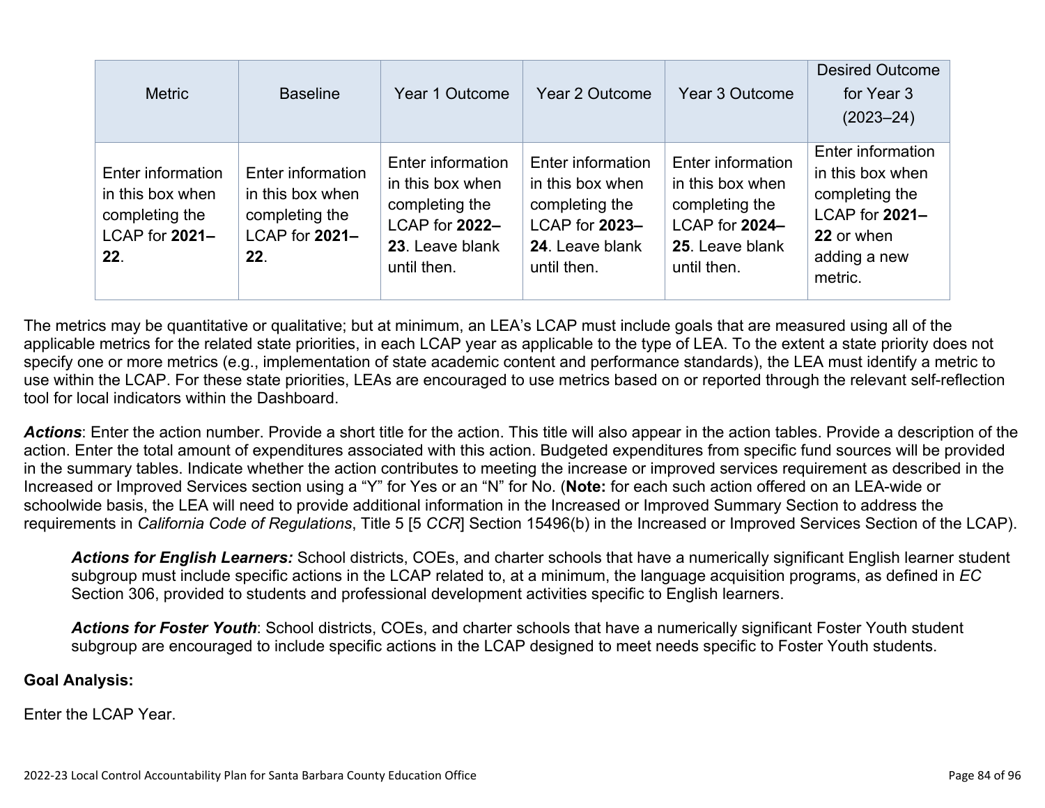| Metric | Baseline | Year 1 Outcome | Year 2 Outcome | Year 3 Outcome | Desired Outcome for Year 3 (2023–24) |
|---|---|---|---|---|---|
| Enter information in this box when completing the LCAP for **2021–22**. | Enter information in this box when completing the LCAP for **2021–22**. | Enter information in this box when completing the LCAP for **2022–23**. Leave blank until then. | Enter information in this box when completing the LCAP for **2023–24**. Leave blank until then. | Enter information in this box when completing the LCAP for **2024–25**. Leave blank until then. | Enter information in this box when completing the LCAP for **2021–22** or when adding a new metric. |

The metrics may be quantitative or qualitative; but at minimum, an LEA's LCAP must include goals that are measured using all of the applicable metrics for the related state priorities, in each LCAP year as applicable to the type of LEA. To the extent a state priority does not specify one or more metrics (e.g., implementation of state academic content and performance standards), the LEA must identify a metric to use within the LCAP. For these state priorities, LEAs are encouraged to use metrics based on or reported through the relevant self-reflection tool for local indicators within the Dashboard.

***Actions***: Enter the action number. Provide a short title for the action. This title will also appear in the action tables. Provide a description of the action. Enter the total amount of expenditures associated with this action. Budgeted expenditures from specific fund sources will be provided in the summary tables. Indicate whether the action contributes to meeting the increase or improved services requirement as described in the Increased or Improved Services section using a "Y" for Yes or an "N" for No. (**Note:** for each such action offered on an LEA-wide or schoolwide basis, the LEA will need to provide additional information in the Increased or Improved Summary Section to address the requirements in *California Code of Regulations*, Title 5 [5 *CCR*] Section 15496(b) in the Increased or Improved Services Section of the LCAP).

> ***Actions for English Learners:*** School districts, COEs, and charter schools that have a numerically significant English learner student subgroup must include specific actions in the LCAP related to, at a minimum, the language acquisition programs, as defined in *EC* Section 306, provided to students and professional development activities specific to English learners.
>
> ***Actions for Foster Youth***: School districts, COEs, and charter schools that have a numerically significant Foster Youth student subgroup are encouraged to include specific actions in the LCAP designed to meet needs specific to Foster Youth students.

**Goal Analysis:**

Enter the LCAP Year.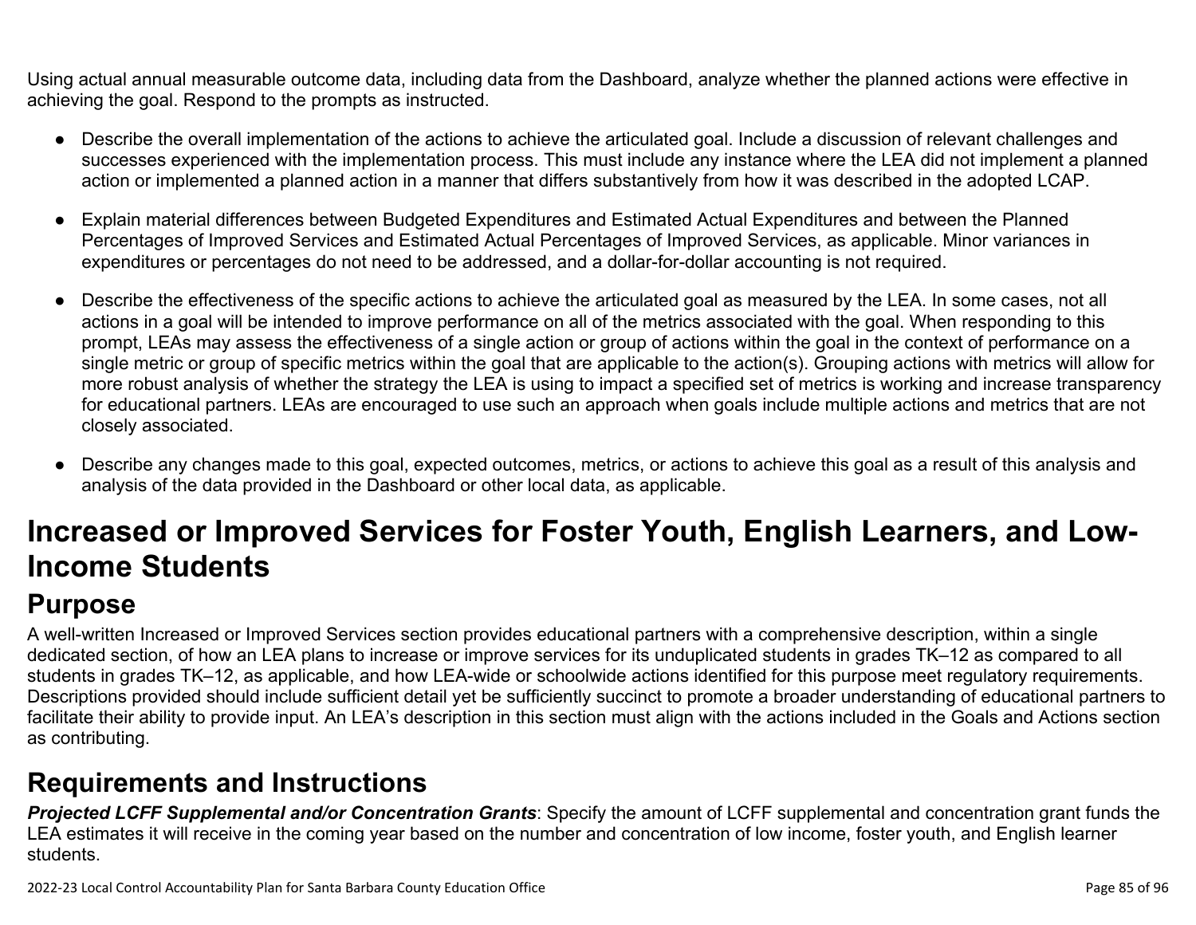Using actual annual measurable outcome data, including data from the Dashboard, analyze whether the planned actions were effective in achieving the goal. Respond to the prompts as instructed.

- Describe the overall implementation of the actions to achieve the articulated goal. Include a discussion of relevant challenges and successes experienced with the implementation process. This must include any instance where the LEA did not implement a planned action or implemented a planned action in a manner that differs substantively from how it was described in the adopted LCAP.
- Explain material differences between Budgeted Expenditures and Estimated Actual Expenditures and between the Planned Percentages of Improved Services and Estimated Actual Percentages of Improved Services, as applicable. Minor variances in expenditures or percentages do not need to be addressed, and a dollar-for-dollar accounting is not required.
- Describe the effectiveness of the specific actions to achieve the articulated goal as measured by the LEA. In some cases, not all actions in a goal will be intended to improve performance on all of the metrics associated with the goal. When responding to this prompt, LEAs may assess the effectiveness of a single action or group of actions within the goal in the context of performance on a single metric or group of specific metrics within the goal that are applicable to the action(s). Grouping actions with metrics will allow for more robust analysis of whether the strategy the LEA is using to impact a specified set of metrics is working and increase transparency for educational partners. LEAs are encouraged to use such an approach when goals include multiple actions and metrics that are not closely associated.
- Describe any changes made to this goal, expected outcomes, metrics, or actions to achieve this goal as a result of this analysis and analysis of the data provided in the Dashboard or other local data, as applicable.

# Increased or Improved Services for Foster Youth, English Learners, and Low-Income Students

## Purpose

A well-written Increased or Improved Services section provides educational partners with a comprehensive description, within a single dedicated section, of how an LEA plans to increase or improve services for its unduplicated students in grades TK–12 as compared to all students in grades TK–12, as applicable, and how LEA-wide or schoolwide actions identified for this purpose meet regulatory requirements. Descriptions provided should include sufficient detail yet be sufficiently succinct to promote a broader understanding of educational partners to facilitate their ability to provide input. An LEA's description in this section must align with the actions included in the Goals and Actions section as contributing.

## Requirements and Instructions

***Projected LCFF Supplemental and/or Concentration Grants***: Specify the amount of LCFF supplemental and concentration grant funds the LEA estimates it will receive in the coming year based on the number and concentration of low income, foster youth, and English learner students.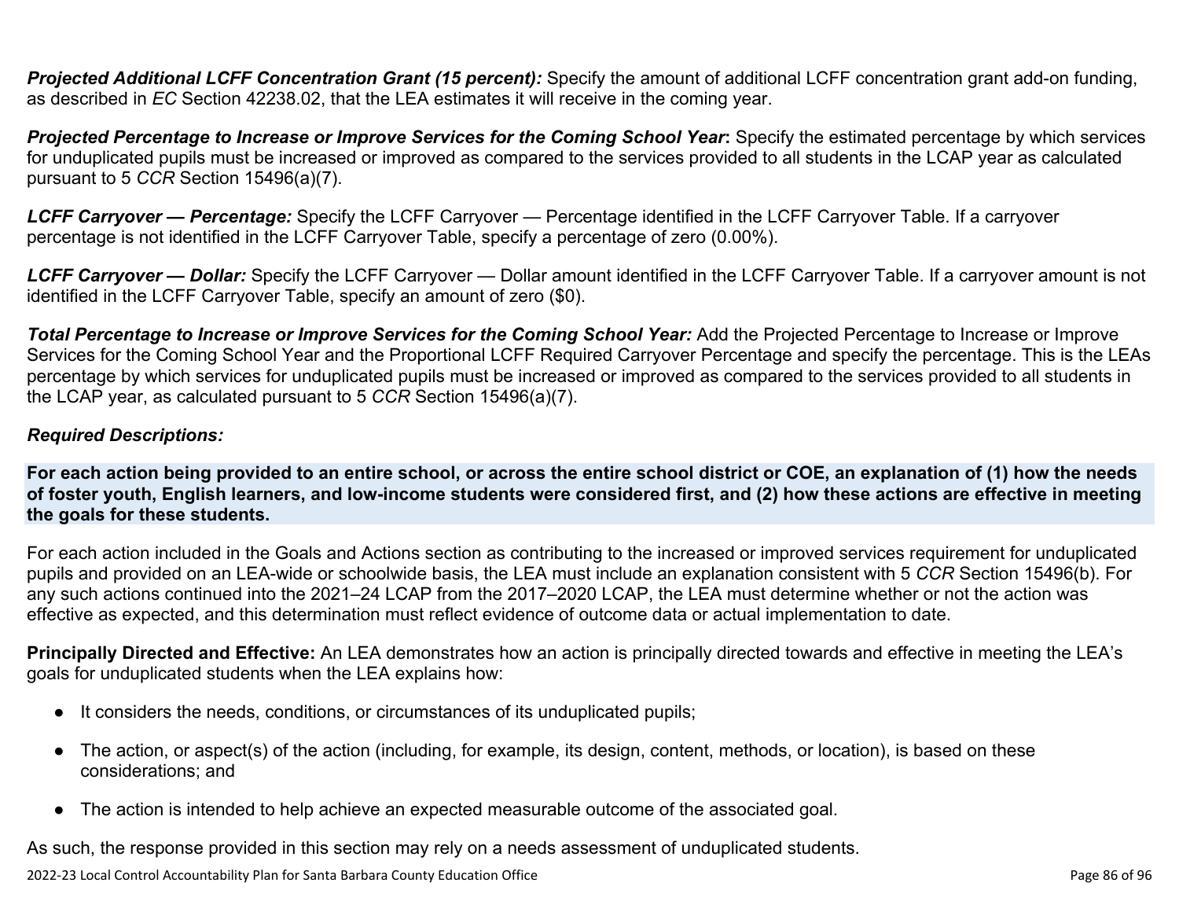***Projected Additional LCFF Concentration Grant (15 percent):*** Specify the amount of additional LCFF concentration grant add-on funding, as described in *EC* Section 42238.02, that the LEA estimates it will receive in the coming year.

***Projected Percentage to Increase or Improve Services for the Coming School Year*:** Specify the estimated percentage by which services for unduplicated pupils must be increased or improved as compared to the services provided to all students in the LCAP year as calculated pursuant to 5 *CCR* Section 15496(a)(7).

***LCFF Carryover — Percentage:*** Specify the LCFF Carryover — Percentage identified in the LCFF Carryover Table. If a carryover percentage is not identified in the LCFF Carryover Table, specify a percentage of zero (0.00%).

***LCFF Carryover — Dollar:*** Specify the LCFF Carryover — Dollar amount identified in the LCFF Carryover Table. If a carryover amount is not identified in the LCFF Carryover Table, specify an amount of zero ($0).

***Total Percentage to Increase or Improve Services for the Coming School Year:*** Add the Projected Percentage to Increase or Improve Services for the Coming School Year and the Proportional LCFF Required Carryover Percentage and specify the percentage. This is the LEAs percentage by which services for unduplicated pupils must be increased or improved as compared to the services provided to all students in the LCAP year, as calculated pursuant to 5 *CCR* Section 15496(a)(7).

***Required Descriptions:***

**For each action being provided to an entire school, or across the entire school district or COE, an explanation of (1) how the needs of foster youth, English learners, and low-income students were considered first, and (2) how these actions are effective in meeting the goals for these students.**

For each action included in the Goals and Actions section as contributing to the increased or improved services requirement for unduplicated pupils and provided on an LEA-wide or schoolwide basis, the LEA must include an explanation consistent with 5 *CCR* Section 15496(b). For any such actions continued into the 2021–24 LCAP from the 2017–2020 LCAP, the LEA must determine whether or not the action was effective as expected, and this determination must reflect evidence of outcome data or actual implementation to date.

**Principally Directed and Effective:** An LEA demonstrates how an action is principally directed towards and effective in meeting the LEA's goals for unduplicated students when the LEA explains how:

- It considers the needs, conditions, or circumstances of its unduplicated pupils;
- The action, or aspect(s) of the action (including, for example, its design, content, methods, or location), is based on these considerations; and
- The action is intended to help achieve an expected measurable outcome of the associated goal.

As such, the response provided in this section may rely on a needs assessment of unduplicated students.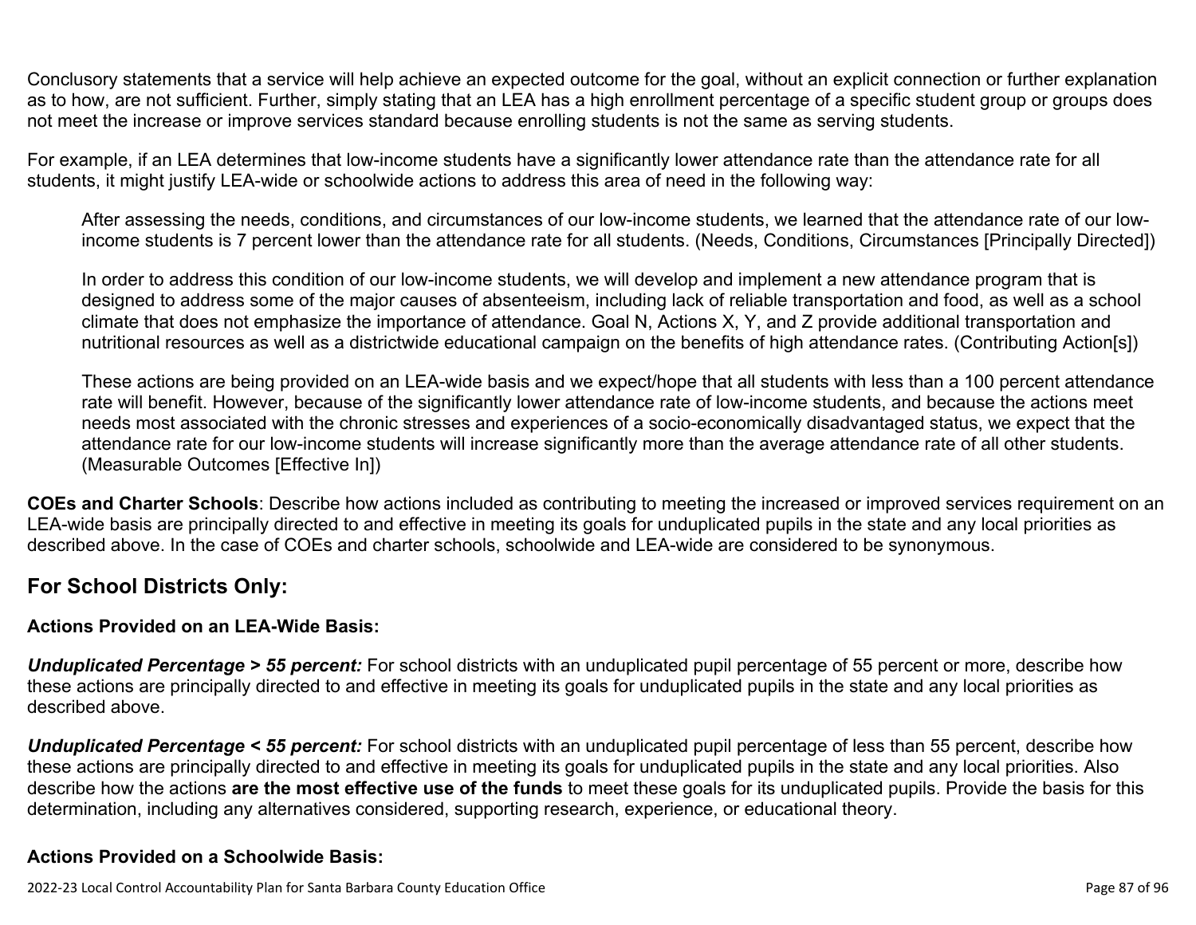Conclusory statements that a service will help achieve an expected outcome for the goal, without an explicit connection or further explanation as to how, are not sufficient. Further, simply stating that an LEA has a high enrollment percentage of a specific student group or groups does not meet the increase or improve services standard because enrolling students is not the same as serving students.

For example, if an LEA determines that low-income students have a significantly lower attendance rate than the attendance rate for all students, it might justify LEA-wide or schoolwide actions to address this area of need in the following way:

> After assessing the needs, conditions, and circumstances of our low-income students, we learned that the attendance rate of our low-income students is 7 percent lower than the attendance rate for all students. (Needs, Conditions, Circumstances [Principally Directed])
>
> In order to address this condition of our low-income students, we will develop and implement a new attendance program that is designed to address some of the major causes of absenteeism, including lack of reliable transportation and food, as well as a school climate that does not emphasize the importance of attendance. Goal N, Actions X, Y, and Z provide additional transportation and nutritional resources as well as a districtwide educational campaign on the benefits of high attendance rates. (Contributing Action[s])
>
> These actions are being provided on an LEA-wide basis and we expect/hope that all students with less than a 100 percent attendance rate will benefit. However, because of the significantly lower attendance rate of low-income students, and because the actions meet needs most associated with the chronic stresses and experiences of a socio-economically disadvantaged status, we expect that the attendance rate for our low-income students will increase significantly more than the average attendance rate of all other students. (Measurable Outcomes [Effective In])

**COEs and Charter Schools**: Describe how actions included as contributing to meeting the increased or improved services requirement on an LEA-wide basis are principally directed to and effective in meeting its goals for unduplicated pupils in the state and any local priorities as described above. In the case of COEs and charter schools, schoolwide and LEA-wide are considered to be synonymous.

## For School Districts Only:

### Actions Provided on an LEA-Wide Basis:

***Unduplicated Percentage > 55 percent:*** For school districts with an unduplicated pupil percentage of 55 percent or more, describe how these actions are principally directed to and effective in meeting its goals for unduplicated pupils in the state and any local priorities as described above.

***Unduplicated Percentage < 55 percent:*** For school districts with an unduplicated pupil percentage of less than 55 percent, describe how these actions are principally directed to and effective in meeting its goals for unduplicated pupils in the state and any local priorities. Also describe how the actions **are the most effective use of the funds** to meet these goals for its unduplicated pupils. Provide the basis for this determination, including any alternatives considered, supporting research, experience, or educational theory.

### Actions Provided on a Schoolwide Basis: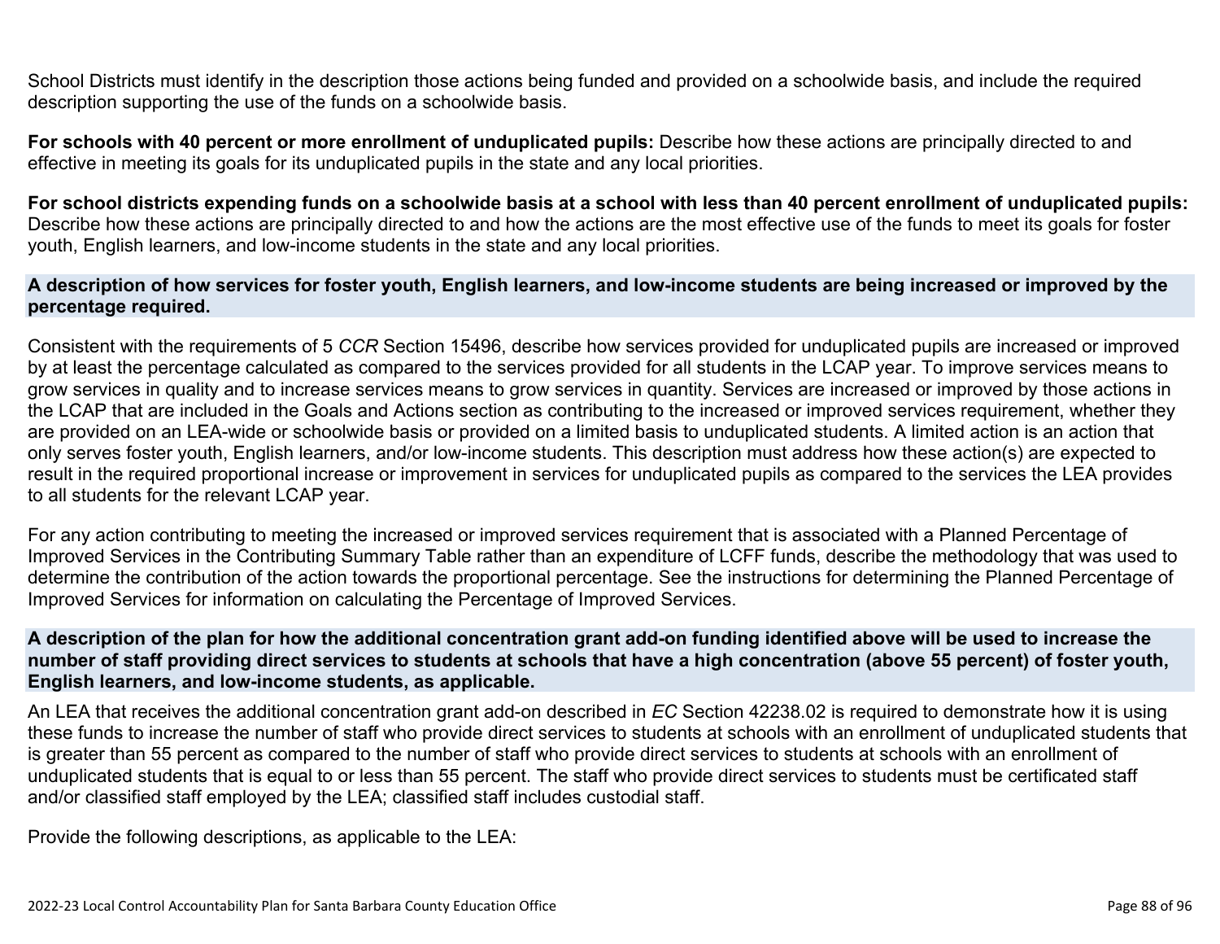School Districts must identify in the description those actions being funded and provided on a schoolwide basis, and include the required description supporting the use of the funds on a schoolwide basis.

**For schools with 40 percent or more enrollment of unduplicated pupils:** Describe how these actions are principally directed to and effective in meeting its goals for its unduplicated pupils in the state and any local priorities.

**For school districts expending funds on a schoolwide basis at a school with less than 40 percent enrollment of unduplicated pupils:** Describe how these actions are principally directed to and how the actions are the most effective use of the funds to meet its goals for foster youth, English learners, and low-income students in the state and any local priorities.

**A description of how services for foster youth, English learners, and low-income students are being increased or improved by the percentage required.**

Consistent with the requirements of 5 *CCR* Section 15496, describe how services provided for unduplicated pupils are increased or improved by at least the percentage calculated as compared to the services provided for all students in the LCAP year. To improve services means to grow services in quality and to increase services means to grow services in quantity. Services are increased or improved by those actions in the LCAP that are included in the Goals and Actions section as contributing to the increased or improved services requirement, whether they are provided on an LEA-wide or schoolwide basis or provided on a limited basis to unduplicated students. A limited action is an action that only serves foster youth, English learners, and/or low-income students. This description must address how these action(s) are expected to result in the required proportional increase or improvement in services for unduplicated pupils as compared to the services the LEA provides to all students for the relevant LCAP year.

For any action contributing to meeting the increased or improved services requirement that is associated with a Planned Percentage of Improved Services in the Contributing Summary Table rather than an expenditure of LCFF funds, describe the methodology that was used to determine the contribution of the action towards the proportional percentage. See the instructions for determining the Planned Percentage of Improved Services for information on calculating the Percentage of Improved Services.

**A description of the plan for how the additional concentration grant add-on funding identified above will be used to increase the number of staff providing direct services to students at schools that have a high concentration (above 55 percent) of foster youth, English learners, and low-income students, as applicable.**

An LEA that receives the additional concentration grant add-on described in *EC* Section 42238.02 is required to demonstrate how it is using these funds to increase the number of staff who provide direct services to students at schools with an enrollment of unduplicated students that is greater than 55 percent as compared to the number of staff who provide direct services to students at schools with an enrollment of unduplicated students that is equal to or less than 55 percent. The staff who provide direct services to students must be certificated staff and/or classified staff employed by the LEA; classified staff includes custodial staff.

Provide the following descriptions, as applicable to the LEA: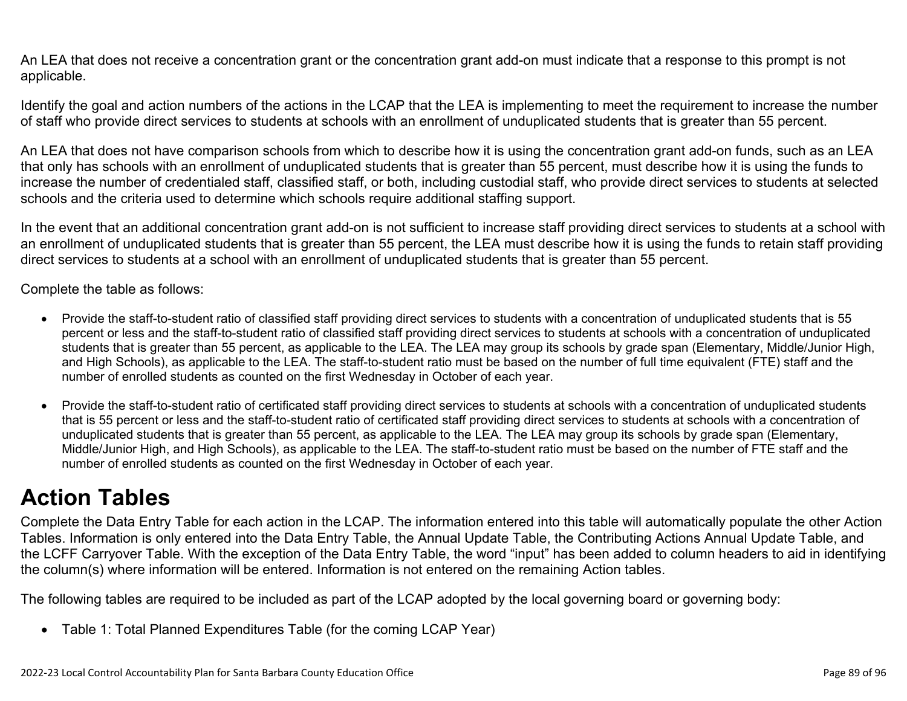An LEA that does not receive a concentration grant or the concentration grant add-on must indicate that a response to this prompt is not applicable.

Identify the goal and action numbers of the actions in the LCAP that the LEA is implementing to meet the requirement to increase the number of staff who provide direct services to students at schools with an enrollment of unduplicated students that is greater than 55 percent.

An LEA that does not have comparison schools from which to describe how it is using the concentration grant add-on funds, such as an LEA that only has schools with an enrollment of unduplicated students that is greater than 55 percent, must describe how it is using the funds to increase the number of credentialed staff, classified staff, or both, including custodial staff, who provide direct services to students at selected schools and the criteria used to determine which schools require additional staffing support.

In the event that an additional concentration grant add-on is not sufficient to increase staff providing direct services to students at a school with an enrollment of unduplicated students that is greater than 55 percent, the LEA must describe how it is using the funds to retain staff providing direct services to students at a school with an enrollment of unduplicated students that is greater than 55 percent.

Complete the table as follows:

- Provide the staff-to-student ratio of classified staff providing direct services to students with a concentration of unduplicated students that is 55 percent or less and the staff-to-student ratio of classified staff providing direct services to students at schools with a concentration of unduplicated students that is greater than 55 percent, as applicable to the LEA. The LEA may group its schools by grade span (Elementary, Middle/Junior High, and High Schools), as applicable to the LEA. The staff-to-student ratio must be based on the number of full time equivalent (FTE) staff and the number of enrolled students as counted on the first Wednesday in October of each year.

- Provide the staff-to-student ratio of certificated staff providing direct services to students at schools with a concentration of unduplicated students that is 55 percent or less and the staff-to-student ratio of certificated staff providing direct services to students at schools with a concentration of unduplicated students that is greater than 55 percent, as applicable to the LEA. The LEA may group its schools by grade span (Elementary, Middle/Junior High, and High Schools), as applicable to the LEA. The staff-to-student ratio must be based on the number of FTE staff and the number of enrolled students as counted on the first Wednesday in October of each year.

# Action Tables

Complete the Data Entry Table for each action in the LCAP. The information entered into this table will automatically populate the other Action Tables. Information is only entered into the Data Entry Table, the Annual Update Table, the Contributing Actions Annual Update Table, and the LCFF Carryover Table. With the exception of the Data Entry Table, the word "input" has been added to column headers to aid in identifying the column(s) where information will be entered. Information is not entered on the remaining Action tables.

The following tables are required to be included as part of the LCAP adopted by the local governing board or governing body:

- Table 1: Total Planned Expenditures Table (for the coming LCAP Year)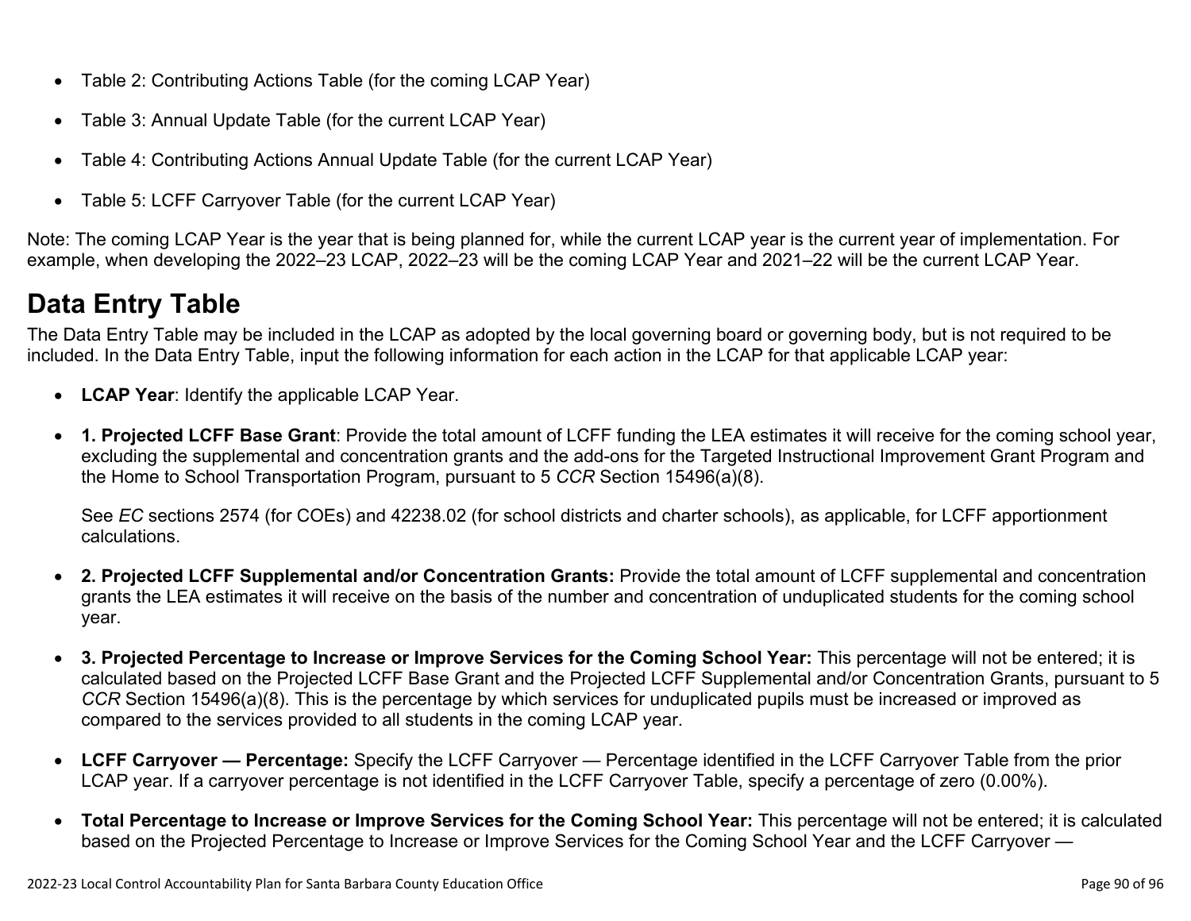- Table 2: Contributing Actions Table (for the coming LCAP Year)
- Table 3: Annual Update Table (for the current LCAP Year)
- Table 4: Contributing Actions Annual Update Table (for the current LCAP Year)
- Table 5: LCFF Carryover Table (for the current LCAP Year)

Note: The coming LCAP Year is the year that is being planned for, while the current LCAP year is the current year of implementation. For example, when developing the 2022–23 LCAP, 2022–23 will be the coming LCAP Year and 2021–22 will be the current LCAP Year.

# Data Entry Table

The Data Entry Table may be included in the LCAP as adopted by the local governing board or governing body, but is not required to be included. In the Data Entry Table, input the following information for each action in the LCAP for that applicable LCAP year:

- **LCAP Year**: Identify the applicable LCAP Year.
- **1. Projected LCFF Base Grant**: Provide the total amount of LCFF funding the LEA estimates it will receive for the coming school year, excluding the supplemental and concentration grants and the add-ons for the Targeted Instructional Improvement Grant Program and the Home to School Transportation Program, pursuant to 5 *CCR* Section 15496(a)(8).

  See *EC* sections 2574 (for COEs) and 42238.02 (for school districts and charter schools), as applicable, for LCFF apportionment calculations.

- **2. Projected LCFF Supplemental and/or Concentration Grants:** Provide the total amount of LCFF supplemental and concentration grants the LEA estimates it will receive on the basis of the number and concentration of unduplicated students for the coming school year.
- **3. Projected Percentage to Increase or Improve Services for the Coming School Year:** This percentage will not be entered; it is calculated based on the Projected LCFF Base Grant and the Projected LCFF Supplemental and/or Concentration Grants, pursuant to 5 *CCR* Section 15496(a)(8). This is the percentage by which services for unduplicated pupils must be increased or improved as compared to the services provided to all students in the coming LCAP year.
- **LCFF Carryover — Percentage:** Specify the LCFF Carryover — Percentage identified in the LCFF Carryover Table from the prior LCAP year. If a carryover percentage is not identified in the LCFF Carryover Table, specify a percentage of zero (0.00%).
- **Total Percentage to Increase or Improve Services for the Coming School Year:** This percentage will not be entered; it is calculated based on the Projected Percentage to Increase or Improve Services for the Coming School Year and the LCFF Carryover —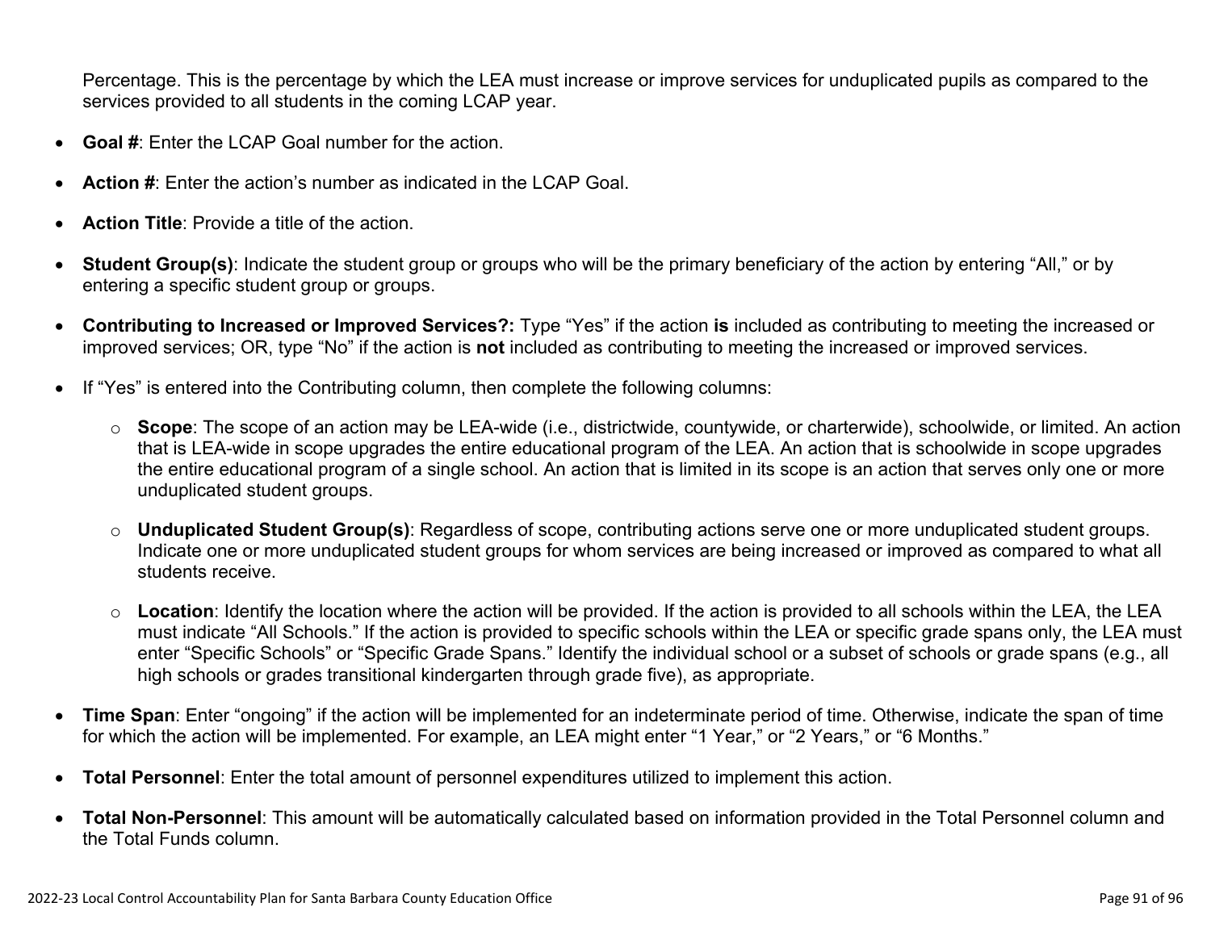Percentage. This is the percentage by which the LEA must increase or improve services for unduplicated pupils as compared to the services provided to all students in the coming LCAP year.

- **Goal #**: Enter the LCAP Goal number for the action.
- **Action #**: Enter the action's number as indicated in the LCAP Goal.
- **Action Title**: Provide a title of the action.
- **Student Group(s)**: Indicate the student group or groups who will be the primary beneficiary of the action by entering "All," or by entering a specific student group or groups.
- **Contributing to Increased or Improved Services?:** Type "Yes" if the action **is** included as contributing to meeting the increased or improved services; OR, type "No" if the action is **not** included as contributing to meeting the increased or improved services.
- If "Yes" is entered into the Contributing column, then complete the following columns:
  - **Scope**: The scope of an action may be LEA-wide (i.e., districtwide, countywide, or charterwide), schoolwide, or limited. An action that is LEA-wide in scope upgrades the entire educational program of the LEA. An action that is schoolwide in scope upgrades the entire educational program of a single school. An action that is limited in its scope is an action that serves only one or more unduplicated student groups.
  - **Unduplicated Student Group(s)**: Regardless of scope, contributing actions serve one or more unduplicated student groups. Indicate one or more unduplicated student groups for whom services are being increased or improved as compared to what all students receive.
  - **Location**: Identify the location where the action will be provided. If the action is provided to all schools within the LEA, the LEA must indicate "All Schools." If the action is provided to specific schools within the LEA or specific grade spans only, the LEA must enter "Specific Schools" or "Specific Grade Spans." Identify the individual school or a subset of schools or grade spans (e.g., all high schools or grades transitional kindergarten through grade five), as appropriate.
- **Time Span**: Enter "ongoing" if the action will be implemented for an indeterminate period of time. Otherwise, indicate the span of time for which the action will be implemented. For example, an LEA might enter "1 Year," or "2 Years," or "6 Months."
- **Total Personnel**: Enter the total amount of personnel expenditures utilized to implement this action.
- **Total Non-Personnel**: This amount will be automatically calculated based on information provided in the Total Personnel column and the Total Funds column.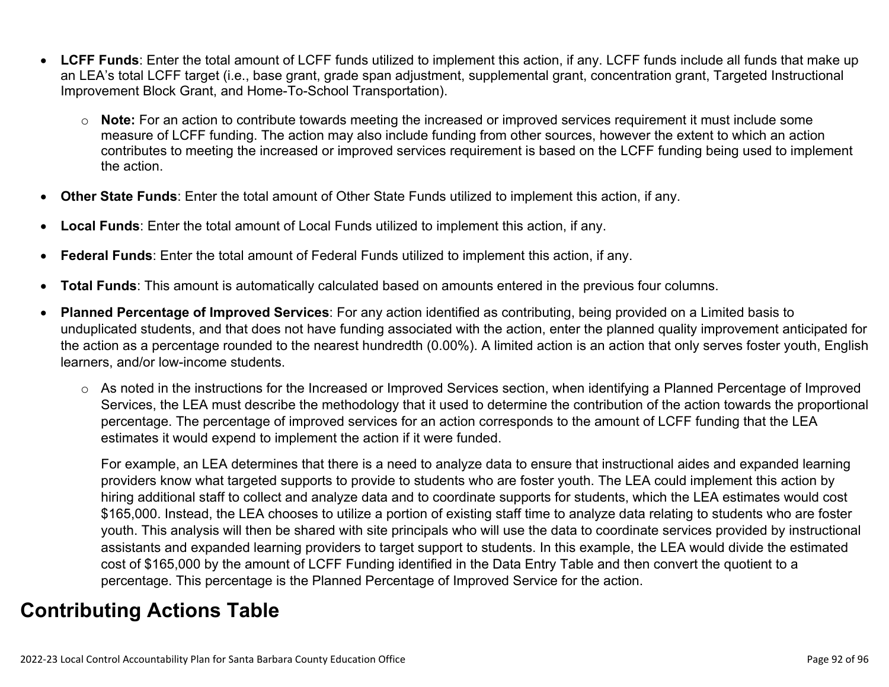- **LCFF Funds**: Enter the total amount of LCFF funds utilized to implement this action, if any. LCFF funds include all funds that make up an LEA's total LCFF target (i.e., base grant, grade span adjustment, supplemental grant, concentration grant, Targeted Instructional Improvement Block Grant, and Home-To-School Transportation).
  - **Note:** For an action to contribute towards meeting the increased or improved services requirement it must include some measure of LCFF funding. The action may also include funding from other sources, however the extent to which an action contributes to meeting the increased or improved services requirement is based on the LCFF funding being used to implement the action.
- **Other State Funds**: Enter the total amount of Other State Funds utilized to implement this action, if any.
- **Local Funds**: Enter the total amount of Local Funds utilized to implement this action, if any.
- **Federal Funds**: Enter the total amount of Federal Funds utilized to implement this action, if any.
- **Total Funds**: This amount is automatically calculated based on amounts entered in the previous four columns.
- **Planned Percentage of Improved Services**: For any action identified as contributing, being provided on a Limited basis to unduplicated students, and that does not have funding associated with the action, enter the planned quality improvement anticipated for the action as a percentage rounded to the nearest hundredth (0.00%). A limited action is an action that only serves foster youth, English learners, and/or low-income students.
  - As noted in the instructions for the Increased or Improved Services section, when identifying a Planned Percentage of Improved Services, the LEA must describe the methodology that it used to determine the contribution of the action towards the proportional percentage. The percentage of improved services for an action corresponds to the amount of LCFF funding that the LEA estimates it would expend to implement the action if it were funded.

    For example, an LEA determines that there is a need to analyze data to ensure that instructional aides and expanded learning providers know what targeted supports to provide to students who are foster youth. The LEA could implement this action by hiring additional staff to collect and analyze data and to coordinate supports for students, which the LEA estimates would cost $165,000. Instead, the LEA chooses to utilize a portion of existing staff time to analyze data relating to students who are foster youth. This analysis will then be shared with site principals who will use the data to coordinate services provided by instructional assistants and expanded learning providers to target support to students. In this example, the LEA would divide the estimated cost of $165,000 by the amount of LCFF Funding identified in the Data Entry Table and then convert the quotient to a percentage. This percentage is the Planned Percentage of Improved Service for the action.

# Contributing Actions Table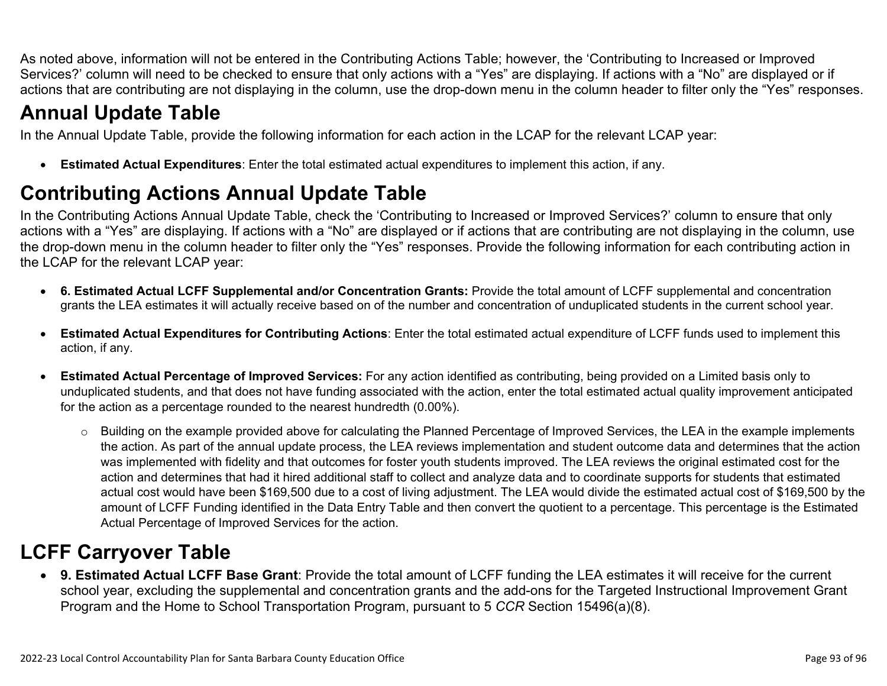As noted above, information will not be entered in the Contributing Actions Table; however, the 'Contributing to Increased or Improved Services?' column will need to be checked to ensure that only actions with a "Yes" are displaying. If actions with a "No" are displayed or if actions that are contributing are not displaying in the column, use the drop-down menu in the column header to filter only the "Yes" responses.

# Annual Update Table

In the Annual Update Table, provide the following information for each action in the LCAP for the relevant LCAP year:

- **Estimated Actual Expenditures**: Enter the total estimated actual expenditures to implement this action, if any.

# Contributing Actions Annual Update Table

In the Contributing Actions Annual Update Table, check the 'Contributing to Increased or Improved Services?' column to ensure that only actions with a "Yes" are displaying. If actions with a "No" are displayed or if actions that are contributing are not displaying in the column, use the drop-down menu in the column header to filter only the "Yes" responses. Provide the following information for each contributing action in the LCAP for the relevant LCAP year:

- **6. Estimated Actual LCFF Supplemental and/or Concentration Grants:** Provide the total amount of LCFF supplemental and concentration grants the LEA estimates it will actually receive based on of the number and concentration of unduplicated students in the current school year.

- **Estimated Actual Expenditures for Contributing Actions**: Enter the total estimated actual expenditure of LCFF funds used to implement this action, if any.

- **Estimated Actual Percentage of Improved Services:** For any action identified as contributing, being provided on a Limited basis only to unduplicated students, and that does not have funding associated with the action, enter the total estimated actual quality improvement anticipated for the action as a percentage rounded to the nearest hundredth (0.00%).

  - Building on the example provided above for calculating the Planned Percentage of Improved Services, the LEA in the example implements the action. As part of the annual update process, the LEA reviews implementation and student outcome data and determines that the action was implemented with fidelity and that outcomes for foster youth students improved. The LEA reviews the original estimated cost for the action and determines that had it hired additional staff to collect and analyze data and to coordinate supports for students that estimated actual cost would have been $169,500 due to a cost of living adjustment. The LEA would divide the estimated actual cost of $169,500 by the amount of LCFF Funding identified in the Data Entry Table and then convert the quotient to a percentage. This percentage is the Estimated Actual Percentage of Improved Services for the action.

# LCFF Carryover Table

- **9. Estimated Actual LCFF Base Grant**: Provide the total amount of LCFF funding the LEA estimates it will receive for the current school year, excluding the supplemental and concentration grants and the add-ons for the Targeted Instructional Improvement Grant Program and the Home to School Transportation Program, pursuant to 5 *CCR* Section 15496(a)(8).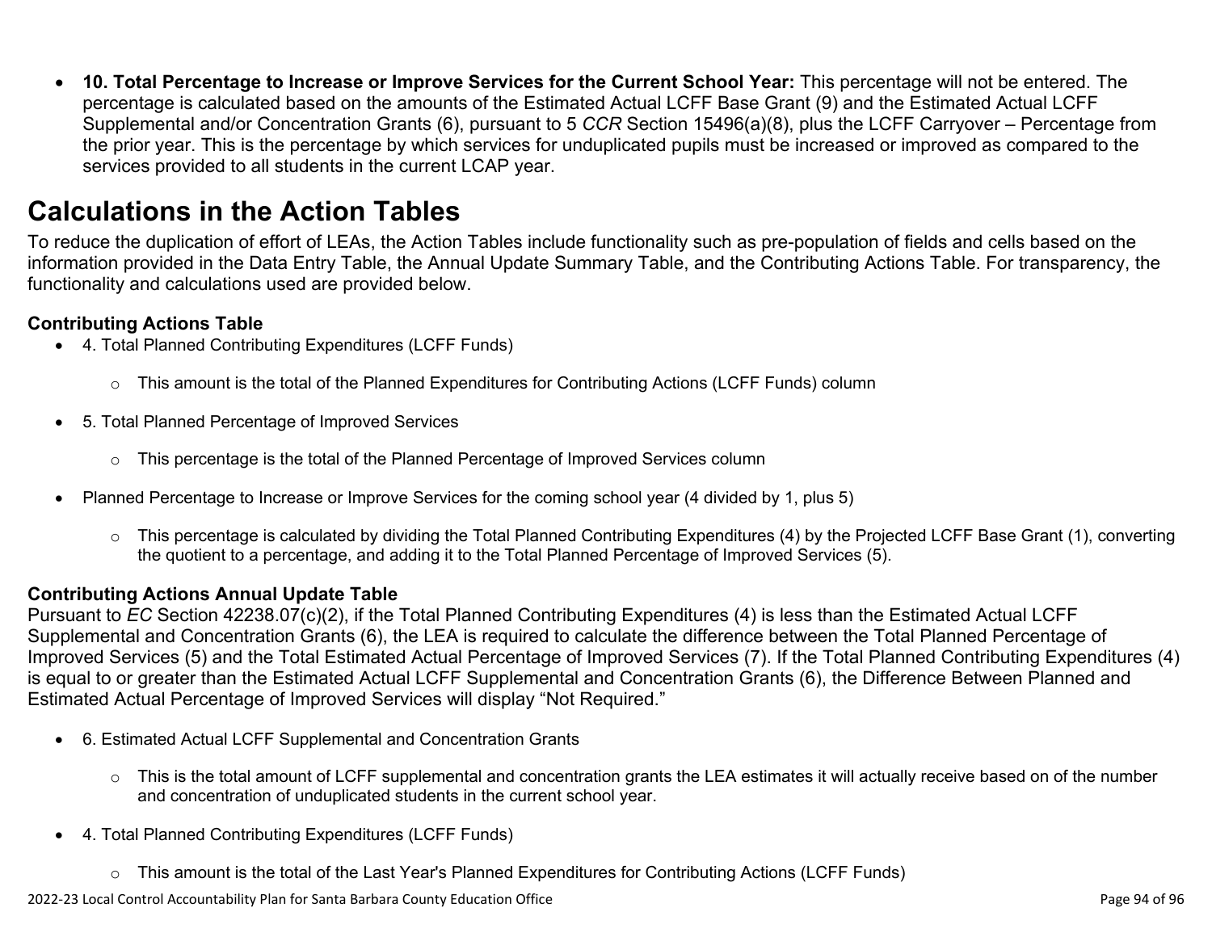- **10. Total Percentage to Increase or Improve Services for the Current School Year:** This percentage will not be entered. The percentage is calculated based on the amounts of the Estimated Actual LCFF Base Grant (9) and the Estimated Actual LCFF Supplemental and/or Concentration Grants (6), pursuant to 5 *CCR* Section 15496(a)(8), plus the LCFF Carryover – Percentage from the prior year. This is the percentage by which services for unduplicated pupils must be increased or improved as compared to the services provided to all students in the current LCAP year.

# Calculations in the Action Tables

To reduce the duplication of effort of LEAs, the Action Tables include functionality such as pre-population of fields and cells based on the information provided in the Data Entry Table, the Annual Update Summary Table, and the Contributing Actions Table. For transparency, the functionality and calculations used are provided below.

### Contributing Actions Table

- 4. Total Planned Contributing Expenditures (LCFF Funds)
  - This amount is the total of the Planned Expenditures for Contributing Actions (LCFF Funds) column
- 5. Total Planned Percentage of Improved Services
  - This percentage is the total of the Planned Percentage of Improved Services column
- Planned Percentage to Increase or Improve Services for the coming school year (4 divided by 1, plus 5)
  - This percentage is calculated by dividing the Total Planned Contributing Expenditures (4) by the Projected LCFF Base Grant (1), converting the quotient to a percentage, and adding it to the Total Planned Percentage of Improved Services (5).

### Contributing Actions Annual Update Table

Pursuant to *EC* Section 42238.07(c)(2), if the Total Planned Contributing Expenditures (4) is less than the Estimated Actual LCFF Supplemental and Concentration Grants (6), the LEA is required to calculate the difference between the Total Planned Percentage of Improved Services (5) and the Total Estimated Actual Percentage of Improved Services (7). If the Total Planned Contributing Expenditures (4) is equal to or greater than the Estimated Actual LCFF Supplemental and Concentration Grants (6), the Difference Between Planned and Estimated Actual Percentage of Improved Services will display "Not Required."

- 6. Estimated Actual LCFF Supplemental and Concentration Grants
  - This is the total amount of LCFF supplemental and concentration grants the LEA estimates it will actually receive based on of the number and concentration of unduplicated students in the current school year.
- 4. Total Planned Contributing Expenditures (LCFF Funds)
  - This amount is the total of the Last Year's Planned Expenditures for Contributing Actions (LCFF Funds)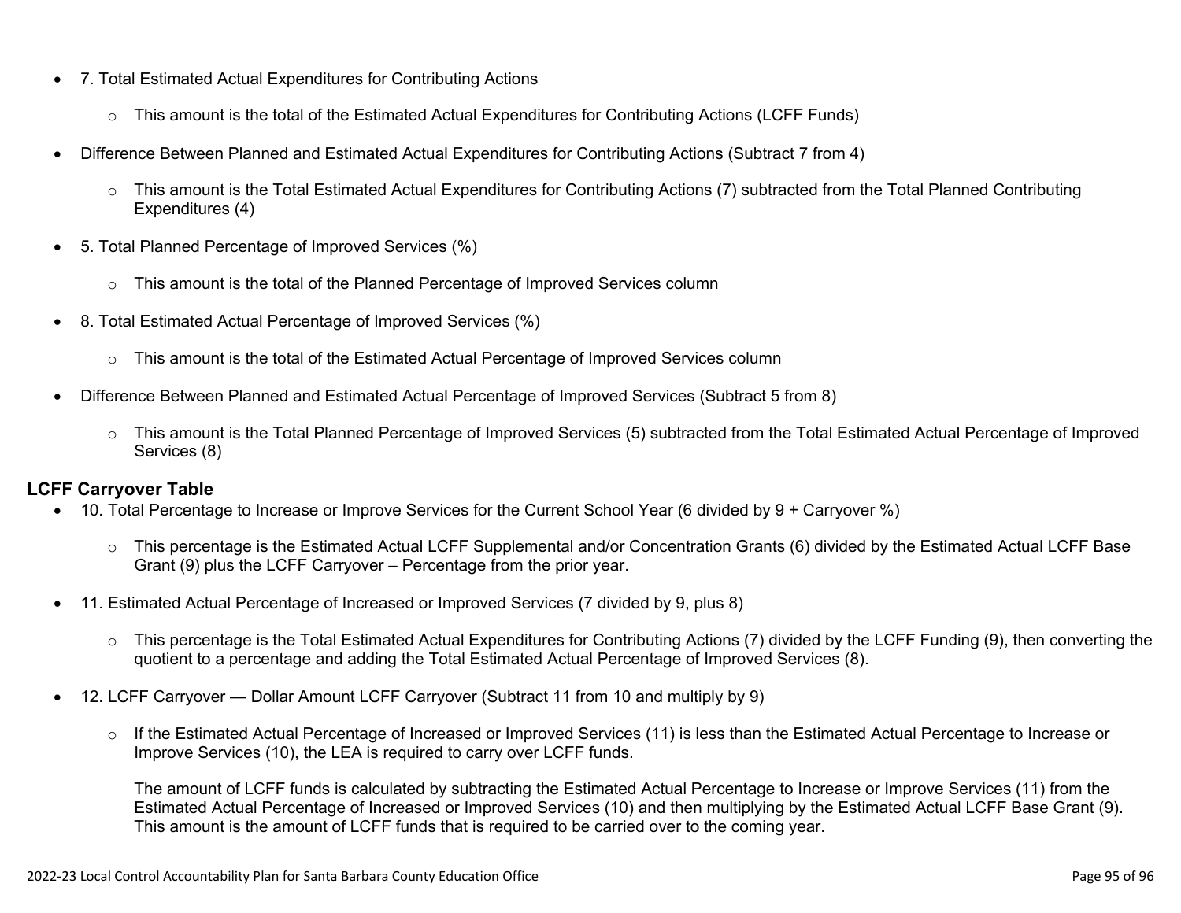- 7. Total Estimated Actual Expenditures for Contributing Actions
  - This amount is the total of the Estimated Actual Expenditures for Contributing Actions (LCFF Funds)
- Difference Between Planned and Estimated Actual Expenditures for Contributing Actions (Subtract 7 from 4)
  - This amount is the Total Estimated Actual Expenditures for Contributing Actions (7) subtracted from the Total Planned Contributing Expenditures (4)
- 5. Total Planned Percentage of Improved Services (%)
  - This amount is the total of the Planned Percentage of Improved Services column
- 8. Total Estimated Actual Percentage of Improved Services (%)
  - This amount is the total of the Estimated Actual Percentage of Improved Services column
- Difference Between Planned and Estimated Actual Percentage of Improved Services (Subtract 5 from 8)
  - This amount is the Total Planned Percentage of Improved Services (5) subtracted from the Total Estimated Actual Percentage of Improved Services (8)

**LCFF Carryover Table**

- 10. Total Percentage to Increase or Improve Services for the Current School Year (6 divided by 9 + Carryover %)
  - This percentage is the Estimated Actual LCFF Supplemental and/or Concentration Grants (6) divided by the Estimated Actual LCFF Base Grant (9) plus the LCFF Carryover – Percentage from the prior year.
- 11. Estimated Actual Percentage of Increased or Improved Services (7 divided by 9, plus 8)
  - This percentage is the Total Estimated Actual Expenditures for Contributing Actions (7) divided by the LCFF Funding (9), then converting the quotient to a percentage and adding the Total Estimated Actual Percentage of Improved Services (8).
- 12. LCFF Carryover — Dollar Amount LCFF Carryover (Subtract 11 from 10 and multiply by 9)
  - If the Estimated Actual Percentage of Increased or Improved Services (11) is less than the Estimated Actual Percentage to Increase or Improve Services (10), the LEA is required to carry over LCFF funds.

    The amount of LCFF funds is calculated by subtracting the Estimated Actual Percentage to Increase or Improve Services (11) from the Estimated Actual Percentage of Increased or Improved Services (10) and then multiplying by the Estimated Actual LCFF Base Grant (9). This amount is the amount of LCFF funds that is required to be carried over to the coming year.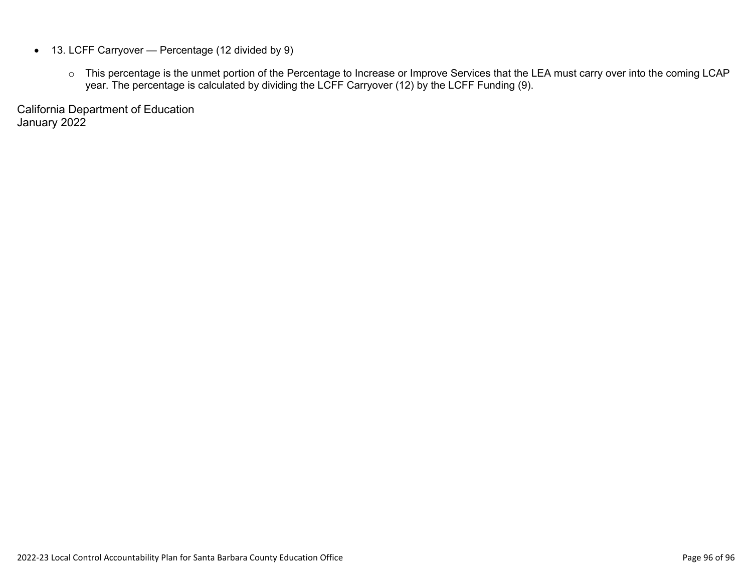- 13. LCFF Carryover — Percentage (12 divided by 9)
  - This percentage is the unmet portion of the Percentage to Increase or Improve Services that the LEA must carry over into the coming LCAP year. The percentage is calculated by dividing the LCFF Carryover (12) by the LCFF Funding (9).

California Department of Education
January 2022